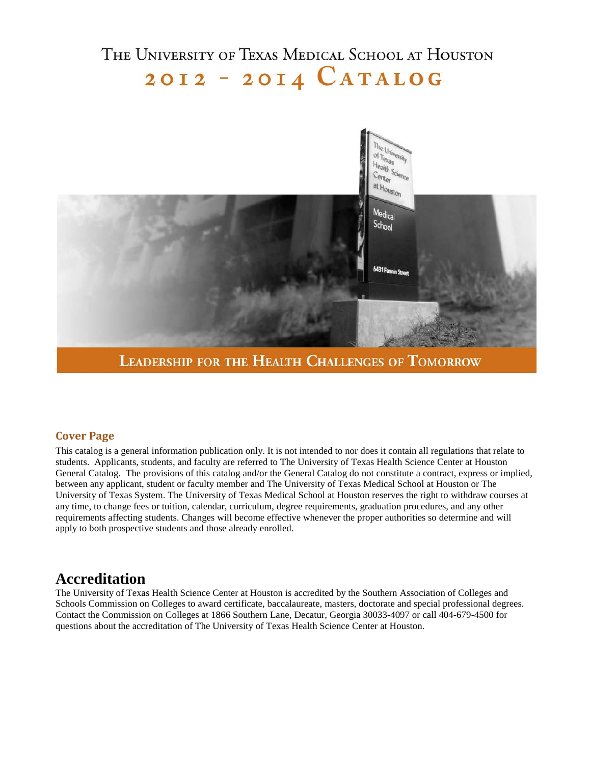# The University of Texas Medical School at Houston

# 2012 - 2014 Catalog

**Leadership for the Health Challenges of Tomorrow**

## Cover Page

This catalog is a general information publication only. It is not intended to nor does it contain all regulations that relate to students. Applicants, students, and faculty are referred to The University of Texas Health Science Center at Houston General Catalog. The provisions of this catalog and/or the General Catalog do not constitute a contract, express or implied, between any applicant, student or faculty member and The University of Texas Medical School at Houston or The University of Texas System. The University of Texas Medical School at Houston reserves the right to withdraw courses at any time, to change fees or tuition, calendar, curriculum, degree requirements, graduation procedures, and any other requirements affecting students. Changes will become effective whenever the proper authorities so determine and will apply to both prospective students and those already enrolled.

# Accreditation

The University of Texas Health Science Center at Houston is accredited by the Southern Association of Colleges and Schools Commission on Colleges to award certificate, baccalaureate, masters, doctorate and special professional degrees. Contact the Commission on Colleges at 1866 Southern Lane, Decatur, Georgia 30033-4097 or call 404-679-4500 for questions about the accreditation of The University of Texas Health Science Center at Houston.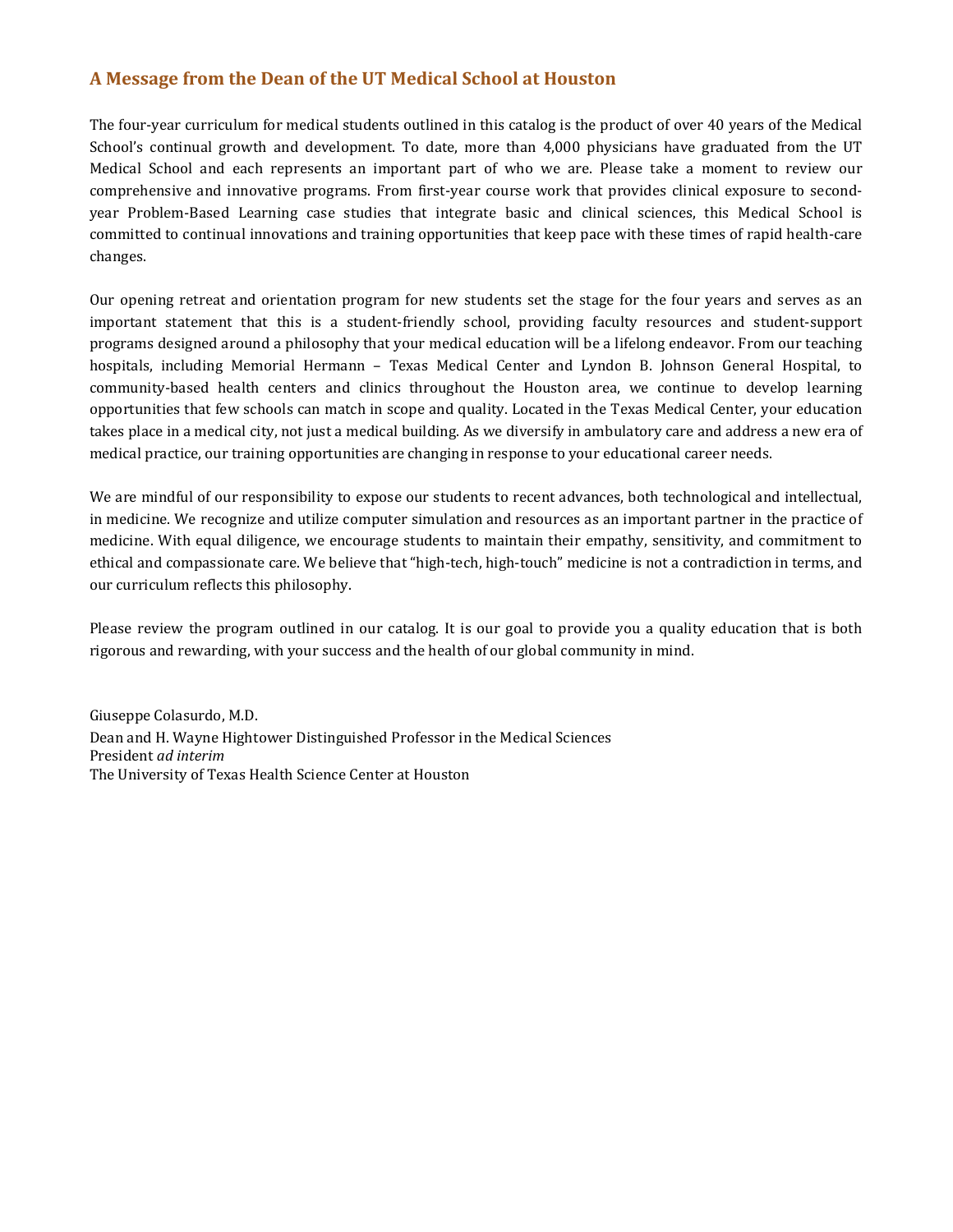## A Message from the Dean of the UT Medical School at Houston

The four-year curriculum for medical students outlined in this catalog is the product of over 40 years of the Medical School's continual growth and development. To date, more than 4,000 physicians have graduated from the UT Medical School and each represents an important part of who we are. Please take a moment to review our comprehensive and innovative programs. From first-year course work that provides clinical exposure to second-year Problem-Based Learning case studies that integrate basic and clinical sciences, this Medical School is committed to continual innovations and training opportunities that keep pace with these times of rapid health-care changes.

Our opening retreat and orientation program for new students set the stage for the four years and serves as an important statement that this is a student-friendly school, providing faculty resources and student-support programs designed around a philosophy that your medical education will be a lifelong endeavor. From our teaching hospitals, including Memorial Hermann – Texas Medical Center and Lyndon B. Johnson General Hospital, to community-based health centers and clinics throughout the Houston area, we continue to develop learning opportunities that few schools can match in scope and quality. Located in the Texas Medical Center, your education takes place in a medical city, not just a medical building. As we diversify in ambulatory care and address a new era of medical practice, our training opportunities are changing in response to your educational career needs.

We are mindful of our responsibility to expose our students to recent advances, both technological and intellectual, in medicine. We recognize and utilize computer simulation and resources as an important partner in the practice of medicine. With equal diligence, we encourage students to maintain their empathy, sensitivity, and commitment to ethical and compassionate care. We believe that "high-tech, high-touch" medicine is not a contradiction in terms, and our curriculum reflects this philosophy.

Please review the program outlined in our catalog. It is our goal to provide you a quality education that is both rigorous and rewarding, with your success and the health of our global community in mind.

Giuseppe Colasurdo, M.D.
Dean and H. Wayne Hightower Distinguished Professor in the Medical Sciences
President *ad interim*
The University of Texas Health Science Center at Houston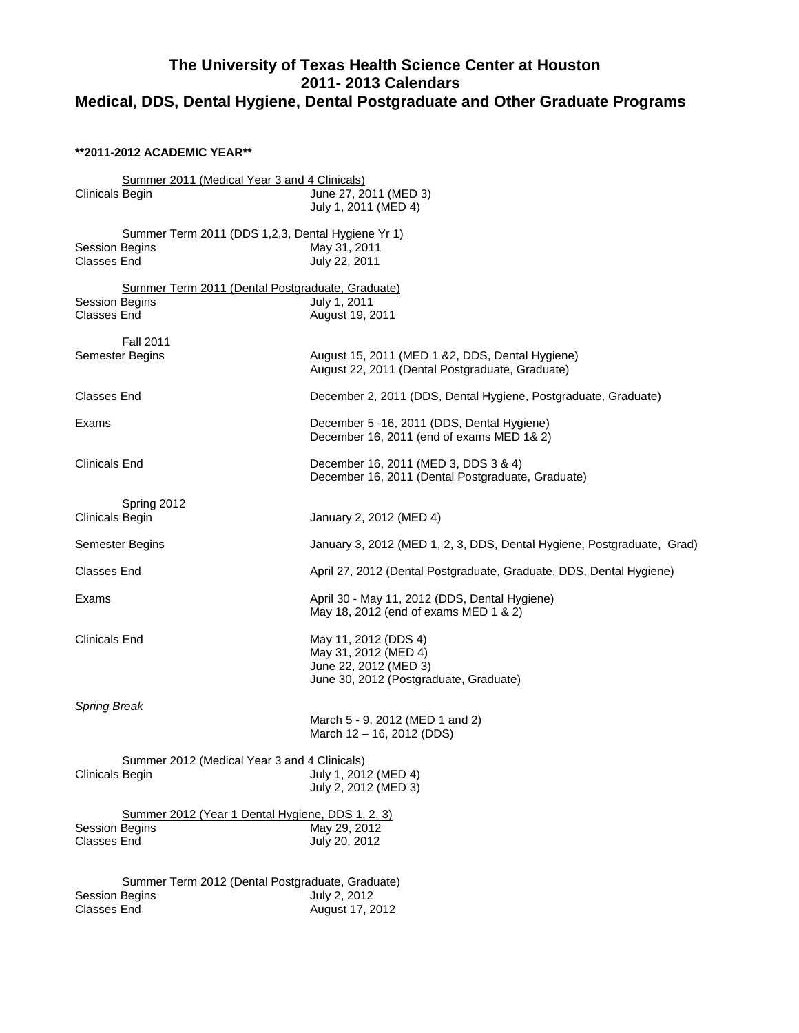# The University of Texas Health Science Center at Houston
# 2011- 2013 Calendars
# Medical, DDS, Dental Hygiene, Dental Postgraduate and Other Graduate Programs

**\*\*2011-2012 ACADEMIC YEAR\*\***

<u>Summer 2011 (Medical Year 3 and 4 Clinicals)</u>

| | |
|---|---|
| Clinicals Begin | June 27, 2011 (MED 3)<br>July 1, 2011 (MED 4) |

<u>Summer Term 2011 (DDS 1,2,3, Dental Hygiene Yr 1)</u>

| | |
|---|---|
| Session Begins | May 31, 2011 |
| Classes End | July 22, 2011 |

<u>Summer Term 2011 (Dental Postgraduate, Graduate)</u>

| | |
|---|---|
| Session Begins | July 1, 2011 |
| Classes End | August 19, 2011 |

<u>Fall 2011</u>

| | |
|---|---|
| Semester Begins | August 15, 2011 (MED 1 &2, DDS, Dental Hygiene)<br>August 22, 2011 (Dental Postgraduate, Graduate) |
| Classes End | December 2, 2011 (DDS, Dental Hygiene, Postgraduate, Graduate) |
| Exams | December 5 -16, 2011 (DDS, Dental Hygiene)<br>December 16, 2011 (end of exams MED 1& 2) |
| Clinicals End | December 16, 2011 (MED 3, DDS 3 & 4)<br>December 16, 2011 (Dental Postgraduate, Graduate) |

<u>Spring 2012</u>

| | |
|---|---|
| Clinicals Begin | January 2, 2012 (MED 4) |
| Semester Begins | January 3, 2012 (MED 1, 2, 3, DDS, Dental Hygiene, Postgraduate, Grad) |
| Classes End | April 27, 2012 (Dental Postgraduate, Graduate, DDS, Dental Hygiene) |
| Exams | April 30 - May 11, 2012 (DDS, Dental Hygiene)<br>May 18, 2012 (end of exams MED 1 & 2) |
| Clinicals End | May 11, 2012 (DDS 4)<br>May 31, 2012 (MED 4)<br>June 22, 2012 (MED 3)<br>June 30, 2012 (Postgraduate, Graduate) |
| *Spring Break* | March 5 - 9, 2012 (MED 1 and 2)<br>March 12 – 16, 2012 (DDS) |

<u>Summer 2012 (Medical Year 3 and 4 Clinicals)</u>

| | |
|---|---|
| Clinicals Begin | July 1, 2012 (MED 4)<br>July 2, 2012 (MED 3) |

<u>Summer 2012 (Year 1 Dental Hygiene, DDS 1, 2, 3)</u>

| | |
|---|---|
| Session Begins | May 29, 2012 |
| Classes End | July 20, 2012 |

<u>Summer Term 2012 (Dental Postgraduate, Graduate)</u>

| | |
|---|---|
| Session Begins | July 2, 2012 |
| Classes End | August 17, 2012 |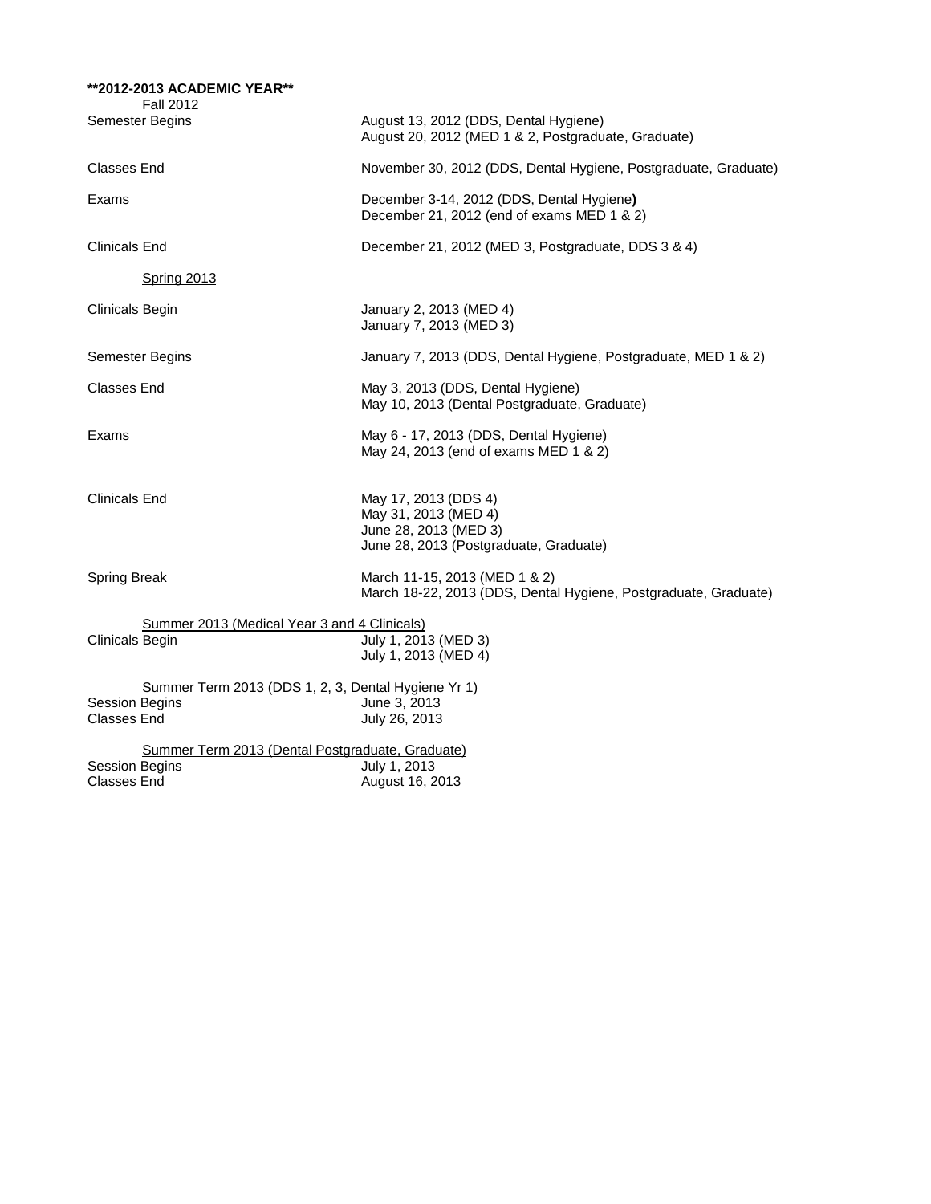**\*\*2012-2013 ACADEMIC YEAR\*\***

Fall 2012

| | |
|---|---|
| Semester Begins | August 13, 2012 (DDS, Dental Hygiene)<br>August 20, 2012 (MED 1 & 2, Postgraduate, Graduate) |
| Classes End | November 30, 2012 (DDS, Dental Hygiene, Postgraduate, Graduate) |
| Exams | December 3-14, 2012 (DDS, Dental Hygiene**)**<br>December 21, 2012 (end of exams MED 1 & 2) |
| Clinicals End | December 21, 2012 (MED 3, Postgraduate, DDS 3 & 4) |

Spring 2013

| | |
|---|---|
| Clinicals Begin | January 2, 2013 (MED 4)<br>January 7, 2013 (MED 3) |
| Semester Begins | January 7, 2013 (DDS, Dental Hygiene, Postgraduate, MED 1 & 2) |
| Classes End | May 3, 2013 (DDS, Dental Hygiene)<br>May 10, 2013 (Dental Postgraduate, Graduate) |
| Exams | May 6 - 17, 2013 (DDS, Dental Hygiene)<br>May 24, 2013 (end of exams MED 1 & 2) |
| Clinicals End | May 17, 2013 (DDS 4)<br>May 31, 2013 (MED 4)<br>June 28, 2013 (MED 3)<br>June 28, 2013 (Postgraduate, Graduate) |
| Spring Break | March 11-15, 2013 (MED 1 & 2)<br>March 18-22, 2013 (DDS, Dental Hygiene, Postgraduate, Graduate) |

Summer 2013 (Medical Year 3 and 4 Clinicals)

| | |
|---|---|
| Clinicals Begin | July 1, 2013 (MED 3)<br>July 1, 2013 (MED 4) |

Summer Term 2013 (DDS 1, 2, 3, Dental Hygiene Yr 1)

| | |
|---|---|
| Session Begins | June 3, 2013 |
| Classes End | July 26, 2013 |

Summer Term 2013 (Dental Postgraduate, Graduate)

| | |
|---|---|
| Session Begins | July 1, 2013 |
| Classes End | August 16, 2013 |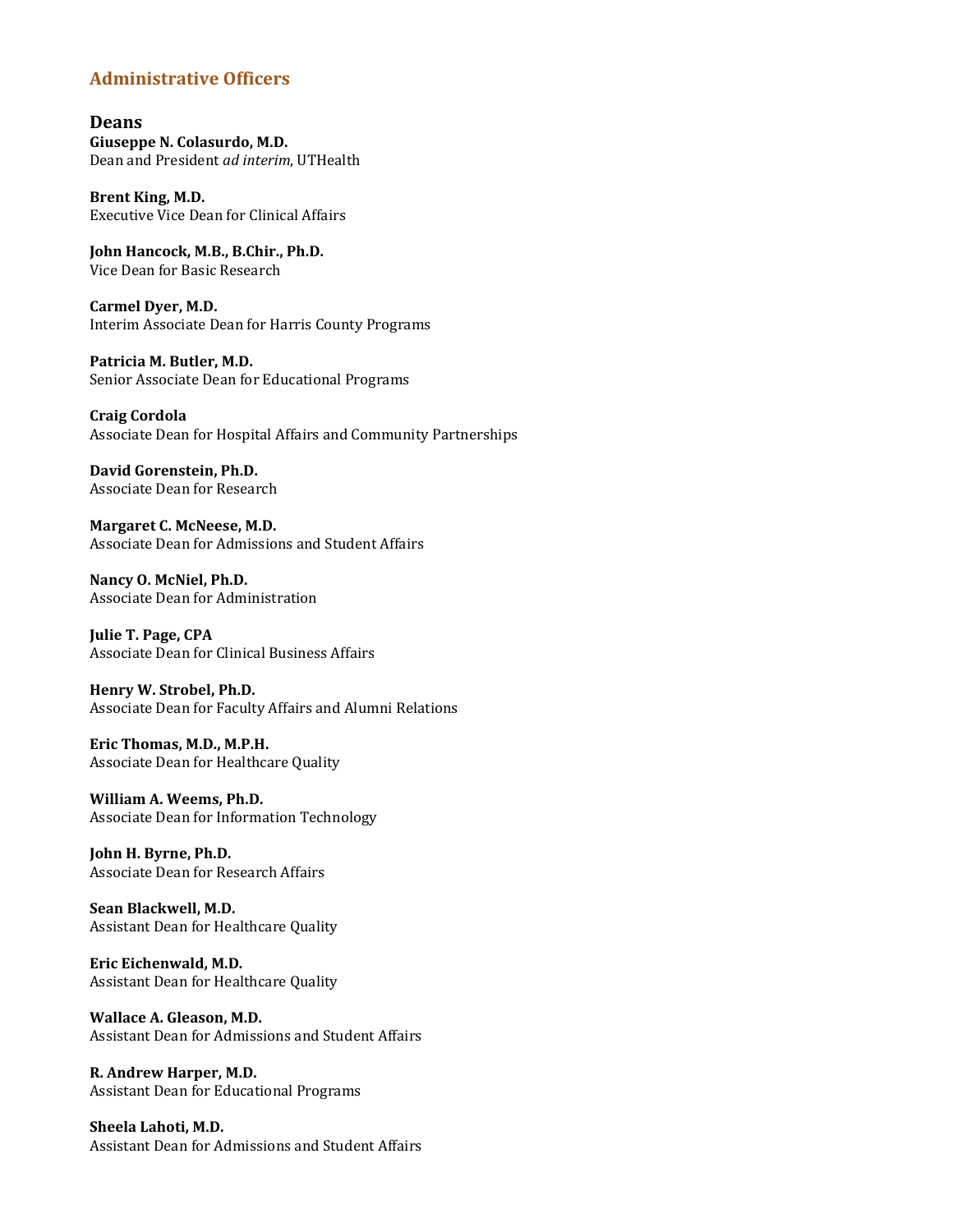# Administrative Officers

## Deans

**Giuseppe N. Colasurdo, M.D.**
Dean and President *ad interim*, UTHealth

**Brent King, M.D.**
Executive Vice Dean for Clinical Affairs

**John Hancock, M.B., B.Chir., Ph.D.**
Vice Dean for Basic Research

**Carmel Dyer, M.D.**
Interim Associate Dean for Harris County Programs

**Patricia M. Butler, M.D.**
Senior Associate Dean for Educational Programs

**Craig Cordola**
Associate Dean for Hospital Affairs and Community Partnerships

**David Gorenstein, Ph.D.**
Associate Dean for Research

**Margaret C. McNeese, M.D.**
Associate Dean for Admissions and Student Affairs

**Nancy O. McNiel, Ph.D.**
Associate Dean for Administration

**Julie T. Page, CPA**
Associate Dean for Clinical Business Affairs

**Henry W. Strobel, Ph.D.**
Associate Dean for Faculty Affairs and Alumni Relations

**Eric Thomas, M.D., M.P.H.**
Associate Dean for Healthcare Quality

**William A. Weems, Ph.D.**
Associate Dean for Information Technology

**John H. Byrne, Ph.D.**
Associate Dean for Research Affairs

**Sean Blackwell, M.D.**
Assistant Dean for Healthcare Quality

**Eric Eichenwald, M.D.**
Assistant Dean for Healthcare Quality

**Wallace A. Gleason, M.D.**
Assistant Dean for Admissions and Student Affairs

**R. Andrew Harper, M.D.**
Assistant Dean for Educational Programs

**Sheela Lahoti, M.D.**
Assistant Dean for Admissions and Student Affairs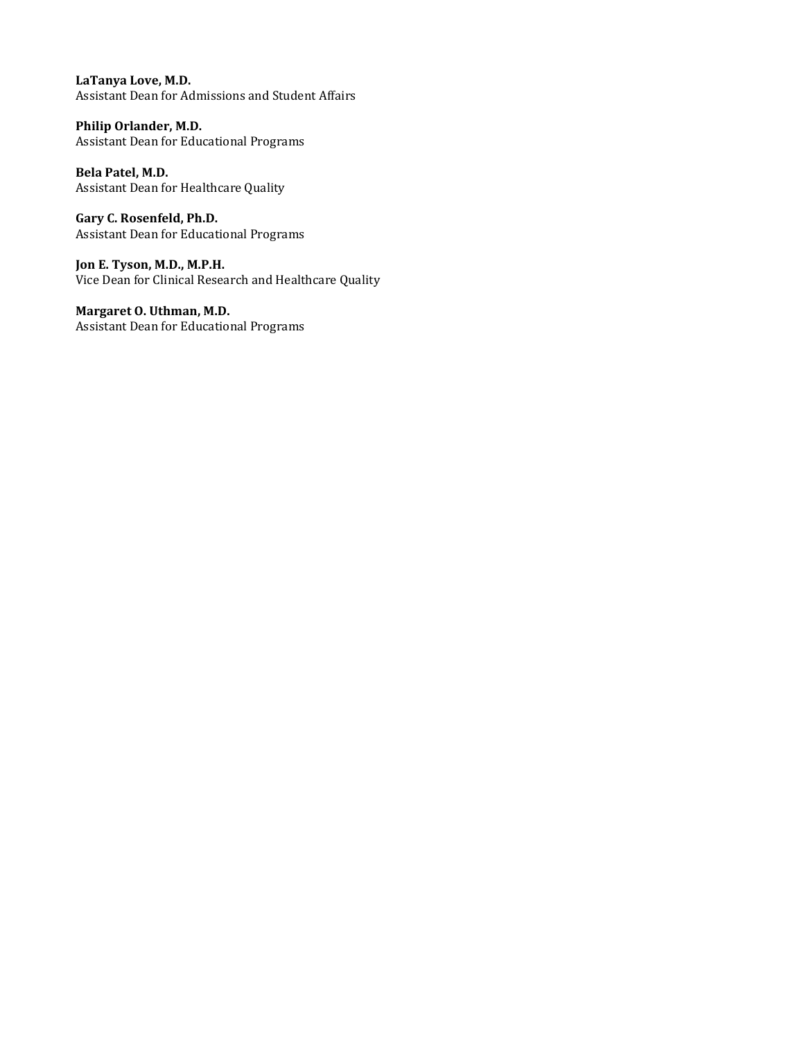**LaTanya Love, M.D.**
Assistant Dean for Admissions and Student Affairs

**Philip Orlander, M.D.**
Assistant Dean for Educational Programs

**Bela Patel, M.D.**
Assistant Dean for Healthcare Quality

**Gary C. Rosenfeld, Ph.D.**
Assistant Dean for Educational Programs

**Jon E. Tyson, M.D., M.P.H.**
Vice Dean for Clinical Research and Healthcare Quality

**Margaret O. Uthman, M.D.**
Assistant Dean for Educational Programs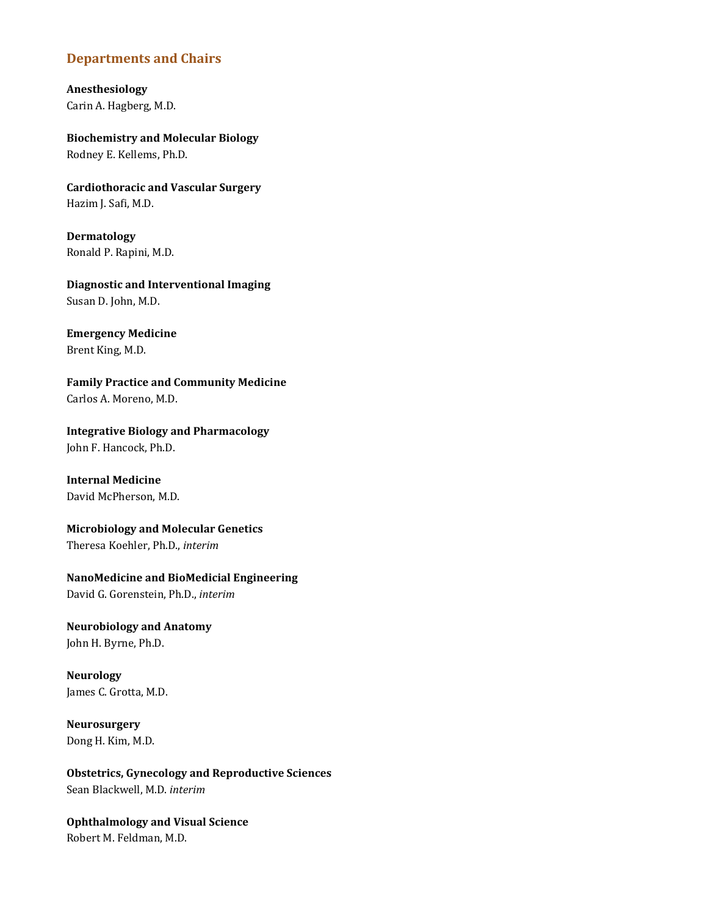## Departments and Chairs

**Anesthesiology**
Carin A. Hagberg, M.D.

**Biochemistry and Molecular Biology**
Rodney E. Kellems, Ph.D.

**Cardiothoracic and Vascular Surgery**
Hazim J. Safi, M.D.

**Dermatology**
Ronald P. Rapini, M.D.

**Diagnostic and Interventional Imaging**
Susan D. John, M.D.

**Emergency Medicine**
Brent King, M.D.

**Family Practice and Community Medicine**
Carlos A. Moreno, M.D.

**Integrative Biology and Pharmacology**
John F. Hancock, Ph.D.

**Internal Medicine**
David McPherson, M.D.

**Microbiology and Molecular Genetics**
Theresa Koehler, Ph.D., *interim*

**NanoMedicine and BioMedicial Engineering**
David G. Gorenstein, Ph.D., *interim*

**Neurobiology and Anatomy**
John H. Byrne, Ph.D.

**Neurology**
James C. Grotta, M.D.

**Neurosurgery**
Dong H. Kim, M.D.

**Obstetrics, Gynecology and Reproductive Sciences**
Sean Blackwell, M.D. *interim*

**Ophthalmology and Visual Science**
Robert M. Feldman, M.D.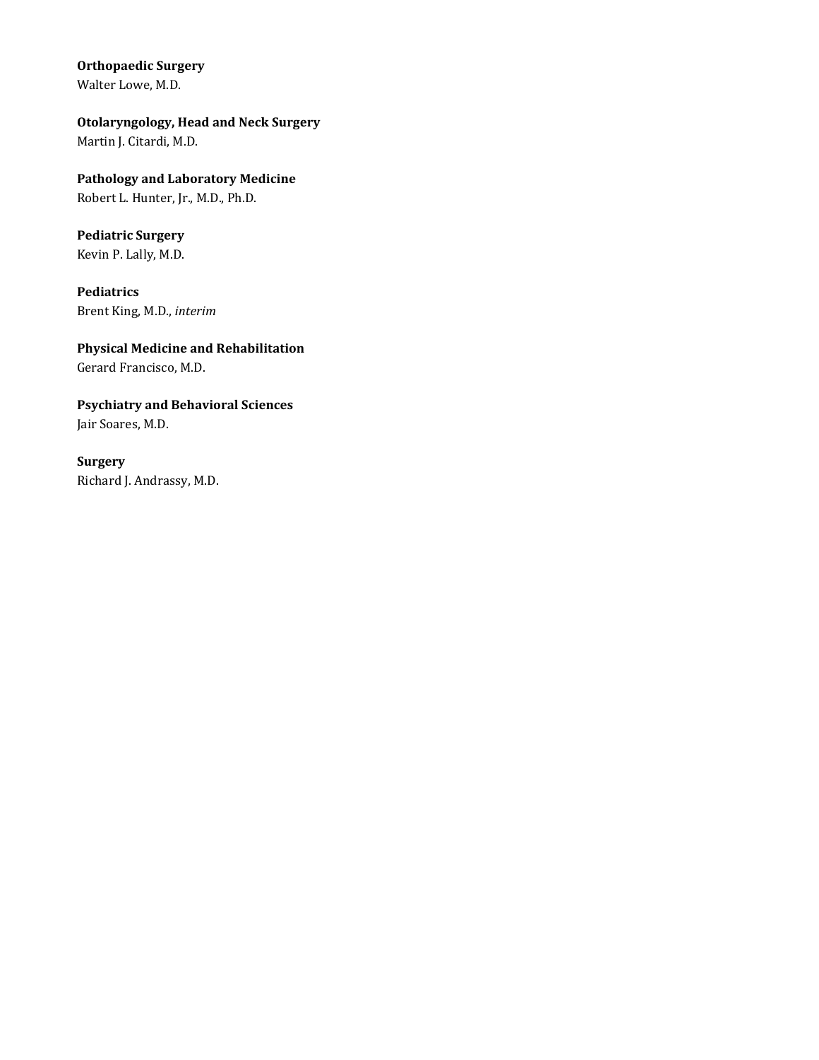**Orthopaedic Surgery**
Walter Lowe, M.D.

**Otolaryngology, Head and Neck Surgery**
Martin J. Citardi, M.D.

**Pathology and Laboratory Medicine**
Robert L. Hunter, Jr., M.D., Ph.D.

**Pediatric Surgery**
Kevin P. Lally, M.D.

**Pediatrics**
Brent King, M.D., *interim*

**Physical Medicine and Rehabilitation**
Gerard Francisco, M.D.

**Psychiatry and Behavioral Sciences**
Jair Soares, M.D.

**Surgery**
Richard J. Andrassy, M.D.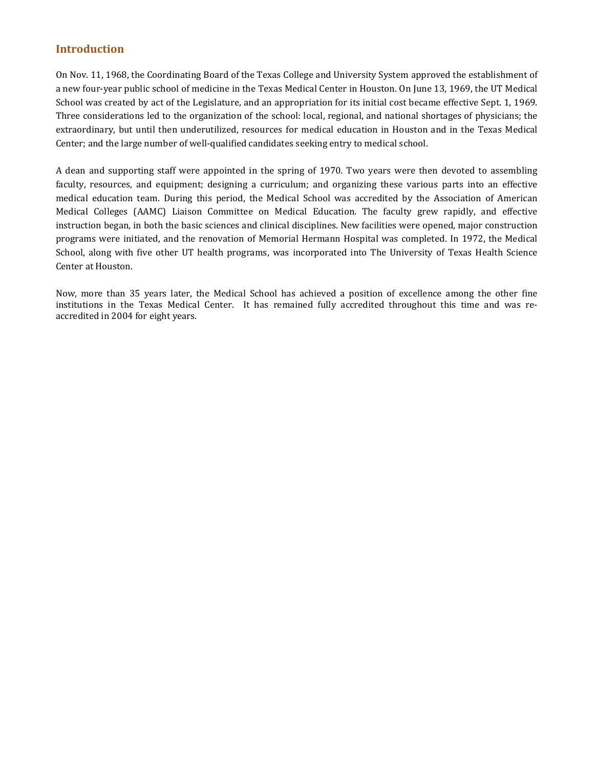## Introduction

On Nov. 11, 1968, the Coordinating Board of the Texas College and University System approved the establishment of a new four-year public school of medicine in the Texas Medical Center in Houston. On June 13, 1969, the UT Medical School was created by act of the Legislature, and an appropriation for its initial cost became effective Sept. 1, 1969. Three considerations led to the organization of the school: local, regional, and national shortages of physicians; the extraordinary, but until then underutilized, resources for medical education in Houston and in the Texas Medical Center; and the large number of well-qualified candidates seeking entry to medical school.

A dean and supporting staff were appointed in the spring of 1970. Two years were then devoted to assembling faculty, resources, and equipment; designing a curriculum; and organizing these various parts into an effective medical education team. During this period, the Medical School was accredited by the Association of American Medical Colleges (AAMC) Liaison Committee on Medical Education. The faculty grew rapidly, and effective instruction began, in both the basic sciences and clinical disciplines. New facilities were opened, major construction programs were initiated, and the renovation of Memorial Hermann Hospital was completed. In 1972, the Medical School, along with five other UT health programs, was incorporated into The University of Texas Health Science Center at Houston.

Now, more than 35 years later, the Medical School has achieved a position of excellence among the other fine institutions in the Texas Medical Center. It has remained fully accredited throughout this time and was re-accredited in 2004 for eight years.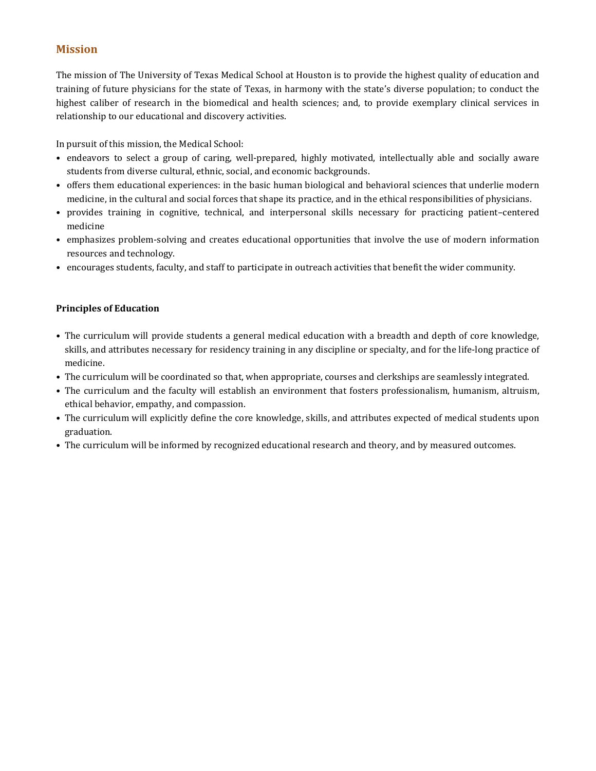## Mission

The mission of The University of Texas Medical School at Houston is to provide the highest quality of education and training of future physicians for the state of Texas, in harmony with the state's diverse population; to conduct the highest caliber of research in the biomedical and health sciences; and, to provide exemplary clinical services in relationship to our educational and discovery activities.

In pursuit of this mission, the Medical School:

- endeavors to select a group of caring, well-prepared, highly motivated, intellectually able and socially aware students from diverse cultural, ethnic, social, and economic backgrounds.
- offers them educational experiences: in the basic human biological and behavioral sciences that underlie modern medicine, in the cultural and social forces that shape its practice, and in the ethical responsibilities of physicians.
- provides training in cognitive, technical, and interpersonal skills necessary for practicing patient–centered medicine
- emphasizes problem-solving and creates educational opportunities that involve the use of modern information resources and technology.
- encourages students, faculty, and staff to participate in outreach activities that benefit the wider community.

**Principles of Education**

- The curriculum will provide students a general medical education with a breadth and depth of core knowledge, skills, and attributes necessary for residency training in any discipline or specialty, and for the life-long practice of medicine.
- The curriculum will be coordinated so that, when appropriate, courses and clerkships are seamlessly integrated.
- The curriculum and the faculty will establish an environment that fosters professionalism, humanism, altruism, ethical behavior, empathy, and compassion.
- The curriculum will explicitly define the core knowledge, skills, and attributes expected of medical students upon graduation.
- The curriculum will be informed by recognized educational research and theory, and by measured outcomes.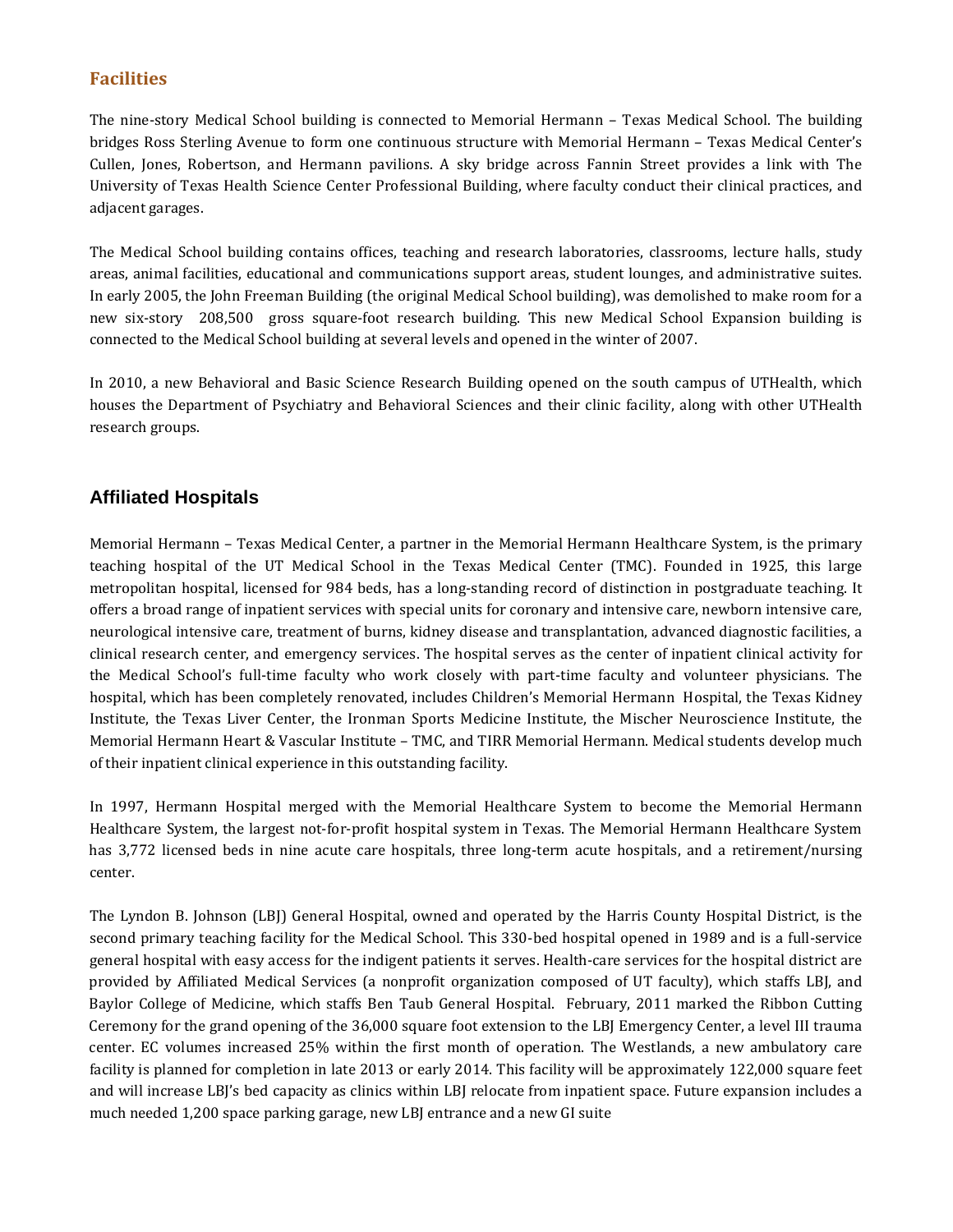## Facilities

The nine-story Medical School building is connected to Memorial Hermann – Texas Medical School. The building bridges Ross Sterling Avenue to form one continuous structure with Memorial Hermann – Texas Medical Center's Cullen, Jones, Robertson, and Hermann pavilions. A sky bridge across Fannin Street provides a link with The University of Texas Health Science Center Professional Building, where faculty conduct their clinical practices, and adjacent garages.

The Medical School building contains offices, teaching and research laboratories, classrooms, lecture halls, study areas, animal facilities, educational and communications support areas, student lounges, and administrative suites. In early 2005, the John Freeman Building (the original Medical School building), was demolished to make room for a new six-story 208,500 gross square-foot research building. This new Medical School Expansion building is connected to the Medical School building at several levels and opened in the winter of 2007.

In 2010, a new Behavioral and Basic Science Research Building opened on the south campus of UTHealth, which houses the Department of Psychiatry and Behavioral Sciences and their clinic facility, along with other UTHealth research groups.

## Affiliated Hospitals

Memorial Hermann – Texas Medical Center, a partner in the Memorial Hermann Healthcare System, is the primary teaching hospital of the UT Medical School in the Texas Medical Center (TMC). Founded in 1925, this large metropolitan hospital, licensed for 984 beds, has a long-standing record of distinction in postgraduate teaching. It offers a broad range of inpatient services with special units for coronary and intensive care, newborn intensive care, neurological intensive care, treatment of burns, kidney disease and transplantation, advanced diagnostic facilities, a clinical research center, and emergency services. The hospital serves as the center of inpatient clinical activity for the Medical School's full-time faculty who work closely with part-time faculty and volunteer physicians. The hospital, which has been completely renovated, includes Children's Memorial Hermann Hospital, the Texas Kidney Institute, the Texas Liver Center, the Ironman Sports Medicine Institute, the Mischer Neuroscience Institute, the Memorial Hermann Heart & Vascular Institute – TMC, and TIRR Memorial Hermann. Medical students develop much of their inpatient clinical experience in this outstanding facility.

In 1997, Hermann Hospital merged with the Memorial Healthcare System to become the Memorial Hermann Healthcare System, the largest not-for-profit hospital system in Texas. The Memorial Hermann Healthcare System has 3,772 licensed beds in nine acute care hospitals, three long-term acute hospitals, and a retirement/nursing center.

The Lyndon B. Johnson (LBJ) General Hospital, owned and operated by the Harris County Hospital District, is the second primary teaching facility for the Medical School. This 330-bed hospital opened in 1989 and is a full-service general hospital with easy access for the indigent patients it serves. Health-care services for the hospital district are provided by Affiliated Medical Services (a nonprofit organization composed of UT faculty), which staffs LBJ, and Baylor College of Medicine, which staffs Ben Taub General Hospital. February, 2011 marked the Ribbon Cutting Ceremony for the grand opening of the 36,000 square foot extension to the LBJ Emergency Center, a level III trauma center. EC volumes increased 25% within the first month of operation. The Westlands, a new ambulatory care facility is planned for completion in late 2013 or early 2014. This facility will be approximately 122,000 square feet and will increase LBJ's bed capacity as clinics within LBJ relocate from inpatient space. Future expansion includes a much needed 1,200 space parking garage, new LBJ entrance and a new GI suite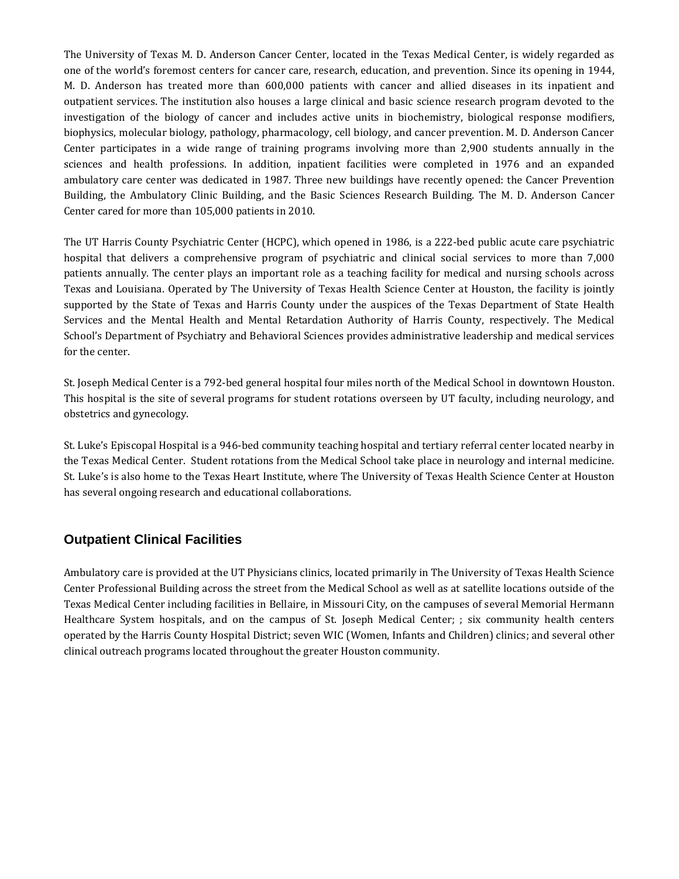The University of Texas M. D. Anderson Cancer Center, located in the Texas Medical Center, is widely regarded as one of the world's foremost centers for cancer care, research, education, and prevention. Since its opening in 1944, M. D. Anderson has treated more than 600,000 patients with cancer and allied diseases in its inpatient and outpatient services. The institution also houses a large clinical and basic science research program devoted to the investigation of the biology of cancer and includes active units in biochemistry, biological response modifiers, biophysics, molecular biology, pathology, pharmacology, cell biology, and cancer prevention. M. D. Anderson Cancer Center participates in a wide range of training programs involving more than 2,900 students annually in the sciences and health professions. In addition, inpatient facilities were completed in 1976 and an expanded ambulatory care center was dedicated in 1987. Three new buildings have recently opened: the Cancer Prevention Building, the Ambulatory Clinic Building, and the Basic Sciences Research Building. The M. D. Anderson Cancer Center cared for more than 105,000 patients in 2010.

The UT Harris County Psychiatric Center (HCPC), which opened in 1986, is a 222-bed public acute care psychiatric hospital that delivers a comprehensive program of psychiatric and clinical social services to more than 7,000 patients annually. The center plays an important role as a teaching facility for medical and nursing schools across Texas and Louisiana. Operated by The University of Texas Health Science Center at Houston, the facility is jointly supported by the State of Texas and Harris County under the auspices of the Texas Department of State Health Services and the Mental Health and Mental Retardation Authority of Harris County, respectively. The Medical School's Department of Psychiatry and Behavioral Sciences provides administrative leadership and medical services for the center.

St. Joseph Medical Center is a 792-bed general hospital four miles north of the Medical School in downtown Houston. This hospital is the site of several programs for student rotations overseen by UT faculty, including neurology, and obstetrics and gynecology.

St. Luke's Episcopal Hospital is a 946-bed community teaching hospital and tertiary referral center located nearby in the Texas Medical Center. Student rotations from the Medical School take place in neurology and internal medicine. St. Luke's is also home to the Texas Heart Institute, where The University of Texas Health Science Center at Houston has several ongoing research and educational collaborations.

## Outpatient Clinical Facilities

Ambulatory care is provided at the UT Physicians clinics, located primarily in The University of Texas Health Science Center Professional Building across the street from the Medical School as well as at satellite locations outside of the Texas Medical Center including facilities in Bellaire, in Missouri City, on the campuses of several Memorial Hermann Healthcare System hospitals, and on the campus of St. Joseph Medical Center; ; six community health centers operated by the Harris County Hospital District; seven WIC (Women, Infants and Children) clinics; and several other clinical outreach programs located throughout the greater Houston community.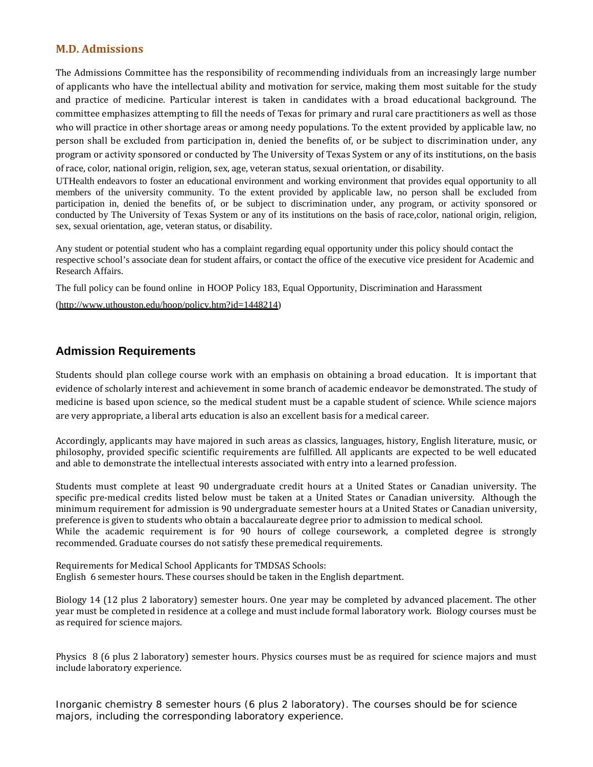## M.D. Admissions

The Admissions Committee has the responsibility of recommending individuals from an increasingly large number of applicants who have the intellectual ability and motivation for service, making them most suitable for the study and practice of medicine. Particular interest is taken in candidates with a broad educational background. The committee emphasizes attempting to fill the needs of Texas for primary and rural care practitioners as well as those who will practice in other shortage areas or among needy populations. To the extent provided by applicable law, no person shall be excluded from participation in, denied the benefits of, or be subject to discrimination under, any program or activity sponsored or conducted by The University of Texas System or any of its institutions, on the basis of race, color, national origin, religion, sex, age, veteran status, sexual orientation, or disability.

UTHealth endeavors to foster an educational environment and working environment that provides equal opportunity to all members of the university community. To the extent provided by applicable law, no person shall be excluded from participation in, denied the benefits of, or be subject to discrimination under, any program, or activity sponsored or conducted by The University of Texas System or any of its institutions on the basis of race,color, national origin, religion, sex, sexual orientation, age, veteran status, or disability.

Any student or potential student who has a complaint regarding equal opportunity under this policy should contact the respective school's associate dean for student affairs, or contact the office of the executive vice president for Academic and Research Affairs.

The full policy can be found online in HOOP Policy 183, Equal Opportunity, Discrimination and Harassment

(http://www.uthouston.edu/hoop/policy.htm?id=1448214)

## Admission Requirements

Students should plan college course work with an emphasis on obtaining a broad education. It is important that evidence of scholarly interest and achievement in some branch of academic endeavor be demonstrated. The study of medicine is based upon science, so the medical student must be a capable student of science. While science majors are very appropriate, a liberal arts education is also an excellent basis for a medical career.

Accordingly, applicants may have majored in such areas as classics, languages, history, English literature, music, or philosophy, provided specific scientific requirements are fulfilled. All applicants are expected to be well educated and able to demonstrate the intellectual interests associated with entry into a learned profession.

Students must complete at least 90 undergraduate credit hours at a United States or Canadian university. The specific pre-medical credits listed below must be taken at a United States or Canadian university. Although the minimum requirement for admission is 90 undergraduate semester hours at a United States or Canadian university, preference is given to students who obtain a baccalaureate degree prior to admission to medical school.
While the academic requirement is for 90 hours of college coursework, a completed degree is strongly recommended. Graduate courses do not satisfy these premedical requirements.

Requirements for Medical School Applicants for TMDSAS Schools:
English 6 semester hours. These courses should be taken in the English department.

Biology 14 (12 plus 2 laboratory) semester hours. One year may be completed by advanced placement. The other year must be completed in residence at a college and must include formal laboratory work. Biology courses must be as required for science majors.

Physics 8 (6 plus 2 laboratory) semester hours. Physics courses must be as required for science majors and must include laboratory experience.

Inorganic chemistry 8 semester hours (6 plus 2 laboratory). The courses should be for science majors, including the corresponding laboratory experience.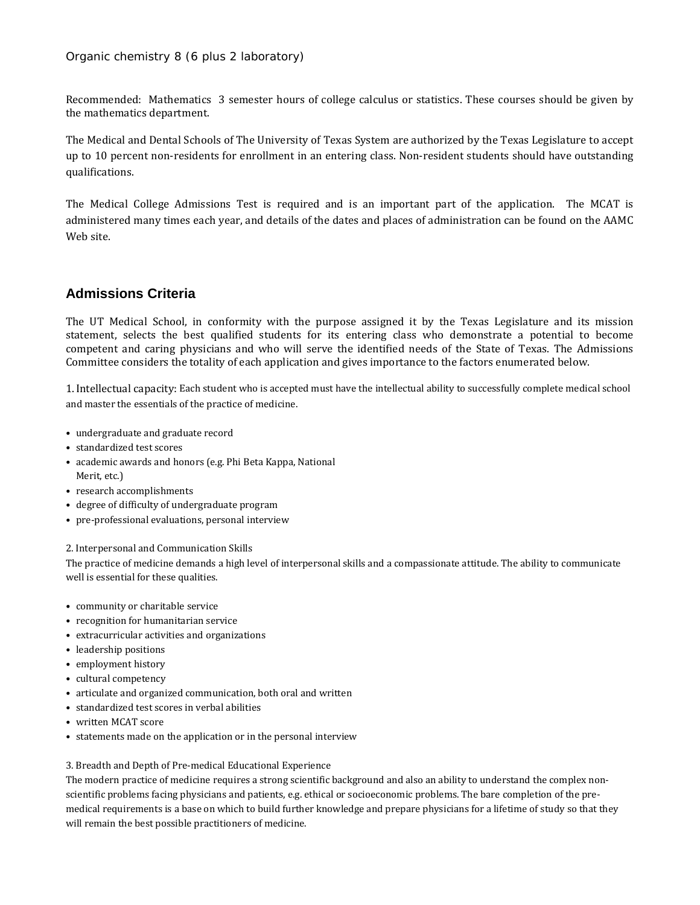Organic chemistry 8 (6 plus 2 laboratory)

Recommended: Mathematics 3 semester hours of college calculus or statistics. These courses should be given by the mathematics department.

The Medical and Dental Schools of The University of Texas System are authorized by the Texas Legislature to accept up to 10 percent non-residents for enrollment in an entering class. Non-resident students should have outstanding qualifications.

The Medical College Admissions Test is required and is an important part of the application. The MCAT is administered many times each year, and details of the dates and places of administration can be found on the AAMC Web site.

## Admissions Criteria

The UT Medical School, in conformity with the purpose assigned it by the Texas Legislature and its mission statement, selects the best qualified students for its entering class who demonstrate a potential to become competent and caring physicians and who will serve the identified needs of the State of Texas. The Admissions Committee considers the totality of each application and gives importance to the factors enumerated below.

1. Intellectual capacity: Each student who is accepted must have the intellectual ability to successfully complete medical school and master the essentials of the practice of medicine.

- undergraduate and graduate record
- standardized test scores
- academic awards and honors (e.g. Phi Beta Kappa, National Merit, etc.)
- research accomplishments
- degree of difficulty of undergraduate program
- pre-professional evaluations, personal interview

2. Interpersonal and Communication Skills

The practice of medicine demands a high level of interpersonal skills and a compassionate attitude. The ability to communicate well is essential for these qualities.

- community or charitable service
- recognition for humanitarian service
- extracurricular activities and organizations
- leadership positions
- employment history
- cultural competency
- articulate and organized communication, both oral and written
- standardized test scores in verbal abilities
- written MCAT score
- statements made on the application or in the personal interview

3. Breadth and Depth of Pre-medical Educational Experience

The modern practice of medicine requires a strong scientific background and also an ability to understand the complex non-scientific problems facing physicians and patients, e.g. ethical or socioeconomic problems. The bare completion of the pre-medical requirements is a base on which to build further knowledge and prepare physicians for a lifetime of study so that they will remain the best possible practitioners of medicine.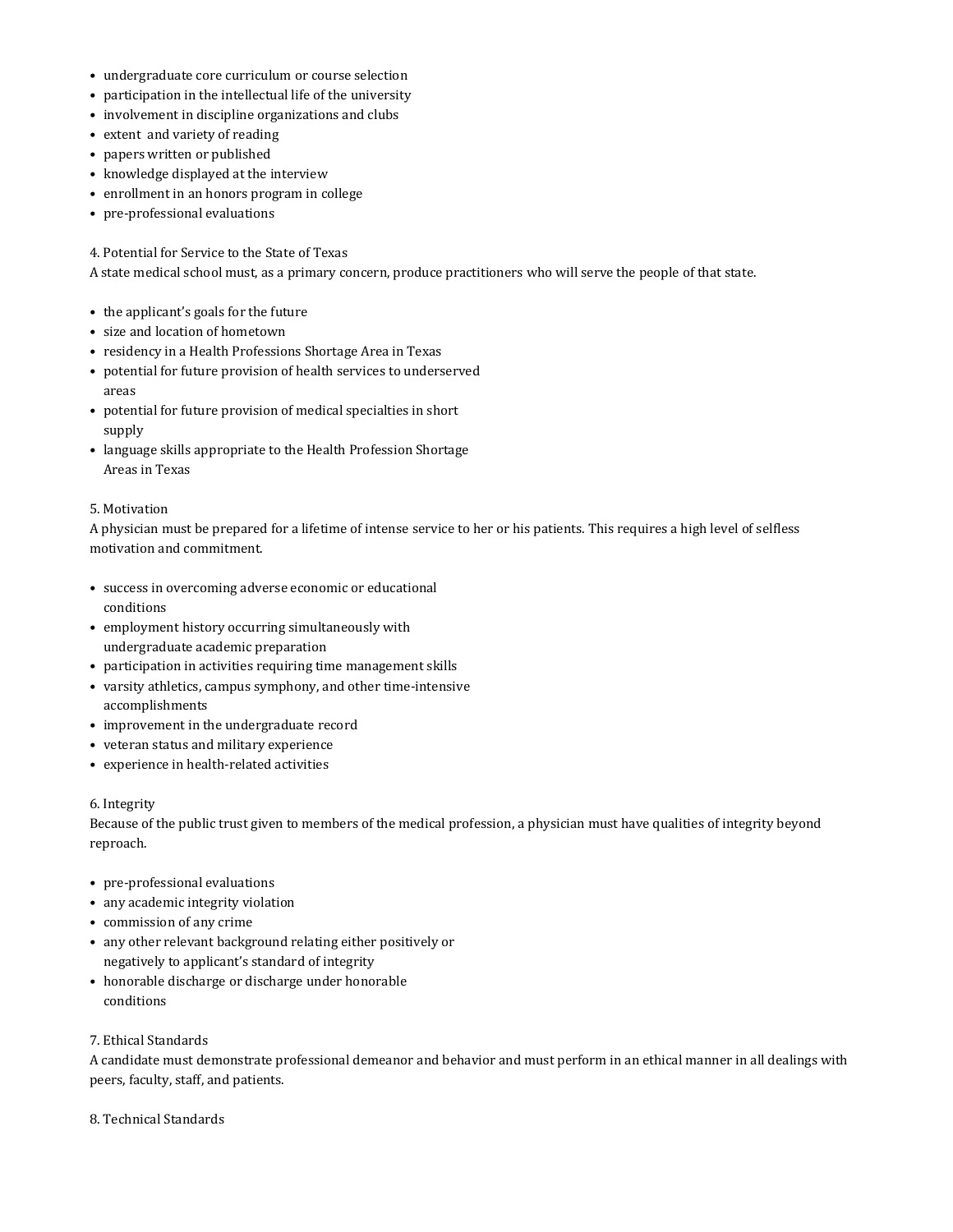- undergraduate core curriculum or course selection
- participation in the intellectual life of the university
- involvement in discipline organizations and clubs
- extent and variety of reading
- papers written or published
- knowledge displayed at the interview
- enrollment in an honors program in college
- pre-professional evaluations

4. Potential for Service to the State of Texas

A state medical school must, as a primary concern, produce practitioners who will serve the people of that state.

- the applicant's goals for the future
- size and location of hometown
- residency in a Health Professions Shortage Area in Texas
- potential for future provision of health services to underserved areas
- potential for future provision of medical specialties in short supply
- language skills appropriate to the Health Profession Shortage Areas in Texas

5. Motivation

A physician must be prepared for a lifetime of intense service to her or his patients. This requires a high level of selfless motivation and commitment.

- success in overcoming adverse economic or educational conditions
- employment history occurring simultaneously with undergraduate academic preparation
- participation in activities requiring time management skills
- varsity athletics, campus symphony, and other time-intensive accomplishments
- improvement in the undergraduate record
- veteran status and military experience
- experience in health-related activities

6. Integrity

Because of the public trust given to members of the medical profession, a physician must have qualities of integrity beyond reproach.

- pre-professional evaluations
- any academic integrity violation
- commission of any crime
- any other relevant background relating either positively or negatively to applicant's standard of integrity
- honorable discharge or discharge under honorable conditions

7. Ethical Standards

A candidate must demonstrate professional demeanor and behavior and must perform in an ethical manner in all dealings with peers, faculty, staff, and patients.

8. Technical Standards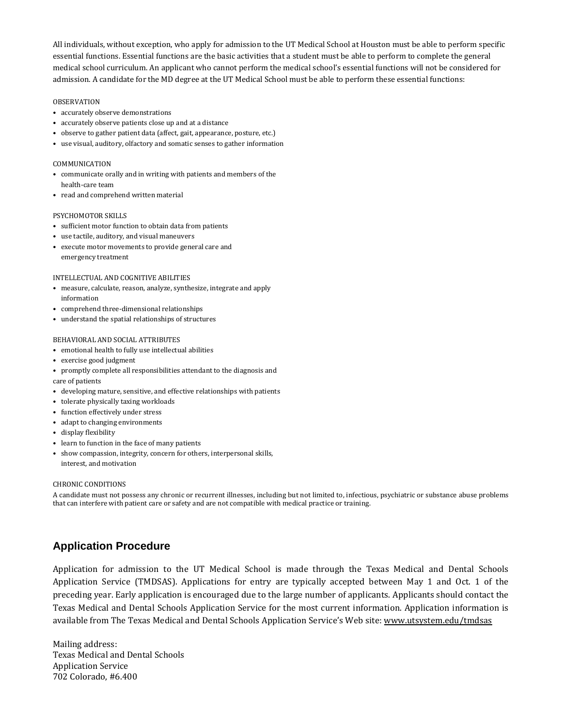All individuals, without exception, who apply for admission to the UT Medical School at Houston must be able to perform specific essential functions. Essential functions are the basic activities that a student must be able to perform to complete the general medical school curriculum. An applicant who cannot perform the medical school's essential functions will not be considered for admission. A candidate for the MD degree at the UT Medical School must be able to perform these essential functions:

OBSERVATION

- accurately observe demonstrations
- accurately observe patients close up and at a distance
- observe to gather patient data (affect, gait, appearance, posture, etc.)
- use visual, auditory, olfactory and somatic senses to gather information

COMMUNICATION

- communicate orally and in writing with patients and members of the health-care team
- read and comprehend written material

PSYCHOMOTOR SKILLS

- sufficient motor function to obtain data from patients
- use tactile, auditory, and visual maneuvers
- execute motor movements to provide general care and emergency treatment

INTELLECTUAL AND COGNITIVE ABILITIES

- measure, calculate, reason, analyze, synthesize, integrate and apply information
- comprehend three-dimensional relationships
- understand the spatial relationships of structures

BEHAVIORAL AND SOCIAL ATTRIBUTES

- emotional health to fully use intellectual abilities
- exercise good judgment
- promptly complete all responsibilities attendant to the diagnosis and care of patients
- developing mature, sensitive, and effective relationships with patients
- tolerate physically taxing workloads
- function effectively under stress
- adapt to changing environments
- display flexibility
- learn to function in the face of many patients
- show compassion, integrity, concern for others, interpersonal skills, interest, and motivation

CHRONIC CONDITIONS

A candidate must not possess any chronic or recurrent illnesses, including but not limited to, infectious, psychiatric or substance abuse problems that can interfere with patient care or safety and are not compatible with medical practice or training.

## Application Procedure

Application for admission to the UT Medical School is made through the Texas Medical and Dental Schools Application Service (TMDSAS). Applications for entry are typically accepted between May 1 and Oct. 1 of the preceding year. Early application is encouraged due to the large number of applicants. Applicants should contact the Texas Medical and Dental Schools Application Service for the most current information. Application information is available from The Texas Medical and Dental Schools Application Service's Web site: www.utsystem.edu/tmdsas

Mailing address:
Texas Medical and Dental Schools
Application Service
702 Colorado, #6.400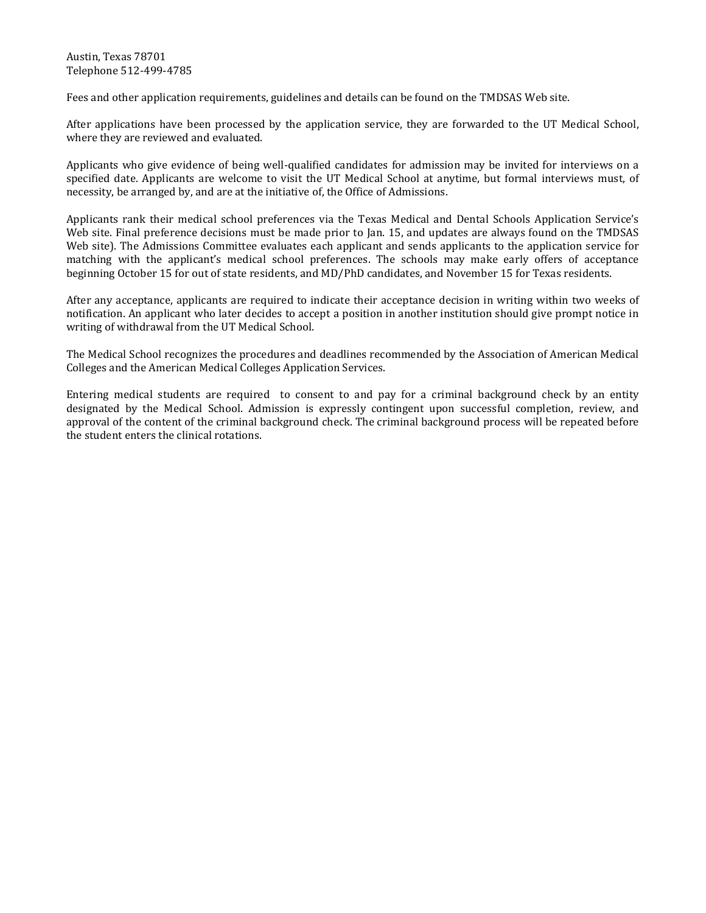Austin, Texas 78701
Telephone 512-499-4785

Fees and other application requirements, guidelines and details can be found on the TMDSAS Web site.

After applications have been processed by the application service, they are forwarded to the UT Medical School, where they are reviewed and evaluated.

Applicants who give evidence of being well-qualified candidates for admission may be invited for interviews on a specified date. Applicants are welcome to visit the UT Medical School at anytime, but formal interviews must, of necessity, be arranged by, and are at the initiative of, the Office of Admissions.

Applicants rank their medical school preferences via the Texas Medical and Dental Schools Application Service's Web site. Final preference decisions must be made prior to Jan. 15, and updates are always found on the TMDSAS Web site). The Admissions Committee evaluates each applicant and sends applicants to the application service for matching with the applicant's medical school preferences. The schools may make early offers of acceptance beginning October 15 for out of state residents, and MD/PhD candidates, and November 15 for Texas residents.

After any acceptance, applicants are required to indicate their acceptance decision in writing within two weeks of notification. An applicant who later decides to accept a position in another institution should give prompt notice in writing of withdrawal from the UT Medical School.

The Medical School recognizes the procedures and deadlines recommended by the Association of American Medical Colleges and the American Medical Colleges Application Services.

Entering medical students are required to consent to and pay for a criminal background check by an entity designated by the Medical School. Admission is expressly contingent upon successful completion, review, and approval of the content of the criminal background check. The criminal background process will be repeated before the student enters the clinical rotations.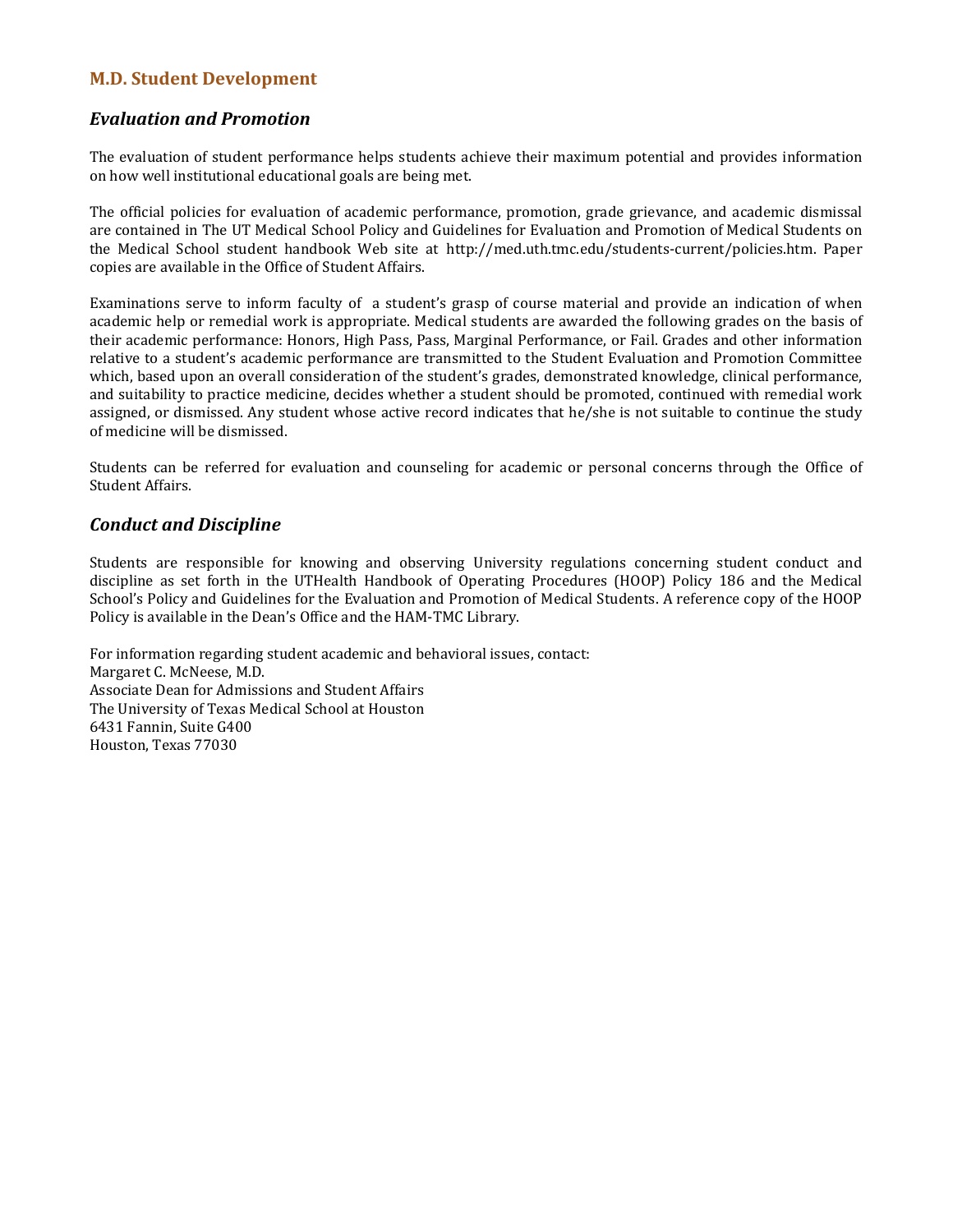## M.D. Student Development

### *Evaluation and Promotion*

The evaluation of student performance helps students achieve their maximum potential and provides information on how well institutional educational goals are being met.

The official policies for evaluation of academic performance, promotion, grade grievance, and academic dismissal are contained in The UT Medical School Policy and Guidelines for Evaluation and Promotion of Medical Students on the Medical School student handbook Web site at http://med.uth.tmc.edu/students-current/policies.htm. Paper copies are available in the Office of Student Affairs.

Examinations serve to inform faculty of a student's grasp of course material and provide an indication of when academic help or remedial work is appropriate. Medical students are awarded the following grades on the basis of their academic performance: Honors, High Pass, Pass, Marginal Performance, or Fail. Grades and other information relative to a student's academic performance are transmitted to the Student Evaluation and Promotion Committee which, based upon an overall consideration of the student's grades, demonstrated knowledge, clinical performance, and suitability to practice medicine, decides whether a student should be promoted, continued with remedial work assigned, or dismissed. Any student whose active record indicates that he/she is not suitable to continue the study of medicine will be dismissed.

Students can be referred for evaluation and counseling for academic or personal concerns through the Office of Student Affairs.

### *Conduct and Discipline*

Students are responsible for knowing and observing University regulations concerning student conduct and discipline as set forth in the UTHealth Handbook of Operating Procedures (HOOP) Policy 186 and the Medical School's Policy and Guidelines for the Evaluation and Promotion of Medical Students. A reference copy of the HOOP Policy is available in the Dean's Office and the HAM-TMC Library.

For information regarding student academic and behavioral issues, contact:
Margaret C. McNeese, M.D.
Associate Dean for Admissions and Student Affairs
The University of Texas Medical School at Houston
6431 Fannin, Suite G400
Houston, Texas 77030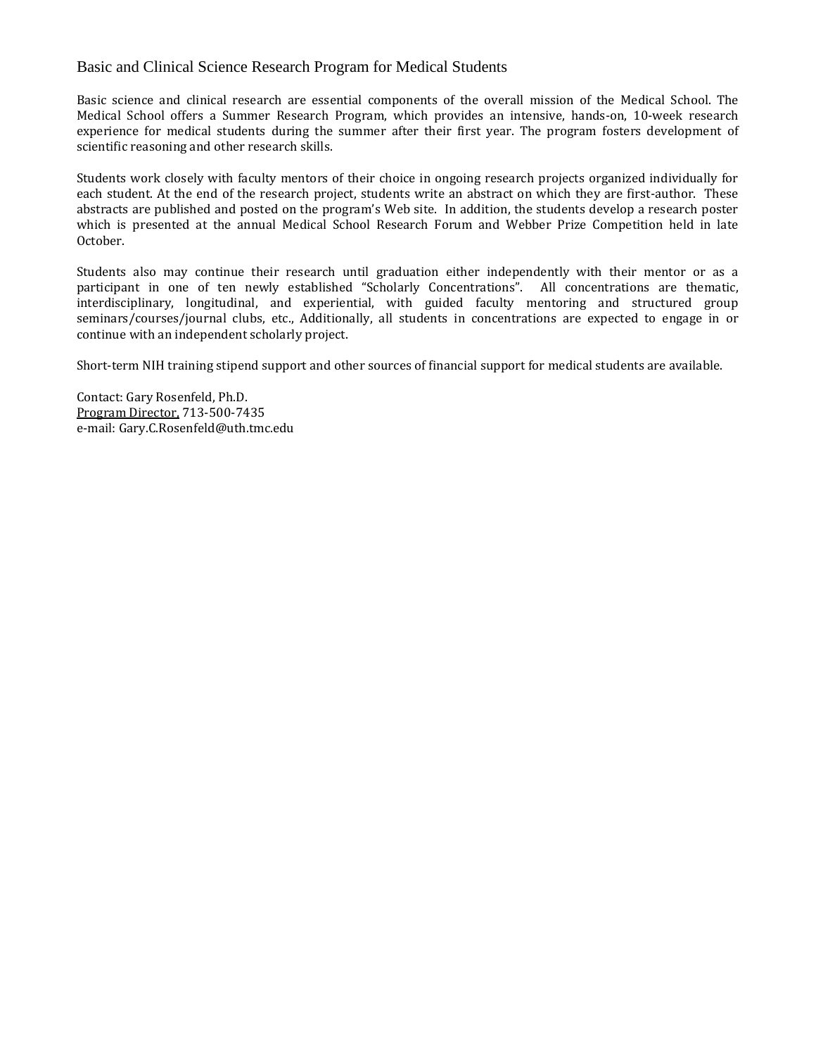# Basic and Clinical Science Research Program for Medical Students

Basic science and clinical research are essential components of the overall mission of the Medical School. The Medical School offers a Summer Research Program, which provides an intensive, hands-on, 10-week research experience for medical students during the summer after their first year. The program fosters development of scientific reasoning and other research skills.

Students work closely with faculty mentors of their choice in ongoing research projects organized individually for each student. At the end of the research project, students write an abstract on which they are first-author. These abstracts are published and posted on the program's Web site. In addition, the students develop a research poster which is presented at the annual Medical School Research Forum and Webber Prize Competition held in late October.

Students also may continue their research until graduation either independently with their mentor or as a participant in one of ten newly established "Scholarly Concentrations". All concentrations are thematic, interdisciplinary, longitudinal, and experiential, with guided faculty mentoring and structured group seminars/courses/journal clubs, etc., Additionally, all students in concentrations are expected to engage in or continue with an independent scholarly project.

Short-term NIH training stipend support and other sources of financial support for medical students are available.

Contact: Gary Rosenfeld, Ph.D.
Program Director, 713-500-7435
e-mail: Gary.C.Rosenfeld@uth.tmc.edu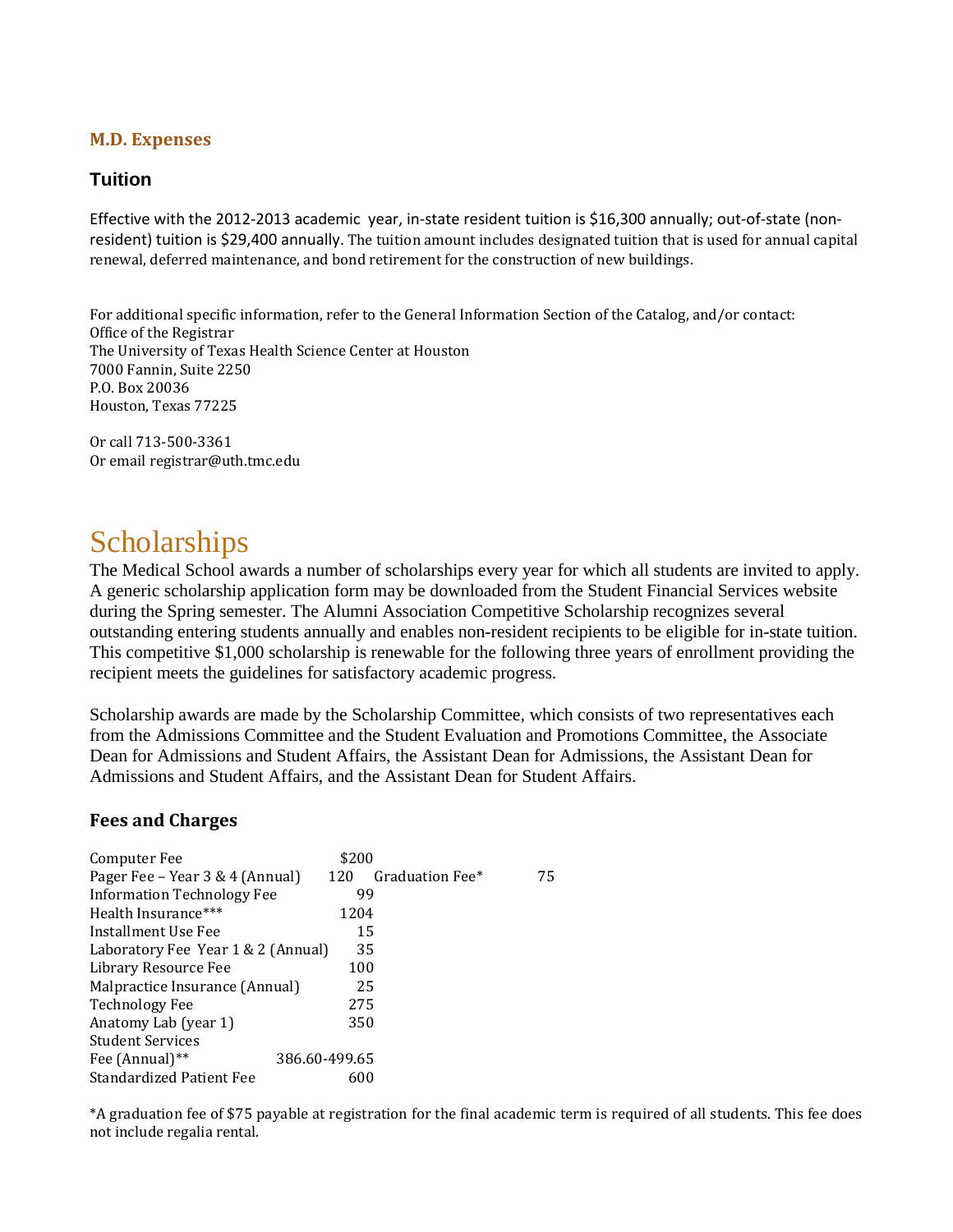## M.D. Expenses

### Tuition

Effective with the 2012-2013 academic year, in-state resident tuition is $16,300 annually; out-of-state (non-resident) tuition is $29,400 annually. The tuition amount includes designated tuition that is used for annual capital renewal, deferred maintenance, and bond retirement for the construction of new buildings.

For additional specific information, refer to the General Information Section of the Catalog, and/or contact:
Office of the Registrar
The University of Texas Health Science Center at Houston
7000 Fannin, Suite 2250
P.O. Box 20036
Houston, Texas 77225

Or call 713-500-3361
Or email registrar@uth.tmc.edu

# Scholarships

The Medical School awards a number of scholarships every year for which all students are invited to apply. A generic scholarship application form may be downloaded from the Student Financial Services website during the Spring semester. The Alumni Association Competitive Scholarship recognizes several outstanding entering students annually and enables non-resident recipients to be eligible for in-state tuition. This competitive $1,000 scholarship is renewable for the following three years of enrollment providing the recipient meets the guidelines for satisfactory academic progress.

Scholarship awards are made by the Scholarship Committee, which consists of two representatives each from the Admissions Committee and the Student Evaluation and Promotions Committee, the Associate Dean for Admissions and Student Affairs, the Assistant Dean for Admissions, the Assistant Dean for Admissions and Student Affairs, and the Assistant Dean for Student Affairs.

### Fees and Charges

| Fee | Amount |
|---|---|
| Computer Fee | $200 |
| Pager Fee – Year 3 & 4 (Annual) | 120 |
| Graduation Fee* | 75 |
| Information Technology Fee | 99 |
| Health Insurance*** | 1204 |
| Installment Use Fee | 15 |
| Laboratory Fee Year 1 & 2 (Annual) | 35 |
| Library Resource Fee | 100 |
| Malpractice Insurance (Annual) | 25 |
| Technology Fee | 275 |
| Anatomy Lab (year 1) | 350 |
| Student Services Fee (Annual)** | 386.60-499.65 |
| Standardized Patient Fee | 600 |

*A graduation fee of $75 payable at registration for the final academic term is required of all students. This fee does not include regalia rental.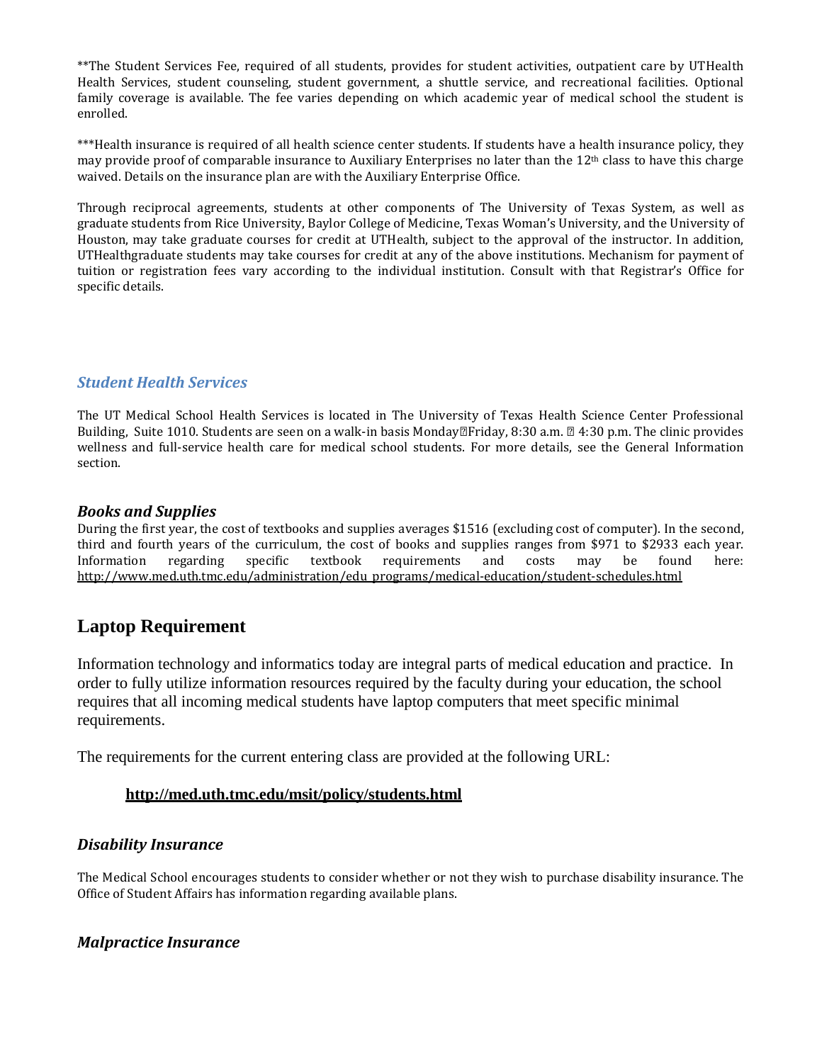**The Student Services Fee, required of all students, provides for student activities, outpatient care by UTHealth Health Services, student counseling, student government, a shuttle service, and recreational facilities. Optional family coverage is available. The fee varies depending on which academic year of medical school the student is enrolled.

***Health insurance is required of all health science center students. If students have a health insurance policy, they may provide proof of comparable insurance to Auxiliary Enterprises no later than the 12th class to have this charge waived. Details on the insurance plan are with the Auxiliary Enterprise Office.

Through reciprocal agreements, students at other components of The University of Texas System, as well as graduate students from Rice University, Baylor College of Medicine, Texas Woman's University, and the University of Houston, may take graduate courses for credit at UTHealth, subject to the approval of the instructor. In addition, UTHealthgraduate students may take courses for credit at any of the above institutions. Mechanism for payment of tuition or registration fees vary according to the individual institution. Consult with that Registrar's Office for specific details.

### *Student Health Services*

The UT Medical School Health Services is located in The University of Texas Health Science Center Professional Building, Suite 1010. Students are seen on a walk-in basis Monday–Friday, 8:30 a.m. – 4:30 p.m. The clinic provides wellness and full-service health care for medical school students. For more details, see the General Information section.

### *Books and Supplies*

During the first year, the cost of textbooks and supplies averages $1516 (excluding cost of computer). In the second, third and fourth years of the curriculum, the cost of books and supplies ranges from $971 to $2933 each year. Information regarding specific textbook requirements and costs may be found here: http://www.med.uth.tmc.edu/administration/edu_programs/medical-education/student-schedules.html

## Laptop Requirement

Information technology and informatics today are integral parts of medical education and practice. In order to fully utilize information resources required by the faculty during your education, the school requires that all incoming medical students have laptop computers that meet specific minimal requirements.

The requirements for the current entering class are provided at the following URL:

**http://med.uth.tmc.edu/msit/policy/students.html**

### *Disability Insurance*

The Medical School encourages students to consider whether or not they wish to purchase disability insurance. The Office of Student Affairs has information regarding available plans.

### *Malpractice Insurance*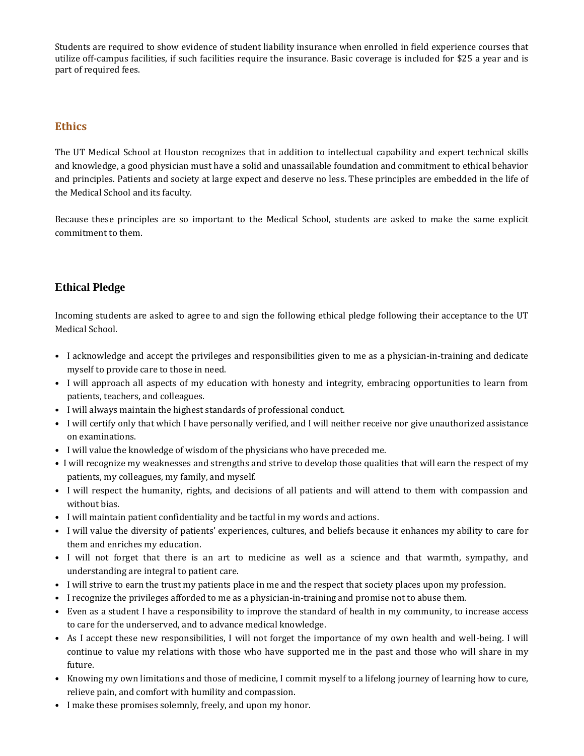Students are required to show evidence of student liability insurance when enrolled in field experience courses that utilize off-campus facilities, if such facilities require the insurance. Basic coverage is included for $25 a year and is part of required fees.

## Ethics

The UT Medical School at Houston recognizes that in addition to intellectual capability and expert technical skills and knowledge, a good physician must have a solid and unassailable foundation and commitment to ethical behavior and principles. Patients and society at large expect and deserve no less. These principles are embedded in the life of the Medical School and its faculty.

Because these principles are so important to the Medical School, students are asked to make the same explicit commitment to them.

### Ethical Pledge

Incoming students are asked to agree to and sign the following ethical pledge following their acceptance to the UT Medical School.

- I acknowledge and accept the privileges and responsibilities given to me as a physician-in-training and dedicate myself to provide care to those in need.
- I will approach all aspects of my education with honesty and integrity, embracing opportunities to learn from patients, teachers, and colleagues.
- I will always maintain the highest standards of professional conduct.
- I will certify only that which I have personally verified, and I will neither receive nor give unauthorized assistance on examinations.
- I will value the knowledge of wisdom of the physicians who have preceded me.
- I will recognize my weaknesses and strengths and strive to develop those qualities that will earn the respect of my patients, my colleagues, my family, and myself.
- I will respect the humanity, rights, and decisions of all patients and will attend to them with compassion and without bias.
- I will maintain patient confidentiality and be tactful in my words and actions.
- I will value the diversity of patients' experiences, cultures, and beliefs because it enhances my ability to care for them and enriches my education.
- I will not forget that there is an art to medicine as well as a science and that warmth, sympathy, and understanding are integral to patient care.
- I will strive to earn the trust my patients place in me and the respect that society places upon my profession.
- I recognize the privileges afforded to me as a physician-in-training and promise not to abuse them.
- Even as a student I have a responsibility to improve the standard of health in my community, to increase access to care for the underserved, and to advance medical knowledge.
- As I accept these new responsibilities, I will not forget the importance of my own health and well-being. I will continue to value my relations with those who have supported me in the past and those who will share in my future.
- Knowing my own limitations and those of medicine, I commit myself to a lifelong journey of learning how to cure, relieve pain, and comfort with humility and compassion.
- I make these promises solemnly, freely, and upon my honor.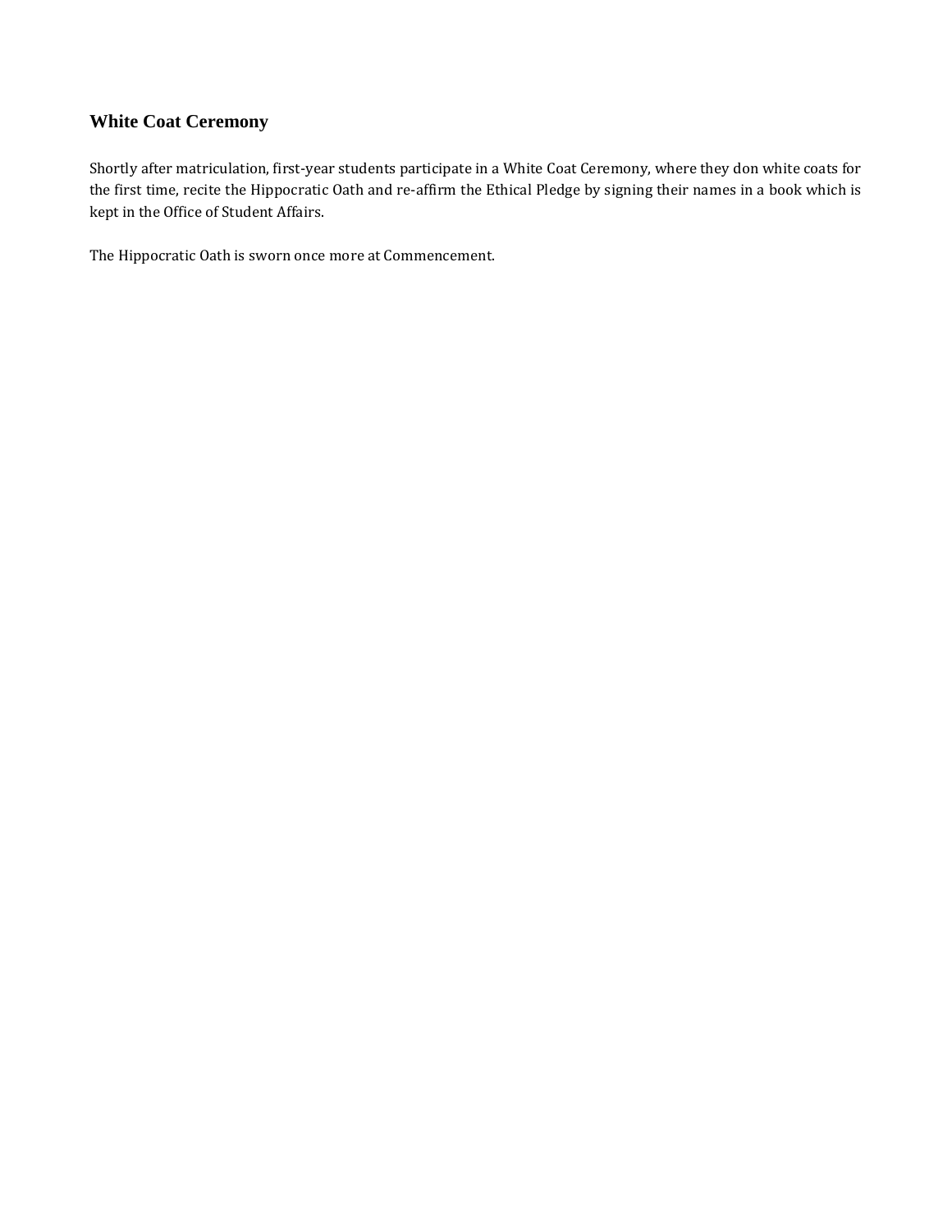### White Coat Ceremony

Shortly after matriculation, first-year students participate in a White Coat Ceremony, where they don white coats for the first time, recite the Hippocratic Oath and re-affirm the Ethical Pledge by signing their names in a book which is kept in the Office of Student Affairs.

The Hippocratic Oath is sworn once more at Commencement.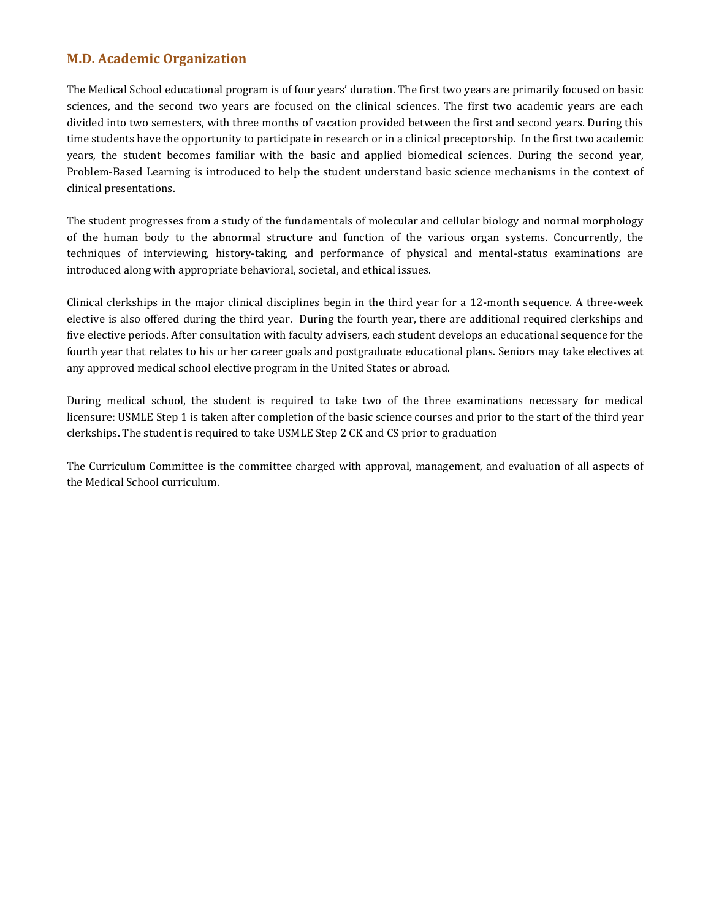## M.D. Academic Organization

The Medical School educational program is of four years' duration. The first two years are primarily focused on basic sciences, and the second two years are focused on the clinical sciences. The first two academic years are each divided into two semesters, with three months of vacation provided between the first and second years. During this time students have the opportunity to participate in research or in a clinical preceptorship. In the first two academic years, the student becomes familiar with the basic and applied biomedical sciences. During the second year, Problem-Based Learning is introduced to help the student understand basic science mechanisms in the context of clinical presentations.

The student progresses from a study of the fundamentals of molecular and cellular biology and normal morphology of the human body to the abnormal structure and function of the various organ systems. Concurrently, the techniques of interviewing, history-taking, and performance of physical and mental-status examinations are introduced along with appropriate behavioral, societal, and ethical issues.

Clinical clerkships in the major clinical disciplines begin in the third year for a 12-month sequence. A three-week elective is also offered during the third year. During the fourth year, there are additional required clerkships and five elective periods. After consultation with faculty advisers, each student develops an educational sequence for the fourth year that relates to his or her career goals and postgraduate educational plans. Seniors may take electives at any approved medical school elective program in the United States or abroad.

During medical school, the student is required to take two of the three examinations necessary for medical licensure: USMLE Step 1 is taken after completion of the basic science courses and prior to the start of the third year clerkships. The student is required to take USMLE Step 2 CK and CS prior to graduation

The Curriculum Committee is the committee charged with approval, management, and evaluation of all aspects of the Medical School curriculum.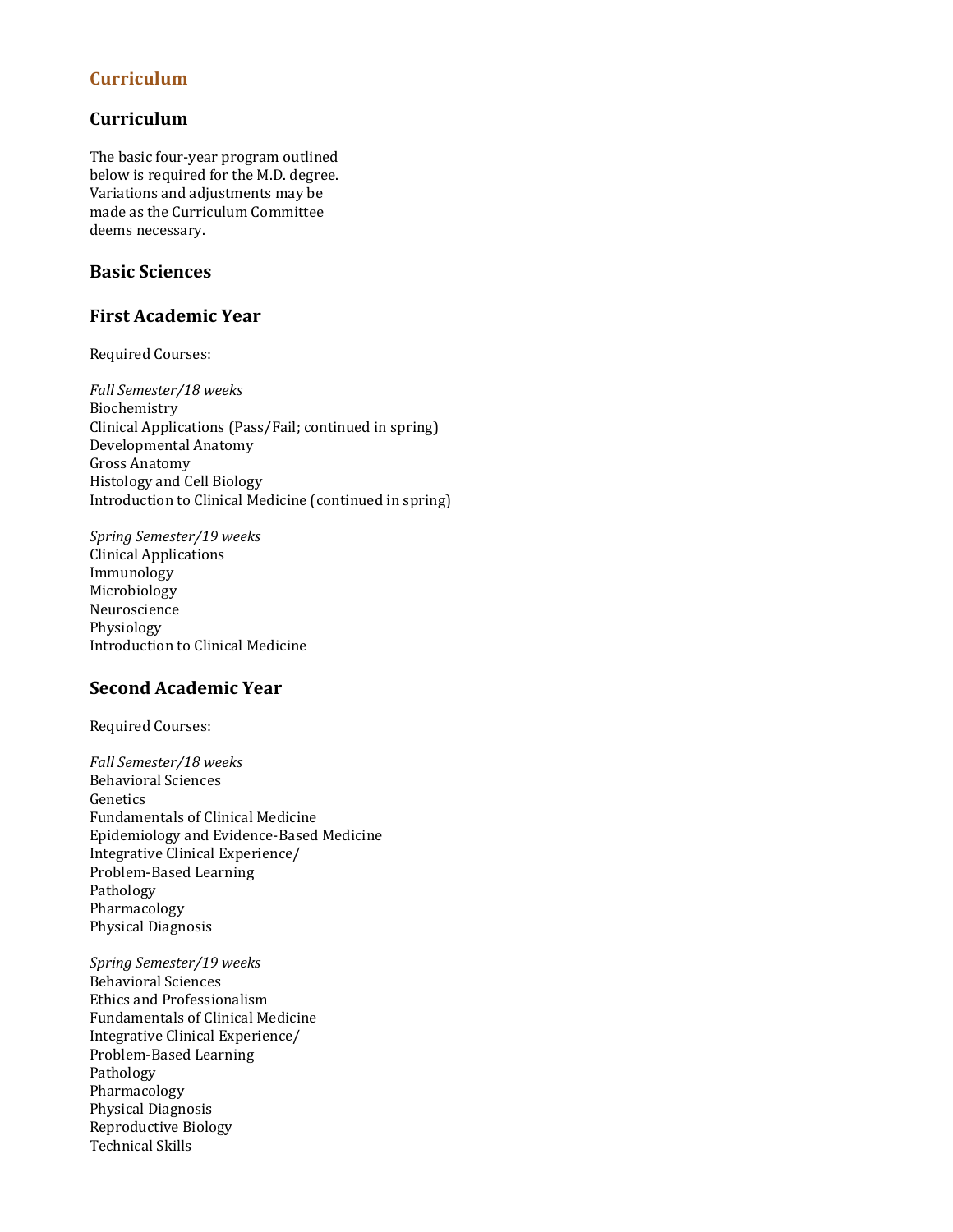## Curriculum

## Curriculum

The basic four-year program outlined below is required for the M.D. degree. Variations and adjustments may be made as the Curriculum Committee deems necessary.

## Basic Sciences

## First Academic Year

Required Courses:

*Fall Semester/18 weeks*
Biochemistry
Clinical Applications (Pass/Fail; continued in spring)
Developmental Anatomy
Gross Anatomy
Histology and Cell Biology
Introduction to Clinical Medicine (continued in spring)

*Spring Semester/19 weeks*
Clinical Applications
Immunology
Microbiology
Neuroscience
Physiology
Introduction to Clinical Medicine

## Second Academic Year

Required Courses:

*Fall Semester/18 weeks*
Behavioral Sciences
Genetics
Fundamentals of Clinical Medicine
Epidemiology and Evidence-Based Medicine
Integrative Clinical Experience/
Problem-Based Learning
Pathology
Pharmacology
Physical Diagnosis

*Spring Semester/19 weeks*
Behavioral Sciences
Ethics and Professionalism
Fundamentals of Clinical Medicine
Integrative Clinical Experience/
Problem-Based Learning
Pathology
Pharmacology
Physical Diagnosis
Reproductive Biology
Technical Skills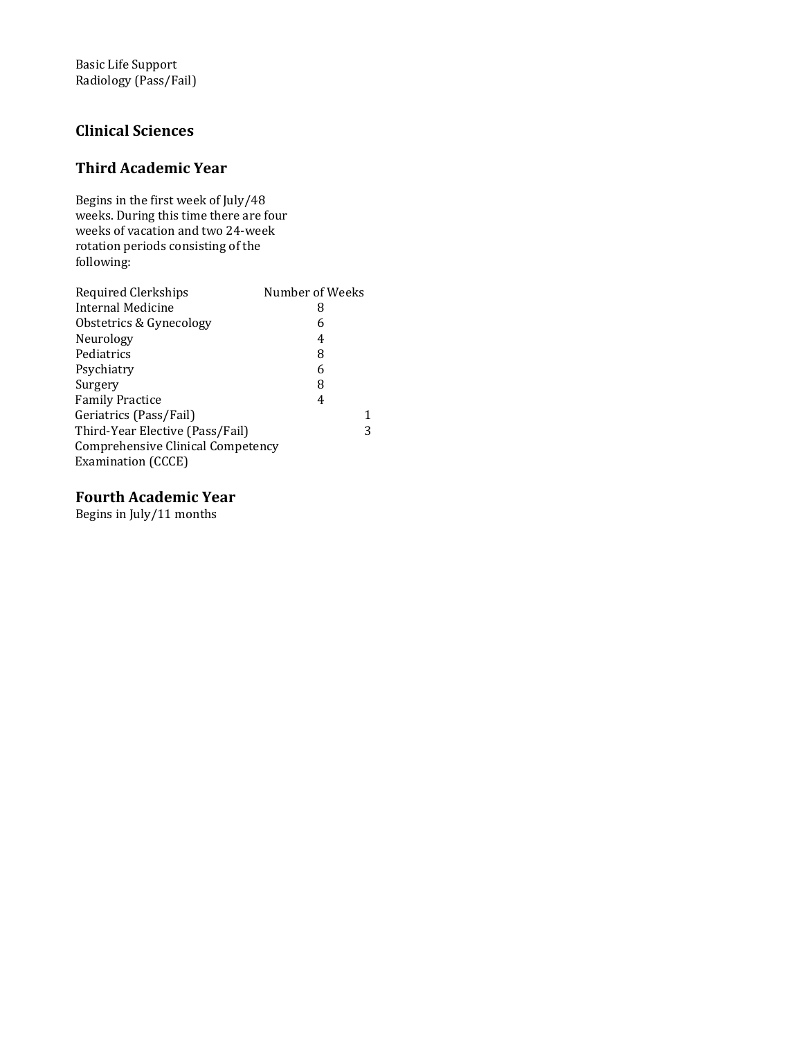Basic Life Support
Radiology (Pass/Fail)

## Clinical Sciences

## Third Academic Year

Begins in the first week of July/48 weeks. During this time there are four weeks of vacation and two 24-week rotation periods consisting of the following:

| Required Clerkships | Number of Weeks |
|---|---|
| Internal Medicine | 8 |
| Obstetrics & Gynecology | 6 |
| Neurology | 4 |
| Pediatrics | 8 |
| Psychiatry | 6 |
| Surgery | 8 |
| Family Practice | 4 |
| Geriatrics (Pass/Fail) | 1 |
| Third-Year Elective (Pass/Fail) | 3 |
| Comprehensive Clinical Competency Examination (CCCE) | |

## Fourth Academic Year

Begins in July/11 months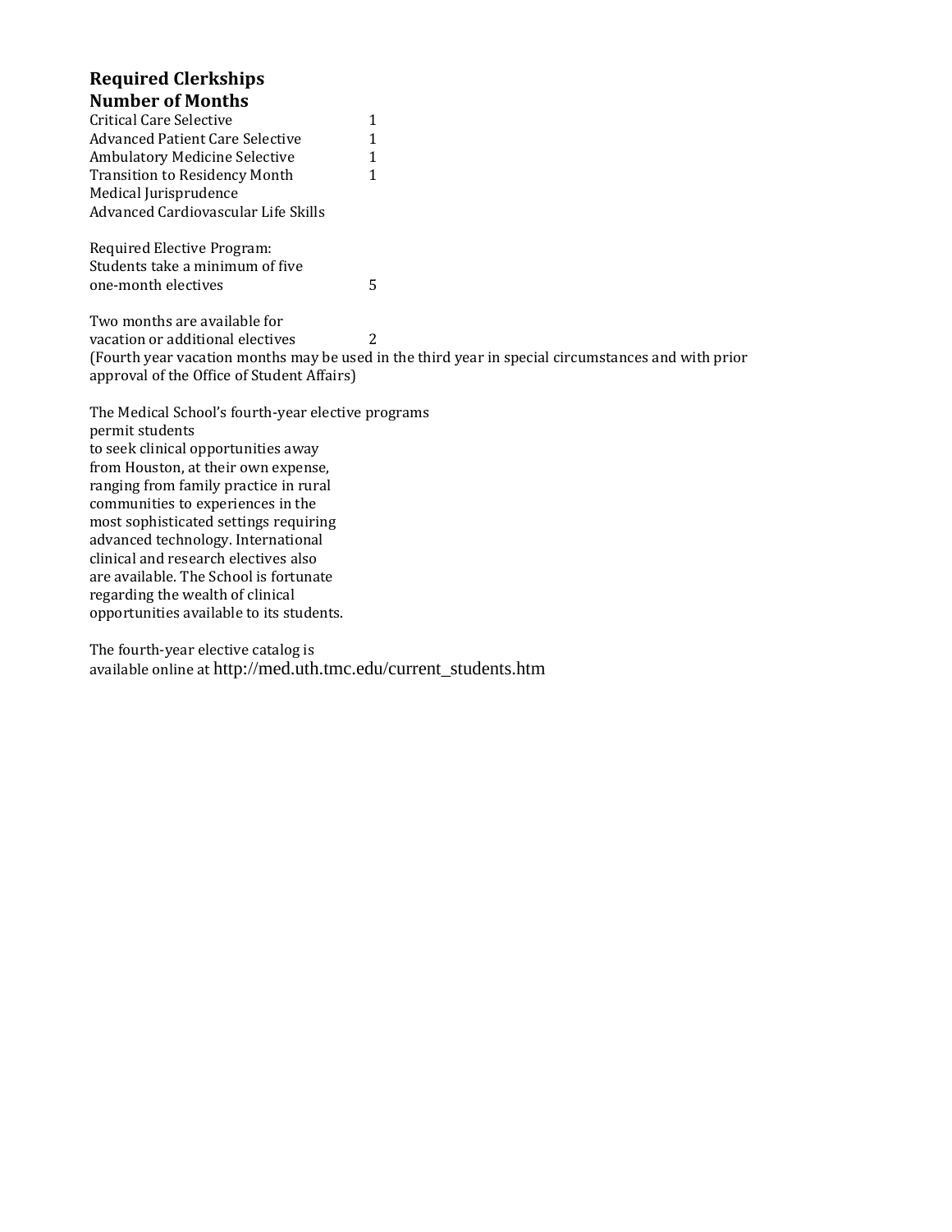**Required Clerkships**
**Number of Months**

| | |
|---|---|
| Critical Care Selective | 1 |
| Advanced Patient Care Selective | 1 |
| Ambulatory Medicine Selective | 1 |
| Transition to Residency Month | 1 |
| Medical Jurisprudence | |
| Advanced Cardiovascular Life Skills | |
| | |
| Required Elective Program: Students take a minimum of five one-month electives | 5 |
| | |
| Two months are available for vacation or additional electives | 2 |

(Fourth year vacation months may be used in the third year in special circumstances and with prior approval of the Office of Student Affairs)

The Medical School's fourth-year elective programs permit students to seek clinical opportunities away from Houston, at their own expense, ranging from family practice in rural communities to experiences in the most sophisticated settings requiring advanced technology. International clinical and research electives also are available. The School is fortunate regarding the wealth of clinical opportunities available to its students.

The fourth-year elective catalog is available online at http://med.uth.tmc.edu/current_students.htm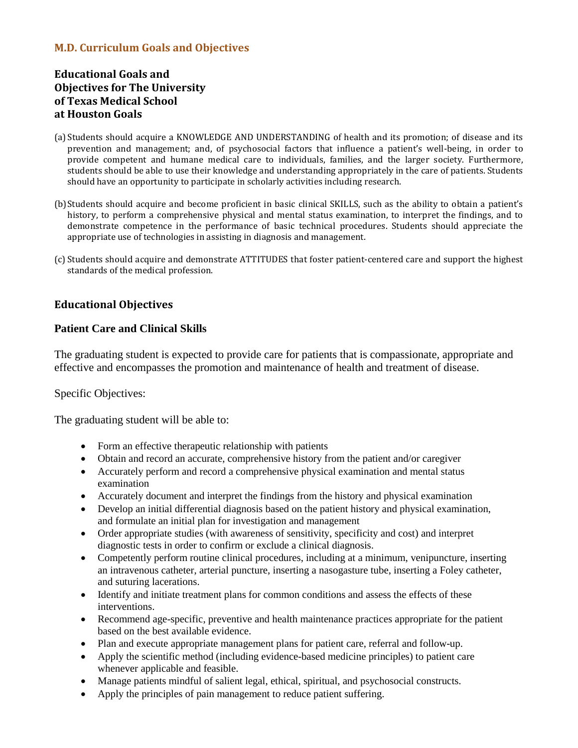## M.D. Curriculum Goals and Objectives

### Educational Goals and Objectives for The University of Texas Medical School at Houston Goals

(a) Students should acquire a KNOWLEDGE AND UNDERSTANDING of health and its promotion; of disease and its prevention and management; and, of psychosocial factors that influence a patient's well-being, in order to provide competent and humane medical care to individuals, families, and the larger society. Furthermore, students should be able to use their knowledge and understanding appropriately in the care of patients. Students should have an opportunity to participate in scholarly activities including research.

(b) Students should acquire and become proficient in basic clinical SKILLS, such as the ability to obtain a patient's history, to perform a comprehensive physical and mental status examination, to interpret the findings, and to demonstrate competence in the performance of basic technical procedures. Students should appreciate the appropriate use of technologies in assisting in diagnosis and management.

(c) Students should acquire and demonstrate ATTITUDES that foster patient-centered care and support the highest standards of the medical profession.

### Educational Objectives

#### Patient Care and Clinical Skills

The graduating student is expected to provide care for patients that is compassionate, appropriate and effective and encompasses the promotion and maintenance of health and treatment of disease.

Specific Objectives:

The graduating student will be able to:

- Form an effective therapeutic relationship with patients
- Obtain and record an accurate, comprehensive history from the patient and/or caregiver
- Accurately perform and record a comprehensive physical examination and mental status examination
- Accurately document and interpret the findings from the history and physical examination
- Develop an initial differential diagnosis based on the patient history and physical examination, and formulate an initial plan for investigation and management
- Order appropriate studies (with awareness of sensitivity, specificity and cost) and interpret diagnostic tests in order to confirm or exclude a clinical diagnosis.
- Competently perform routine clinical procedures, including at a minimum, venipuncture, inserting an intravenous catheter, arterial puncture, inserting a nasogasture tube, inserting a Foley catheter, and suturing lacerations.
- Identify and initiate treatment plans for common conditions and assess the effects of these interventions.
- Recommend age-specific, preventive and health maintenance practices appropriate for the patient based on the best available evidence.
- Plan and execute appropriate management plans for patient care, referral and follow-up.
- Apply the scientific method (including evidence-based medicine principles) to patient care whenever applicable and feasible.
- Manage patients mindful of salient legal, ethical, spiritual, and psychosocial constructs.
- Apply the principles of pain management to reduce patient suffering.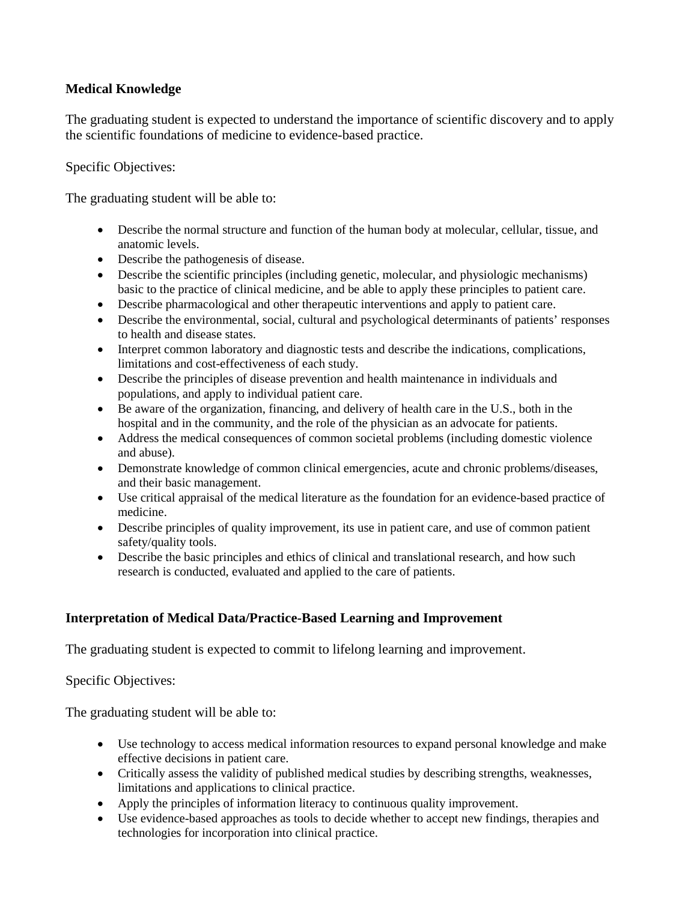**Medical Knowledge**

The graduating student is expected to understand the importance of scientific discovery and to apply the scientific foundations of medicine to evidence-based practice.

Specific Objectives:

The graduating student will be able to:

- Describe the normal structure and function of the human body at molecular, cellular, tissue, and anatomic levels.
- Describe the pathogenesis of disease.
- Describe the scientific principles (including genetic, molecular, and physiologic mechanisms) basic to the practice of clinical medicine, and be able to apply these principles to patient care.
- Describe pharmacological and other therapeutic interventions and apply to patient care.
- Describe the environmental, social, cultural and psychological determinants of patients' responses to health and disease states.
- Interpret common laboratory and diagnostic tests and describe the indications, complications, limitations and cost-effectiveness of each study.
- Describe the principles of disease prevention and health maintenance in individuals and populations, and apply to individual patient care.
- Be aware of the organization, financing, and delivery of health care in the U.S., both in the hospital and in the community, and the role of the physician as an advocate for patients.
- Address the medical consequences of common societal problems (including domestic violence and abuse).
- Demonstrate knowledge of common clinical emergencies, acute and chronic problems/diseases, and their basic management.
- Use critical appraisal of the medical literature as the foundation for an evidence-based practice of medicine.
- Describe principles of quality improvement, its use in patient care, and use of common patient safety/quality tools.
- Describe the basic principles and ethics of clinical and translational research, and how such research is conducted, evaluated and applied to the care of patients.

**Interpretation of Medical Data/Practice-Based Learning and Improvement**

The graduating student is expected to commit to lifelong learning and improvement.

Specific Objectives:

The graduating student will be able to:

- Use technology to access medical information resources to expand personal knowledge and make effective decisions in patient care.
- Critically assess the validity of published medical studies by describing strengths, weaknesses, limitations and applications to clinical practice.
- Apply the principles of information literacy to continuous quality improvement.
- Use evidence-based approaches as tools to decide whether to accept new findings, therapies and technologies for incorporation into clinical practice.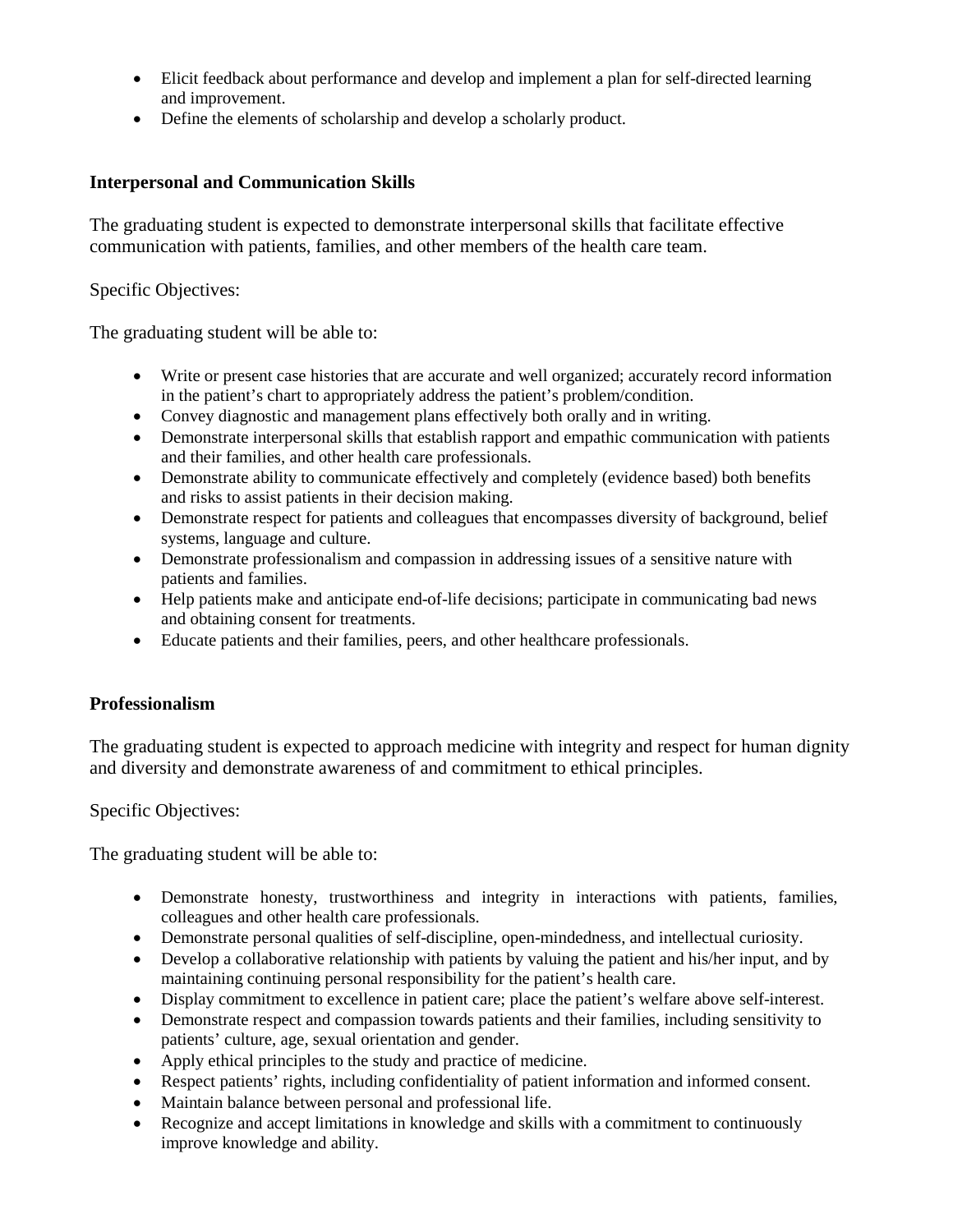- Elicit feedback about performance and develop and implement a plan for self-directed learning and improvement.
- Define the elements of scholarship and develop a scholarly product.

**Interpersonal and Communication Skills**

The graduating student is expected to demonstrate interpersonal skills that facilitate effective communication with patients, families, and other members of the health care team.

Specific Objectives:

The graduating student will be able to:

- Write or present case histories that are accurate and well organized; accurately record information in the patient's chart to appropriately address the patient's problem/condition.
- Convey diagnostic and management plans effectively both orally and in writing.
- Demonstrate interpersonal skills that establish rapport and empathic communication with patients and their families, and other health care professionals.
- Demonstrate ability to communicate effectively and completely (evidence based) both benefits and risks to assist patients in their decision making.
- Demonstrate respect for patients and colleagues that encompasses diversity of background, belief systems, language and culture.
- Demonstrate professionalism and compassion in addressing issues of a sensitive nature with patients and families.
- Help patients make and anticipate end-of-life decisions; participate in communicating bad news and obtaining consent for treatments.
- Educate patients and their families, peers, and other healthcare professionals.

**Professionalism**

The graduating student is expected to approach medicine with integrity and respect for human dignity and diversity and demonstrate awareness of and commitment to ethical principles.

Specific Objectives:

The graduating student will be able to:

- Demonstrate honesty, trustworthiness and integrity in interactions with patients, families, colleagues and other health care professionals.
- Demonstrate personal qualities of self-discipline, open-mindedness, and intellectual curiosity.
- Develop a collaborative relationship with patients by valuing the patient and his/her input, and by maintaining continuing personal responsibility for the patient's health care.
- Display commitment to excellence in patient care; place the patient's welfare above self-interest.
- Demonstrate respect and compassion towards patients and their families, including sensitivity to patients' culture, age, sexual orientation and gender.
- Apply ethical principles to the study and practice of medicine.
- Respect patients' rights, including confidentiality of patient information and informed consent.
- Maintain balance between personal and professional life.
- Recognize and accept limitations in knowledge and skills with a commitment to continuously improve knowledge and ability.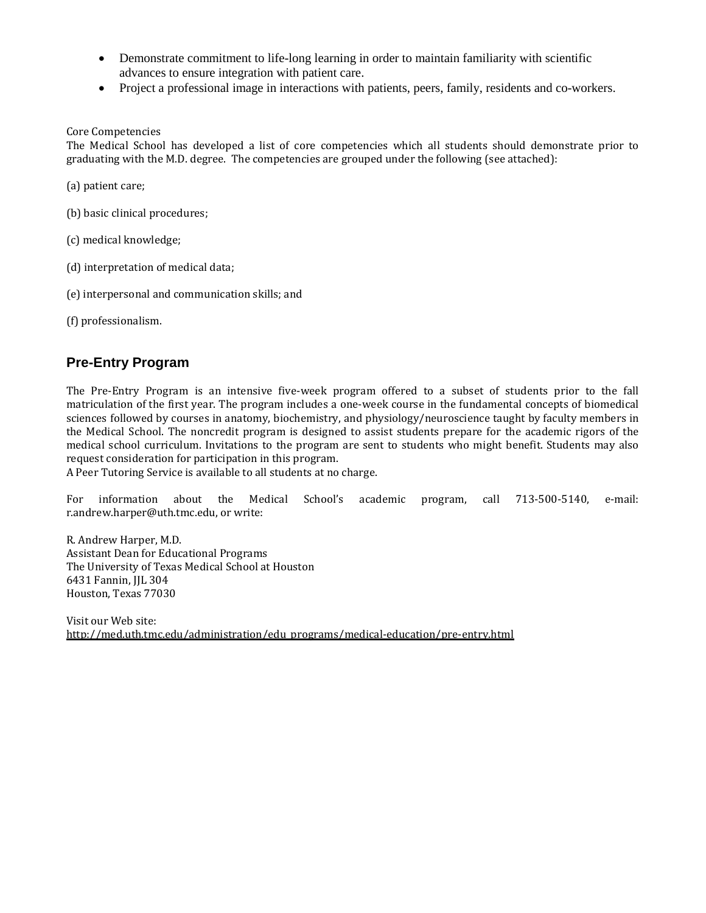- Demonstrate commitment to life-long learning in order to maintain familiarity with scientific advances to ensure integration with patient care.
- Project a professional image in interactions with patients, peers, family, residents and co-workers.

Core Competencies

The Medical School has developed a list of core competencies which all students should demonstrate prior to graduating with the M.D. degree. The competencies are grouped under the following (see attached):

(a) patient care;

(b) basic clinical procedures;

(c) medical knowledge;

(d) interpretation of medical data;

(e) interpersonal and communication skills; and

(f) professionalism.

## Pre-Entry Program

The Pre-Entry Program is an intensive five-week program offered to a subset of students prior to the fall matriculation of the first year. The program includes a one-week course in the fundamental concepts of biomedical sciences followed by courses in anatomy, biochemistry, and physiology/neuroscience taught by faculty members in the Medical School. The noncredit program is designed to assist students prepare for the academic rigors of the medical school curriculum. Invitations to the program are sent to students who might benefit. Students may also request consideration for participation in this program.

A Peer Tutoring Service is available to all students at no charge.

For information about the Medical School's academic program, call 713-500-5140, e-mail: r.andrew.harper@uth.tmc.edu, or write:

R. Andrew Harper, M.D.
Assistant Dean for Educational Programs
The University of Texas Medical School at Houston
6431 Fannin, JJL 304
Houston, Texas 77030

Visit our Web site:
http://med.uth.tmc.edu/administration/edu_programs/medical-education/pre-entry.html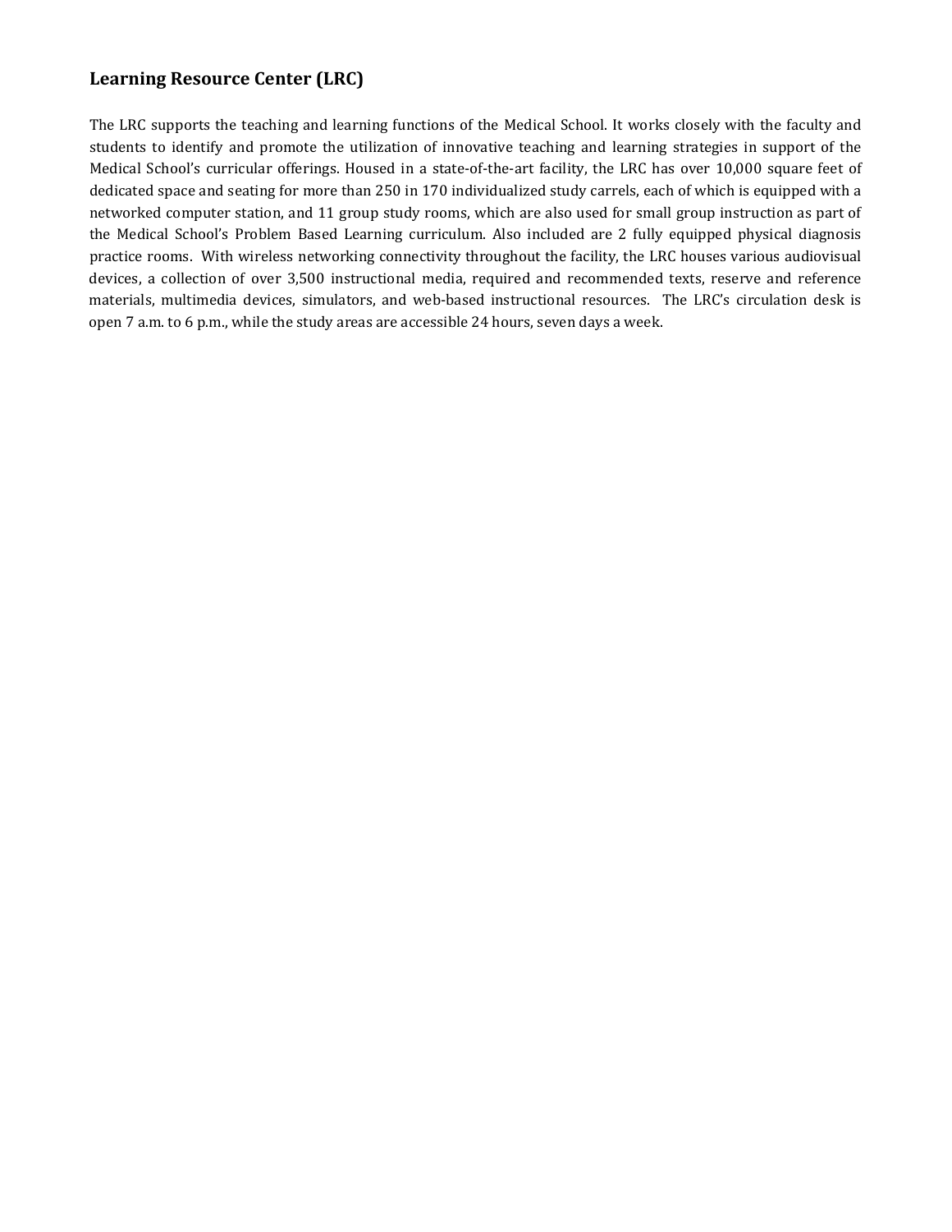## Learning Resource Center (LRC)

The LRC supports the teaching and learning functions of the Medical School. It works closely with the faculty and students to identify and promote the utilization of innovative teaching and learning strategies in support of the Medical School's curricular offerings. Housed in a state-of-the-art facility, the LRC has over 10,000 square feet of dedicated space and seating for more than 250 in 170 individualized study carrels, each of which is equipped with a networked computer station, and 11 group study rooms, which are also used for small group instruction as part of the Medical School's Problem Based Learning curriculum. Also included are 2 fully equipped physical diagnosis practice rooms. With wireless networking connectivity throughout the facility, the LRC houses various audiovisual devices, a collection of over 3,500 instructional media, required and recommended texts, reserve and reference materials, multimedia devices, simulators, and web-based instructional resources. The LRC's circulation desk is open 7 a.m. to 6 p.m., while the study areas are accessible 24 hours, seven days a week.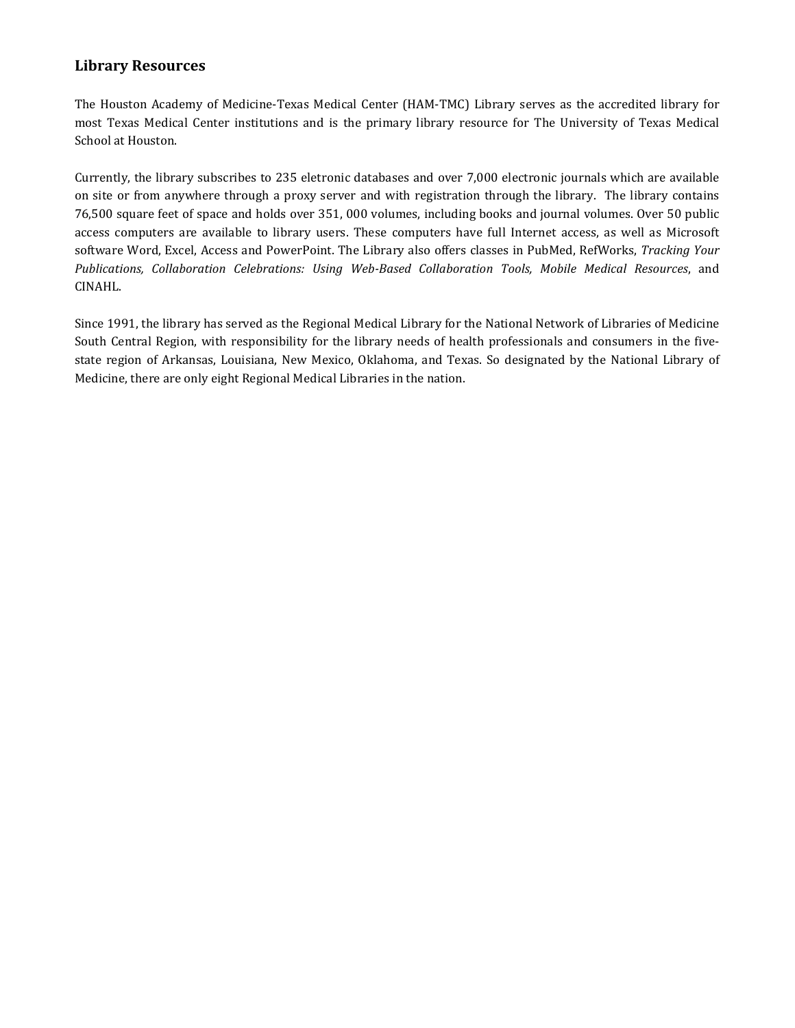## Library Resources

The Houston Academy of Medicine-Texas Medical Center (HAM-TMC) Library serves as the accredited library for most Texas Medical Center institutions and is the primary library resource for The University of Texas Medical School at Houston.

Currently, the library subscribes to 235 eletronic databases and over 7,000 electronic journals which are available on site or from anywhere through a proxy server and with registration through the library. The library contains 76,500 square feet of space and holds over 351, 000 volumes, including books and journal volumes. Over 50 public access computers are available to library users. These computers have full Internet access, as well as Microsoft software Word, Excel, Access and PowerPoint. The Library also offers classes in PubMed, RefWorks, *Tracking Your Publications, Collaboration Celebrations: Using Web-Based Collaboration Tools, Mobile Medical Resources*, and CINAHL.

Since 1991, the library has served as the Regional Medical Library for the National Network of Libraries of Medicine South Central Region, with responsibility for the library needs of health professionals and consumers in the five-state region of Arkansas, Louisiana, New Mexico, Oklahoma, and Texas. So designated by the National Library of Medicine, there are only eight Regional Medical Libraries in the nation.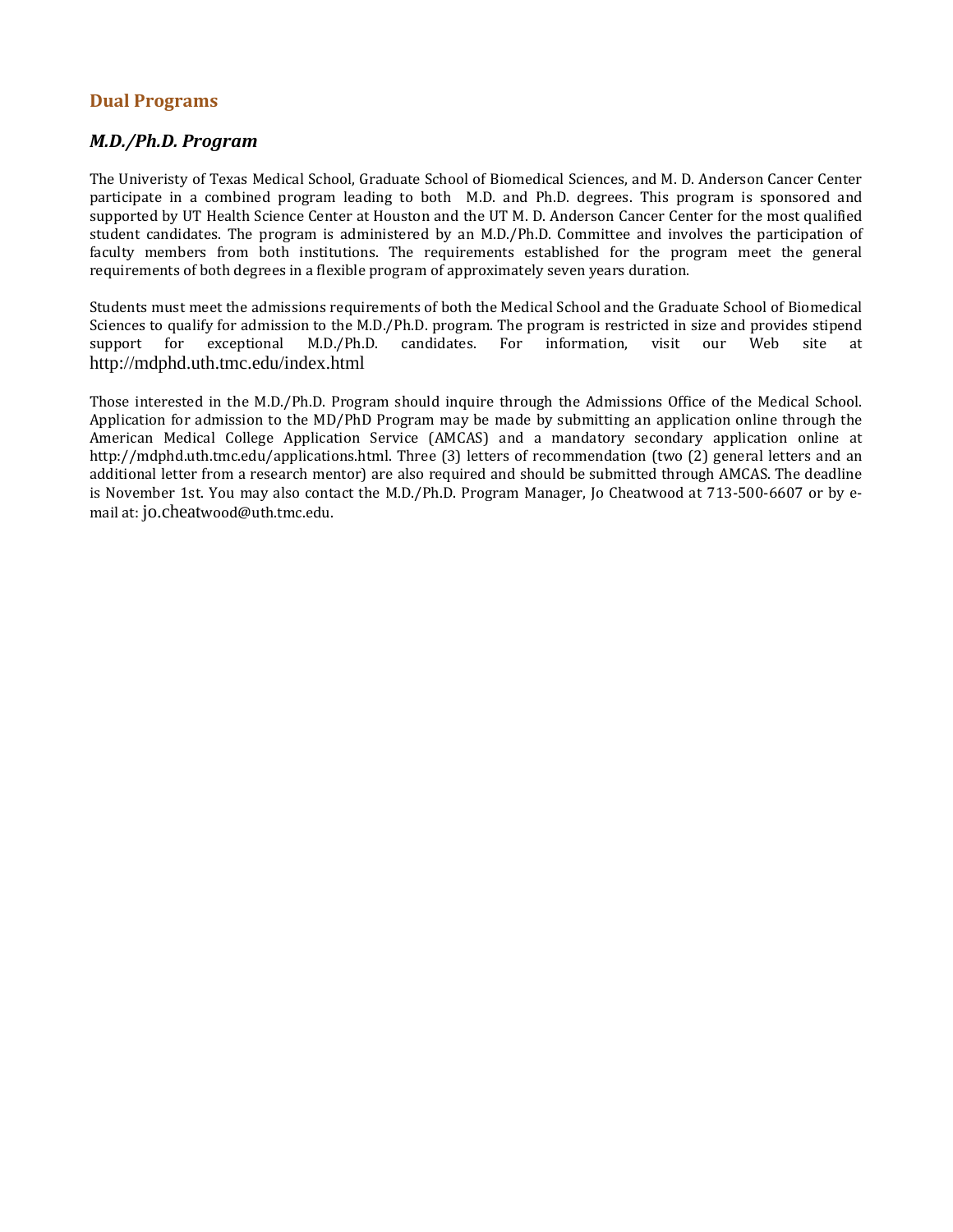## Dual Programs

### *M.D./Ph.D. Program*

The Univeristy of Texas Medical School, Graduate School of Biomedical Sciences, and M. D. Anderson Cancer Center participate in a combined program leading to both M.D. and Ph.D. degrees. This program is sponsored and supported by UT Health Science Center at Houston and the UT M. D. Anderson Cancer Center for the most qualified student candidates. The program is administered by an M.D./Ph.D. Committee and involves the participation of faculty members from both institutions. The requirements established for the program meet the general requirements of both degrees in a flexible program of approximately seven years duration.

Students must meet the admissions requirements of both the Medical School and the Graduate School of Biomedical Sciences to qualify for admission to the M.D./Ph.D. program. The program is restricted in size and provides stipend support for exceptional M.D./Ph.D. candidates. For information, visit our Web site at http://mdphd.uth.tmc.edu/index.html

Those interested in the M.D./Ph.D. Program should inquire through the Admissions Office of the Medical School. Application for admission to the MD/PhD Program may be made by submitting an application online through the American Medical College Application Service (AMCAS) and a mandatory secondary application online at http://mdphd.uth.tmc.edu/applications.html. Three (3) letters of recommendation (two (2) general letters and an additional letter from a research mentor) are also required and should be submitted through AMCAS. The deadline is November 1st. You may also contact the M.D./Ph.D. Program Manager, Jo Cheatwood at 713-500-6607 or by e-mail at: jo.cheatwood@uth.tmc.edu.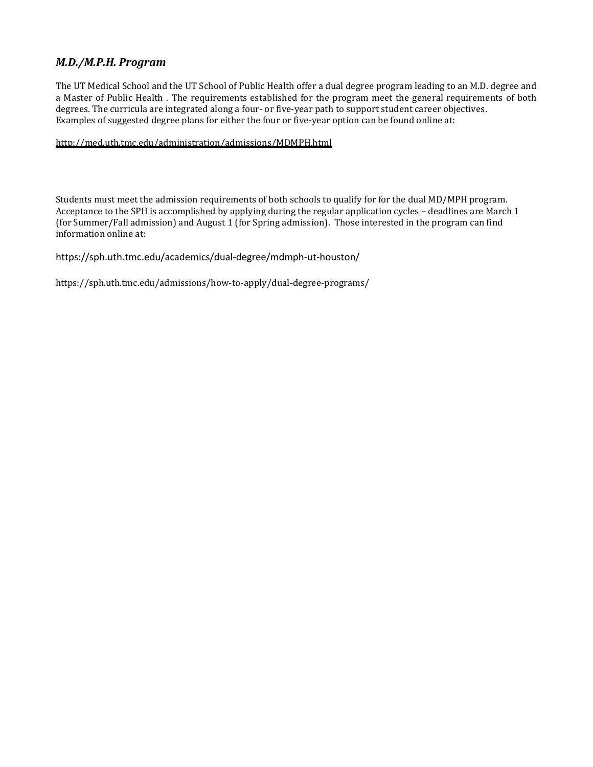### *M.D./M.P.H. Program*

The UT Medical School and the UT School of Public Health offer a dual degree program leading to an M.D. degree and a Master of Public Health . The requirements established for the program meet the general requirements of both degrees. The curricula are integrated along a four- or five-year path to support student career objectives.
Examples of suggested degree plans for either the four or five-year option can be found online at:

http://med.uth.tmc.edu/administration/admissions/MDMPH.html

Students must meet the admission requirements of both schools to qualify for for the dual MD/MPH program. Acceptance to the SPH is accomplished by applying during the regular application cycles – deadlines are March 1 (for Summer/Fall admission) and August 1 (for Spring admission). Those interested in the program can find information online at:

https://sph.uth.tmc.edu/academics/dual-degree/mdmph-ut-houston/

https://sph.uth.tmc.edu/admissions/how-to-apply/dual-degree-programs/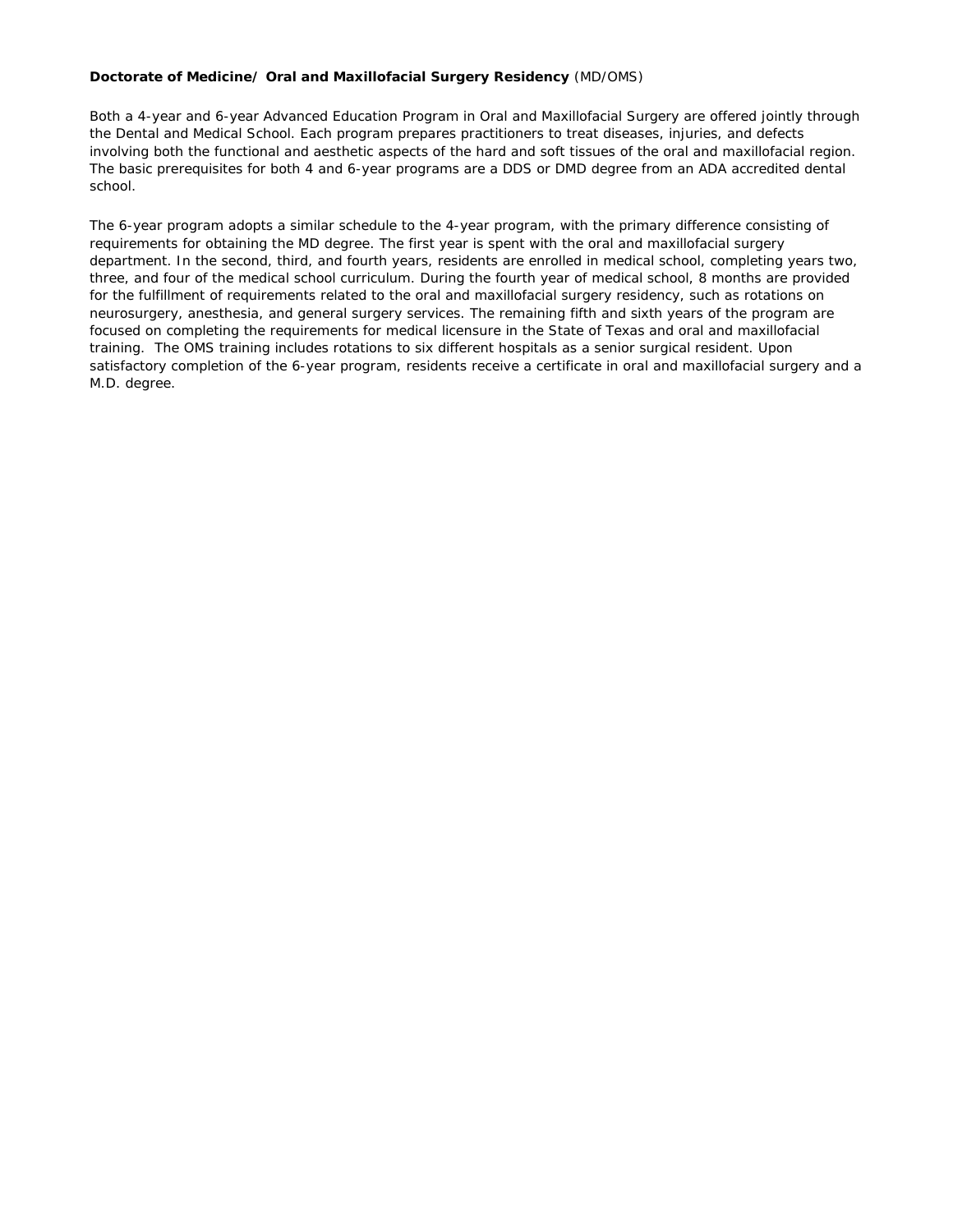**Doctorate of Medicine/ Oral and Maxillofacial Surgery Residency** (MD/OMS)

Both a 4-year and 6-year Advanced Education Program in Oral and Maxillofacial Surgery are offered jointly through the Dental and Medical School. Each program prepares practitioners to treat diseases, injuries, and defects involving both the functional and aesthetic aspects of the hard and soft tissues of the oral and maxillofacial region. The basic prerequisites for both 4 and 6-year programs are a DDS or DMD degree from an ADA accredited dental school.

The 6-year program adopts a similar schedule to the 4-year program, with the primary difference consisting of requirements for obtaining the MD degree. The first year is spent with the oral and maxillofacial surgery department. In the second, third, and fourth years, residents are enrolled in medical school, completing years two, three, and four of the medical school curriculum. During the fourth year of medical school, 8 months are provided for the fulfillment of requirements related to the oral and maxillofacial surgery residency, such as rotations on neurosurgery, anesthesia, and general surgery services. The remaining fifth and sixth years of the program are focused on completing the requirements for medical licensure in the State of Texas and oral and maxillofacial training. The OMS training includes rotations to six different hospitals as a senior surgical resident. Upon satisfactory completion of the 6-year program, residents receive a certificate in oral and maxillofacial surgery and a M.D. degree.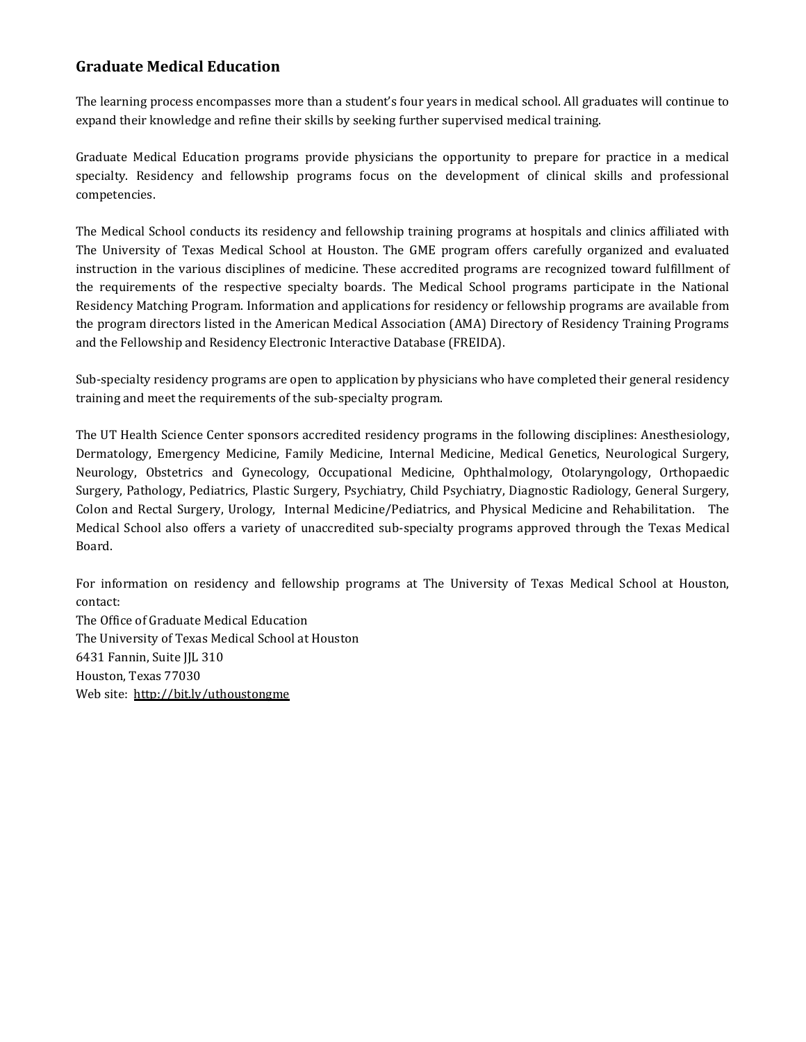## Graduate Medical Education

The learning process encompasses more than a student's four years in medical school. All graduates will continue to expand their knowledge and refine their skills by seeking further supervised medical training.

Graduate Medical Education programs provide physicians the opportunity to prepare for practice in a medical specialty. Residency and fellowship programs focus on the development of clinical skills and professional competencies.

The Medical School conducts its residency and fellowship training programs at hospitals and clinics affiliated with The University of Texas Medical School at Houston. The GME program offers carefully organized and evaluated instruction in the various disciplines of medicine. These accredited programs are recognized toward fulfillment of the requirements of the respective specialty boards. The Medical School programs participate in the National Residency Matching Program. Information and applications for residency or fellowship programs are available from the program directors listed in the American Medical Association (AMA) Directory of Residency Training Programs and the Fellowship and Residency Electronic Interactive Database (FREIDA).

Sub-specialty residency programs are open to application by physicians who have completed their general residency training and meet the requirements of the sub-specialty program.

The UT Health Science Center sponsors accredited residency programs in the following disciplines: Anesthesiology, Dermatology, Emergency Medicine, Family Medicine, Internal Medicine, Medical Genetics, Neurological Surgery, Neurology, Obstetrics and Gynecology, Occupational Medicine, Ophthalmology, Otolaryngology, Orthopaedic Surgery, Pathology, Pediatrics, Plastic Surgery, Psychiatry, Child Psychiatry, Diagnostic Radiology, General Surgery, Colon and Rectal Surgery, Urology, Internal Medicine/Pediatrics, and Physical Medicine and Rehabilitation. The Medical School also offers a variety of unaccredited sub-specialty programs approved through the Texas Medical Board.

For information on residency and fellowship programs at The University of Texas Medical School at Houston, contact:
The Office of Graduate Medical Education
The University of Texas Medical School at Houston
6431 Fannin, Suite JJL 310
Houston, Texas 77030
Web site: http://bit.ly/uthoustongme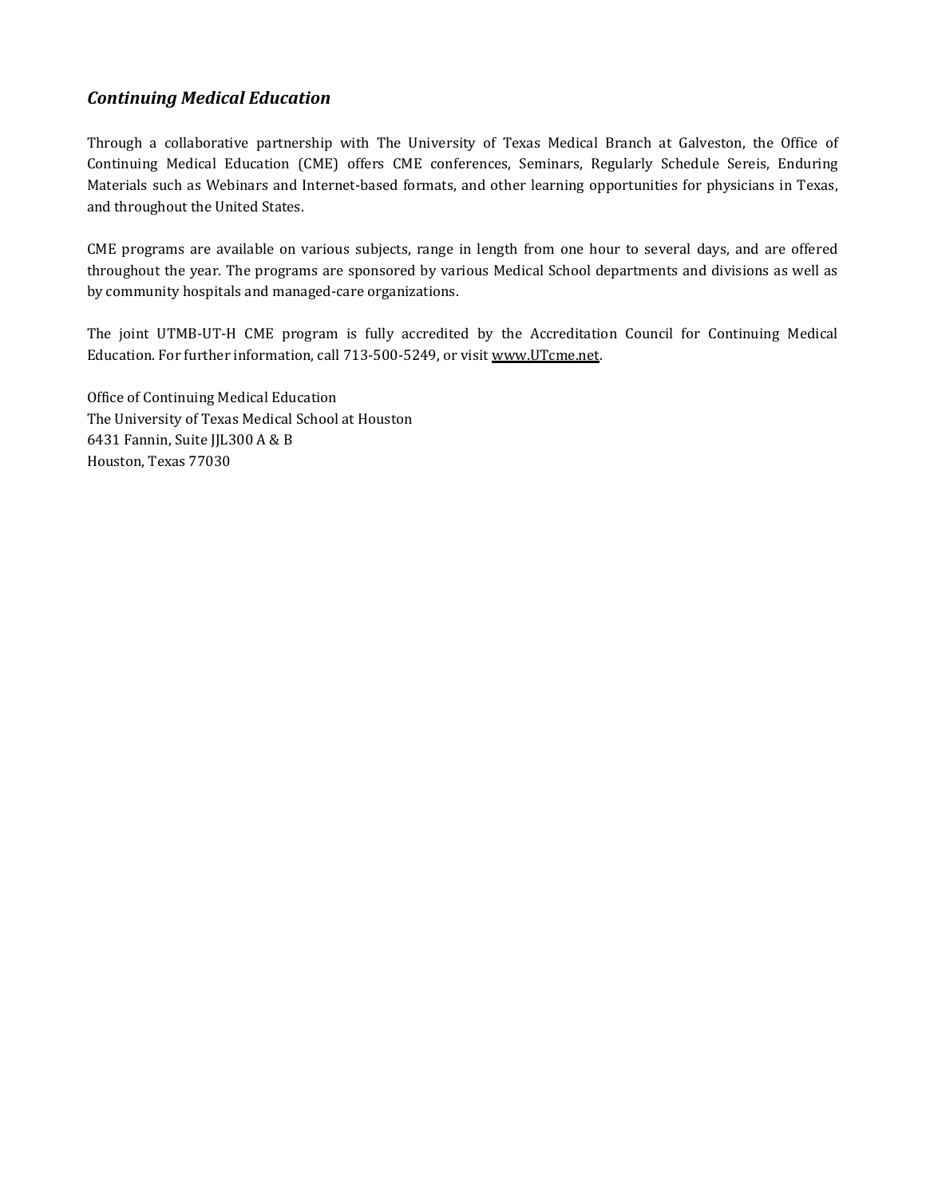### *Continuing Medical Education*

Through a collaborative partnership with The University of Texas Medical Branch at Galveston, the Office of Continuing Medical Education (CME) offers CME conferences, Seminars, Regularly Schedule Sereis, Enduring Materials such as Webinars and Internet-based formats, and other learning opportunities for physicians in Texas, and throughout the United States.

CME programs are available on various subjects, range in length from one hour to several days, and are offered throughout the year. The programs are sponsored by various Medical School departments and divisions as well as by community hospitals and managed-care organizations.

The joint UTMB-UT-H CME program is fully accredited by the Accreditation Council for Continuing Medical Education. For further information, call 713-500-5249, or visit www.UTcme.net.

Office of Continuing Medical Education
The University of Texas Medical School at Houston
6431 Fannin, Suite JJL300 A & B
Houston, Texas 77030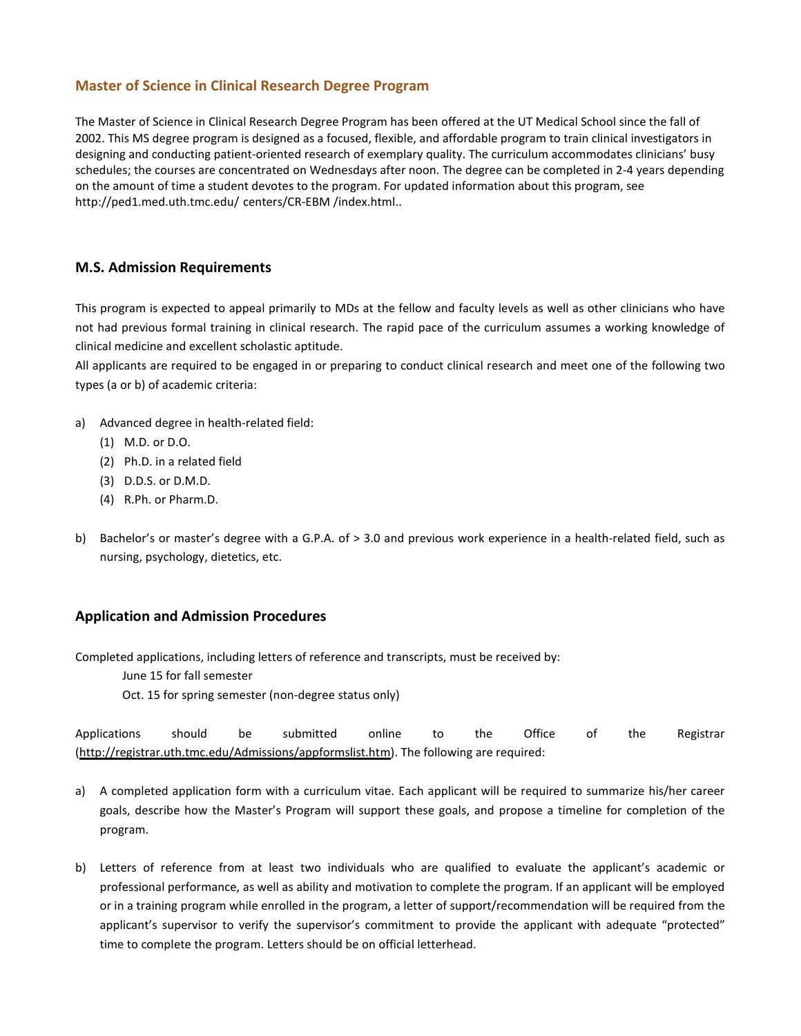## Master of Science in Clinical Research Degree Program

The Master of Science in Clinical Research Degree Program has been offered at the UT Medical School since the fall of 2002. This MS degree program is designed as a focused, flexible, and affordable program to train clinical investigators in designing and conducting patient-oriented research of exemplary quality. The curriculum accommodates clinicians' busy schedules; the courses are concentrated on Wednesdays after noon. The degree can be completed in 2-4 years depending on the amount of time a student devotes to the program. For updated information about this program, see http://ped1.med.uth.tmc.edu/ centers/CR-EBM /index.html..

### M.S. Admission Requirements

This program is expected to appeal primarily to MDs at the fellow and faculty levels as well as other clinicians who have not had previous formal training in clinical research. The rapid pace of the curriculum assumes a working knowledge of clinical medicine and excellent scholastic aptitude.

All applicants are required to be engaged in or preparing to conduct clinical research and meet one of the following two types (a or b) of academic criteria:

a) Advanced degree in health-related field:
   (1) M.D. or D.O.
   (2) Ph.D. in a related field
   (3) D.D.S. or D.M.D.
   (4) R.Ph. or Pharm.D.

b) Bachelor's or master's degree with a G.P.A. of > 3.0 and previous work experience in a health-related field, such as nursing, psychology, dietetics, etc.

### Application and Admission Procedures

Completed applications, including letters of reference and transcripts, must be received by:

June 15 for fall semester
Oct. 15 for spring semester (non-degree status only)

Applications should be submitted online to the Office of the Registrar (http://registrar.uth.tmc.edu/Admissions/appformslist.htm). The following are required:

a) A completed application form with a curriculum vitae. Each applicant will be required to summarize his/her career goals, describe how the Master's Program will support these goals, and propose a timeline for completion of the program.

b) Letters of reference from at least two individuals who are qualified to evaluate the applicant's academic or professional performance, as well as ability and motivation to complete the program. If an applicant will be employed or in a training program while enrolled in the program, a letter of support/recommendation will be required from the applicant's supervisor to verify the supervisor's commitment to provide the applicant with adequate "protected" time to complete the program. Letters should be on official letterhead.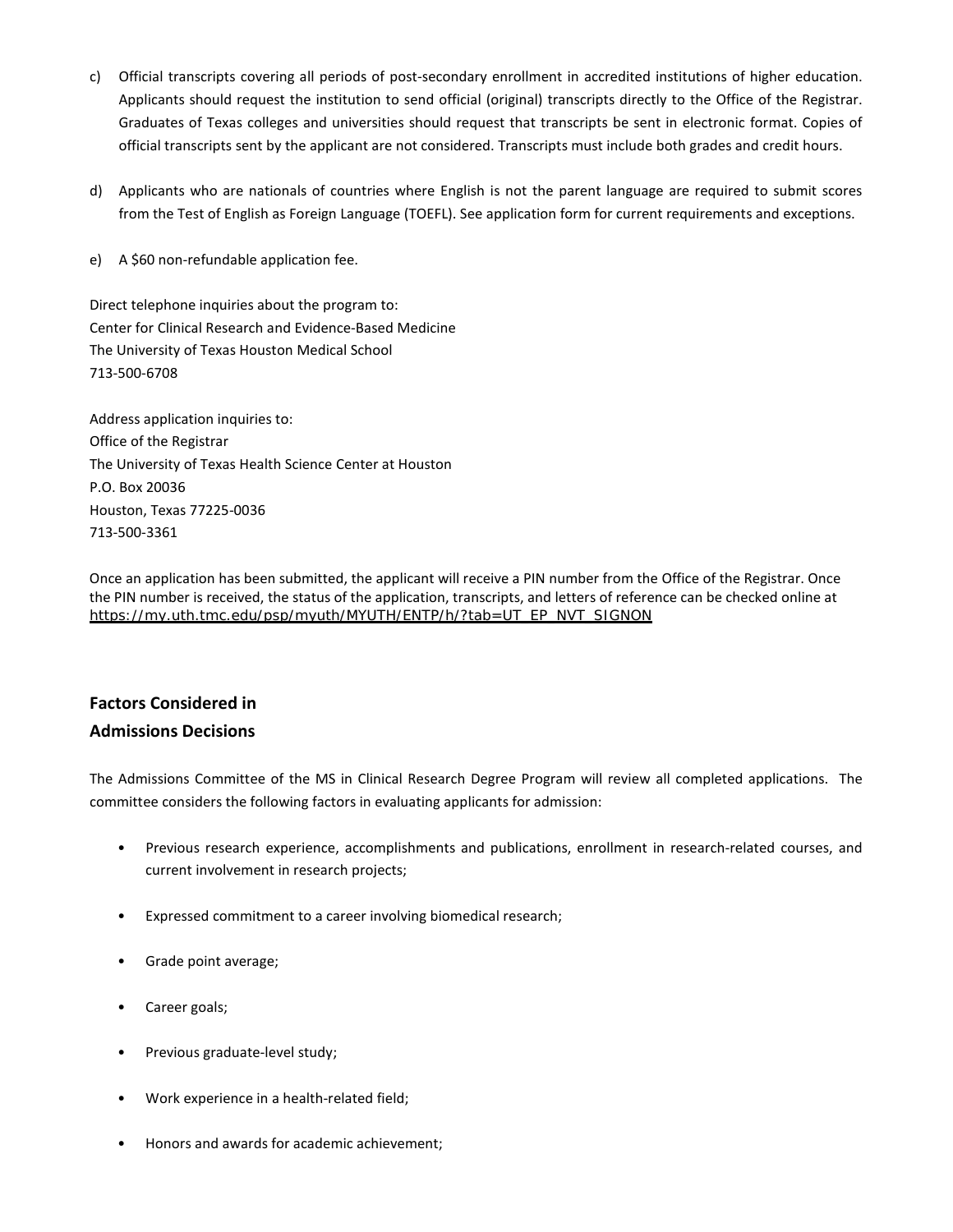c) Official transcripts covering all periods of post-secondary enrollment in accredited institutions of higher education. Applicants should request the institution to send official (original) transcripts directly to the Office of the Registrar. Graduates of Texas colleges and universities should request that transcripts be sent in electronic format. Copies of official transcripts sent by the applicant are not considered. Transcripts must include both grades and credit hours.

d) Applicants who are nationals of countries where English is not the parent language are required to submit scores from the Test of English as Foreign Language (TOEFL). See application form for current requirements and exceptions.

e) A $60 non-refundable application fee.

Direct telephone inquiries about the program to:
Center for Clinical Research and Evidence-Based Medicine
The University of Texas Houston Medical School
713-500-6708

Address application inquiries to:
Office of the Registrar
The University of Texas Health Science Center at Houston
P.O. Box 20036
Houston, Texas 77225-0036
713-500-3361

Once an application has been submitted, the applicant will receive a PIN number from the Office of the Registrar. Once the PIN number is received, the status of the application, transcripts, and letters of reference can be checked online at https://my.uth.tmc.edu/psp/myuth/MYUTH/ENTP/h/?tab=UT_EP_NVT_SIGNON

## Factors Considered in Admissions Decisions

The Admissions Committee of the MS in Clinical Research Degree Program will review all completed applications. The committee considers the following factors in evaluating applicants for admission:

- Previous research experience, accomplishments and publications, enrollment in research-related courses, and current involvement in research projects;
- Expressed commitment to a career involving biomedical research;
- Grade point average;
- Career goals;
- Previous graduate-level study;
- Work experience in a health-related field;
- Honors and awards for academic achievement;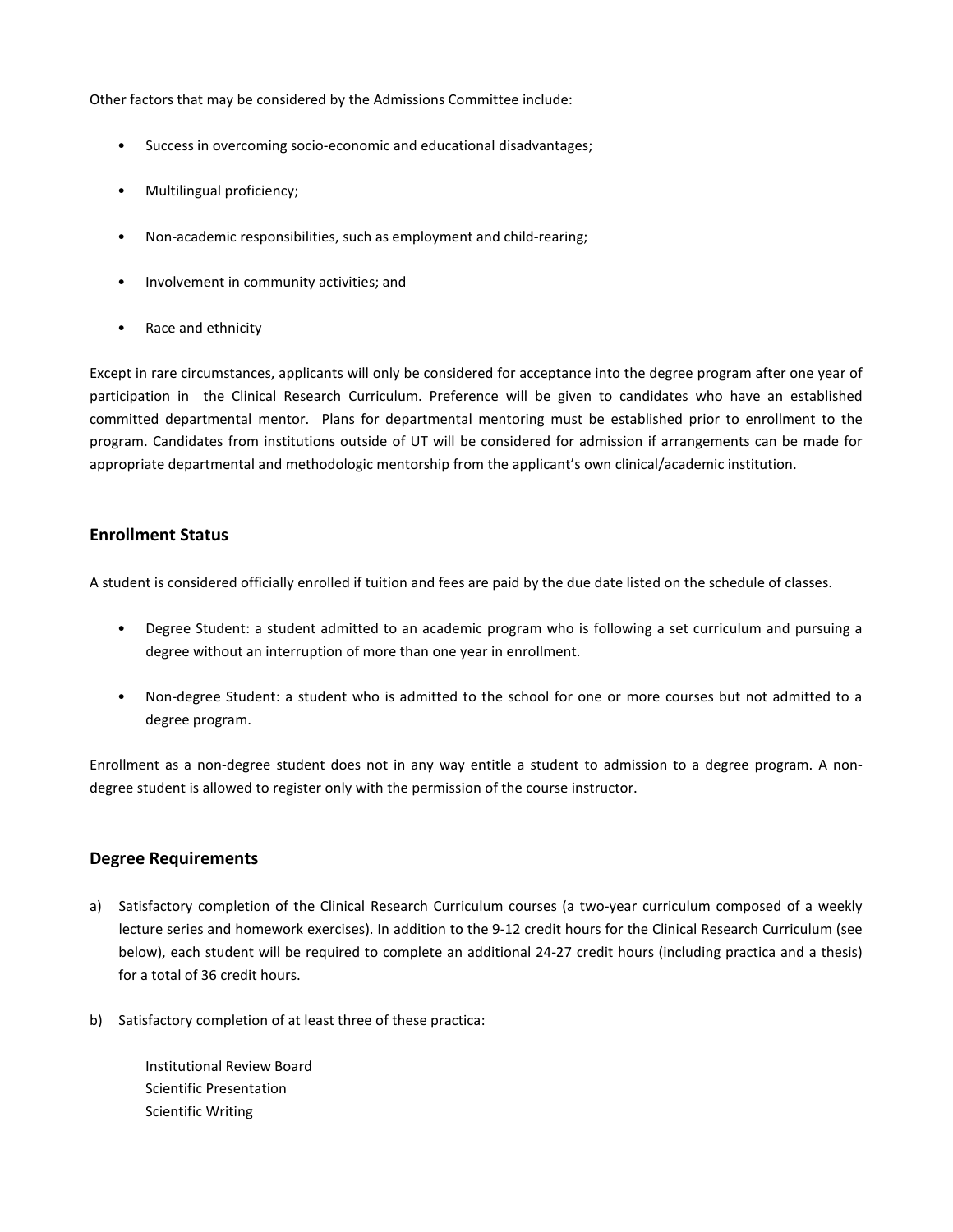Other factors that may be considered by the Admissions Committee include:

- Success in overcoming socio-economic and educational disadvantages;
- Multilingual proficiency;
- Non-academic responsibilities, such as employment and child-rearing;
- Involvement in community activities; and
- Race and ethnicity

Except in rare circumstances, applicants will only be considered for acceptance into the degree program after one year of participation in the Clinical Research Curriculum. Preference will be given to candidates who have an established committed departmental mentor. Plans for departmental mentoring must be established prior to enrollment to the program. Candidates from institutions outside of UT will be considered for admission if arrangements can be made for appropriate departmental and methodologic mentorship from the applicant's own clinical/academic institution.

## Enrollment Status

A student is considered officially enrolled if tuition and fees are paid by the due date listed on the schedule of classes.

- Degree Student: a student admitted to an academic program who is following a set curriculum and pursuing a degree without an interruption of more than one year in enrollment.
- Non-degree Student: a student who is admitted to the school for one or more courses but not admitted to a degree program.

Enrollment as a non-degree student does not in any way entitle a student to admission to a degree program. A non-degree student is allowed to register only with the permission of the course instructor.

## Degree Requirements

a) Satisfactory completion of the Clinical Research Curriculum courses (a two-year curriculum composed of a weekly lecture series and homework exercises). In addition to the 9-12 credit hours for the Clinical Research Curriculum (see below), each student will be required to complete an additional 24-27 credit hours (including practica and a thesis) for a total of 36 credit hours.

b) Satisfactory completion of at least three of these practica:

 Institutional Review Board
 Scientific Presentation
 Scientific Writing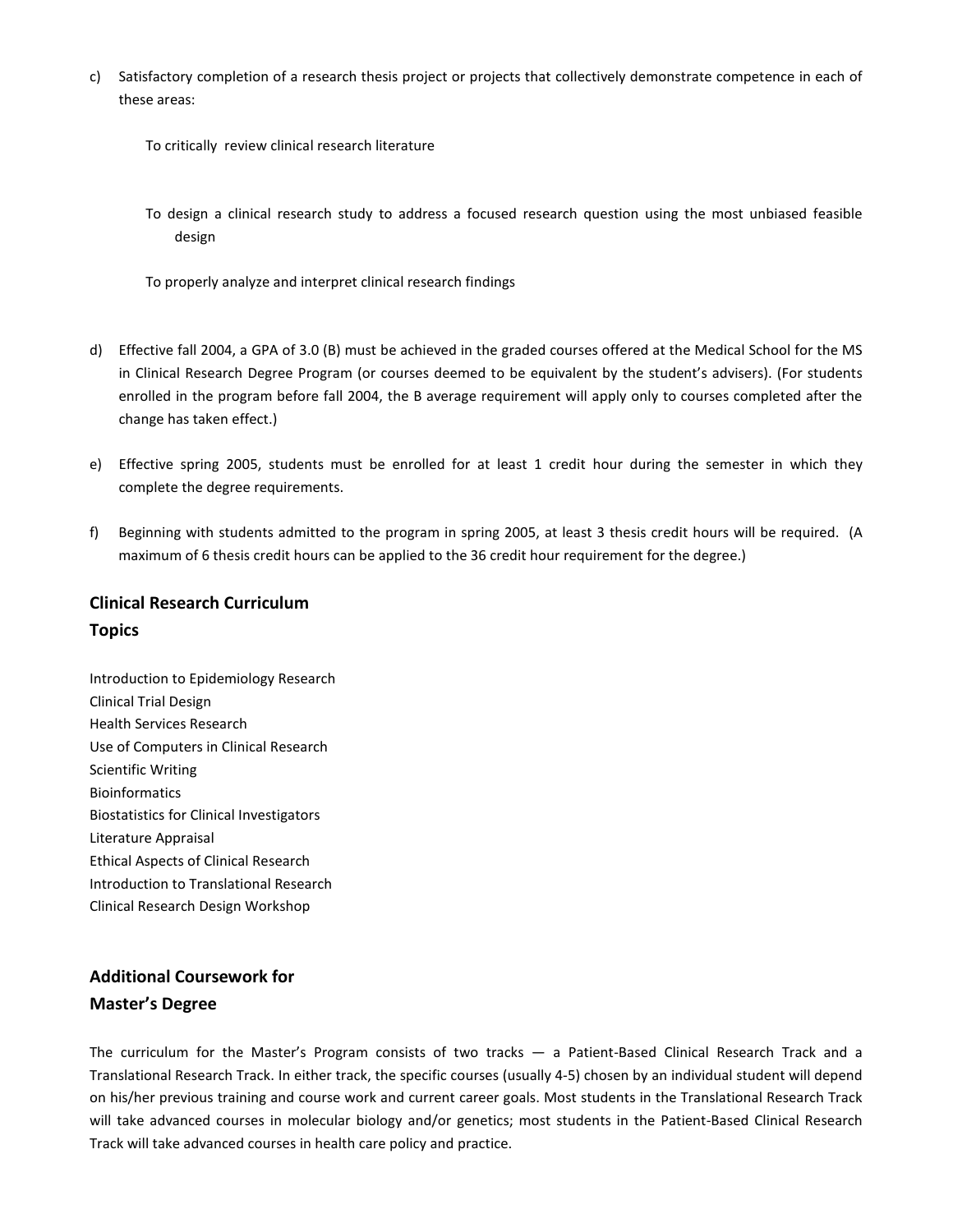c) Satisfactory completion of a research thesis project or projects that collectively demonstrate competence in each of these areas:

   To critically review clinical research literature

   To design a clinical research study to address a focused research question using the most unbiased feasible design

   To properly analyze and interpret clinical research findings

d) Effective fall 2004, a GPA of 3.0 (B) must be achieved in the graded courses offered at the Medical School for the MS in Clinical Research Degree Program (or courses deemed to be equivalent by the student's advisers). (For students enrolled in the program before fall 2004, the B average requirement will apply only to courses completed after the change has taken effect.)

e) Effective spring 2005, students must be enrolled for at least 1 credit hour during the semester in which they complete the degree requirements.

f) Beginning with students admitted to the program in spring 2005, at least 3 thesis credit hours will be required. (A maximum of 6 thesis credit hours can be applied to the 36 credit hour requirement for the degree.)

## Clinical Research Curriculum Topics

Introduction to Epidemiology Research
Clinical Trial Design
Health Services Research
Use of Computers in Clinical Research
Scientific Writing
Bioinformatics
Biostatistics for Clinical Investigators
Literature Appraisal
Ethical Aspects of Clinical Research
Introduction to Translational Research
Clinical Research Design Workshop

## Additional Coursework for Master's Degree

The curriculum for the Master's Program consists of two tracks — a Patient-Based Clinical Research Track and a Translational Research Track. In either track, the specific courses (usually 4-5) chosen by an individual student will depend on his/her previous training and course work and current career goals. Most students in the Translational Research Track will take advanced courses in molecular biology and/or genetics; most students in the Patient-Based Clinical Research Track will take advanced courses in health care policy and practice.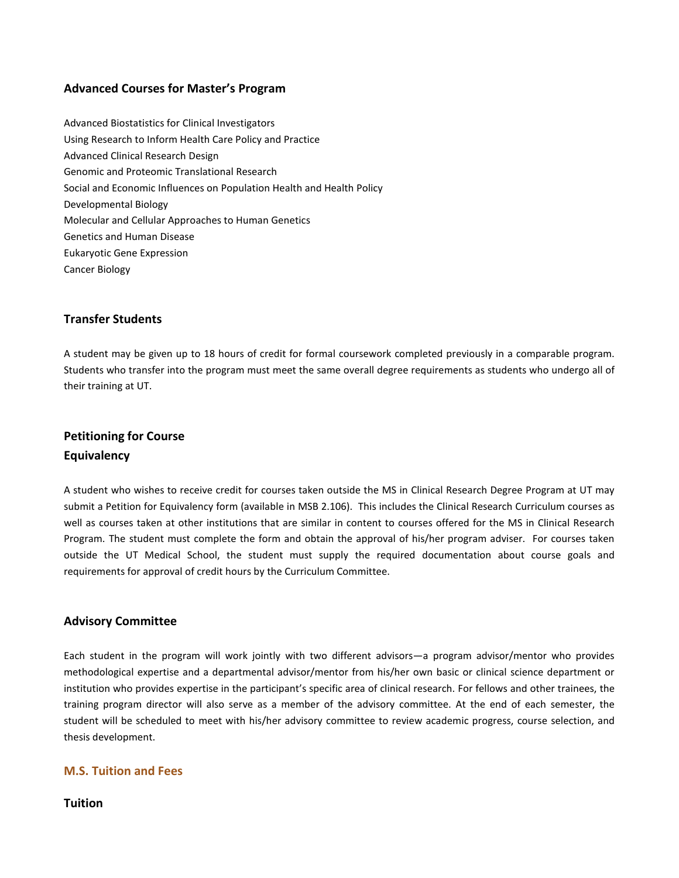### Advanced Courses for Master's Program

Advanced Biostatistics for Clinical Investigators
Using Research to Inform Health Care Policy and Practice
Advanced Clinical Research Design
Genomic and Proteomic Translational Research
Social and Economic Influences on Population Health and Health Policy
Developmental Biology
Molecular and Cellular Approaches to Human Genetics
Genetics and Human Disease
Eukaryotic Gene Expression
Cancer Biology

### Transfer Students

A student may be given up to 18 hours of credit for formal coursework completed previously in a comparable program. Students who transfer into the program must meet the same overall degree requirements as students who undergo all of their training at UT.

### Petitioning for Course Equivalency

A student who wishes to receive credit for courses taken outside the MS in Clinical Research Degree Program at UT may submit a Petition for Equivalency form (available in MSB 2.106). This includes the Clinical Research Curriculum courses as well as courses taken at other institutions that are similar in content to courses offered for the MS in Clinical Research Program. The student must complete the form and obtain the approval of his/her program adviser. For courses taken outside the UT Medical School, the student must supply the required documentation about course goals and requirements for approval of credit hours by the Curriculum Committee.

### Advisory Committee

Each student in the program will work jointly with two different advisors—a program advisor/mentor who provides methodological expertise and a departmental advisor/mentor from his/her own basic or clinical science department or institution who provides expertise in the participant's specific area of clinical research. For fellows and other trainees, the training program director will also serve as a member of the advisory committee. At the end of each semester, the student will be scheduled to meet with his/her advisory committee to review academic progress, course selection, and thesis development.

## M.S. Tuition and Fees

### Tuition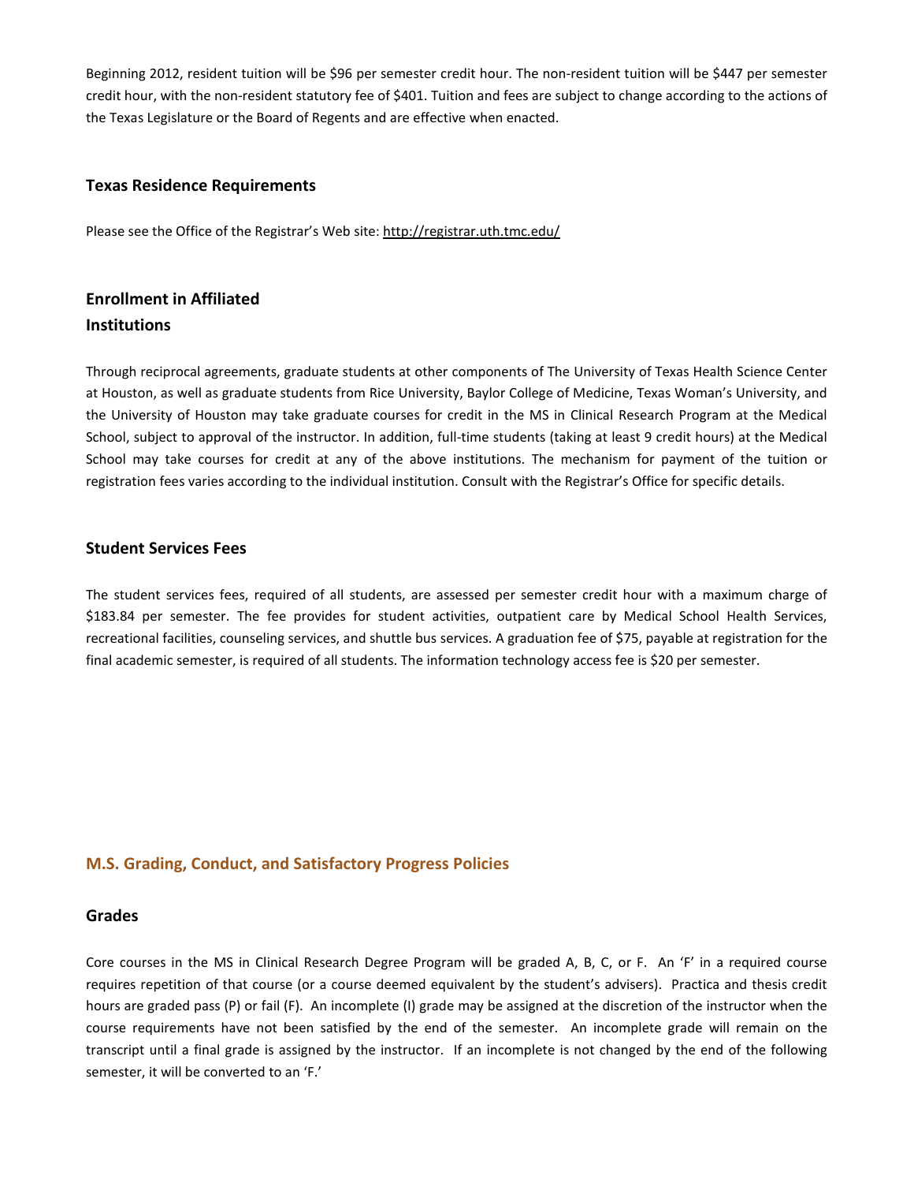Beginning 2012, resident tuition will be $96 per semester credit hour. The non-resident tuition will be $447 per semester credit hour, with the non-resident statutory fee of $401. Tuition and fees are subject to change according to the actions of the Texas Legislature or the Board of Regents and are effective when enacted.

### Texas Residence Requirements

Please see the Office of the Registrar's Web site: http://registrar.uth.tmc.edu/

### Enrollment in Affiliated Institutions

Through reciprocal agreements, graduate students at other components of The University of Texas Health Science Center at Houston, as well as graduate students from Rice University, Baylor College of Medicine, Texas Woman's University, and the University of Houston may take graduate courses for credit in the MS in Clinical Research Program at the Medical School, subject to approval of the instructor. In addition, full-time students (taking at least 9 credit hours) at the Medical School may take courses for credit at any of the above institutions. The mechanism for payment of the tuition or registration fees varies according to the individual institution. Consult with the Registrar's Office for specific details.

### Student Services Fees

The student services fees, required of all students, are assessed per semester credit hour with a maximum charge of $183.84 per semester. The fee provides for student activities, outpatient care by Medical School Health Services, recreational facilities, counseling services, and shuttle bus services. A graduation fee of $75, payable at registration for the final academic semester, is required of all students. The information technology access fee is $20 per semester.

## M.S. Grading, Conduct, and Satisfactory Progress Policies

### Grades

Core courses in the MS in Clinical Research Degree Program will be graded A, B, C, or F. An 'F' in a required course requires repetition of that course (or a course deemed equivalent by the student's advisers). Practica and thesis credit hours are graded pass (P) or fail (F). An incomplete (I) grade may be assigned at the discretion of the instructor when the course requirements have not been satisfied by the end of the semester. An incomplete grade will remain on the transcript until a final grade is assigned by the instructor. If an incomplete is not changed by the end of the following semester, it will be converted to an 'F.'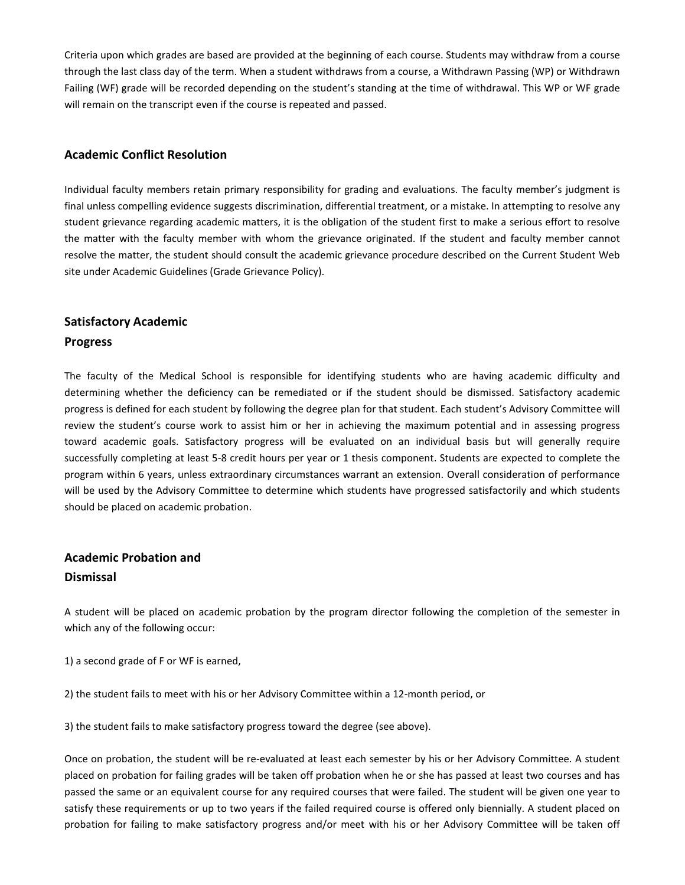Criteria upon which grades are based are provided at the beginning of each course. Students may withdraw from a course through the last class day of the term. When a student withdraws from a course, a Withdrawn Passing (WP) or Withdrawn Failing (WF) grade will be recorded depending on the student's standing at the time of withdrawal. This WP or WF grade will remain on the transcript even if the course is repeated and passed.

## Academic Conflict Resolution

Individual faculty members retain primary responsibility for grading and evaluations. The faculty member's judgment is final unless compelling evidence suggests discrimination, differential treatment, or a mistake. In attempting to resolve any student grievance regarding academic matters, it is the obligation of the student first to make a serious effort to resolve the matter with the faculty member with whom the grievance originated. If the student and faculty member cannot resolve the matter, the student should consult the academic grievance procedure described on the Current Student Web site under Academic Guidelines (Grade Grievance Policy).

## Satisfactory Academic Progress

The faculty of the Medical School is responsible for identifying students who are having academic difficulty and determining whether the deficiency can be remediated or if the student should be dismissed. Satisfactory academic progress is defined for each student by following the degree plan for that student. Each student's Advisory Committee will review the student's course work to assist him or her in achieving the maximum potential and in assessing progress toward academic goals. Satisfactory progress will be evaluated on an individual basis but will generally require successfully completing at least 5-8 credit hours per year or 1 thesis component. Students are expected to complete the program within 6 years, unless extraordinary circumstances warrant an extension. Overall consideration of performance will be used by the Advisory Committee to determine which students have progressed satisfactorily and which students should be placed on academic probation.

## Academic Probation and Dismissal

A student will be placed on academic probation by the program director following the completion of the semester in which any of the following occur:

1) a second grade of F or WF is earned,

2) the student fails to meet with his or her Advisory Committee within a 12-month period, or

3) the student fails to make satisfactory progress toward the degree (see above).

Once on probation, the student will be re-evaluated at least each semester by his or her Advisory Committee. A student placed on probation for failing grades will be taken off probation when he or she has passed at least two courses and has passed the same or an equivalent course for any required courses that were failed. The student will be given one year to satisfy these requirements or up to two years if the failed required course is offered only biennially. A student placed on probation for failing to make satisfactory progress and/or meet with his or her Advisory Committee will be taken off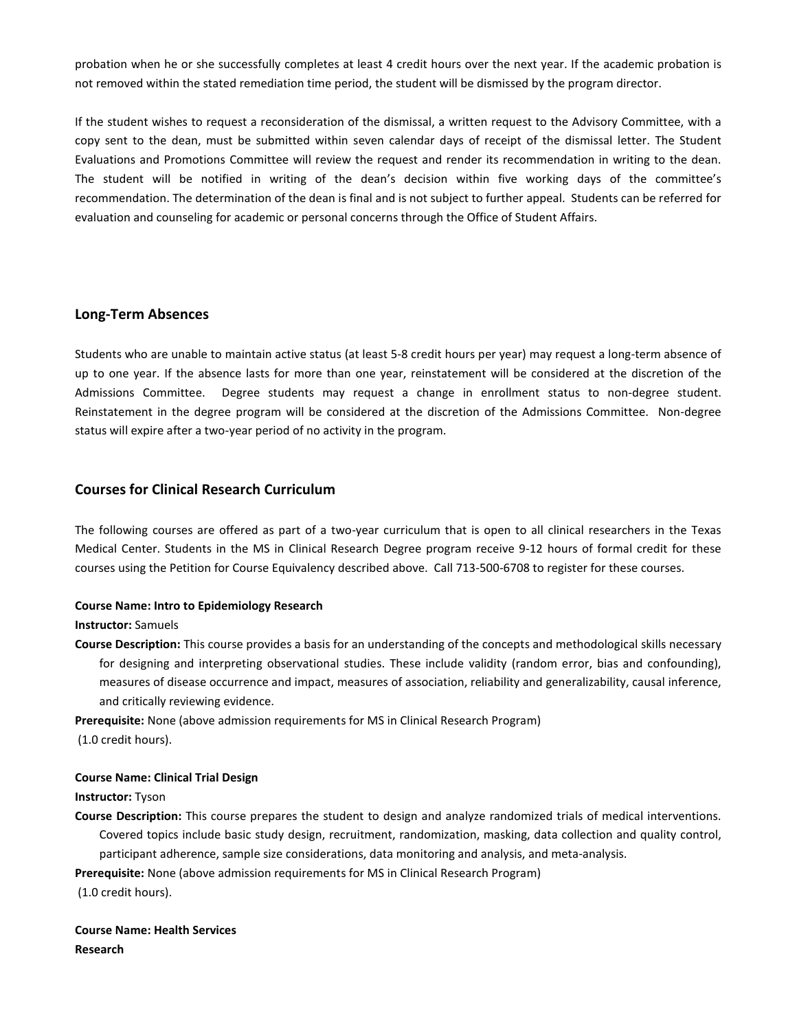probation when he or she successfully completes at least 4 credit hours over the next year. If the academic probation is not removed within the stated remediation time period, the student will be dismissed by the program director.

If the student wishes to request a reconsideration of the dismissal, a written request to the Advisory Committee, with a copy sent to the dean, must be submitted within seven calendar days of receipt of the dismissal letter. The Student Evaluations and Promotions Committee will review the request and render its recommendation in writing to the dean. The student will be notified in writing of the dean's decision within five working days of the committee's recommendation. The determination of the dean is final and is not subject to further appeal. Students can be referred for evaluation and counseling for academic or personal concerns through the Office of Student Affairs.

### Long-Term Absences

Students who are unable to maintain active status (at least 5-8 credit hours per year) may request a long-term absence of up to one year. If the absence lasts for more than one year, reinstatement will be considered at the discretion of the Admissions Committee. Degree students may request a change in enrollment status to non-degree student. Reinstatement in the degree program will be considered at the discretion of the Admissions Committee. Non-degree status will expire after a two-year period of no activity in the program.

### Courses for Clinical Research Curriculum

The following courses are offered as part of a two-year curriculum that is open to all clinical researchers in the Texas Medical Center. Students in the MS in Clinical Research Degree program receive 9-12 hours of formal credit for these courses using the Petition for Course Equivalency described above. Call 713-500-6708 to register for these courses.

**Course Name: Intro to Epidemiology Research**

**Instructor:** Samuels

**Course Description:** This course provides a basis for an understanding of the concepts and methodological skills necessary for designing and interpreting observational studies. These include validity (random error, bias and confounding), measures of disease occurrence and impact, measures of association, reliability and generalizability, causal inference, and critically reviewing evidence.

**Prerequisite:** None (above admission requirements for MS in Clinical Research Program)
(1.0 credit hours).

**Course Name: Clinical Trial Design**

**Instructor:** Tyson

**Course Description:** This course prepares the student to design and analyze randomized trials of medical interventions. Covered topics include basic study design, recruitment, randomization, masking, data collection and quality control, participant adherence, sample size considerations, data monitoring and analysis, and meta-analysis.

**Prerequisite:** None (above admission requirements for MS in Clinical Research Program)
(1.0 credit hours).

**Course Name: Health Services Research**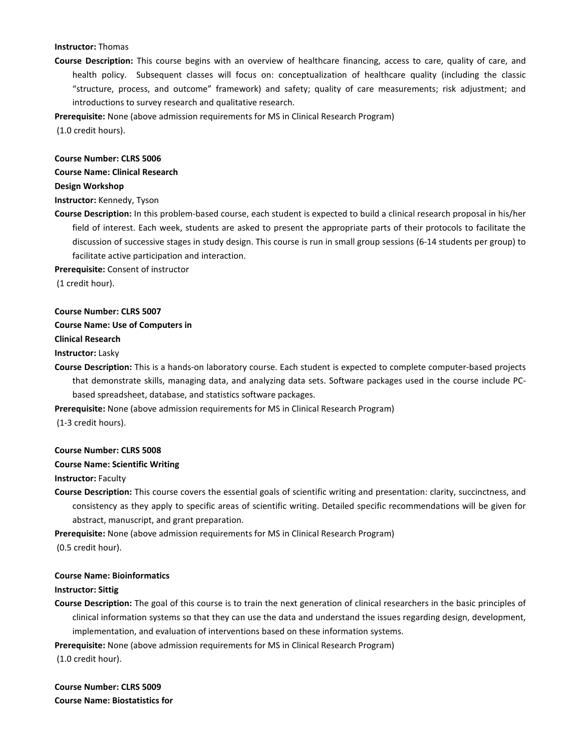**Instructor:** Thomas

**Course Description:** This course begins with an overview of healthcare financing, access to care, quality of care, and health policy. Subsequent classes will focus on: conceptualization of healthcare quality (including the classic "structure, process, and outcome" framework) and safety; quality of care measurements; risk adjustment; and introductions to survey research and qualitative research.

**Prerequisite:** None (above admission requirements for MS in Clinical Research Program)

(1.0 credit hours).

**Course Number: CLRS 5006**

**Course Name: Clinical Research Design Workshop**

**Instructor:** Kennedy, Tyson

**Course Description:** In this problem-based course, each student is expected to build a clinical research proposal in his/her field of interest. Each week, students are asked to present the appropriate parts of their protocols to facilitate the discussion of successive stages in study design. This course is run in small group sessions (6-14 students per group) to facilitate active participation and interaction.

**Prerequisite:** Consent of instructor

(1 credit hour).

**Course Number: CLRS 5007**

**Course Name: Use of Computers in Clinical Research**

**Instructor:** Lasky

**Course Description:** This is a hands-on laboratory course. Each student is expected to complete computer-based projects that demonstrate skills, managing data, and analyzing data sets. Software packages used in the course include PC-based spreadsheet, database, and statistics software packages.

**Prerequisite:** None (above admission requirements for MS in Clinical Research Program)

(1-3 credit hours).

**Course Number: CLRS 5008**

**Course Name: Scientific Writing**

**Instructor:** Faculty

**Course Description:** This course covers the essential goals of scientific writing and presentation: clarity, succinctness, and consistency as they apply to specific areas of scientific writing. Detailed specific recommendations will be given for abstract, manuscript, and grant preparation.

**Prerequisite:** None (above admission requirements for MS in Clinical Research Program)

(0.5 credit hour).

**Course Name: Bioinformatics**

**Instructor: Sittig**

**Course Description:** The goal of this course is to train the next generation of clinical researchers in the basic principles of clinical information systems so that they can use the data and understand the issues regarding design, development, implementation, and evaluation of interventions based on these information systems.

**Prerequisite:** None (above admission requirements for MS in Clinical Research Program)

(1.0 credit hour).

**Course Number: CLRS 5009**

**Course Name: Biostatistics for**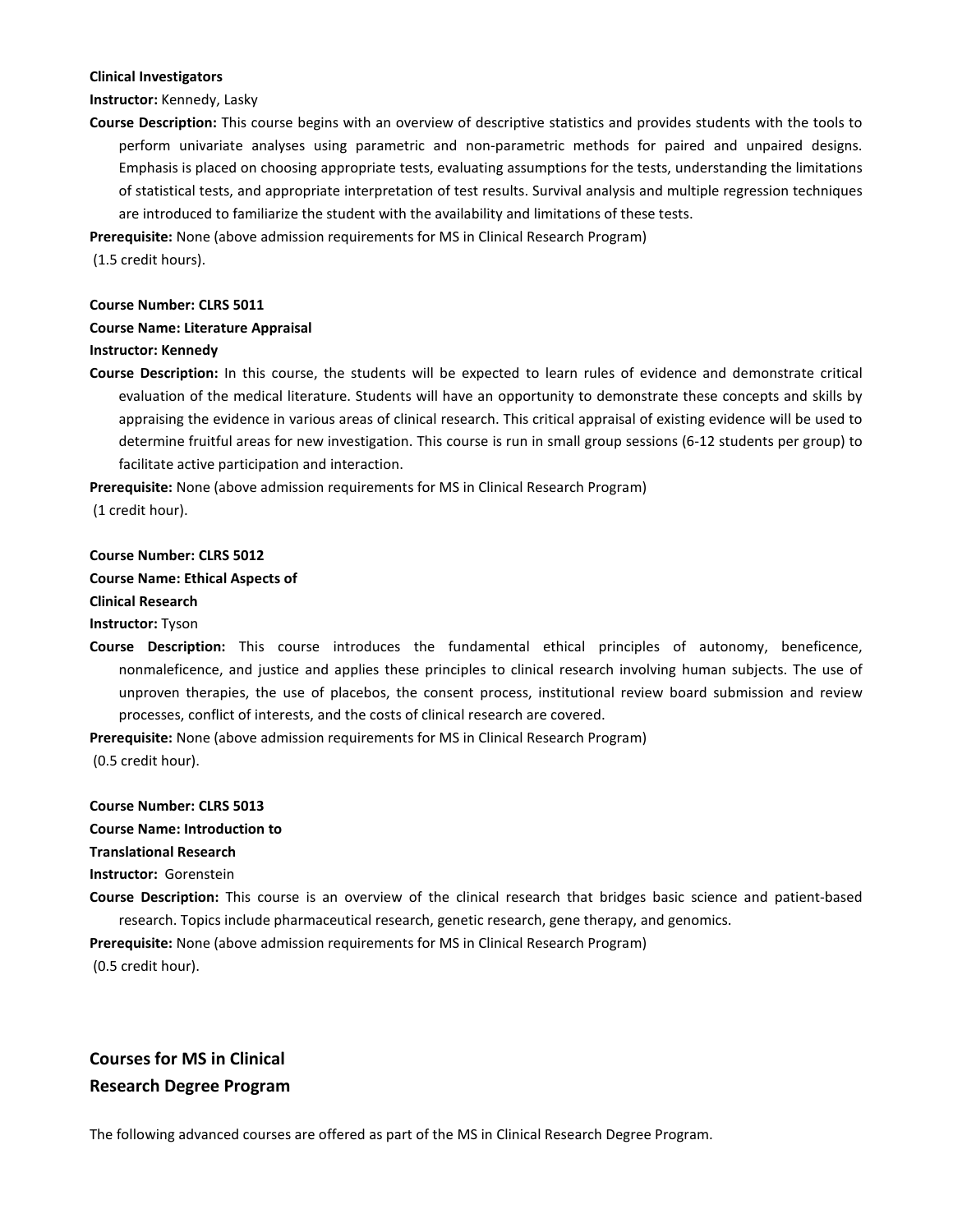**Clinical Investigators**

**Instructor:** Kennedy, Lasky

**Course Description:** This course begins with an overview of descriptive statistics and provides students with the tools to perform univariate analyses using parametric and non-parametric methods for paired and unpaired designs. Emphasis is placed on choosing appropriate tests, evaluating assumptions for the tests, understanding the limitations of statistical tests, and appropriate interpretation of test results. Survival analysis and multiple regression techniques are introduced to familiarize the student with the availability and limitations of these tests.

**Prerequisite:** None (above admission requirements for MS in Clinical Research Program)

(1.5 credit hours).

**Course Number: CLRS 5011**

**Course Name: Literature Appraisal**

**Instructor: Kennedy**

**Course Description:** In this course, the students will be expected to learn rules of evidence and demonstrate critical evaluation of the medical literature. Students will have an opportunity to demonstrate these concepts and skills by appraising the evidence in various areas of clinical research. This critical appraisal of existing evidence will be used to determine fruitful areas for new investigation. This course is run in small group sessions (6-12 students per group) to facilitate active participation and interaction.

**Prerequisite:** None (above admission requirements for MS in Clinical Research Program)

(1 credit hour).

**Course Number: CLRS 5012**

**Course Name: Ethical Aspects of Clinical Research**

**Instructor:** Tyson

**Course Description:** This course introduces the fundamental ethical principles of autonomy, beneficence, nonmaleficence, and justice and applies these principles to clinical research involving human subjects. The use of unproven therapies, the use of placebos, the consent process, institutional review board submission and review processes, conflict of interests, and the costs of clinical research are covered.

**Prerequisite:** None (above admission requirements for MS in Clinical Research Program)

(0.5 credit hour).

**Course Number: CLRS 5013**

**Course Name: Introduction to Translational Research**

**Instructor:** Gorenstein

**Course Description:** This course is an overview of the clinical research that bridges basic science and patient-based research. Topics include pharmaceutical research, genetic research, gene therapy, and genomics.

**Prerequisite:** None (above admission requirements for MS in Clinical Research Program)

(0.5 credit hour).

## Courses for MS in Clinical Research Degree Program

The following advanced courses are offered as part of the MS in Clinical Research Degree Program.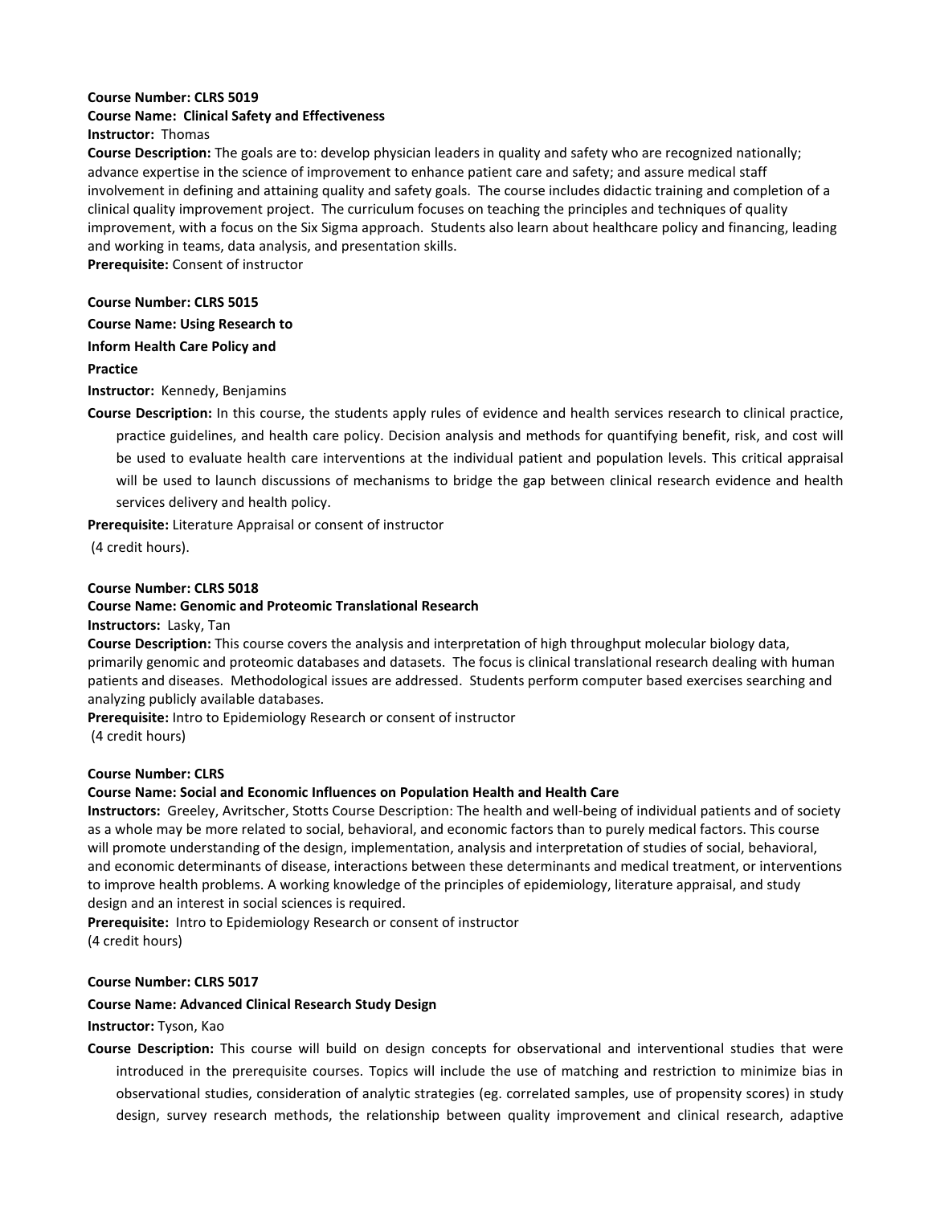**Course Number: CLRS 5019**
**Course Name: Clinical Safety and Effectiveness**
**Instructor:** Thomas
**Course Description:** The goals are to: develop physician leaders in quality and safety who are recognized nationally; advance expertise in the science of improvement to enhance patient care and safety; and assure medical staff involvement in defining and attaining quality and safety goals. The course includes didactic training and completion of a clinical quality improvement project. The curriculum focuses on teaching the principles and techniques of quality improvement, with a focus on the Six Sigma approach. Students also learn about healthcare policy and financing, leading and working in teams, data analysis, and presentation skills.
**Prerequisite:** Consent of instructor

**Course Number: CLRS 5015**

**Course Name: Using Research to Inform Health Care Policy and Practice**

**Instructor:** Kennedy, Benjamins

**Course Description:** In this course, the students apply rules of evidence and health services research to clinical practice, practice guidelines, and health care policy. Decision analysis and methods for quantifying benefit, risk, and cost will be used to evaluate health care interventions at the individual patient and population levels. This critical appraisal will be used to launch discussions of mechanisms to bridge the gap between clinical research evidence and health services delivery and health policy.

**Prerequisite:** Literature Appraisal or consent of instructor

(4 credit hours).

**Course Number: CLRS 5018**
**Course Name: Genomic and Proteomic Translational Research**
**Instructors:** Lasky, Tan
**Course Description:** This course covers the analysis and interpretation of high throughput molecular biology data, primarily genomic and proteomic databases and datasets. The focus is clinical translational research dealing with human patients and diseases. Methodological issues are addressed. Students perform computer based exercises searching and analyzing publicly available databases.
**Prerequisite:** Intro to Epidemiology Research or consent of instructor
(4 credit hours)

**Course Number: CLRS**
**Course Name: Social and Economic Influences on Population Health and Health Care**
**Instructors:** Greeley, Avritscher, Stotts Course Description: The health and well-being of individual patients and of society as a whole may be more related to social, behavioral, and economic factors than to purely medical factors. This course will promote understanding of the design, implementation, analysis and interpretation of studies of social, behavioral, and economic determinants of disease, interactions between these determinants and medical treatment, or interventions to improve health problems. A working knowledge of the principles of epidemiology, literature appraisal, and study design and an interest in social sciences is required.
**Prerequisite:** Intro to Epidemiology Research or consent of instructor
(4 credit hours)

**Course Number: CLRS 5017**

**Course Name: Advanced Clinical Research Study Design**

**Instructor:** Tyson, Kao

**Course Description:** This course will build on design concepts for observational and interventional studies that were introduced in the prerequisite courses. Topics will include the use of matching and restriction to minimize bias in observational studies, consideration of analytic strategies (eg. correlated samples, use of propensity scores) in study design, survey research methods, the relationship between quality improvement and clinical research, adaptive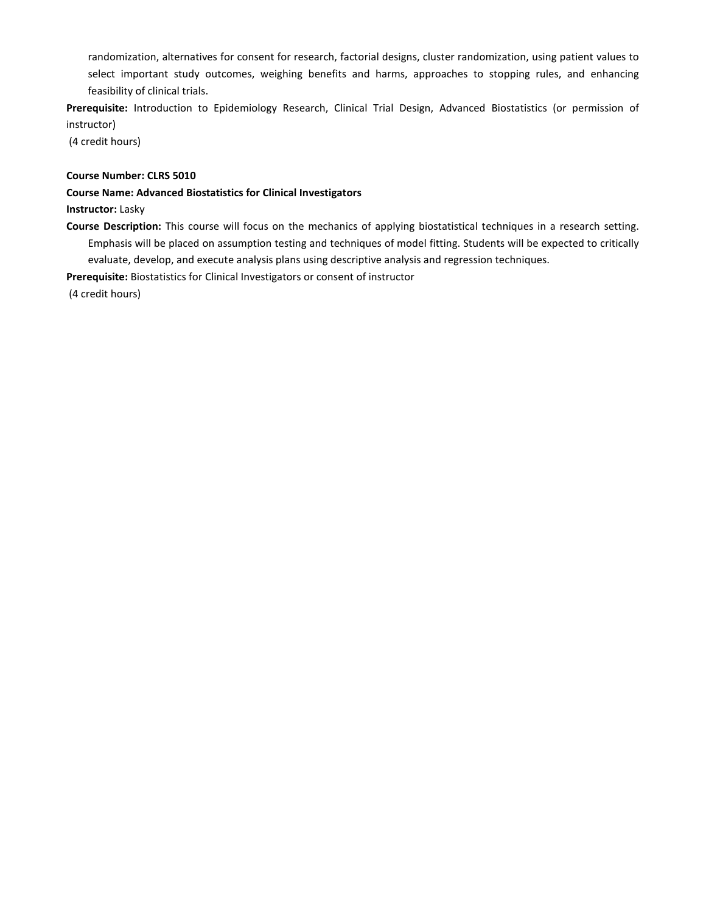randomization, alternatives for consent for research, factorial designs, cluster randomization, using patient values to select important study outcomes, weighing benefits and harms, approaches to stopping rules, and enhancing feasibility of clinical trials.

**Prerequisite:** Introduction to Epidemiology Research, Clinical Trial Design, Advanced Biostatistics (or permission of instructor)

(4 credit hours)

**Course Number: CLRS 5010**

**Course Name: Advanced Biostatistics for Clinical Investigators**

**Instructor:** Lasky

**Course Description:** This course will focus on the mechanics of applying biostatistical techniques in a research setting. Emphasis will be placed on assumption testing and techniques of model fitting. Students will be expected to critically evaluate, develop, and execute analysis plans using descriptive analysis and regression techniques.

**Prerequisite:** Biostatistics for Clinical Investigators or consent of instructor

(4 credit hours)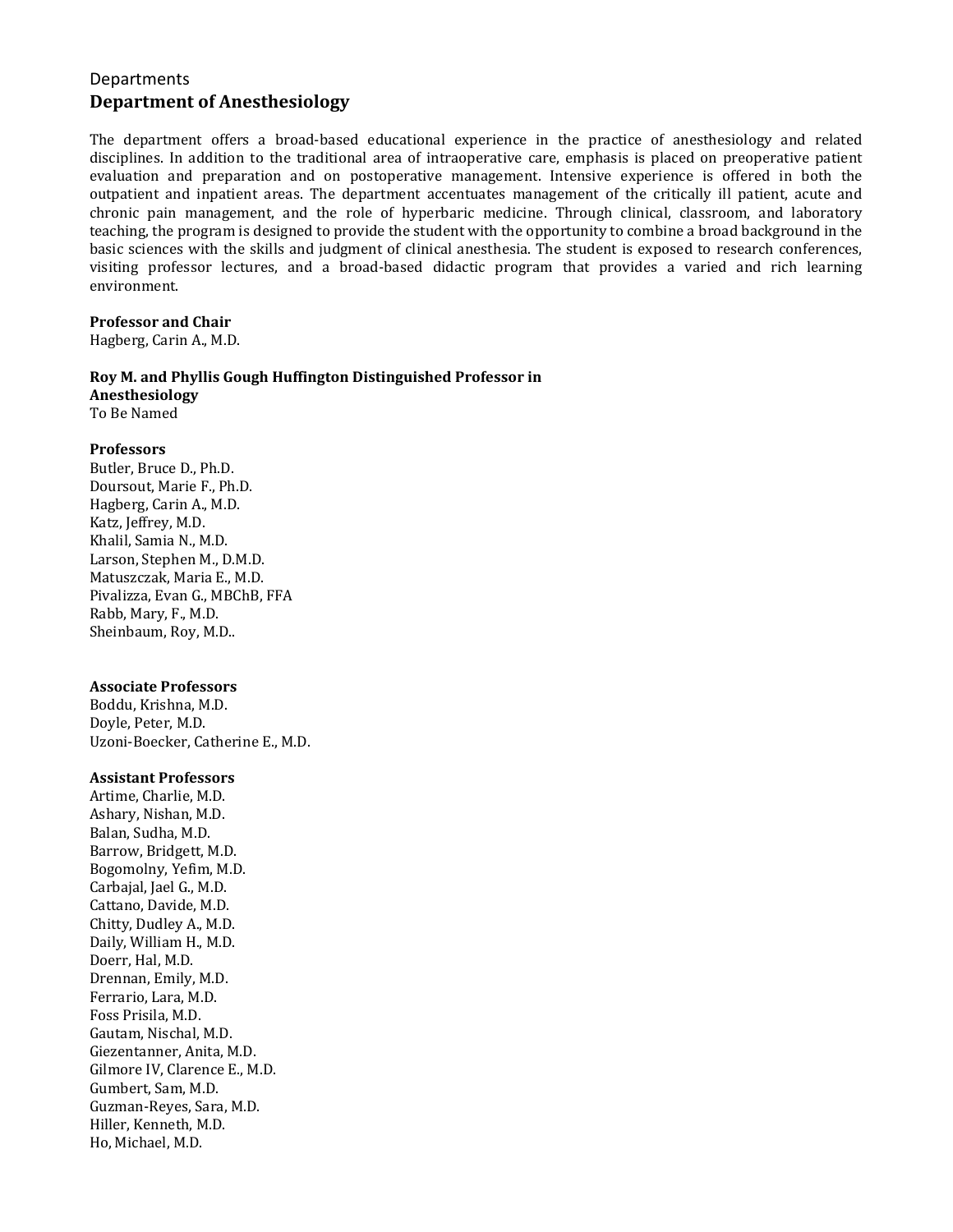Departments

## Department of Anesthesiology

The department offers a broad-based educational experience in the practice of anesthesiology and related disciplines. In addition to the traditional area of intraoperative care, emphasis is placed on preoperative patient evaluation and preparation and on postoperative management. Intensive experience is offered in both the outpatient and inpatient areas. The department accentuates management of the critically ill patient, acute and chronic pain management, and the role of hyperbaric medicine. Through clinical, classroom, and laboratory teaching, the program is designed to provide the student with the opportunity to combine a broad background in the basic sciences with the skills and judgment of clinical anesthesia. The student is exposed to research conferences, visiting professor lectures, and a broad-based didactic program that provides a varied and rich learning environment.

**Professor and Chair**
Hagberg, Carin A., M.D.

**Roy M. and Phyllis Gough Huffington Distinguished Professor in Anesthesiology**
To Be Named

**Professors**
Butler, Bruce D., Ph.D.
Doursout, Marie F., Ph.D.
Hagberg, Carin A., M.D.
Katz, Jeffrey, M.D.
Khalil, Samia N., M.D.
Larson, Stephen M., D.M.D.
Matuszczak, Maria E., M.D.
Pivalizza, Evan G., MBChB, FFA
Rabb, Mary, F., M.D.
Sheinbaum, Roy, M.D..

**Associate Professors**
Boddu, Krishna, M.D.
Doyle, Peter, M.D.
Uzoni-Boecker, Catherine E., M.D.

**Assistant Professors**
Artime, Charlie, M.D.
Ashary, Nishan, M.D.
Balan, Sudha, M.D.
Barrow, Bridgett, M.D.
Bogomolny, Yefim, M.D.
Carbajal, Jael G., M.D.
Cattano, Davide, M.D.
Chitty, Dudley A., M.D.
Daily, William H., M.D.
Doerr, Hal, M.D.
Drennan, Emily, M.D.
Ferrario, Lara, M.D.
Foss Prisila, M.D.
Gautam, Nischal, M.D.
Giezentanner, Anita, M.D.
Gilmore IV, Clarence E., M.D.
Gumbert, Sam, M.D.
Guzman-Reyes, Sara, M.D.
Hiller, Kenneth, M.D.
Ho, Michael, M.D.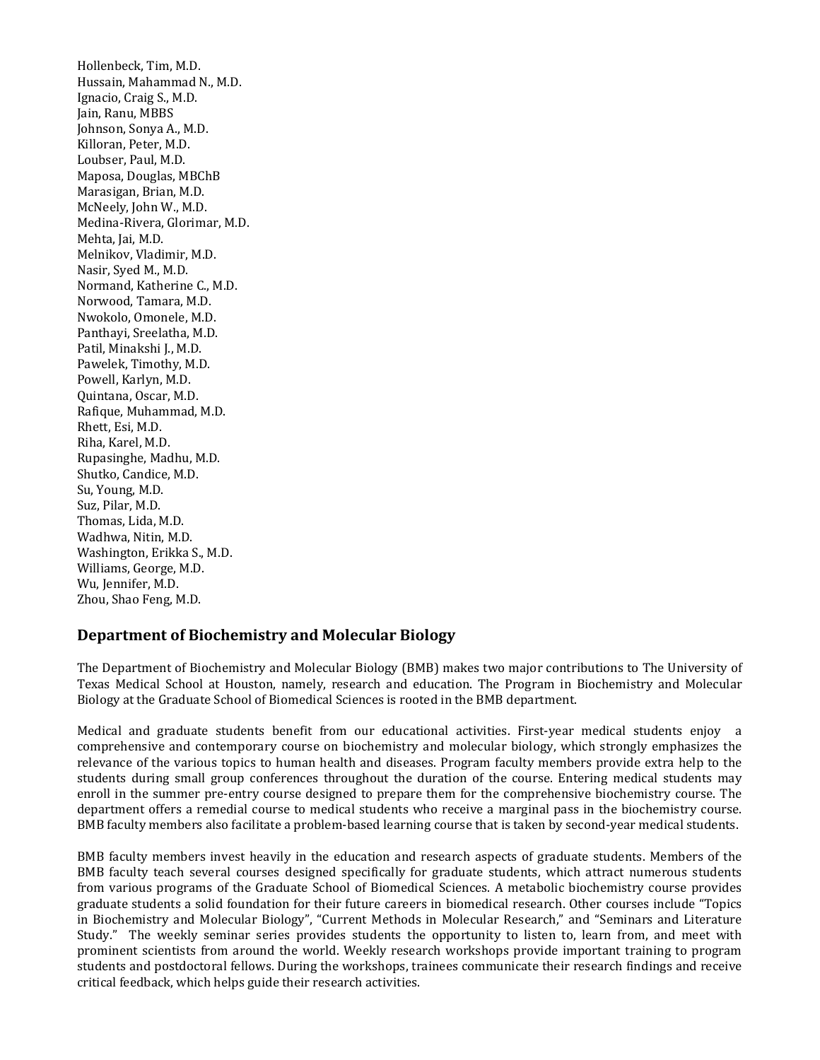Hollenbeck, Tim, M.D.
Hussain, Mahammad N., M.D.
Ignacio, Craig S., M.D.
Jain, Ranu, MBBS
Johnson, Sonya A., M.D.
Killoran, Peter, M.D.
Loubser, Paul, M.D.
Maposa, Douglas, MBChB
Marasigan, Brian, M.D.
McNeely, John W., M.D.
Medina-Rivera, Glorimar, M.D.
Mehta, Jai, M.D.
Melnikov, Vladimir, M.D.
Nasir, Syed M., M.D.
Normand, Katherine C., M.D.
Norwood, Tamara, M.D.
Nwokolo, Omonele, M.D.
Panthayi, Sreelatha, M.D.
Patil, Minakshi J., M.D.
Pawelek, Timothy, M.D.
Powell, Karlyn, M.D.
Quintana, Oscar, M.D.
Rafique, Muhammad, M.D.
Rhett, Esi, M.D.
Riha, Karel, M.D.
Rupasinghe, Madhu, M.D.
Shutko, Candice, M.D.
Su, Young, M.D.
Suz, Pilar, M.D.
Thomas, Lida, M.D.
Wadhwa, Nitin, M.D.
Washington, Erikka S., M.D.
Williams, George, M.D.
Wu, Jennifer, M.D.
Zhou, Shao Feng, M.D.

## Department of Biochemistry and Molecular Biology

The Department of Biochemistry and Molecular Biology (BMB) makes two major contributions to The University of Texas Medical School at Houston, namely, research and education. The Program in Biochemistry and Molecular Biology at the Graduate School of Biomedical Sciences is rooted in the BMB department.

Medical and graduate students benefit from our educational activities. First-year medical students enjoy a comprehensive and contemporary course on biochemistry and molecular biology, which strongly emphasizes the relevance of the various topics to human health and diseases. Program faculty members provide extra help to the students during small group conferences throughout the duration of the course. Entering medical students may enroll in the summer pre-entry course designed to prepare them for the comprehensive biochemistry course. The department offers a remedial course to medical students who receive a marginal pass in the biochemistry course. BMB faculty members also facilitate a problem-based learning course that is taken by second-year medical students.

BMB faculty members invest heavily in the education and research aspects of graduate students. Members of the BMB faculty teach several courses designed specifically for graduate students, which attract numerous students from various programs of the Graduate School of Biomedical Sciences. A metabolic biochemistry course provides graduate students a solid foundation for their future careers in biomedical research. Other courses include "Topics in Biochemistry and Molecular Biology", "Current Methods in Molecular Research," and "Seminars and Literature Study." The weekly seminar series provides students the opportunity to listen to, learn from, and meet with prominent scientists from around the world. Weekly research workshops provide important training to program students and postdoctoral fellows. During the workshops, trainees communicate their research findings and receive critical feedback, which helps guide their research activities.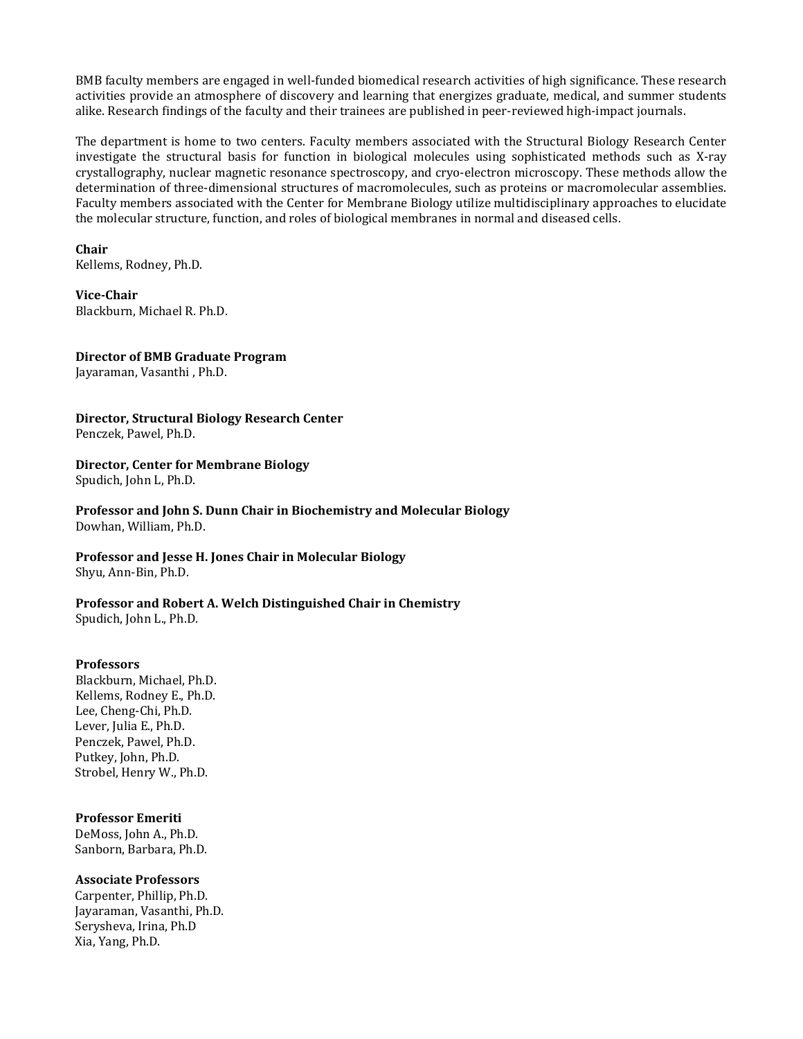BMB faculty members are engaged in well-funded biomedical research activities of high significance. These research activities provide an atmosphere of discovery and learning that energizes graduate, medical, and summer students alike. Research findings of the faculty and their trainees are published in peer-reviewed high-impact journals.

The department is home to two centers. Faculty members associated with the Structural Biology Research Center investigate the structural basis for function in biological molecules using sophisticated methods such as X-ray crystallography, nuclear magnetic resonance spectroscopy, and cryo-electron microscopy. These methods allow the determination of three-dimensional structures of macromolecules, such as proteins or macromolecular assemblies. Faculty members associated with the Center for Membrane Biology utilize multidisciplinary approaches to elucidate the molecular structure, function, and roles of biological membranes in normal and diseased cells.

**Chair**
Kellems, Rodney, Ph.D.

**Vice-Chair**
Blackburn, Michael R. Ph.D.

**Director of BMB Graduate Program**
Jayaraman, Vasanthi , Ph.D.

**Director, Structural Biology Research Center**
Penczek, Pawel, Ph.D.

**Director, Center for Membrane Biology**
Spudich, John L, Ph.D.

**Professor and John S. Dunn Chair in Biochemistry and Molecular Biology**
Dowhan, William, Ph.D.

**Professor and Jesse H. Jones Chair in Molecular Biology**
Shyu, Ann-Bin, Ph.D.

**Professor and Robert A. Welch Distinguished Chair in Chemistry**
Spudich, John L., Ph.D.

**Professors**
Blackburn, Michael, Ph.D.
Kellems, Rodney E., Ph.D.
Lee, Cheng-Chi, Ph.D.
Lever, Julia E., Ph.D.
Penczek, Pawel, Ph.D.
Putkey, John, Ph.D.
Strobel, Henry W., Ph.D.

**Professor Emeriti**
DeMoss, John A., Ph.D.
Sanborn, Barbara, Ph.D.

**Associate Professors**
Carpenter, Phillip, Ph.D.
Jayaraman, Vasanthi, Ph.D.
Serysheva, Irina, Ph.D
Xia, Yang, Ph.D.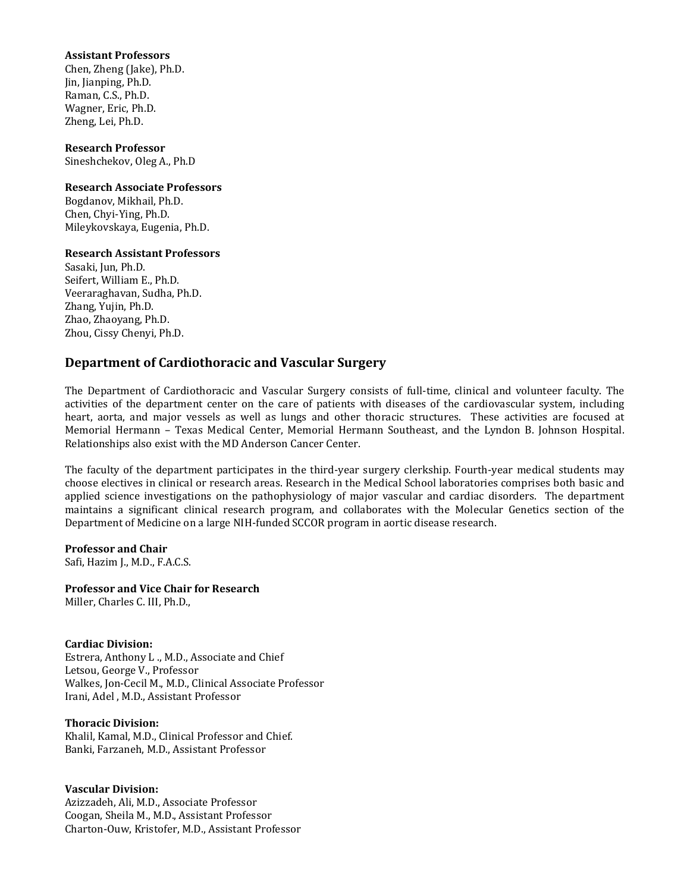**Assistant Professors**
Chen, Zheng (Jake), Ph.D.
Jin, Jianping, Ph.D.
Raman, C.S., Ph.D.
Wagner, Eric, Ph.D.
Zheng, Lei, Ph.D.

**Research Professor**
Sineshchekov, Oleg A., Ph.D

**Research Associate Professors**
Bogdanov, Mikhail, Ph.D.
Chen, Chyi-Ying, Ph.D.
Mileykovskaya, Eugenia, Ph.D.

**Research Assistant Professors**
Sasaki, Jun, Ph.D.
Seifert, William E., Ph.D.
Veeraraghavan, Sudha, Ph.D.
Zhang, Yujin, Ph.D.
Zhao, Zhaoyang, Ph.D.
Zhou, Cissy Chenyi, Ph.D.

## Department of Cardiothoracic and Vascular Surgery

The Department of Cardiothoracic and Vascular Surgery consists of full-time, clinical and volunteer faculty. The activities of the department center on the care of patients with diseases of the cardiovascular system, including heart, aorta, and major vessels as well as lungs and other thoracic structures. These activities are focused at Memorial Hermann – Texas Medical Center, Memorial Hermann Southeast, and the Lyndon B. Johnson Hospital. Relationships also exist with the MD Anderson Cancer Center.

The faculty of the department participates in the third-year surgery clerkship. Fourth-year medical students may choose electives in clinical or research areas. Research in the Medical School laboratories comprises both basic and applied science investigations on the pathophysiology of major vascular and cardiac disorders. The department maintains a significant clinical research program, and collaborates with the Molecular Genetics section of the Department of Medicine on a large NIH-funded SCCOR program in aortic disease research.

**Professor and Chair**
Safi, Hazim J., M.D., F.A.C.S.

**Professor and Vice Chair for Research**
Miller, Charles C. III, Ph.D.,

**Cardiac Division:**
Estrera, Anthony L ., M.D., Associate and Chief
Letsou, George V., Professor
Walkes, Jon-Cecil M., M.D., Clinical Associate Professor
Irani, Adel , M.D., Assistant Professor

**Thoracic Division:**
Khalil, Kamal, M.D., Clinical Professor and Chief.
Banki, Farzaneh, M.D., Assistant Professor

**Vascular Division:**
Azizzadeh, Ali, M.D., Associate Professor
Coogan, Sheila M., M.D., Assistant Professor
Charton-Ouw, Kristofer, M.D., Assistant Professor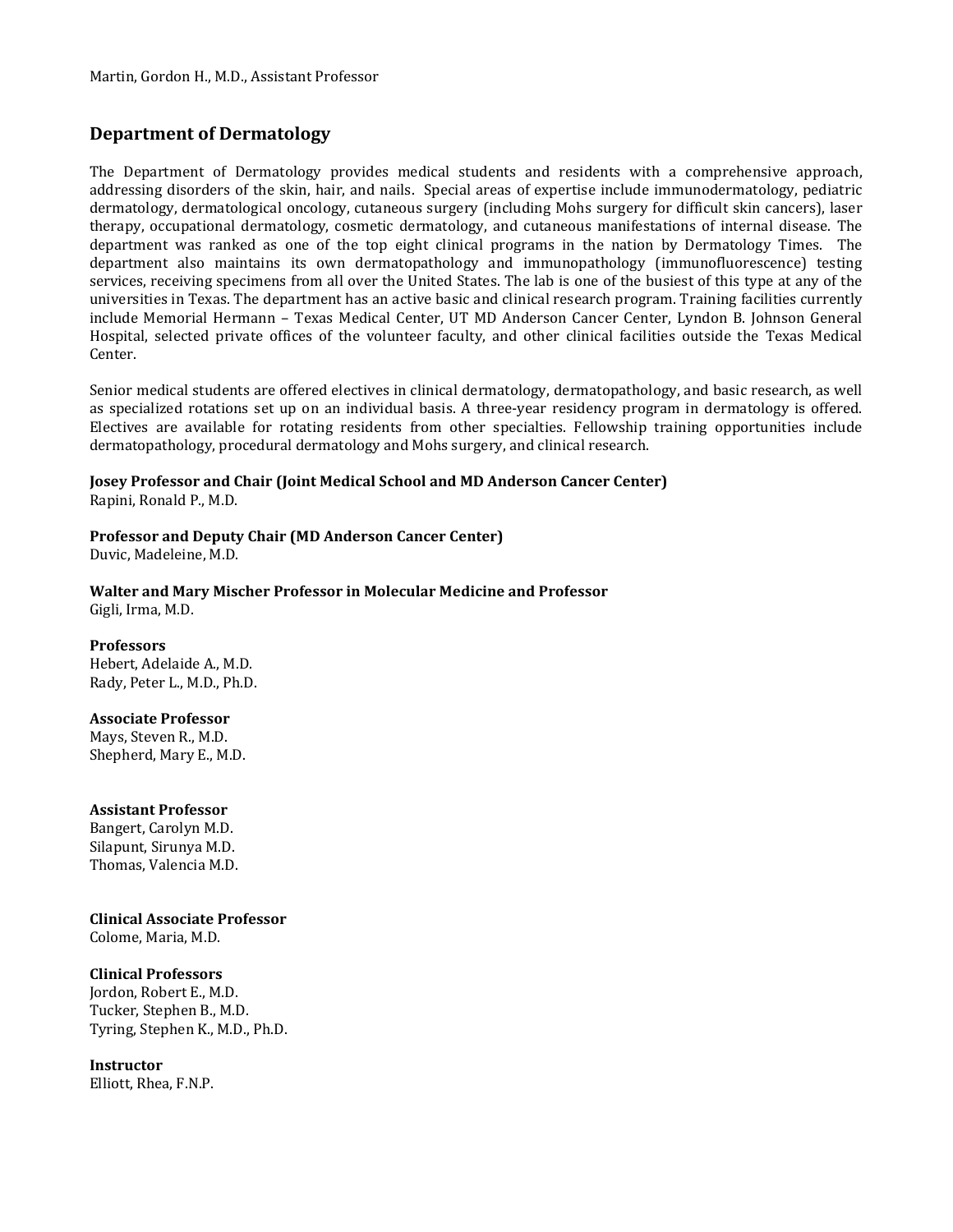Martin, Gordon H., M.D., Assistant Professor

## Department of Dermatology

The Department of Dermatology provides medical students and residents with a comprehensive approach, addressing disorders of the skin, hair, and nails. Special areas of expertise include immunodermatology, pediatric dermatology, dermatological oncology, cutaneous surgery (including Mohs surgery for difficult skin cancers), laser therapy, occupational dermatology, cosmetic dermatology, and cutaneous manifestations of internal disease. The department was ranked as one of the top eight clinical programs in the nation by Dermatology Times. The department also maintains its own dermatopathology and immunopathology (immunofluorescence) testing services, receiving specimens from all over the United States. The lab is one of the busiest of this type at any of the universities in Texas. The department has an active basic and clinical research program. Training facilities currently include Memorial Hermann – Texas Medical Center, UT MD Anderson Cancer Center, Lyndon B. Johnson General Hospital, selected private offices of the volunteer faculty, and other clinical facilities outside the Texas Medical Center.

Senior medical students are offered electives in clinical dermatology, dermatopathology, and basic research, as well as specialized rotations set up on an individual basis. A three-year residency program in dermatology is offered. Electives are available for rotating residents from other specialties. Fellowship training opportunities include dermatopathology, procedural dermatology and Mohs surgery, and clinical research.

**Josey Professor and Chair (Joint Medical School and MD Anderson Cancer Center)**
Rapini, Ronald P., M.D.

**Professor and Deputy Chair (MD Anderson Cancer Center)**
Duvic, Madeleine, M.D.

**Walter and Mary Mischer Professor in Molecular Medicine and Professor**
Gigli, Irma, M.D.

**Professors**
Hebert, Adelaide A., M.D.
Rady, Peter L., M.D., Ph.D.

**Associate Professor**
Mays, Steven R., M.D.
Shepherd, Mary E., M.D.

**Assistant Professor**
Bangert, Carolyn M.D.
Silapunt, Sirunya M.D.
Thomas, Valencia M.D.

**Clinical Associate Professor**
Colome, Maria, M.D.

**Clinical Professors**
Jordon, Robert E., M.D.
Tucker, Stephen B., M.D.
Tyring, Stephen K., M.D., Ph.D.

**Instructor**
Elliott, Rhea, F.N.P.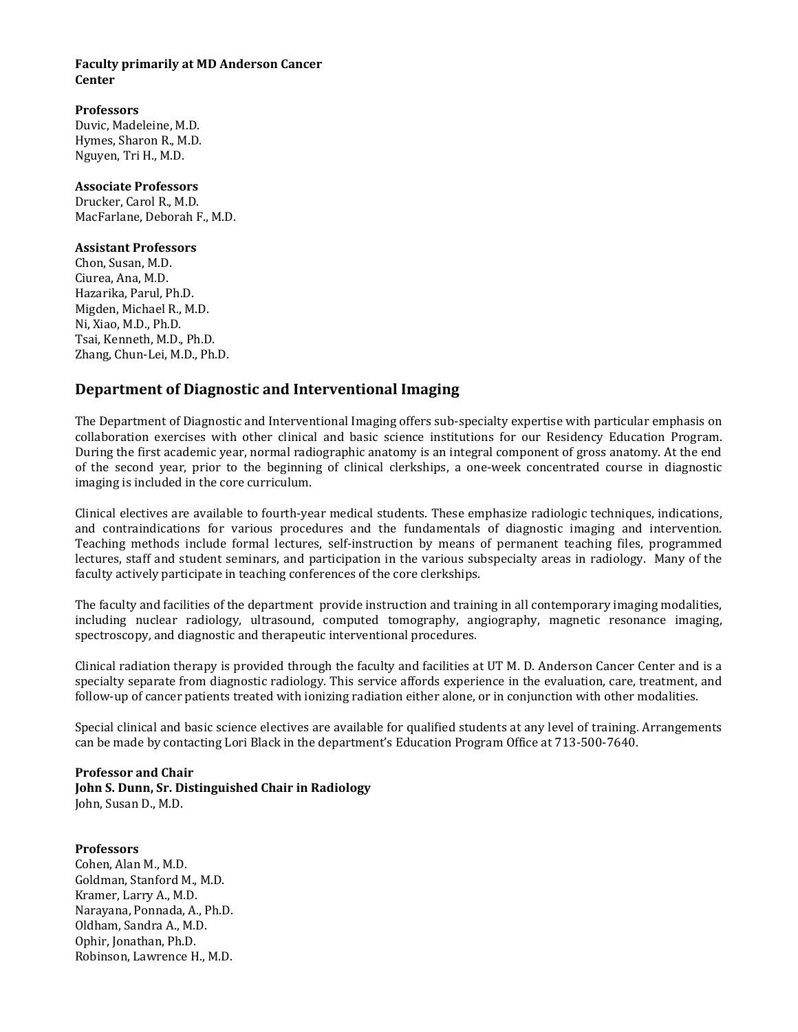**Faculty primarily at MD Anderson Cancer Center**

**Professors**
Duvic, Madeleine, M.D.
Hymes, Sharon R., M.D.
Nguyen, Tri H., M.D.

**Associate Professors**
Drucker, Carol R., M.D.
MacFarlane, Deborah F., M.D.

**Assistant Professors**
Chon, Susan, M.D.
Ciurea, Ana, M.D.
Hazarika, Parul, Ph.D.
Migden, Michael R., M.D.
Ni, Xiao, M.D., Ph.D.
Tsai, Kenneth, M.D., Ph.D.
Zhang, Chun-Lei, M.D., Ph.D.

## Department of Diagnostic and Interventional Imaging

The Department of Diagnostic and Interventional Imaging offers sub-specialty expertise with particular emphasis on collaboration exercises with other clinical and basic science institutions for our Residency Education Program. During the first academic year, normal radiographic anatomy is an integral component of gross anatomy. At the end of the second year, prior to the beginning of clinical clerkships, a one-week concentrated course in diagnostic imaging is included in the core curriculum.

Clinical electives are available to fourth-year medical students. These emphasize radiologic techniques, indications, and contraindications for various procedures and the fundamentals of diagnostic imaging and intervention. Teaching methods include formal lectures, self-instruction by means of permanent teaching files, programmed lectures, staff and student seminars, and participation in the various subspecialty areas in radiology. Many of the faculty actively participate in teaching conferences of the core clerkships.

The faculty and facilities of the department provide instruction and training in all contemporary imaging modalities, including nuclear radiology, ultrasound, computed tomography, angiography, magnetic resonance imaging, spectroscopy, and diagnostic and therapeutic interventional procedures.

Clinical radiation therapy is provided through the faculty and facilities at UT M. D. Anderson Cancer Center and is a specialty separate from diagnostic radiology. This service affords experience in the evaluation, care, treatment, and follow-up of cancer patients treated with ionizing radiation either alone, or in conjunction with other modalities.

Special clinical and basic science electives are available for qualified students at any level of training. Arrangements can be made by contacting Lori Black in the department's Education Program Office at 713-500-7640.

**Professor and Chair**
**John S. Dunn, Sr. Distinguished Chair in Radiology**
John, Susan D., M.D.

**Professors**
Cohen, Alan M., M.D.
Goldman, Stanford M., M.D.
Kramer, Larry A., M.D.
Narayana, Ponnada, A., Ph.D.
Oldham, Sandra A., M.D.
Ophir, Jonathan, Ph.D.
Robinson, Lawrence H., M.D.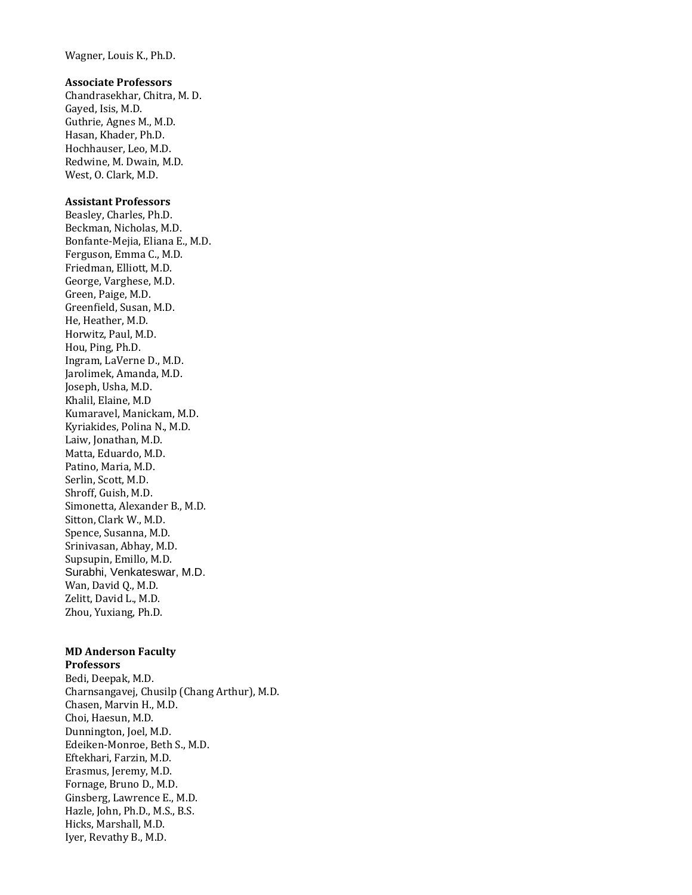Wagner, Louis K., Ph.D.

**Associate Professors**
Chandrasekhar, Chitra, M. D.
Gayed, Isis, M.D.
Guthrie, Agnes M., M.D.
Hasan, Khader, Ph.D.
Hochhauser, Leo, M.D.
Redwine, M. Dwain, M.D.
West, O. Clark, M.D.

**Assistant Professors**
Beasley, Charles, Ph.D.
Beckman, Nicholas, M.D.
Bonfante-Mejia, Eliana E., M.D.
Ferguson, Emma C., M.D.
Friedman, Elliott, M.D.
George, Varghese, M.D.
Green, Paige, M.D.
Greenfield, Susan, M.D.
He, Heather, M.D.
Horwitz, Paul, M.D.
Hou, Ping, Ph.D.
Ingram, LaVerne D., M.D.
Jarolimek, Amanda, M.D.
Joseph, Usha, M.D.
Khalil, Elaine, M.D
Kumaravel, Manickam, M.D.
Kyriakides, Polina N., M.D.
Laiw, Jonathan, M.D.
Matta, Eduardo, M.D.
Patino, Maria, M.D.
Serlin, Scott, M.D.
Shroff, Guish, M.D.
Simonetta, Alexander B., M.D.
Sitton, Clark W., M.D.
Spence, Susanna, M.D.
Srinivasan, Abhay, M.D.
Supsupin, Emillo, M.D.
Surabhi, Venkateswar, M.D.
Wan, David Q., M.D.
Zelitt, David L., M.D.
Zhou, Yuxiang, Ph.D.

**MD Anderson Faculty**
**Professors**
Bedi, Deepak, M.D.
Charnsangavej, Chusilp (Chang Arthur), M.D.
Chasen, Marvin H., M.D.
Choi, Haesun, M.D.
Dunnington, Joel, M.D.
Edeiken-Monroe, Beth S., M.D.
Eftekhari, Farzin, M.D.
Erasmus, Jeremy, M.D.
Fornage, Bruno D., M.D.
Ginsberg, Lawrence E., M.D.
Hazle, John, Ph.D., M.S., B.S.
Hicks, Marshall, M.D.
Iyer, Revathy B., M.D.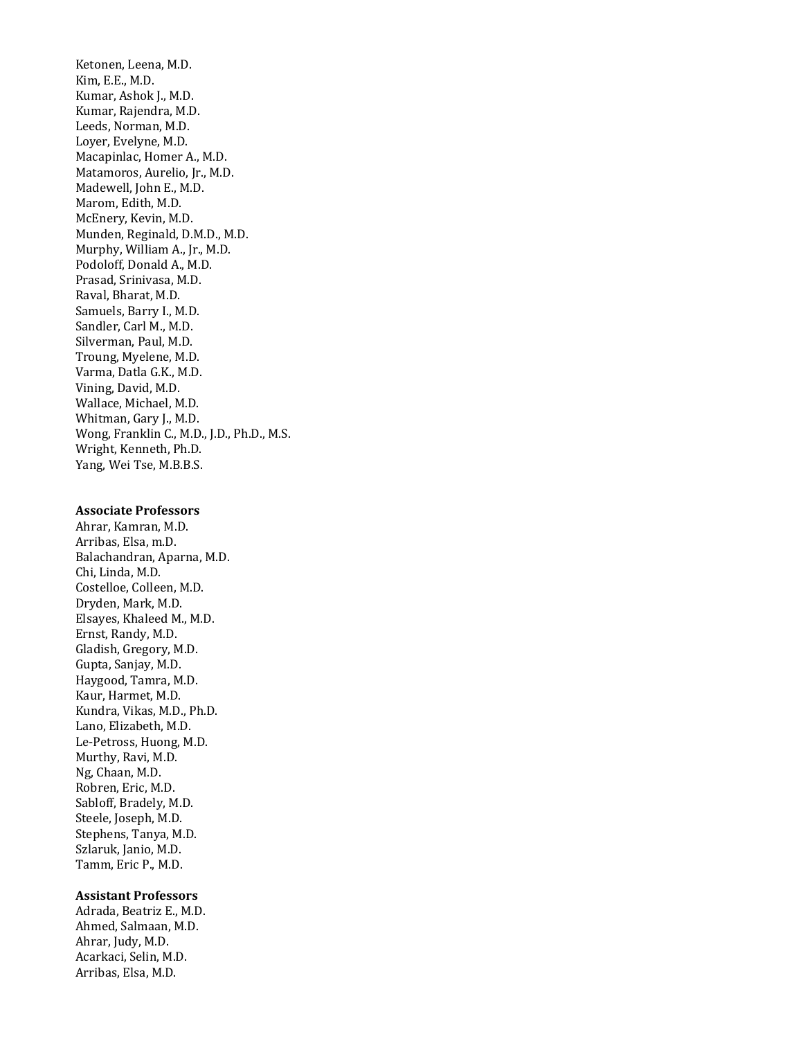Ketonen, Leena, M.D.
Kim, E.E., M.D.
Kumar, Ashok J., M.D.
Kumar, Rajendra, M.D.
Leeds, Norman, M.D.
Loyer, Evelyne, M.D.
Macapinlac, Homer A., M.D.
Matamoros, Aurelio, Jr., M.D.
Madewell, John E., M.D.
Marom, Edith, M.D.
McEnery, Kevin, M.D.
Munden, Reginald, D.M.D., M.D.
Murphy, William A., Jr., M.D.
Podoloff, Donald A., M.D.
Prasad, Srinivasa, M.D.
Raval, Bharat, M.D.
Samuels, Barry I., M.D.
Sandler, Carl M., M.D.
Silverman, Paul, M.D.
Troung, Myelene, M.D.
Varma, Datla G.K., M.D.
Vining, David, M.D.
Wallace, Michael, M.D.
Whitman, Gary J., M.D.
Wong, Franklin C., M.D., J.D., Ph.D., M.S.
Wright, Kenneth, Ph.D.
Yang, Wei Tse, M.B.B.S.

**Associate Professors**
Ahrar, Kamran, M.D.
Arribas, Elsa, m.D.
Balachandran, Aparna, M.D.
Chi, Linda, M.D.
Costelloe, Colleen, M.D.
Dryden, Mark, M.D.
Elsayes, Khaleed M., M.D.
Ernst, Randy, M.D.
Gladish, Gregory, M.D.
Gupta, Sanjay, M.D.
Haygood, Tamra, M.D.
Kaur, Harmet, M.D.
Kundra, Vikas, M.D., Ph.D.
Lano, Elizabeth, M.D.
Le-Petross, Huong, M.D.
Murthy, Ravi, M.D.
Ng, Chaan, M.D.
Robren, Eric, M.D.
Sabloff, Bradely, M.D.
Steele, Joseph, M.D.
Stephens, Tanya, M.D.
Szlaruk, Janio, M.D.
Tamm, Eric P., M.D.

**Assistant Professors**
Adrada, Beatriz E., M.D.
Ahmed, Salmaan, M.D.
Ahrar, Judy, M.D.
Acarkaci, Selin, M.D.
Arribas, Elsa, M.D.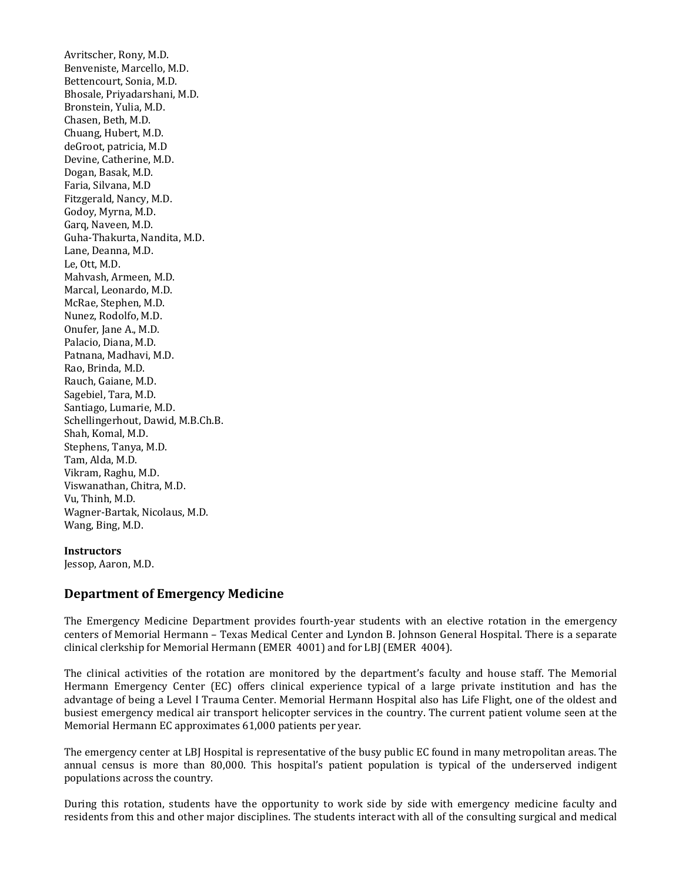Avritscher, Rony, M.D.
Benveniste, Marcello, M.D.
Bettencourt, Sonia, M.D.
Bhosale, Priyadarshani, M.D.
Bronstein, Yulia, M.D.
Chasen, Beth, M.D.
Chuang, Hubert, M.D.
deGroot, patricia, M.D
Devine, Catherine, M.D.
Dogan, Basak, M.D.
Faria, Silvana, M.D
Fitzgerald, Nancy, M.D.
Godoy, Myrna, M.D.
Garq, Naveen, M.D.
Guha-Thakurta, Nandita, M.D.
Lane, Deanna, M.D.
Le, Ott, M.D.
Mahvash, Armeen, M.D.
Marcal, Leonardo, M.D.
McRae, Stephen, M.D.
Nunez, Rodolfo, M.D.
Onufer, Jane A., M.D.
Palacio, Diana, M.D.
Patnana, Madhavi, M.D.
Rao, Brinda, M.D.
Rauch, Gaiane, M.D.
Sagebiel, Tara, M.D.
Santiago, Lumarie, M.D.
Schellingerhout, Dawid, M.B.Ch.B.
Shah, Komal, M.D.
Stephens, Tanya, M.D.
Tam, Alda, M.D.
Vikram, Raghu, M.D.
Viswanathan, Chitra, M.D.
Vu, Thinh, M.D.
Wagner-Bartak, Nicolaus, M.D.
Wang, Bing, M.D.

**Instructors**
Jessop, Aaron, M.D.

## Department of Emergency Medicine

The Emergency Medicine Department provides fourth-year students with an elective rotation in the emergency centers of Memorial Hermann – Texas Medical Center and Lyndon B. Johnson General Hospital. There is a separate clinical clerkship for Memorial Hermann (EMER 4001) and for LBJ (EMER 4004).

The clinical activities of the rotation are monitored by the department's faculty and house staff. The Memorial Hermann Emergency Center (EC) offers clinical experience typical of a large private institution and has the advantage of being a Level I Trauma Center. Memorial Hermann Hospital also has Life Flight, one of the oldest and busiest emergency medical air transport helicopter services in the country. The current patient volume seen at the Memorial Hermann EC approximates 61,000 patients per year.

The emergency center at LBJ Hospital is representative of the busy public EC found in many metropolitan areas. The annual census is more than 80,000. This hospital's patient population is typical of the underserved indigent populations across the country.

During this rotation, students have the opportunity to work side by side with emergency medicine faculty and residents from this and other major disciplines. The students interact with all of the consulting surgical and medical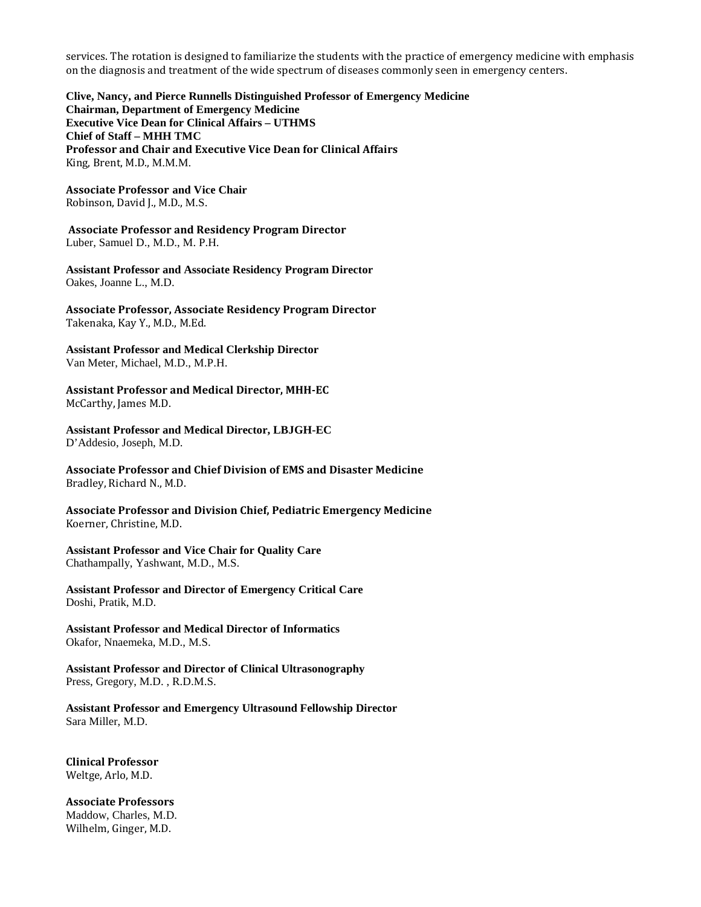services. The rotation is designed to familiarize the students with the practice of emergency medicine with emphasis on the diagnosis and treatment of the wide spectrum of diseases commonly seen in emergency centers.

**Clive, Nancy, and Pierce Runnells Distinguished Professor of Emergency Medicine**
**Chairman, Department of Emergency Medicine**
**Executive Vice Dean for Clinical Affairs – UTHMS**
**Chief of Staff – MHH TMC**
**Professor and Chair and Executive Vice Dean for Clinical Affairs**
King, Brent, M.D., M.M.M.

**Associate Professor and Vice Chair**
Robinson, David J., M.D., M.S.

**Associate Professor and Residency Program Director**
Luber, Samuel D., M.D., M. P.H.

**Assistant Professor and Associate Residency Program Director**
Oakes, Joanne L., M.D.

**Associate Professor, Associate Residency Program Director**
Takenaka, Kay Y., M.D., M.Ed.

**Assistant Professor and Medical Clerkship Director**
Van Meter, Michael, M.D., M.P.H.

**Assistant Professor and Medical Director, MHH-EC**
McCarthy, James M.D.

**Assistant Professor and Medical Director, LBJGH-EC**
D'Addesio, Joseph, M.D.

**Associate Professor and Chief Division of EMS and Disaster Medicine**
Bradley, Richard N., M.D.

**Associate Professor and Division Chief, Pediatric Emergency Medicine**
Koerner, Christine, M.D.

**Assistant Professor and Vice Chair for Quality Care**
Chathampally, Yashwant, M.D., M.S.

**Assistant Professor and Director of Emergency Critical Care**
Doshi, Pratik, M.D.

**Assistant Professor and Medical Director of Informatics**
Okafor, Nnaemeka, M.D., M.S.

**Assistant Professor and Director of Clinical Ultrasonography**
Press, Gregory, M.D. , R.D.M.S.

**Assistant Professor and Emergency Ultrasound Fellowship Director**
Sara Miller, M.D.

**Clinical Professor**
Weltge, Arlo, M.D.

**Associate Professors**
Maddow, Charles, M.D.
Wilhelm, Ginger, M.D.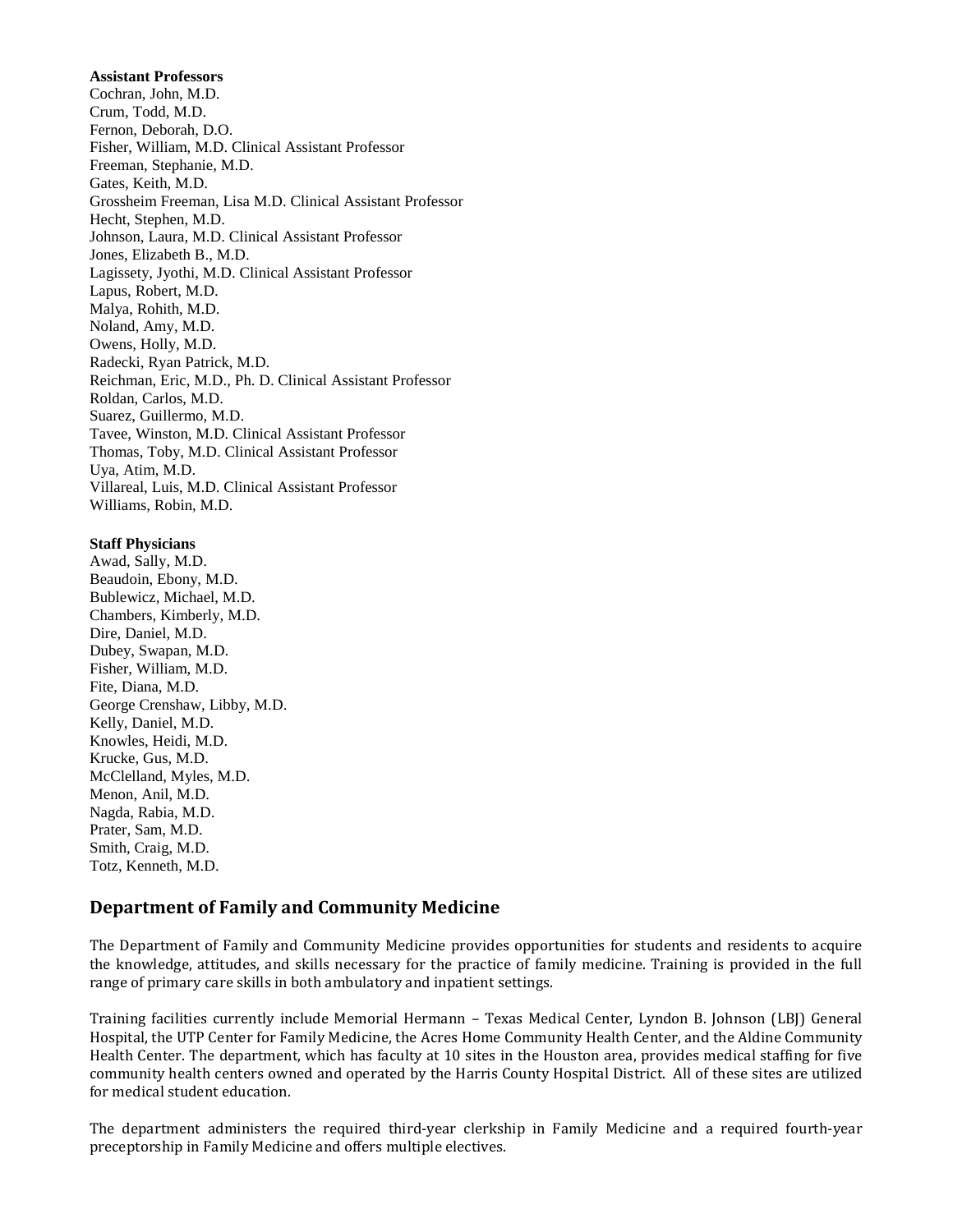**Assistant Professors**

Cochran, John, M.D.
Crum, Todd, M.D.
Fernon, Deborah, D.O.
Fisher, William, M.D. Clinical Assistant Professor
Freeman, Stephanie, M.D.
Gates, Keith, M.D.
Grossheim Freeman, Lisa M.D. Clinical Assistant Professor
Hecht, Stephen, M.D.
Johnson, Laura, M.D. Clinical Assistant Professor
Jones, Elizabeth B., M.D.
Lagissety, Jyothi, M.D. Clinical Assistant Professor
Lapus, Robert, M.D.
Malya, Rohith, M.D.
Noland, Amy, M.D.
Owens, Holly, M.D.
Radecki, Ryan Patrick, M.D.
Reichman, Eric, M.D., Ph. D. Clinical Assistant Professor
Roldan, Carlos, M.D.
Suarez, Guillermo, M.D.
Tavee, Winston, M.D. Clinical Assistant Professor
Thomas, Toby, M.D. Clinical Assistant Professor
Uya, Atim, M.D.
Villareal, Luis, M.D. Clinical Assistant Professor
Williams, Robin, M.D.

**Staff Physicians**

Awad, Sally, M.D.
Beaudoin, Ebony, M.D.
Bublewicz, Michael, M.D.
Chambers, Kimberly, M.D.
Dire, Daniel, M.D.
Dubey, Swapan, M.D.
Fisher, William, M.D.
Fite, Diana, M.D.
George Crenshaw, Libby, M.D.
Kelly, Daniel, M.D.
Knowles, Heidi, M.D.
Krucke, Gus, M.D.
McClelland, Myles, M.D.
Menon, Anil, M.D.
Nagda, Rabia, M.D.
Prater, Sam, M.D.
Smith, Craig, M.D.
Totz, Kenneth, M.D.

## Department of Family and Community Medicine

The Department of Family and Community Medicine provides opportunities for students and residents to acquire the knowledge, attitudes, and skills necessary for the practice of family medicine. Training is provided in the full range of primary care skills in both ambulatory and inpatient settings.

Training facilities currently include Memorial Hermann – Texas Medical Center, Lyndon B. Johnson (LBJ) General Hospital, the UTP Center for Family Medicine, the Acres Home Community Health Center, and the Aldine Community Health Center. The department, which has faculty at 10 sites in the Houston area, provides medical staffing for five community health centers owned and operated by the Harris County Hospital District. All of these sites are utilized for medical student education.

The department administers the required third-year clerkship in Family Medicine and a required fourth-year preceptorship in Family Medicine and offers multiple electives.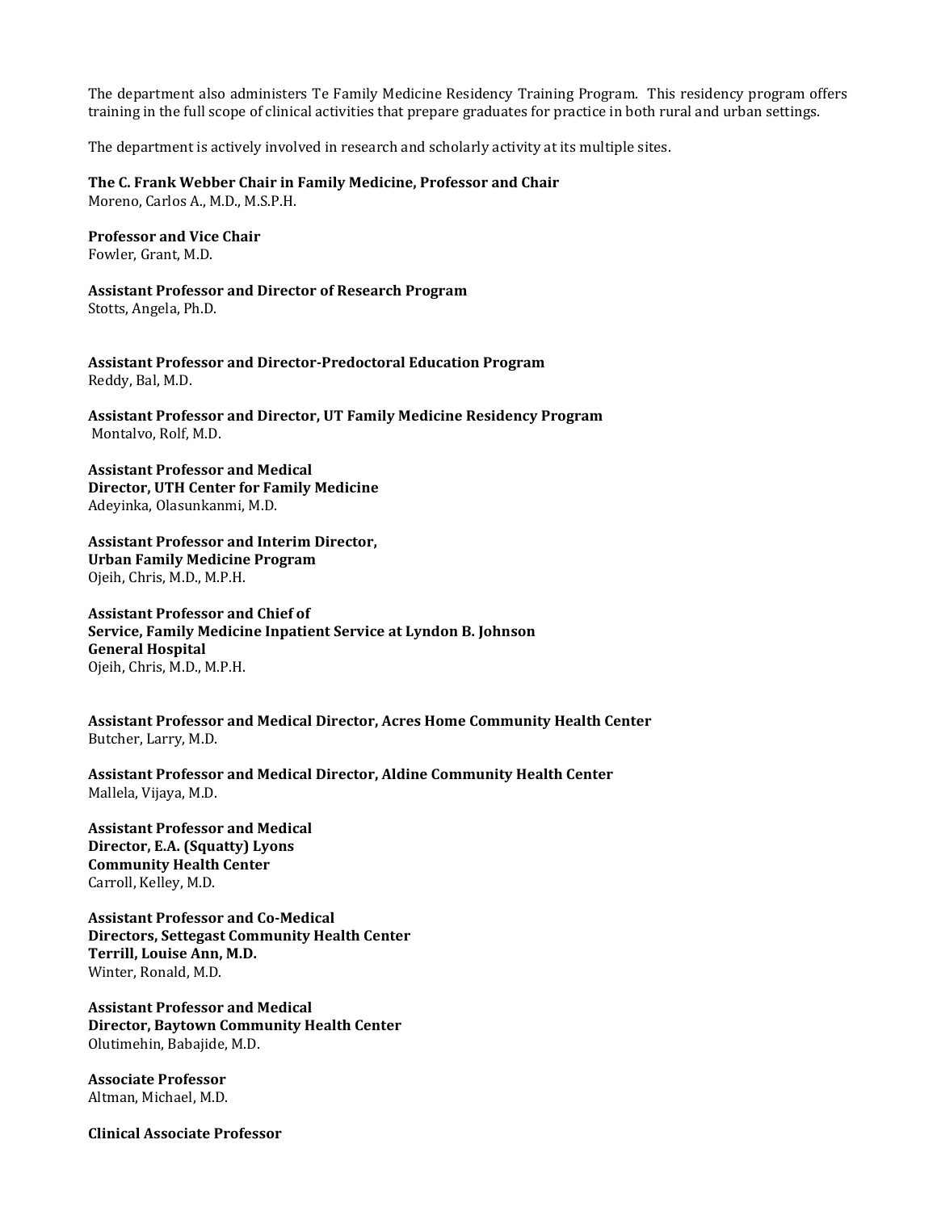The department also administers Te Family Medicine Residency Training Program. This residency program offers training in the full scope of clinical activities that prepare graduates for practice in both rural and urban settings.

The department is actively involved in research and scholarly activity at its multiple sites.

**The C. Frank Webber Chair in Family Medicine, Professor and Chair**
Moreno, Carlos A., M.D., M.S.P.H.

**Professor and Vice Chair**
Fowler, Grant, M.D.

**Assistant Professor and Director of Research Program**
Stotts, Angela, Ph.D.

**Assistant Professor and Director-Predoctoral Education Program**
Reddy, Bal, M.D.

**Assistant Professor and Director, UT Family Medicine Residency Program**
Montalvo, Rolf, M.D.

**Assistant Professor and Medical Director, UTH Center for Family Medicine**
Adeyinka, Olasunkanmi, M.D.

**Assistant Professor and Interim Director, Urban Family Medicine Program**
Ojeih, Chris, M.D., M.P.H.

**Assistant Professor and Chief of Service, Family Medicine Inpatient Service at Lyndon B. Johnson General Hospital**
Ojeih, Chris, M.D., M.P.H.

**Assistant Professor and Medical Director, Acres Home Community Health Center**
Butcher, Larry, M.D.

**Assistant Professor and Medical Director, Aldine Community Health Center**
Mallela, Vijaya, M.D.

**Assistant Professor and Medical Director, E.A. (Squatty) Lyons Community Health Center**
Carroll, Kelley, M.D.

**Assistant Professor and Co-Medical Directors, Settegast Community Health Center**
**Terrill, Louise Ann, M.D.**
Winter, Ronald, M.D.

**Assistant Professor and Medical Director, Baytown Community Health Center**
Olutimehin, Babajide, M.D.

**Associate Professor**
Altman, Michael, M.D.

**Clinical Associate Professor**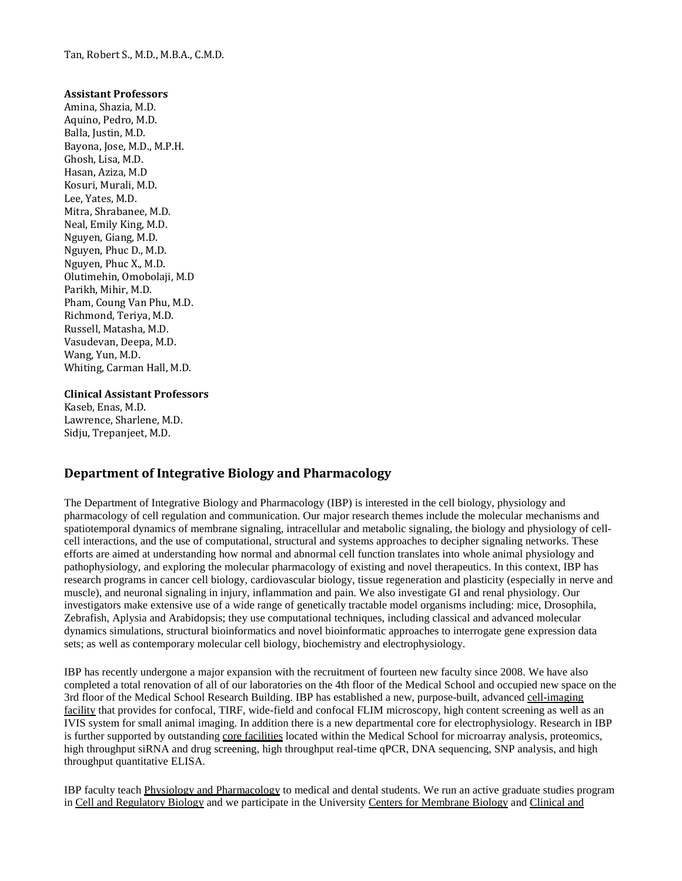Tan, Robert S., M.D., M.B.A., C.M.D.

**Assistant Professors**

Amina, Shazia, M.D.
Aquino, Pedro, M.D.
Balla, Justin, M.D.
Bayona, Jose, M.D., M.P.H.
Ghosh, Lisa, M.D.
Hasan, Aziza, M.D
Kosuri, Murali, M.D.
Lee, Yates, M.D.
Mitra, Shrabanee, M.D.
Neal, Emily King, M.D.
Nguyen, Giang, M.D.
Nguyen, Phuc D., M.D.
Nguyen, Phuc X., M.D.
Olutimehin, Omobolaji, M.D
Parikh, Mihir, M.D.
Pham, Coung Van Phu, M.D.
Richmond, Teriya, M.D.
Russell, Matasha, M.D.
Vasudevan, Deepa, M.D.
Wang, Yun, M.D.
Whiting, Carman Hall, M.D.

**Clinical Assistant Professors**

Kaseb, Enas, M.D.
Lawrence, Sharlene, M.D.
Sidju, Trepanjeet, M.D.

## Department of Integrative Biology and Pharmacology

The Department of Integrative Biology and Pharmacology (IBP) is interested in the cell biology, physiology and pharmacology of cell regulation and communication. Our major research themes include the molecular mechanisms and spatiotemporal dynamics of membrane signaling, intracellular and metabolic signaling, the biology and physiology of cell-cell interactions, and the use of computational, structural and systems approaches to decipher signaling networks. These efforts are aimed at understanding how normal and abnormal cell function translates into whole animal physiology and pathophysiology, and exploring the molecular pharmacology of existing and novel therapeutics. In this context, IBP has research programs in cancer cell biology, cardiovascular biology, tissue regeneration and plasticity (especially in nerve and muscle), and neuronal signaling in injury, inflammation and pain. We also investigate GI and renal physiology. Our investigators make extensive use of a wide range of genetically tractable model organisms including: mice, Drosophila, Zebrafish, Aplysia and Arabidopsis; they use computational techniques, including classical and advanced molecular dynamics simulations, structural bioinformatics and novel bioinformatic approaches to interrogate gene expression data sets; as well as contemporary molecular cell biology, biochemistry and electrophysiology.

IBP has recently undergone a major expansion with the recruitment of fourteen new faculty since 2008. We have also completed a total renovation of all of our laboratories on the 4th floor of the Medical School and occupied new space on the 3rd floor of the Medical School Research Building. IBP has established a new, purpose-built, advanced cell-imaging facility that provides for confocal, TIRF, wide-field and confocal FLIM microscopy, high content screening as well as an IVIS system for small animal imaging. In addition there is a new departmental core for electrophysiology. Research in IBP is further supported by outstanding core facilities located within the Medical School for microarray analysis, proteomics, high throughput siRNA and drug screening, high throughput real-time qPCR, DNA sequencing, SNP analysis, and high throughput quantitative ELISA.

IBP faculty teach Physiology and Pharmacology to medical and dental students. We run an active graduate studies program in Cell and Regulatory Biology and we participate in the University Centers for Membrane Biology and Clinical and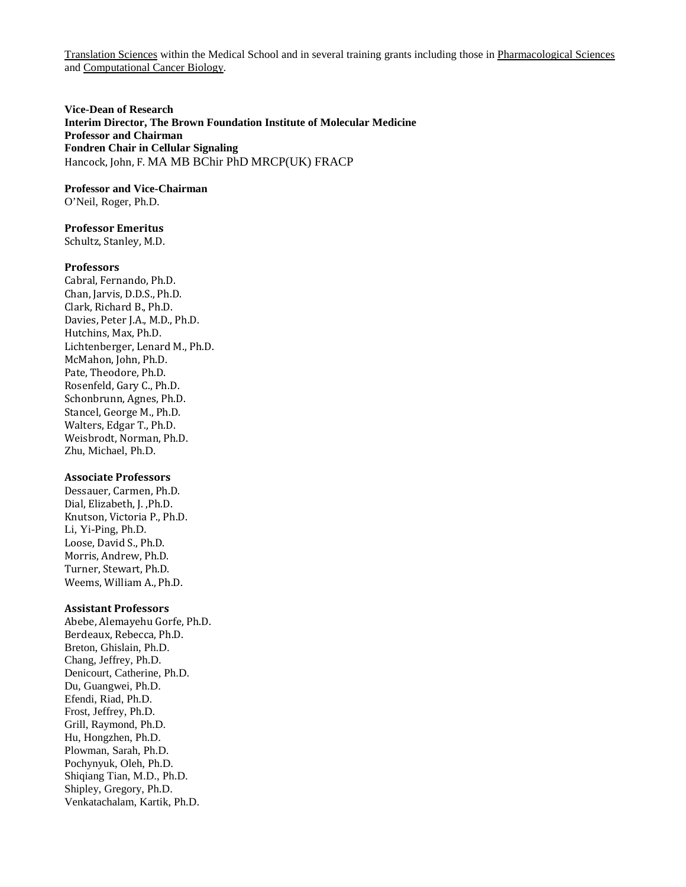Translation Sciences within the Medical School and in several training grants including those in Pharmacological Sciences and Computational Cancer Biology.

**Vice-Dean of Research**
**Interim Director, The Brown Foundation Institute of Molecular Medicine**
**Professor and Chairman**
**Fondren Chair in Cellular Signaling**
Hancock, John, F. MA MB BChir PhD MRCP(UK) FRACP

**Professor and Vice-Chairman**
O'Neil, Roger, Ph.D.

**Professor Emeritus**
Schultz, Stanley, M.D.

**Professors**
Cabral, Fernando, Ph.D.
Chan, Jarvis, D.D.S., Ph.D.
Clark, Richard B., Ph.D.
Davies, Peter J.A., M.D., Ph.D.
Hutchins, Max, Ph.D.
Lichtenberger, Lenard M., Ph.D.
McMahon, John, Ph.D.
Pate, Theodore, Ph.D.
Rosenfeld, Gary C., Ph.D.
Schonbrunn, Agnes, Ph.D.
Stancel, George M., Ph.D.
Walters, Edgar T., Ph.D.
Weisbrodt, Norman, Ph.D.
Zhu, Michael, Ph.D.

**Associate Professors**
Dessauer, Carmen, Ph.D.
Dial, Elizabeth, J. ,Ph.D.
Knutson, Victoria P., Ph.D.
Li, Yi-Ping, Ph.D.
Loose, David S., Ph.D.
Morris, Andrew, Ph.D.
Turner, Stewart, Ph.D.
Weems, William A., Ph.D.

**Assistant Professors**
Abebe, Alemayehu Gorfe, Ph.D.
Berdeaux, Rebecca, Ph.D.
Breton, Ghislain, Ph.D.
Chang, Jeffrey, Ph.D.
Denicourt, Catherine, Ph.D.
Du, Guangwei, Ph.D.
Efendi, Riad, Ph.D.
Frost, Jeffrey, Ph.D.
Grill, Raymond, Ph.D.
Hu, Hongzhen, Ph.D.
Plowman, Sarah, Ph.D.
Pochynyuk, Oleh, Ph.D.
Shiqiang Tian, M.D., Ph.D.
Shipley, Gregory, Ph.D.
Venkatachalam, Kartik, Ph.D.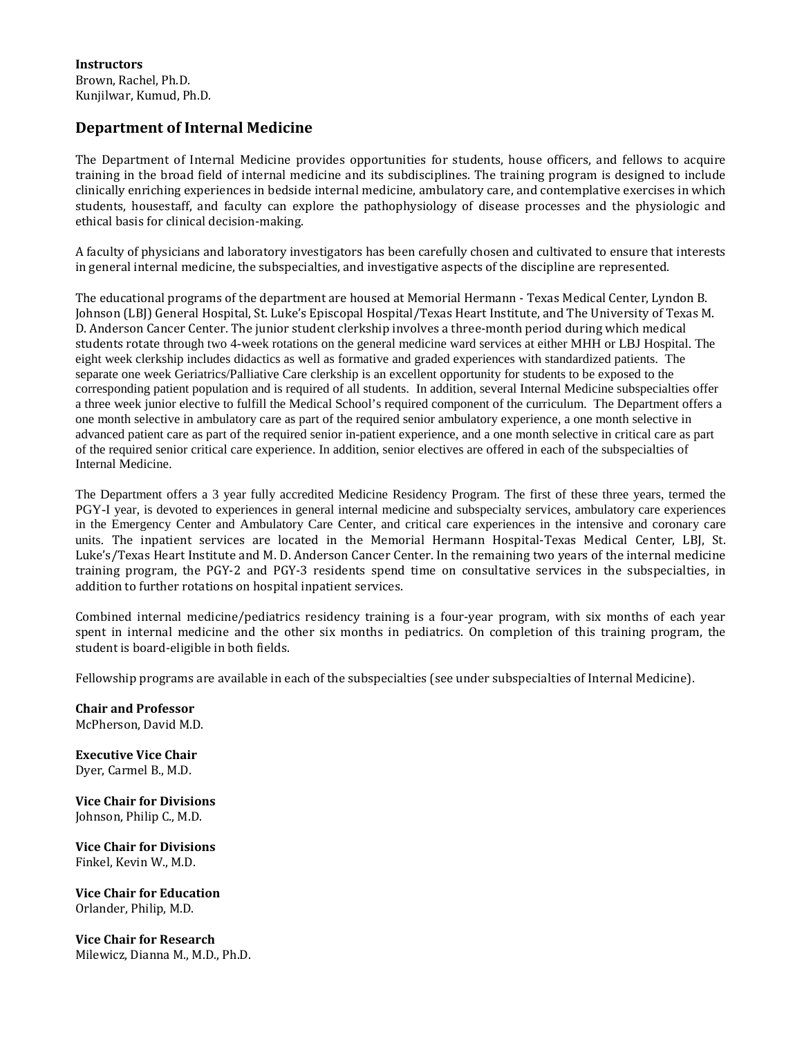**Instructors**
Brown, Rachel, Ph.D.
Kunjilwar, Kumud, Ph.D.

## Department of Internal Medicine

The Department of Internal Medicine provides opportunities for students, house officers, and fellows to acquire training in the broad field of internal medicine and its subdisciplines. The training program is designed to include clinically enriching experiences in bedside internal medicine, ambulatory care, and contemplative exercises in which students, housestaff, and faculty can explore the pathophysiology of disease processes and the physiologic and ethical basis for clinical decision-making.

A faculty of physicians and laboratory investigators has been carefully chosen and cultivated to ensure that interests in general internal medicine, the subspecialties, and investigative aspects of the discipline are represented.

The educational programs of the department are housed at Memorial Hermann - Texas Medical Center, Lyndon B. Johnson (LBJ) General Hospital, St. Luke's Episcopal Hospital/Texas Heart Institute, and The University of Texas M. D. Anderson Cancer Center. The junior student clerkship involves a three-month period during which medical students rotate through two 4-week rotations on the general medicine ward services at either MHH or LBJ Hospital. The eight week clerkship includes didactics as well as formative and graded experiences with standardized patients. The separate one week Geriatrics/Palliative Care clerkship is an excellent opportunity for students to be exposed to the corresponding patient population and is required of all students. In addition, several Internal Medicine subspecialties offer a three week junior elective to fulfill the Medical School's required component of the curriculum. The Department offers a one month selective in ambulatory care as part of the required senior ambulatory experience, a one month selective in advanced patient care as part of the required senior in-patient experience, and a one month selective in critical care as part of the required senior critical care experience. In addition, senior electives are offered in each of the subspecialties of Internal Medicine.

The Department offers a 3 year fully accredited Medicine Residency Program. The first of these three years, termed the PGY-I year, is devoted to experiences in general internal medicine and subspecialty services, ambulatory care experiences in the Emergency Center and Ambulatory Care Center, and critical care experiences in the intensive and coronary care units. The inpatient services are located in the Memorial Hermann Hospital-Texas Medical Center, LBJ, St. Luke's/Texas Heart Institute and M. D. Anderson Cancer Center. In the remaining two years of the internal medicine training program, the PGY-2 and PGY-3 residents spend time on consultative services in the subspecialties, in addition to further rotations on hospital inpatient services.

Combined internal medicine/pediatrics residency training is a four-year program, with six months of each year spent in internal medicine and the other six months in pediatrics. On completion of this training program, the student is board-eligible in both fields.

Fellowship programs are available in each of the subspecialties (see under subspecialties of Internal Medicine).

**Chair and Professor**
McPherson, David M.D.

**Executive Vice Chair**
Dyer, Carmel B., M.D.

**Vice Chair for Divisions**
Johnson, Philip C., M.D.

**Vice Chair for Divisions**
Finkel, Kevin W., M.D.

**Vice Chair for Education**
Orlander, Philip, M.D.

**Vice Chair for Research**
Milewicz, Dianna M., M.D., Ph.D.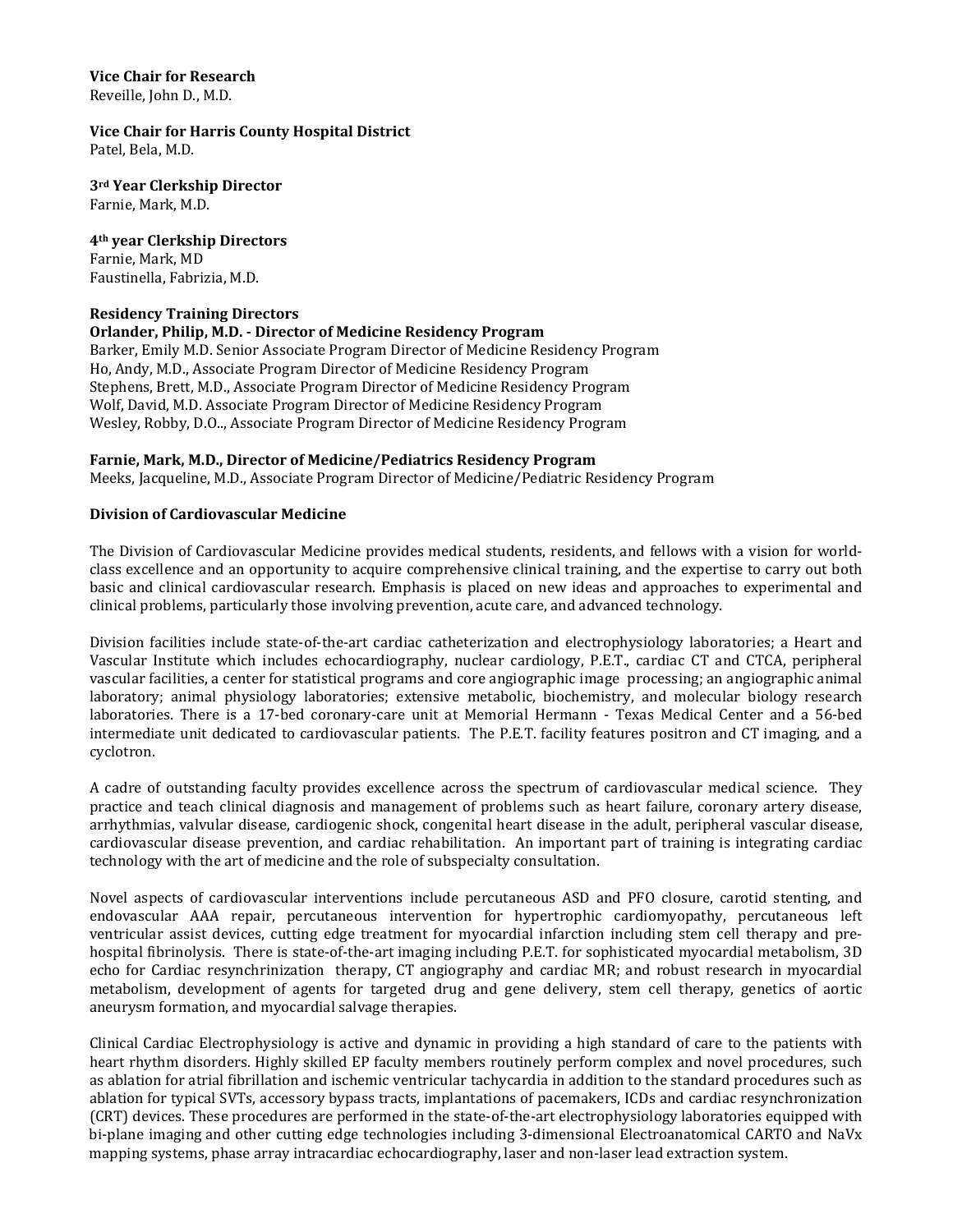**Vice Chair for Research**
Reveille, John D., M.D.

**Vice Chair for Harris County Hospital District**
Patel, Bela, M.D.

**3rd Year Clerkship Director**
Farnie, Mark, M.D.

**4th year Clerkship Directors**
Farnie, Mark, MD
Faustinella, Fabrizia, M.D.

**Residency Training Directors**
**Orlander, Philip, M.D. - Director of Medicine Residency Program**
Barker, Emily M.D. Senior Associate Program Director of Medicine Residency Program
Ho, Andy, M.D., Associate Program Director of Medicine Residency Program
Stephens, Brett, M.D., Associate Program Director of Medicine Residency Program
Wolf, David, M.D. Associate Program Director of Medicine Residency Program
Wesley, Robby, D.O.., Associate Program Director of Medicine Residency Program

**Farnie, Mark, M.D., Director of Medicine/Pediatrics Residency Program**
Meeks, Jacqueline, M.D., Associate Program Director of Medicine/Pediatric Residency Program

**Division of Cardiovascular Medicine**

The Division of Cardiovascular Medicine provides medical students, residents, and fellows with a vision for world-class excellence and an opportunity to acquire comprehensive clinical training, and the expertise to carry out both basic and clinical cardiovascular research. Emphasis is placed on new ideas and approaches to experimental and clinical problems, particularly those involving prevention, acute care, and advanced technology.

Division facilities include state-of-the-art cardiac catheterization and electrophysiology laboratories; a Heart and Vascular Institute which includes echocardiography, nuclear cardiology, P.E.T., cardiac CT and CTCA, peripheral vascular facilities, a center for statistical programs and core angiographic image processing; an angiographic animal laboratory; animal physiology laboratories; extensive metabolic, biochemistry, and molecular biology research laboratories. There is a 17-bed coronary-care unit at Memorial Hermann - Texas Medical Center and a 56-bed intermediate unit dedicated to cardiovascular patients. The P.E.T. facility features positron and CT imaging, and a cyclotron.

A cadre of outstanding faculty provides excellence across the spectrum of cardiovascular medical science. They practice and teach clinical diagnosis and management of problems such as heart failure, coronary artery disease, arrhythmias, valvular disease, cardiogenic shock, congenital heart disease in the adult, peripheral vascular disease, cardiovascular disease prevention, and cardiac rehabilitation. An important part of training is integrating cardiac technology with the art of medicine and the role of subspecialty consultation.

Novel aspects of cardiovascular interventions include percutaneous ASD and PFO closure, carotid stenting, and endovascular AAA repair, percutaneous intervention for hypertrophic cardiomyopathy, percutaneous left ventricular assist devices, cutting edge treatment for myocardial infarction including stem cell therapy and pre-hospital fibrinolysis. There is state-of-the-art imaging including P.E.T. for sophisticated myocardial metabolism, 3D echo for Cardiac resynchrinization therapy, CT angiography and cardiac MR; and robust research in myocardial metabolism, development of agents for targeted drug and gene delivery, stem cell therapy, genetics of aortic aneurysm formation, and myocardial salvage therapies.

Clinical Cardiac Electrophysiology is active and dynamic in providing a high standard of care to the patients with heart rhythm disorders. Highly skilled EP faculty members routinely perform complex and novel procedures, such as ablation for atrial fibrillation and ischemic ventricular tachycardia in addition to the standard procedures such as ablation for typical SVTs, accessory bypass tracts, implantations of pacemakers, ICDs and cardiac resynchronization (CRT) devices. These procedures are performed in the state-of-the-art electrophysiology laboratories equipped with bi-plane imaging and other cutting edge technologies including 3-dimensional Electroanatomical CARTO and NaVx mapping systems, phase array intracardiac echocardiography, laser and non-laser lead extraction system.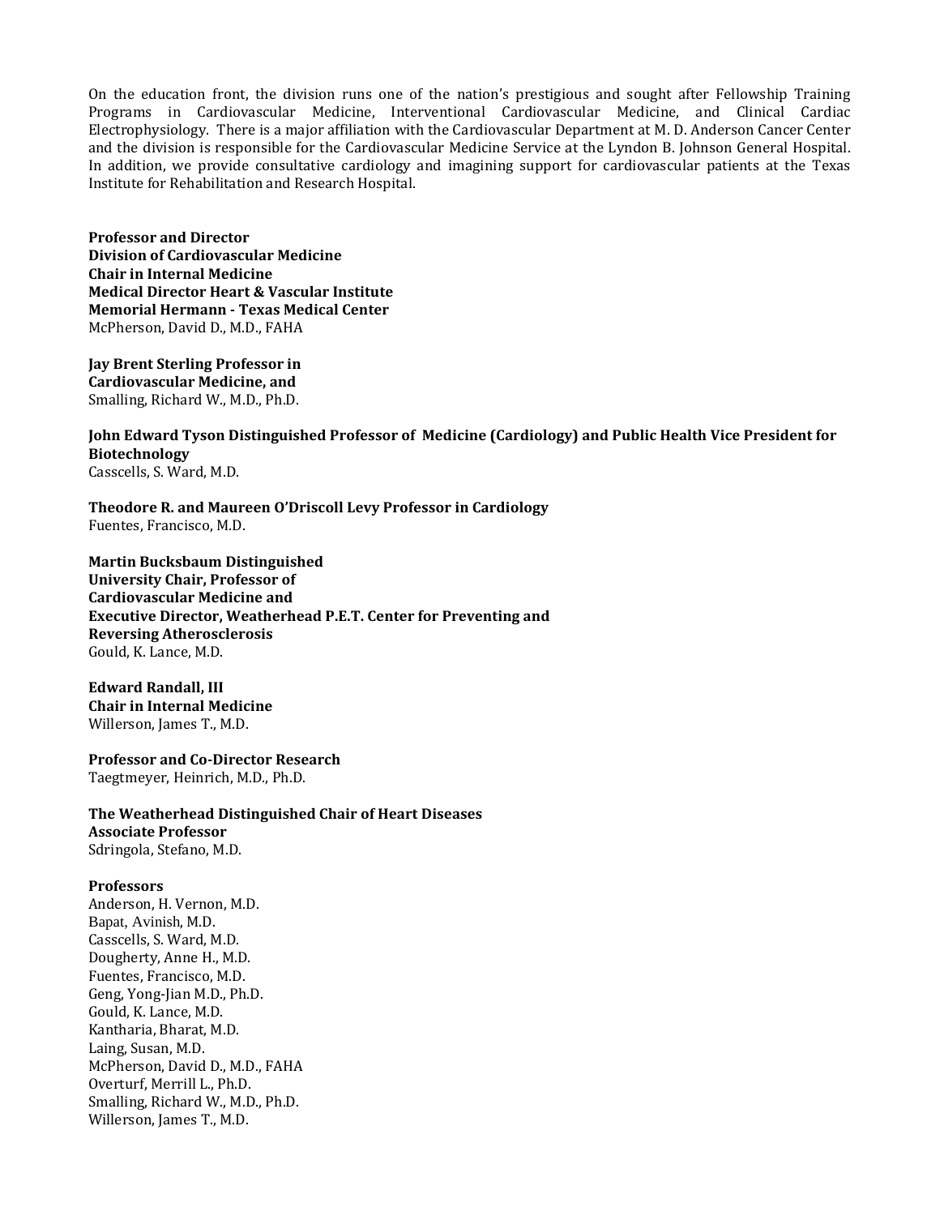On the education front, the division runs one of the nation's prestigious and sought after Fellowship Training Programs in Cardiovascular Medicine, Interventional Cardiovascular Medicine, and Clinical Cardiac Electrophysiology. There is a major affiliation with the Cardiovascular Department at M. D. Anderson Cancer Center and the division is responsible for the Cardiovascular Medicine Service at the Lyndon B. Johnson General Hospital. In addition, we provide consultative cardiology and imagining support for cardiovascular patients at the Texas Institute for Rehabilitation and Research Hospital.

**Professor and Director**
**Division of Cardiovascular Medicine**
**Chair in Internal Medicine**
**Medical Director Heart & Vascular Institute**
**Memorial Hermann - Texas Medical Center**
McPherson, David D., M.D., FAHA

**Jay Brent Sterling Professor in**
**Cardiovascular Medicine, and**
Smalling, Richard W., M.D., Ph.D.

**John Edward Tyson Distinguished Professor of Medicine (Cardiology) and Public Health Vice President for Biotechnology**
Casscells, S. Ward, M.D.

**Theodore R. and Maureen O'Driscoll Levy Professor in Cardiology**
Fuentes, Francisco, M.D.

**Martin Bucksbaum Distinguished**
**University Chair, Professor of**
**Cardiovascular Medicine and**
**Executive Director, Weatherhead P.E.T. Center for Preventing and**
**Reversing Atherosclerosis**
Gould, K. Lance, M.D.

**Edward Randall, III**
**Chair in Internal Medicine**
Willerson, James T., M.D.

**Professor and Co-Director Research**
Taegtmeyer, Heinrich, M.D., Ph.D.

**The Weatherhead Distinguished Chair of Heart Diseases**
**Associate Professor**
Sdringola, Stefano, M.D.

**Professors**
Anderson, H. Vernon, M.D.
Bapat, Avinish, M.D.
Casscells, S. Ward, M.D.
Dougherty, Anne H., M.D.
Fuentes, Francisco, M.D.
Geng, Yong-Jian M.D., Ph.D.
Gould, K. Lance, M.D.
Kantharia, Bharat, M.D.
Laing, Susan, M.D.
McPherson, David D., M.D., FAHA
Overturf, Merrill L., Ph.D.
Smalling, Richard W., M.D., Ph.D.
Willerson, James T., M.D.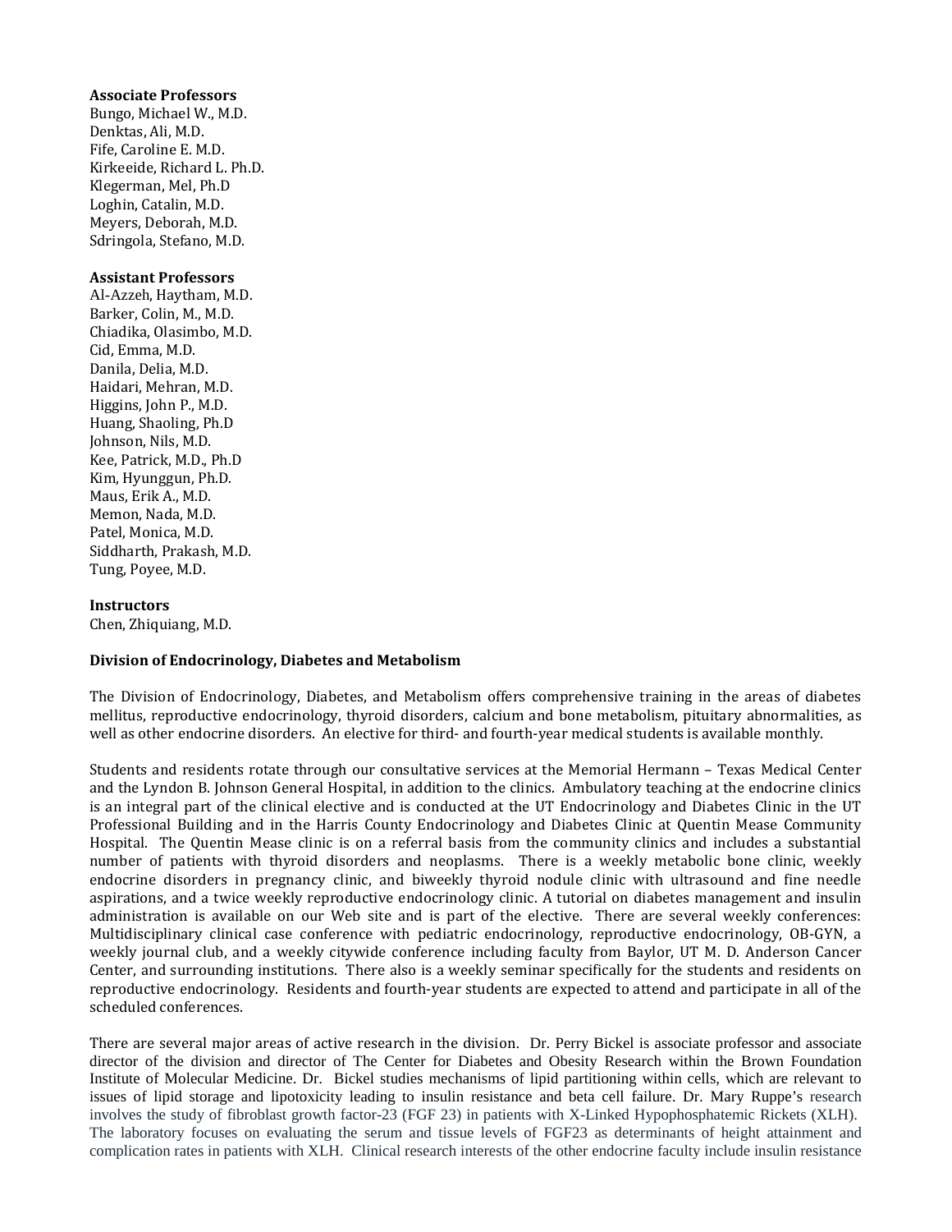**Associate Professors**

Bungo, Michael W., M.D.
Denktas, Ali, M.D.
Fife, Caroline E. M.D.
Kirkeeide, Richard L. Ph.D.
Klegerman, Mel, Ph.D
Loghin, Catalin, M.D.
Meyers, Deborah, M.D.
Sdringola, Stefano, M.D.

**Assistant Professors**

Al-Azzeh, Haytham, M.D.
Barker, Colin, M., M.D.
Chiadika, Olasimbo, M.D.
Cid, Emma, M.D.
Danila, Delia, M.D.
Haidari, Mehran, M.D.
Higgins, John P., M.D.
Huang, Shaoling, Ph.D
Johnson, Nils, M.D.
Kee, Patrick, M.D., Ph.D
Kim, Hyunggun, Ph.D.
Maus, Erik A., M.D.
Memon, Nada, M.D.
Patel, Monica, M.D.
Siddharth, Prakash, M.D.
Tung, Poyee, M.D.

**Instructors**

Chen, Zhiquiang, M.D.

**Division of Endocrinology, Diabetes and Metabolism**

The Division of Endocrinology, Diabetes, and Metabolism offers comprehensive training in the areas of diabetes mellitus, reproductive endocrinology, thyroid disorders, calcium and bone metabolism, pituitary abnormalities, as well as other endocrine disorders. An elective for third- and fourth-year medical students is available monthly.

Students and residents rotate through our consultative services at the Memorial Hermann – Texas Medical Center and the Lyndon B. Johnson General Hospital, in addition to the clinics. Ambulatory teaching at the endocrine clinics is an integral part of the clinical elective and is conducted at the UT Endocrinology and Diabetes Clinic in the UT Professional Building and in the Harris County Endocrinology and Diabetes Clinic at Quentin Mease Community Hospital. The Quentin Mease clinic is on a referral basis from the community clinics and includes a substantial number of patients with thyroid disorders and neoplasms. There is a weekly metabolic bone clinic, weekly endocrine disorders in pregnancy clinic, and biweekly thyroid nodule clinic with ultrasound and fine needle aspirations, and a twice weekly reproductive endocrinology clinic. A tutorial on diabetes management and insulin administration is available on our Web site and is part of the elective. There are several weekly conferences: Multidisciplinary clinical case conference with pediatric endocrinology, reproductive endocrinology, OB-GYN, a weekly journal club, and a weekly citywide conference including faculty from Baylor, UT M. D. Anderson Cancer Center, and surrounding institutions. There also is a weekly seminar specifically for the students and residents on reproductive endocrinology. Residents and fourth-year students are expected to attend and participate in all of the scheduled conferences.

There are several major areas of active research in the division. Dr. Perry Bickel is associate professor and associate director of the division and director of The Center for Diabetes and Obesity Research within the Brown Foundation Institute of Molecular Medicine. Dr. Bickel studies mechanisms of lipid partitioning within cells, which are relevant to issues of lipid storage and lipotoxicity leading to insulin resistance and beta cell failure. Dr. Mary Ruppe's research involves the study of fibroblast growth factor-23 (FGF 23) in patients with X-Linked Hypophosphatemic Rickets (XLH). The laboratory focuses on evaluating the serum and tissue levels of FGF23 as determinants of height attainment and complication rates in patients with XLH. Clinical research interests of the other endocrine faculty include insulin resistance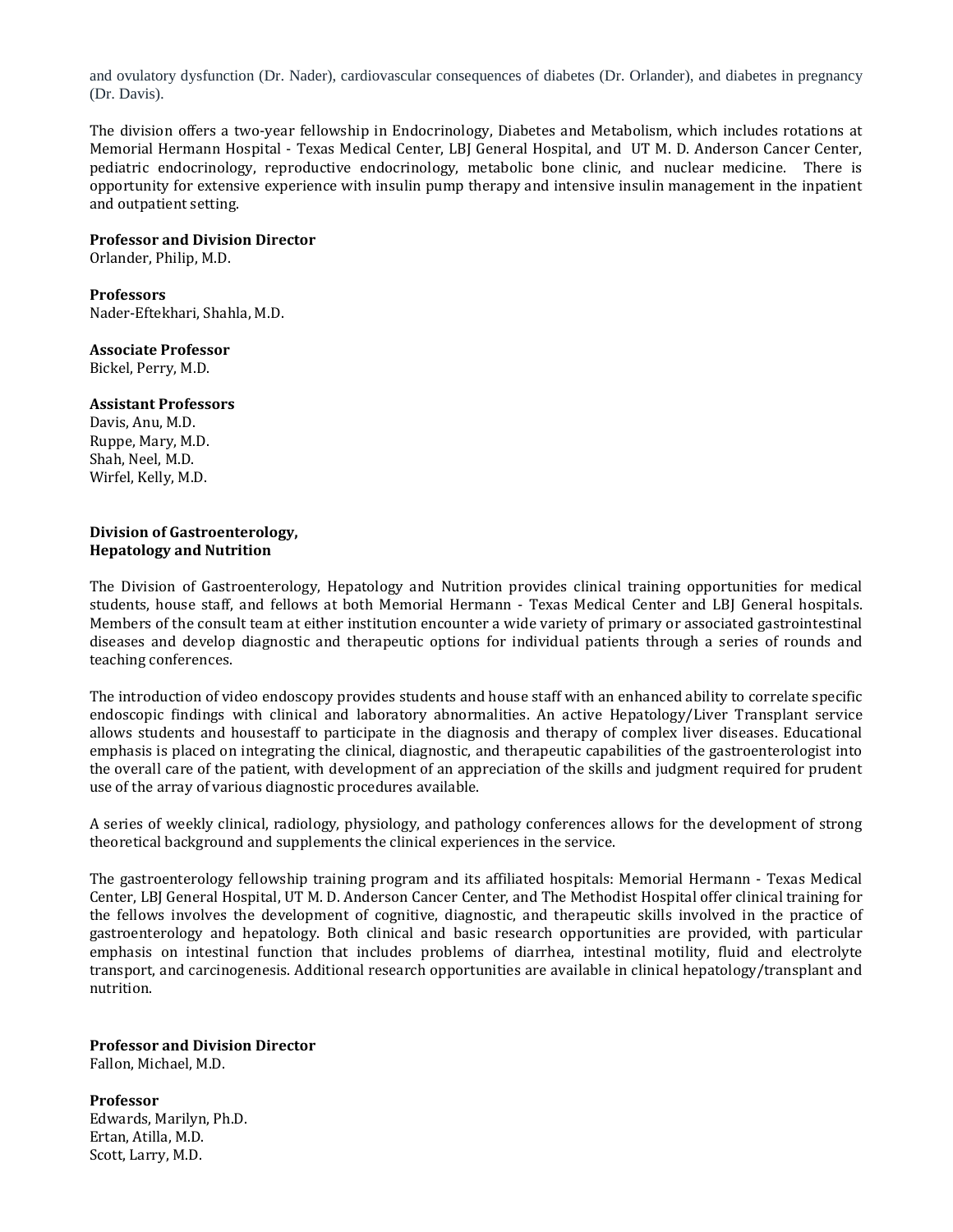and ovulatory dysfunction (Dr. Nader), cardiovascular consequences of diabetes (Dr. Orlander), and diabetes in pregnancy (Dr. Davis).

The division offers a two-year fellowship in Endocrinology, Diabetes and Metabolism, which includes rotations at Memorial Hermann Hospital - Texas Medical Center, LBJ General Hospital, and UT M. D. Anderson Cancer Center, pediatric endocrinology, reproductive endocrinology, metabolic bone clinic, and nuclear medicine. There is opportunity for extensive experience with insulin pump therapy and intensive insulin management in the inpatient and outpatient setting.

**Professor and Division Director**
Orlander, Philip, M.D.

**Professors**
Nader-Eftekhari, Shahla, M.D.

**Associate Professor**
Bickel, Perry, M.D.

**Assistant Professors**
Davis, Anu, M.D.
Ruppe, Mary, M.D.
Shah, Neel, M.D.
Wirfel, Kelly, M.D.

## Division of Gastroenterology, Hepatology and Nutrition

The Division of Gastroenterology, Hepatology and Nutrition provides clinical training opportunities for medical students, house staff, and fellows at both Memorial Hermann - Texas Medical Center and LBJ General hospitals. Members of the consult team at either institution encounter a wide variety of primary or associated gastrointestinal diseases and develop diagnostic and therapeutic options for individual patients through a series of rounds and teaching conferences.

The introduction of video endoscopy provides students and house staff with an enhanced ability to correlate specific endoscopic findings with clinical and laboratory abnormalities. An active Hepatology/Liver Transplant service allows students and housestaff to participate in the diagnosis and therapy of complex liver diseases. Educational emphasis is placed on integrating the clinical, diagnostic, and therapeutic capabilities of the gastroenterologist into the overall care of the patient, with development of an appreciation of the skills and judgment required for prudent use of the array of various diagnostic procedures available.

A series of weekly clinical, radiology, physiology, and pathology conferences allows for the development of strong theoretical background and supplements the clinical experiences in the service.

The gastroenterology fellowship training program and its affiliated hospitals: Memorial Hermann - Texas Medical Center, LBJ General Hospital, UT M. D. Anderson Cancer Center, and The Methodist Hospital offer clinical training for the fellows involves the development of cognitive, diagnostic, and therapeutic skills involved in the practice of gastroenterology and hepatology. Both clinical and basic research opportunities are provided, with particular emphasis on intestinal function that includes problems of diarrhea, intestinal motility, fluid and electrolyte transport, and carcinogenesis. Additional research opportunities are available in clinical hepatology/transplant and nutrition.

**Professor and Division Director**
Fallon, Michael, M.D.

**Professor**
Edwards, Marilyn, Ph.D.
Ertan, Atilla, M.D.
Scott, Larry, M.D.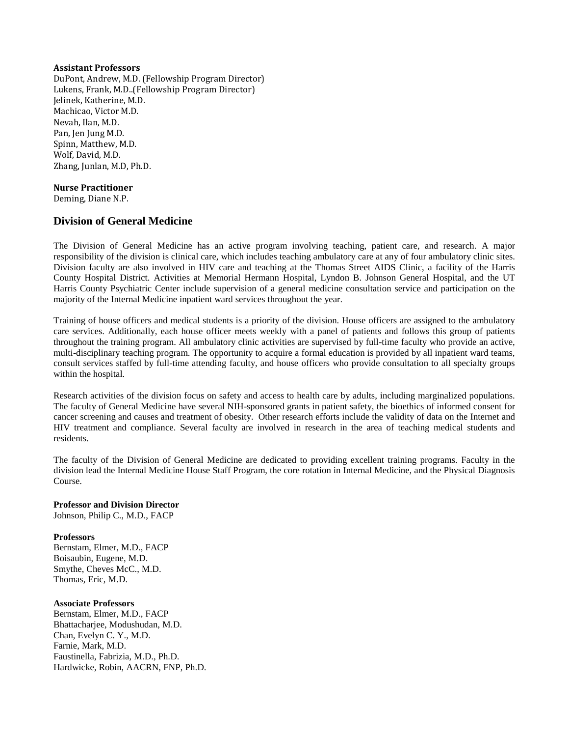**Assistant Professors**

DuPont, Andrew, M.D. (Fellowship Program Director)
Lukens, Frank, M.D..(Fellowship Program Director)
Jelinek, Katherine, M.D.
Machicao, Victor M.D.
Nevah, Ilan, M.D.
Pan, Jen Jung M.D.
Spinn, Matthew, M.D.
Wolf, David, M.D.
Zhang, Junlan, M.D, Ph.D.

**Nurse Practitioner**

Deming, Diane N.P.

## Division of General Medicine

The Division of General Medicine has an active program involving teaching, patient care, and research. A major responsibility of the division is clinical care, which includes teaching ambulatory care at any of four ambulatory clinic sites. Division faculty are also involved in HIV care and teaching at the Thomas Street AIDS Clinic, a facility of the Harris County Hospital District. Activities at Memorial Hermann Hospital, Lyndon B. Johnson General Hospital, and the UT Harris County Psychiatric Center include supervision of a general medicine consultation service and participation on the majority of the Internal Medicine inpatient ward services throughout the year.

Training of house officers and medical students is a priority of the division. House officers are assigned to the ambulatory care services. Additionally, each house officer meets weekly with a panel of patients and follows this group of patients throughout the training program. All ambulatory clinic activities are supervised by full-time faculty who provide an active, multi-disciplinary teaching program. The opportunity to acquire a formal education is provided by all inpatient ward teams, consult services staffed by full-time attending faculty, and house officers who provide consultation to all specialty groups within the hospital.

Research activities of the division focus on safety and access to health care by adults, including marginalized populations. The faculty of General Medicine have several NIH-sponsored grants in patient safety, the bioethics of informed consent for cancer screening and causes and treatment of obesity. Other research efforts include the validity of data on the Internet and HIV treatment and compliance. Several faculty are involved in research in the area of teaching medical students and residents.

The faculty of the Division of General Medicine are dedicated to providing excellent training programs. Faculty in the division lead the Internal Medicine House Staff Program, the core rotation in Internal Medicine, and the Physical Diagnosis Course.

**Professor and Division Director**

Johnson, Philip C., M.D., FACP

**Professors**

Bernstam, Elmer, M.D., FACP
Boisaubin, Eugene, M.D.
Smythe, Cheves McC., M.D.
Thomas, Eric, M.D.

**Associate Professors**

Bernstam, Elmer, M.D., FACP
Bhattacharjee, Modushudan, M.D.
Chan, Evelyn C. Y., M.D.
Farnie, Mark, M.D.
Faustinella, Fabrizia, M.D., Ph.D.
Hardwicke, Robin, AACRN, FNP, Ph.D.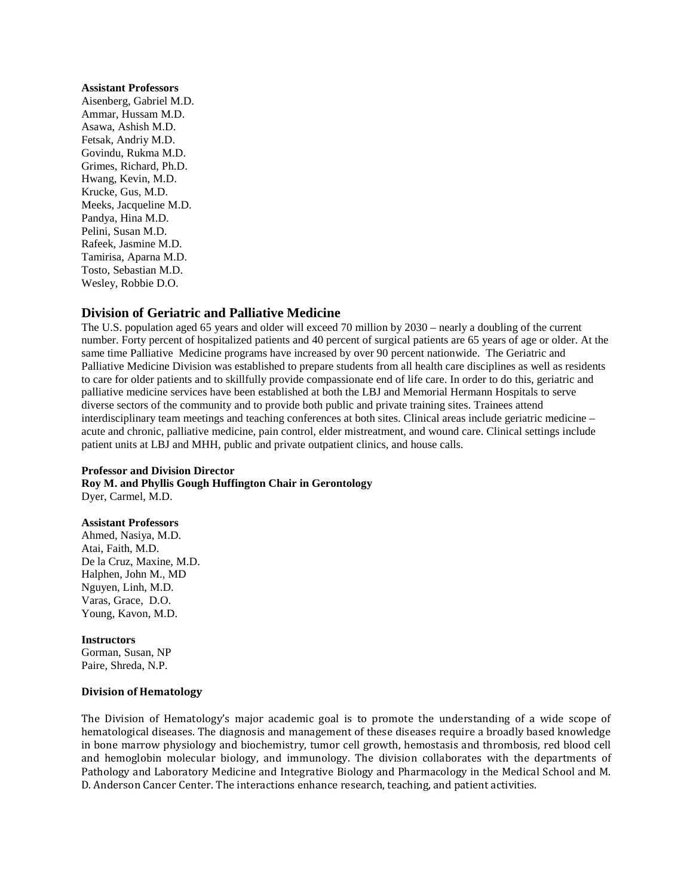**Assistant Professors**

Aisenberg, Gabriel M.D.
Ammar, Hussam M.D.
Asawa, Ashish M.D.
Fetsak, Andriy M.D.
Govindu, Rukma M.D.
Grimes, Richard, Ph.D.
Hwang, Kevin, M.D.
Krucke, Gus, M.D.
Meeks, Jacqueline M.D.
Pandya, Hina M.D.
Pelini, Susan M.D.
Rafeek, Jasmine M.D.
Tamirisa, Aparna M.D.
Tosto, Sebastian M.D.
Wesley, Robbie D.O.

## Division of Geriatric and Palliative Medicine

The U.S. population aged 65 years and older will exceed 70 million by 2030 – nearly a doubling of the current number. Forty percent of hospitalized patients and 40 percent of surgical patients are 65 years of age or older. At the same time Palliative Medicine programs have increased by over 90 percent nationwide. The Geriatric and Palliative Medicine Division was established to prepare students from all health care disciplines as well as residents to care for older patients and to skillfully provide compassionate end of life care. In order to do this, geriatric and palliative medicine services have been established at both the LBJ and Memorial Hermann Hospitals to serve diverse sectors of the community and to provide both public and private training sites. Trainees attend interdisciplinary team meetings and teaching conferences at both sites. Clinical areas include geriatric medicine – acute and chronic, palliative medicine, pain control, elder mistreatment, and wound care. Clinical settings include patient units at LBJ and MHH, public and private outpatient clinics, and house calls.

**Professor and Division Director**
**Roy M. and Phyllis Gough Huffington Chair in Gerontology**
Dyer, Carmel, M.D.

**Assistant Professors**

Ahmed, Nasiya, M.D.
Atai, Faith, M.D.
De la Cruz, Maxine, M.D.
Halphen, John M., MD
Nguyen, Linh, M.D.
Varas, Grace, D.O.
Young, Kavon, M.D.

**Instructors**

Gorman, Susan, NP
Paire, Shreda, N.P.

### Division of Hematology

The Division of Hematology's major academic goal is to promote the understanding of a wide scope of hematological diseases. The diagnosis and management of these diseases require a broadly based knowledge in bone marrow physiology and biochemistry, tumor cell growth, hemostasis and thrombosis, red blood cell and hemoglobin molecular biology, and immunology. The division collaborates with the departments of Pathology and Laboratory Medicine and Integrative Biology and Pharmacology in the Medical School and M. D. Anderson Cancer Center. The interactions enhance research, teaching, and patient activities.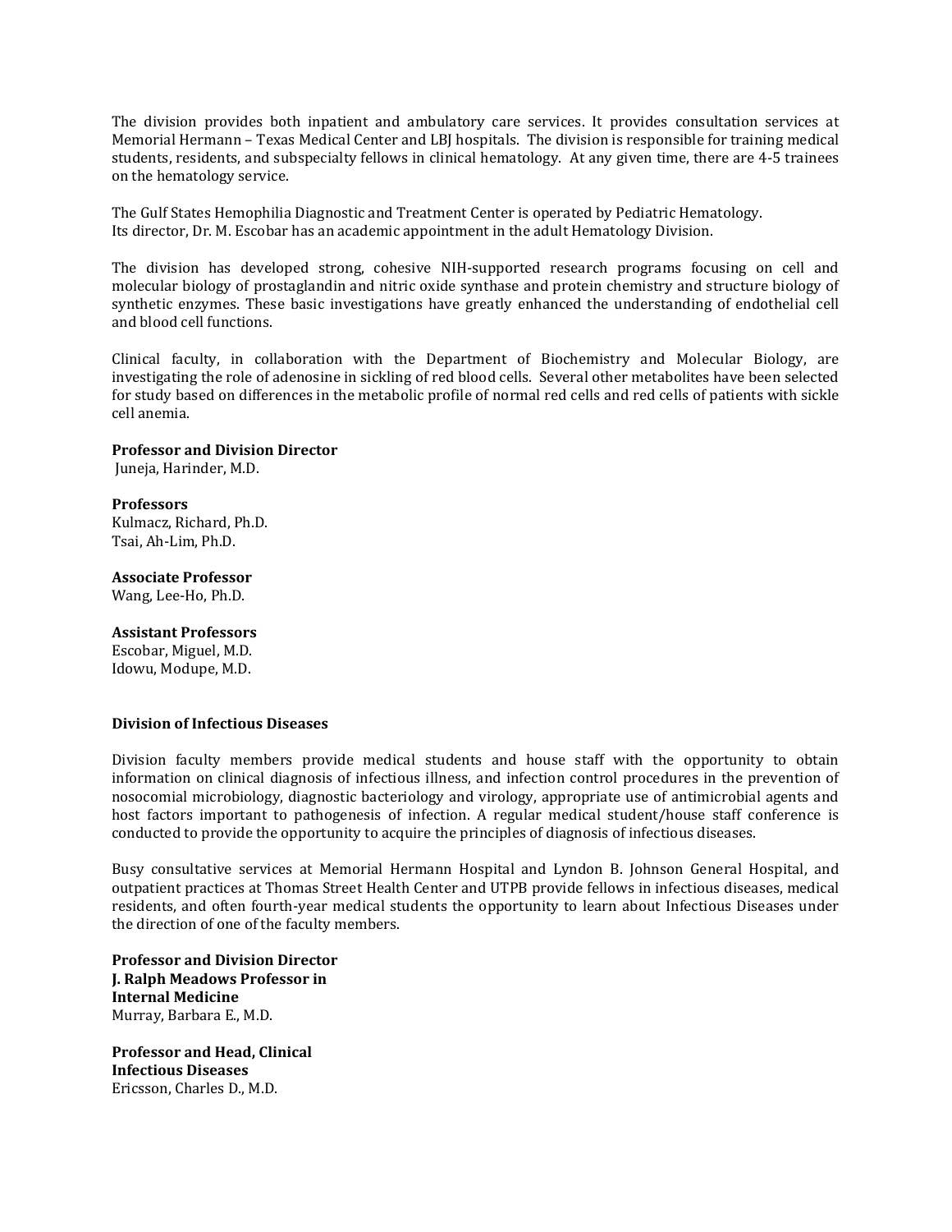The division provides both inpatient and ambulatory care services. It provides consultation services at Memorial Hermann – Texas Medical Center and LBJ hospitals. The division is responsible for training medical students, residents, and subspecialty fellows in clinical hematology. At any given time, there are 4-5 trainees on the hematology service.

The Gulf States Hemophilia Diagnostic and Treatment Center is operated by Pediatric Hematology. Its director, Dr. M. Escobar has an academic appointment in the adult Hematology Division.

The division has developed strong, cohesive NIH-supported research programs focusing on cell and molecular biology of prostaglandin and nitric oxide synthase and protein chemistry and structure biology of synthetic enzymes. These basic investigations have greatly enhanced the understanding of endothelial cell and blood cell functions.

Clinical faculty, in collaboration with the Department of Biochemistry and Molecular Biology, are investigating the role of adenosine in sickling of red blood cells. Several other metabolites have been selected for study based on differences in the metabolic profile of normal red cells and red cells of patients with sickle cell anemia.

**Professor and Division Director**
Juneja, Harinder, M.D.

**Professors**
Kulmacz, Richard, Ph.D.
Tsai, Ah-Lim, Ph.D.

**Associate Professor**
Wang, Lee-Ho, Ph.D.

**Assistant Professors**
Escobar, Miguel, M.D.
Idowu, Modupe, M.D.

### Division of Infectious Diseases

Division faculty members provide medical students and house staff with the opportunity to obtain information on clinical diagnosis of infectious illness, and infection control procedures in the prevention of nosocomial microbiology, diagnostic bacteriology and virology, appropriate use of antimicrobial agents and host factors important to pathogenesis of infection. A regular medical student/house staff conference is conducted to provide the opportunity to acquire the principles of diagnosis of infectious diseases.

Busy consultative services at Memorial Hermann Hospital and Lyndon B. Johnson General Hospital, and outpatient practices at Thomas Street Health Center and UTPB provide fellows in infectious diseases, medical residents, and often fourth-year medical students the opportunity to learn about Infectious Diseases under the direction of one of the faculty members.

**Professor and Division Director**
**J. Ralph Meadows Professor in Internal Medicine**
Murray, Barbara E., M.D.

**Professor and Head, Clinical Infectious Diseases**
Ericsson, Charles D., M.D.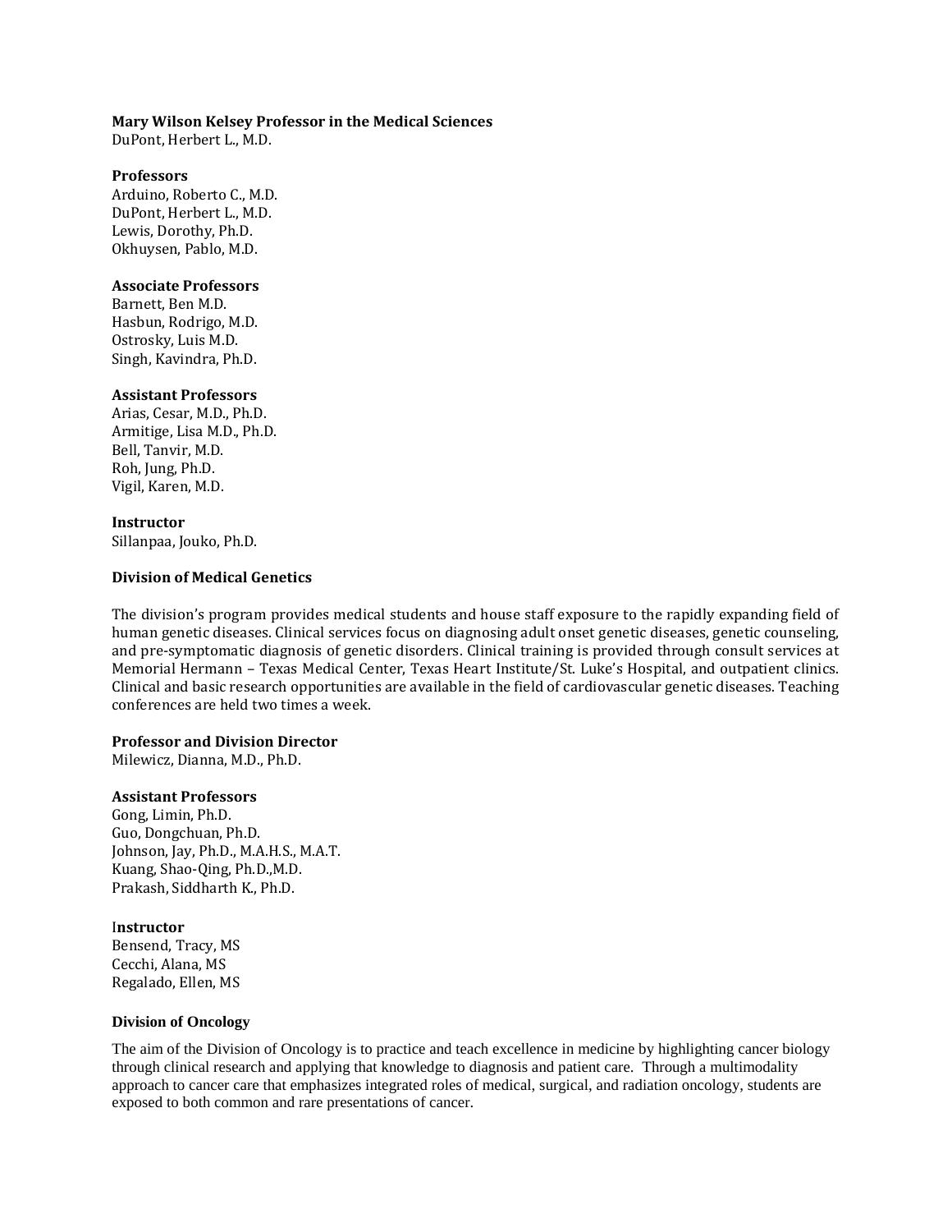**Mary Wilson Kelsey Professor in the Medical Sciences**
DuPont, Herbert L., M.D.

**Professors**
Arduino, Roberto C., M.D.
DuPont, Herbert L., M.D.
Lewis, Dorothy, Ph.D.
Okhuysen, Pablo, M.D.

**Associate Professors**
Barnett, Ben M.D.
Hasbun, Rodrigo, M.D.
Ostrosky, Luis M.D.
Singh, Kavindra, Ph.D.

**Assistant Professors**
Arias, Cesar, M.D., Ph.D.
Armitige, Lisa M.D., Ph.D.
Bell, Tanvir, M.D.
Roh, Jung, Ph.D.
Vigil, Karen, M.D.

**Instructor**
Sillanpaa, Jouko, Ph.D.

**Division of Medical Genetics**

The division's program provides medical students and house staff exposure to the rapidly expanding field of human genetic diseases. Clinical services focus on diagnosing adult onset genetic diseases, genetic counseling, and pre-symptomatic diagnosis of genetic disorders. Clinical training is provided through consult services at Memorial Hermann – Texas Medical Center, Texas Heart Institute/St. Luke's Hospital, and outpatient clinics. Clinical and basic research opportunities are available in the field of cardiovascular genetic diseases. Teaching conferences are held two times a week.

**Professor and Division Director**
Milewicz, Dianna, M.D., Ph.D.

**Assistant Professors**
Gong, Limin, Ph.D.
Guo, Dongchuan, Ph.D.
Johnson, Jay, Ph.D., M.A.H.S., M.A.T.
Kuang, Shao-Qing, Ph.D.,M.D.
Prakash, Siddharth K., Ph.D.

**Instructor**
Bensend, Tracy, MS
Cecchi, Alana, MS
Regalado, Ellen, MS

**Division of Oncology**

The aim of the Division of Oncology is to practice and teach excellence in medicine by highlighting cancer biology through clinical research and applying that knowledge to diagnosis and patient care. Through a multimodality approach to cancer care that emphasizes integrated roles of medical, surgical, and radiation oncology, students are exposed to both common and rare presentations of cancer.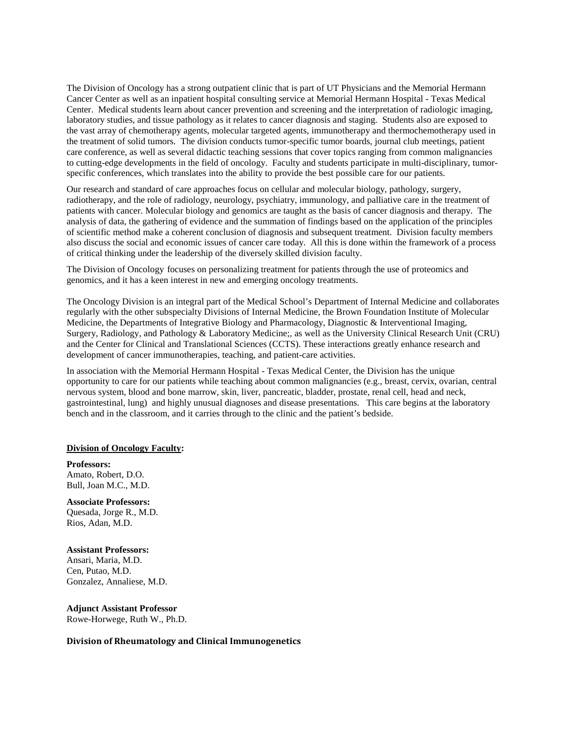The Division of Oncology has a strong outpatient clinic that is part of UT Physicians and the Memorial Hermann Cancer Center as well as an inpatient hospital consulting service at Memorial Hermann Hospital - Texas Medical Center. Medical students learn about cancer prevention and screening and the interpretation of radiologic imaging, laboratory studies, and tissue pathology as it relates to cancer diagnosis and staging. Students also are exposed to the vast array of chemotherapy agents, molecular targeted agents, immunotherapy and thermochemotherapy used in the treatment of solid tumors. The division conducts tumor-specific tumor boards, journal club meetings, patient care conference, as well as several didactic teaching sessions that cover topics ranging from common malignancies to cutting-edge developments in the field of oncology. Faculty and students participate in multi-disciplinary, tumor-specific conferences, which translates into the ability to provide the best possible care for our patients.

Our research and standard of care approaches focus on cellular and molecular biology, pathology, surgery, radiotherapy, and the role of radiology, neurology, psychiatry, immunology, and palliative care in the treatment of patients with cancer. Molecular biology and genomics are taught as the basis of cancer diagnosis and therapy. The analysis of data, the gathering of evidence and the summation of findings based on the application of the principles of scientific method make a coherent conclusion of diagnosis and subsequent treatment. Division faculty members also discuss the social and economic issues of cancer care today. All this is done within the framework of a process of critical thinking under the leadership of the diversely skilled division faculty.

The Division of Oncology focuses on personalizing treatment for patients through the use of proteomics and genomics, and it has a keen interest in new and emerging oncology treatments.

The Oncology Division is an integral part of the Medical School's Department of Internal Medicine and collaborates regularly with the other subspecialty Divisions of Internal Medicine, the Brown Foundation Institute of Molecular Medicine, the Departments of Integrative Biology and Pharmacology, Diagnostic & Interventional Imaging, Surgery, Radiology, and Pathology & Laboratory Medicine;, as well as the University Clinical Research Unit (CRU) and the Center for Clinical and Translational Sciences (CCTS). These interactions greatly enhance research and development of cancer immunotherapies, teaching, and patient-care activities.

In association with the Memorial Hermann Hospital - Texas Medical Center, the Division has the unique opportunity to care for our patients while teaching about common malignancies (e.g., breast, cervix, ovarian, central nervous system, blood and bone marrow, skin, liver, pancreatic, bladder, prostate, renal cell, head and neck, gastrointestinal, lung) and highly unusual diagnoses and disease presentations. This care begins at the laboratory bench and in the classroom, and it carries through to the clinic and the patient's bedside.

**Division of Oncology Faculty:**

**Professors:**
Amato, Robert, D.O.
Bull, Joan M.C., M.D.

**Associate Professors:**
Quesada, Jorge R., M.D.
Rios, Adan, M.D.

**Assistant Professors:**
Ansari, Maria, M.D.
Cen, Putao, M.D.
Gonzalez, Annaliese, M.D.

**Adjunct Assistant Professor**
Rowe-Horwege, Ruth W., Ph.D.

### Division of Rheumatology and Clinical Immunogenetics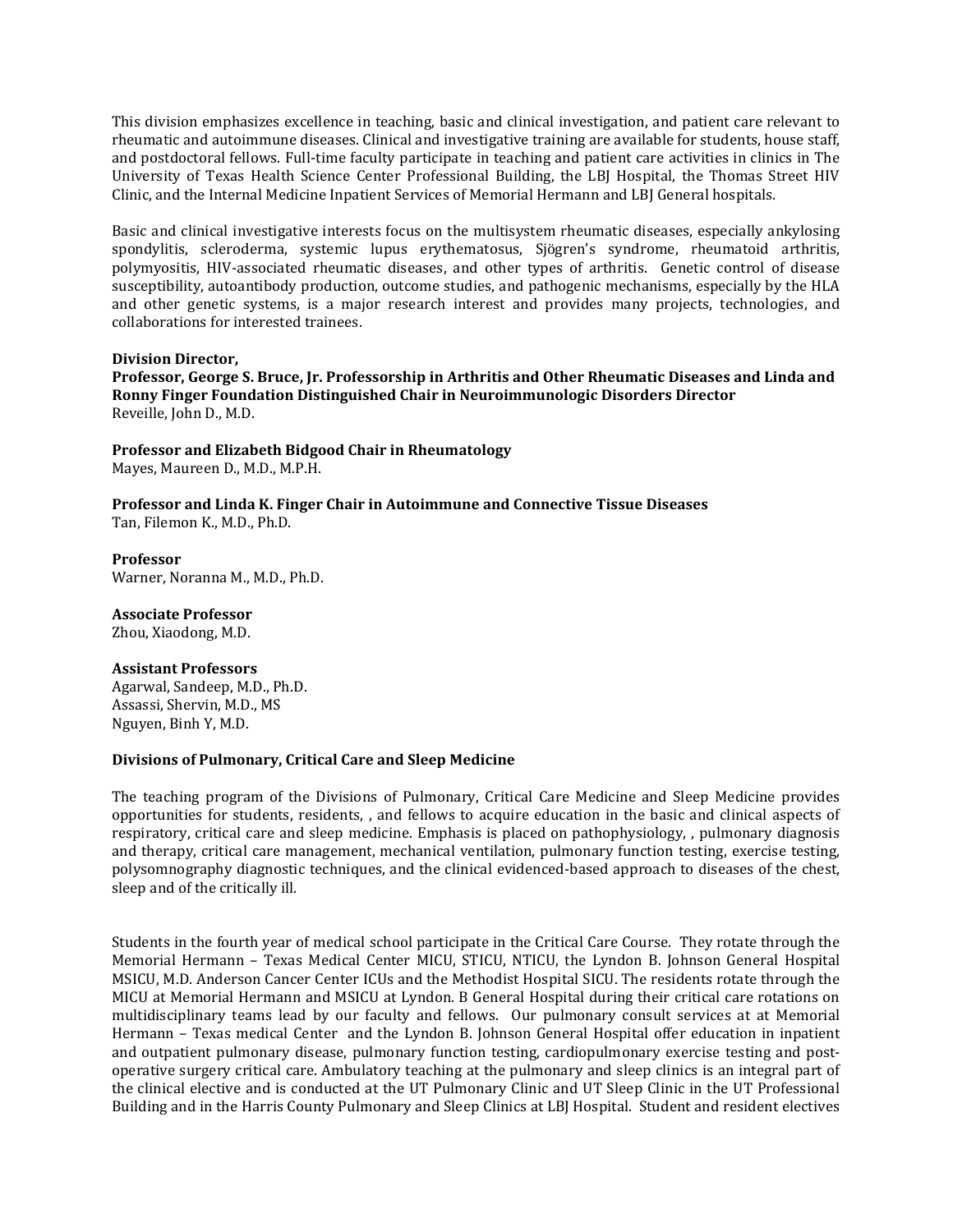This division emphasizes excellence in teaching, basic and clinical investigation, and patient care relevant to rheumatic and autoimmune diseases. Clinical and investigative training are available for students, house staff, and postdoctoral fellows. Full-time faculty participate in teaching and patient care activities in clinics in The University of Texas Health Science Center Professional Building, the LBJ Hospital, the Thomas Street HIV Clinic, and the Internal Medicine Inpatient Services of Memorial Hermann and LBJ General hospitals.

Basic and clinical investigative interests focus on the multisystem rheumatic diseases, especially ankylosing spondylitis, scleroderma, systemic lupus erythematosus, Sjögren's syndrome, rheumatoid arthritis, polymyositis, HIV-associated rheumatic diseases, and other types of arthritis. Genetic control of disease susceptibility, autoantibody production, outcome studies, and pathogenic mechanisms, especially by the HLA and other genetic systems, is a major research interest and provides many projects, technologies, and collaborations for interested trainees.

**Division Director,**
**Professor, George S. Bruce, Jr. Professorship in Arthritis and Other Rheumatic Diseases and Linda and Ronny Finger Foundation Distinguished Chair in Neuroimmunologic Disorders Director**
Reveille, John D., M.D.

**Professor and Elizabeth Bidgood Chair in Rheumatology**
Mayes, Maureen D., M.D., M.P.H.

**Professor and Linda K. Finger Chair in Autoimmune and Connective Tissue Diseases**
Tan, Filemon K., M.D., Ph.D.

**Professor**
Warner, Noranna M., M.D., Ph.D.

**Associate Professor**
Zhou, Xiaodong, M.D.

**Assistant Professors**
Agarwal, Sandeep, M.D., Ph.D.
Assassi, Shervin, M.D., MS
Nguyen, Binh Y, M.D.

**Divisions of Pulmonary, Critical Care and Sleep Medicine**

The teaching program of the Divisions of Pulmonary, Critical Care Medicine and Sleep Medicine provides opportunities for students, residents, , and fellows to acquire education in the basic and clinical aspects of respiratory, critical care and sleep medicine. Emphasis is placed on pathophysiology, , pulmonary diagnosis and therapy, critical care management, mechanical ventilation, pulmonary function testing, exercise testing, polysomnography diagnostic techniques, and the clinical evidenced-based approach to diseases of the chest, sleep and of the critically ill.

Students in the fourth year of medical school participate in the Critical Care Course. They rotate through the Memorial Hermann – Texas Medical Center MICU, STICU, NTICU, the Lyndon B. Johnson General Hospital MSICU, M.D. Anderson Cancer Center ICUs and the Methodist Hospital SICU. The residents rotate through the MICU at Memorial Hermann and MSICU at Lyndon. B General Hospital during their critical care rotations on multidisciplinary teams lead by our faculty and fellows. Our pulmonary consult services at at Memorial Hermann – Texas medical Center and the Lyndon B. Johnson General Hospital offer education in inpatient and outpatient pulmonary disease, pulmonary function testing, cardiopulmonary exercise testing and post-operative surgery critical care. Ambulatory teaching at the pulmonary and sleep clinics is an integral part of the clinical elective and is conducted at the UT Pulmonary Clinic and UT Sleep Clinic in the UT Professional Building and in the Harris County Pulmonary and Sleep Clinics at LBJ Hospital. Student and resident electives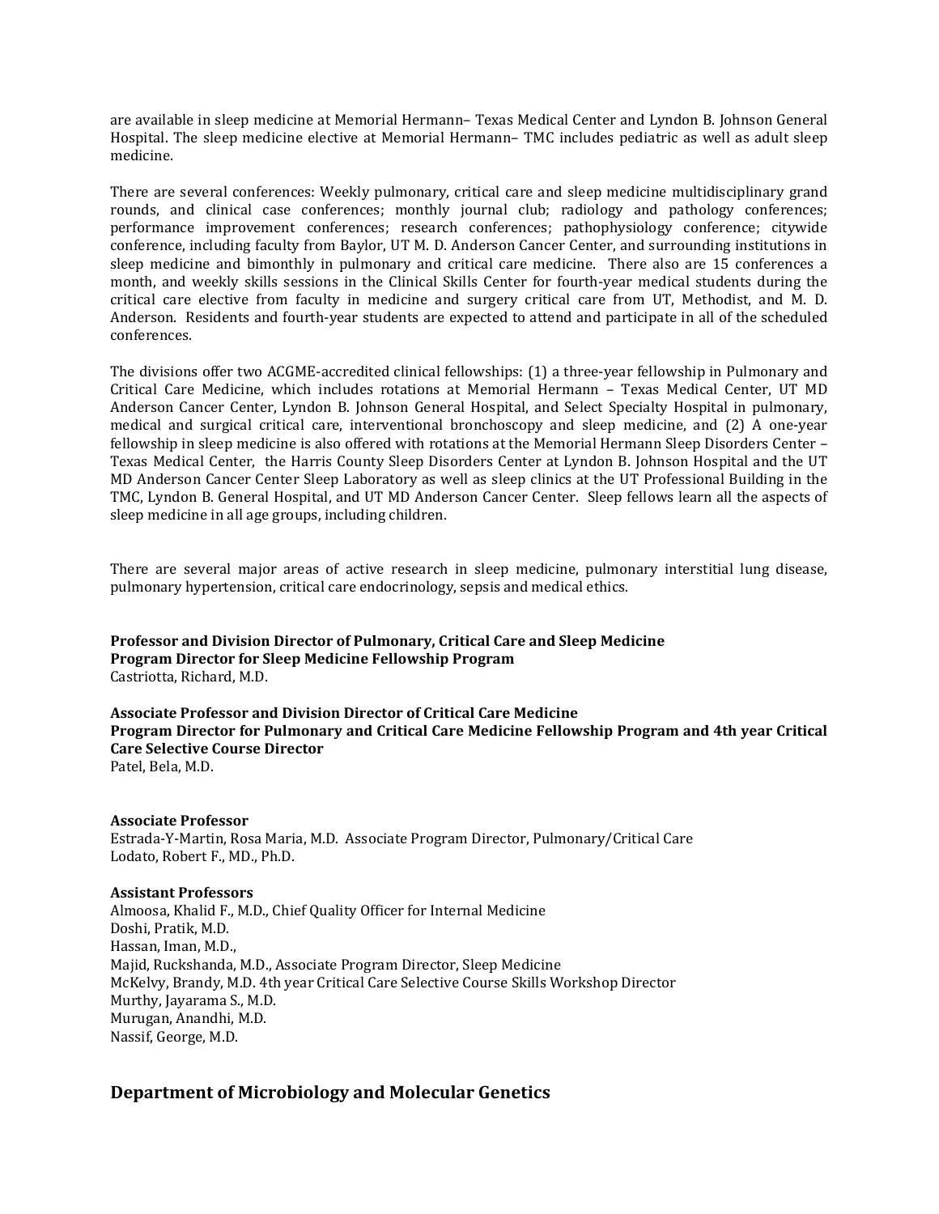are available in sleep medicine at Memorial Hermann– Texas Medical Center and Lyndon B. Johnson General Hospital. The sleep medicine elective at Memorial Hermann– TMC includes pediatric as well as adult sleep medicine.

There are several conferences: Weekly pulmonary, critical care and sleep medicine multidisciplinary grand rounds, and clinical case conferences; monthly journal club; radiology and pathology conferences; performance improvement conferences; research conferences; pathophysiology conference; citywide conference, including faculty from Baylor, UT M. D. Anderson Cancer Center, and surrounding institutions in sleep medicine and bimonthly in pulmonary and critical care medicine. There also are 15 conferences a month, and weekly skills sessions in the Clinical Skills Center for fourth-year medical students during the critical care elective from faculty in medicine and surgery critical care from UT, Methodist, and M. D. Anderson. Residents and fourth-year students are expected to attend and participate in all of the scheduled conferences.

The divisions offer two ACGME-accredited clinical fellowships: (1) a three-year fellowship in Pulmonary and Critical Care Medicine, which includes rotations at Memorial Hermann – Texas Medical Center, UT MD Anderson Cancer Center, Lyndon B. Johnson General Hospital, and Select Specialty Hospital in pulmonary, medical and surgical critical care, interventional bronchoscopy and sleep medicine, and (2) A one-year fellowship in sleep medicine is also offered with rotations at the Memorial Hermann Sleep Disorders Center – Texas Medical Center, the Harris County Sleep Disorders Center at Lyndon B. Johnson Hospital and the UT MD Anderson Cancer Center Sleep Laboratory as well as sleep clinics at the UT Professional Building in the TMC, Lyndon B. General Hospital, and UT MD Anderson Cancer Center. Sleep fellows learn all the aspects of sleep medicine in all age groups, including children.

There are several major areas of active research in sleep medicine, pulmonary interstitial lung disease, pulmonary hypertension, critical care endocrinology, sepsis and medical ethics.

**Professor and Division Director of Pulmonary, Critical Care and Sleep Medicine**
**Program Director for Sleep Medicine Fellowship Program**
Castriotta, Richard, M.D.

**Associate Professor and Division Director of Critical Care Medicine**
**Program Director for Pulmonary and Critical Care Medicine Fellowship Program and 4th year Critical Care Selective Course Director**
Patel, Bela, M.D.

**Associate Professor**
Estrada-Y-Martin, Rosa Maria, M.D. Associate Program Director, Pulmonary/Critical Care
Lodato, Robert F., MD., Ph.D.

**Assistant Professors**
Almoosa, Khalid F., M.D., Chief Quality Officer for Internal Medicine
Doshi, Pratik, M.D.
Hassan, Iman, M.D.,
Majid, Ruckshanda, M.D., Associate Program Director, Sleep Medicine
McKelvy, Brandy, M.D. 4th year Critical Care Selective Course Skills Workshop Director
Murthy, Jayarama S., M.D.
Murugan, Anandhi, M.D.
Nassif, George, M.D.

## Department of Microbiology and Molecular Genetics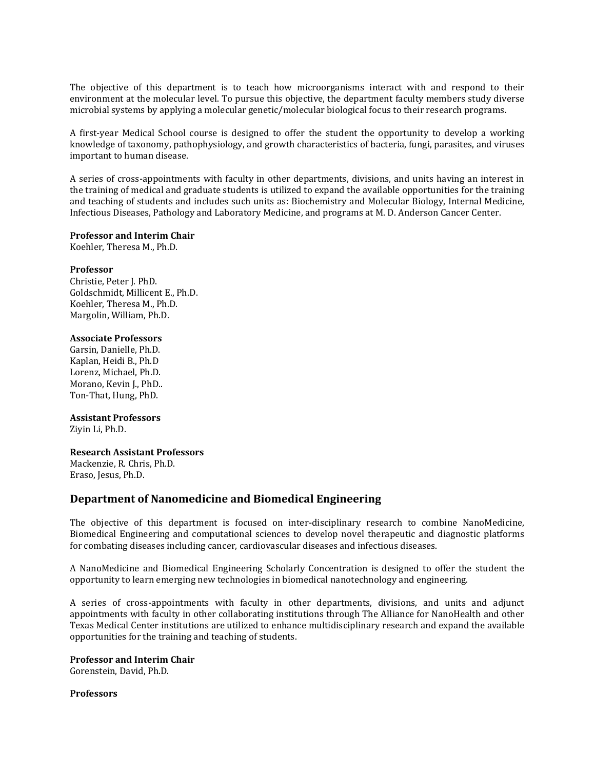The objective of this department is to teach how microorganisms interact with and respond to their environment at the molecular level. To pursue this objective, the department faculty members study diverse microbial systems by applying a molecular genetic/molecular biological focus to their research programs.

A first-year Medical School course is designed to offer the student the opportunity to develop a working knowledge of taxonomy, pathophysiology, and growth characteristics of bacteria, fungi, parasites, and viruses important to human disease.

A series of cross-appointments with faculty in other departments, divisions, and units having an interest in the training of medical and graduate students is utilized to expand the available opportunities for the training and teaching of students and includes such units as: Biochemistry and Molecular Biology, Internal Medicine, Infectious Diseases, Pathology and Laboratory Medicine, and programs at M. D. Anderson Cancer Center.

**Professor and Interim Chair**
Koehler, Theresa M., Ph.D.

**Professor**
Christie, Peter J. PhD.
Goldschmidt, Millicent E., Ph.D.
Koehler, Theresa M., Ph.D.
Margolin, William, Ph.D.

**Associate Professors**
Garsin, Danielle, Ph.D.
Kaplan, Heidi B., Ph.D
Lorenz, Michael, Ph.D.
Morano, Kevin J., PhD..
Ton-That, Hung, PhD.

**Assistant Professors**
Ziyin Li, Ph.D.

**Research Assistant Professors**
Mackenzie, R. Chris, Ph.D.
Eraso, Jesus, Ph.D.

## Department of Nanomedicine and Biomedical Engineering

The objective of this department is focused on inter-disciplinary research to combine NanoMedicine, Biomedical Engineering and computational sciences to develop novel therapeutic and diagnostic platforms for combating diseases including cancer, cardiovascular diseases and infectious diseases.

A NanoMedicine and Biomedical Engineering Scholarly Concentration is designed to offer the student the opportunity to learn emerging new technologies in biomedical nanotechnology and engineering.

A series of cross-appointments with faculty in other departments, divisions, and units and adjunct appointments with faculty in other collaborating institutions through The Alliance for NanoHealth and other Texas Medical Center institutions are utilized to enhance multidisciplinary research and expand the available opportunities for the training and teaching of students.

**Professor and Interim Chair**
Gorenstein, David, Ph.D.

**Professors**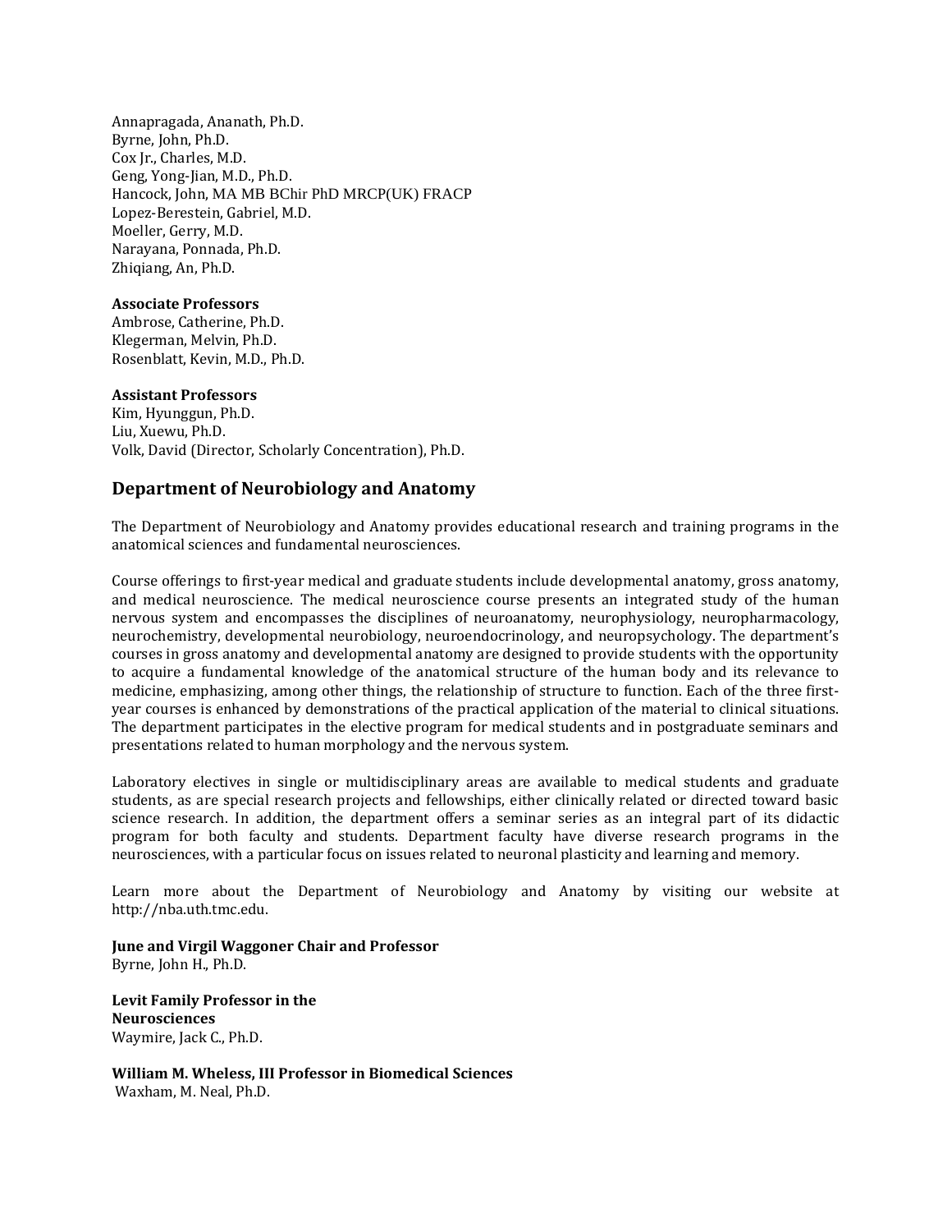Annapragada, Ananath, Ph.D.
Byrne, John, Ph.D.
Cox Jr., Charles, M.D.
Geng, Yong-Jian, M.D., Ph.D.
Hancock, John, MA MB BChir PhD MRCP(UK) FRACP
Lopez-Berestein, Gabriel, M.D.
Moeller, Gerry, M.D.
Narayana, Ponnada, Ph.D.
Zhiqiang, An, Ph.D.

**Associate Professors**
Ambrose, Catherine, Ph.D.
Klegerman, Melvin, Ph.D.
Rosenblatt, Kevin, M.D., Ph.D.

**Assistant Professors**
Kim, Hyunggun, Ph.D.
Liu, Xuewu, Ph.D.
Volk, David (Director, Scholarly Concentration), Ph.D.

## Department of Neurobiology and Anatomy

The Department of Neurobiology and Anatomy provides educational research and training programs in the anatomical sciences and fundamental neurosciences.

Course offerings to first-year medical and graduate students include developmental anatomy, gross anatomy, and medical neuroscience. The medical neuroscience course presents an integrated study of the human nervous system and encompasses the disciplines of neuroanatomy, neurophysiology, neuropharmacology, neurochemistry, developmental neurobiology, neuroendocrinology, and neuropsychology. The department's courses in gross anatomy and developmental anatomy are designed to provide students with the opportunity to acquire a fundamental knowledge of the anatomical structure of the human body and its relevance to medicine, emphasizing, among other things, the relationship of structure to function. Each of the three first-year courses is enhanced by demonstrations of the practical application of the material to clinical situations. The department participates in the elective program for medical students and in postgraduate seminars and presentations related to human morphology and the nervous system.

Laboratory electives in single or multidisciplinary areas are available to medical students and graduate students, as are special research projects and fellowships, either clinically related or directed toward basic science research. In addition, the department offers a seminar series as an integral part of its didactic program for both faculty and students. Department faculty have diverse research programs in the neurosciences, with a particular focus on issues related to neuronal plasticity and learning and memory.

Learn more about the Department of Neurobiology and Anatomy by visiting our website at http://nba.uth.tmc.edu.

**June and Virgil Waggoner Chair and Professor**
Byrne, John H., Ph.D.

**Levit Family Professor in the Neurosciences**
Waymire, Jack C., Ph.D.

**William M. Wheless, III Professor in Biomedical Sciences**
Waxham, M. Neal, Ph.D.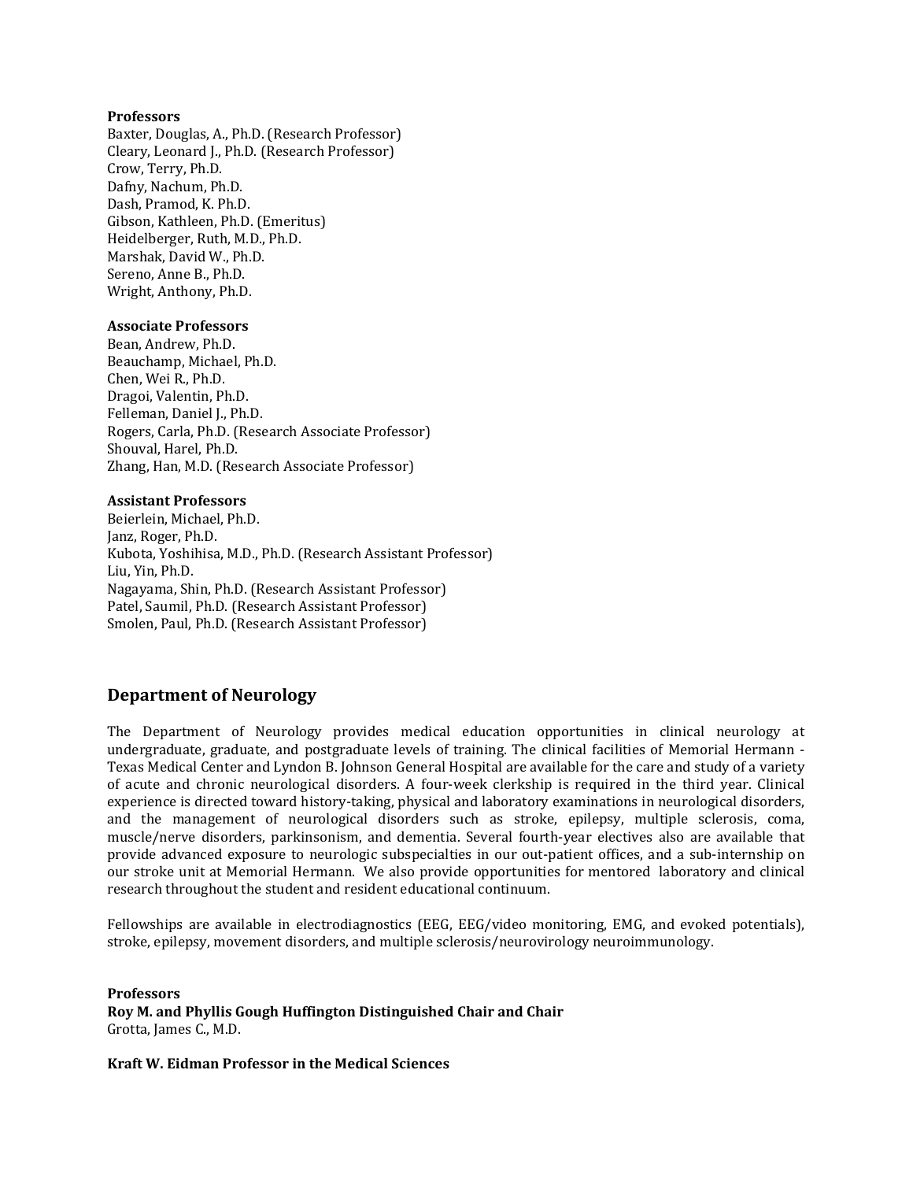**Professors**
Baxter, Douglas, A., Ph.D. (Research Professor)
Cleary, Leonard J., Ph.D. (Research Professor)
Crow, Terry, Ph.D.
Dafny, Nachum, Ph.D.
Dash, Pramod, K. Ph.D.
Gibson, Kathleen, Ph.D. (Emeritus)
Heidelberger, Ruth, M.D., Ph.D.
Marshak, David W., Ph.D.
Sereno, Anne B., Ph.D.
Wright, Anthony, Ph.D.

**Associate Professors**
Bean, Andrew, Ph.D.
Beauchamp, Michael, Ph.D.
Chen, Wei R., Ph.D.
Dragoi, Valentin, Ph.D.
Felleman, Daniel J., Ph.D.
Rogers, Carla, Ph.D. (Research Associate Professor)
Shouval, Harel, Ph.D.
Zhang, Han, M.D. (Research Associate Professor)

**Assistant Professors**
Beierlein, Michael, Ph.D.
Janz, Roger, Ph.D.
Kubota, Yoshihisa, M.D., Ph.D. (Research Assistant Professor)
Liu, Yin, Ph.D.
Nagayama, Shin, Ph.D. (Research Assistant Professor)
Patel, Saumil, Ph.D. (Research Assistant Professor)
Smolen, Paul, Ph.D. (Research Assistant Professor)

## Department of Neurology

The Department of Neurology provides medical education opportunities in clinical neurology at undergraduate, graduate, and postgraduate levels of training. The clinical facilities of Memorial Hermann - Texas Medical Center and Lyndon B. Johnson General Hospital are available for the care and study of a variety of acute and chronic neurological disorders. A four-week clerkship is required in the third year. Clinical experience is directed toward history-taking, physical and laboratory examinations in neurological disorders, and the management of neurological disorders such as stroke, epilepsy, multiple sclerosis, coma, muscle/nerve disorders, parkinsonism, and dementia. Several fourth-year electives also are available that provide advanced exposure to neurologic subspecialties in our out-patient offices, and a sub-internship on our stroke unit at Memorial Hermann. We also provide opportunities for mentored laboratory and clinical research throughout the student and resident educational continuum.

Fellowships are available in electrodiagnostics (EEG, EEG/video monitoring, EMG, and evoked potentials), stroke, epilepsy, movement disorders, and multiple sclerosis/neurovirology neuroimmunology.

**Professors**
**Roy M. and Phyllis Gough Huffington Distinguished Chair and Chair**
Grotta, James C., M.D.

**Kraft W. Eidman Professor in the Medical Sciences**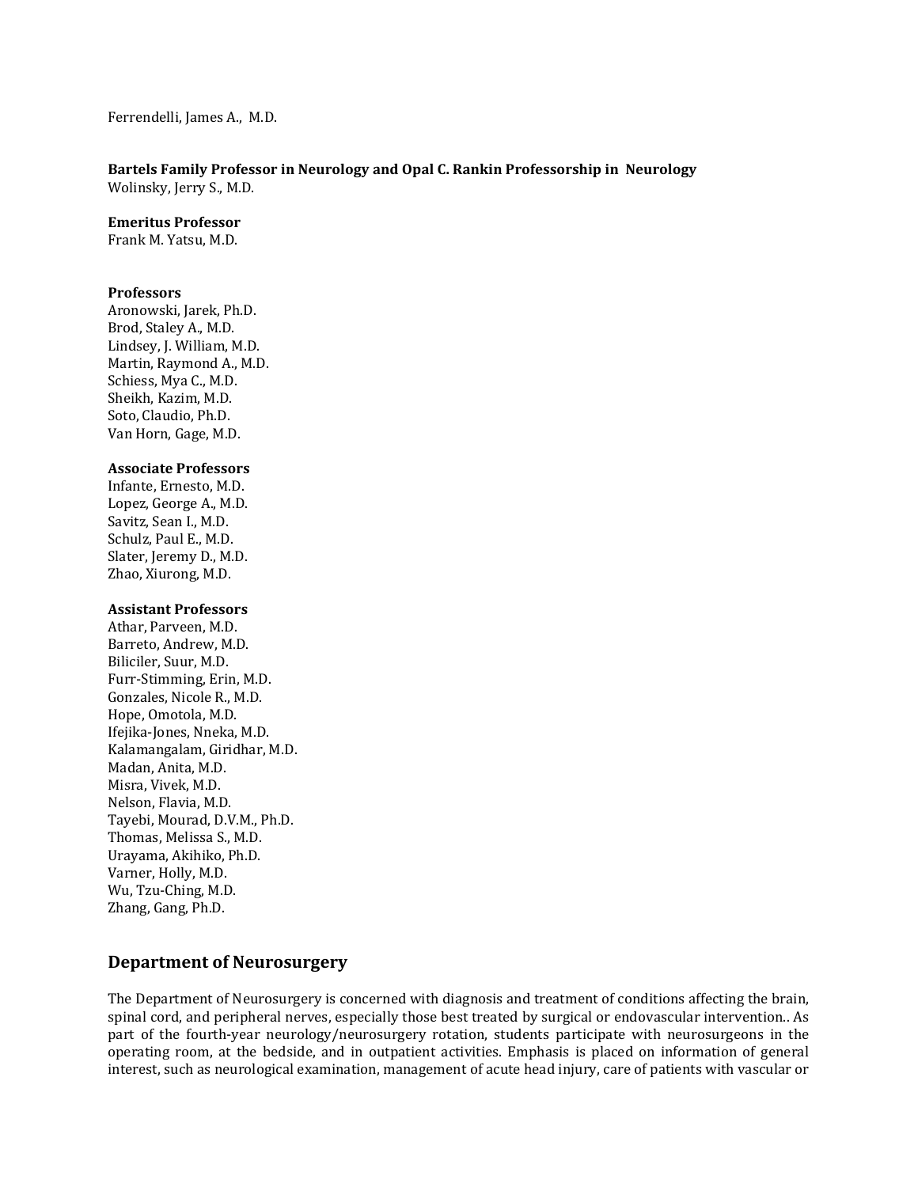Ferrendelli, James A., M.D.

**Bartels Family Professor in Neurology and Opal C. Rankin Professorship in Neurology**
Wolinsky, Jerry S., M.D.

**Emeritus Professor**
Frank M. Yatsu, M.D.

**Professors**
Aronowski, Jarek, Ph.D.
Brod, Staley A., M.D.
Lindsey, J. William, M.D.
Martin, Raymond A., M.D.
Schiess, Mya C., M.D.
Sheikh, Kazim, M.D.
Soto, Claudio, Ph.D.
Van Horn, Gage, M.D.

**Associate Professors**
Infante, Ernesto, M.D.
Lopez, George A., M.D.
Savitz, Sean I., M.D.
Schulz, Paul E., M.D.
Slater, Jeremy D., M.D.
Zhao, Xiurong, M.D.

**Assistant Professors**
Athar, Parveen, M.D.
Barreto, Andrew, M.D.
Biliciler, Suur, M.D.
Furr-Stimming, Erin, M.D.
Gonzales, Nicole R., M.D.
Hope, Omotola, M.D.
Ifejika-Jones, Nneka, M.D.
Kalamangalam, Giridhar, M.D.
Madan, Anita, M.D.
Misra, Vivek, M.D.
Nelson, Flavia, M.D.
Tayebi, Mourad, D.V.M., Ph.D.
Thomas, Melissa S., M.D.
Urayama, Akihiko, Ph.D.
Varner, Holly, M.D.
Wu, Tzu-Ching, M.D.
Zhang, Gang, Ph.D.

## Department of Neurosurgery

The Department of Neurosurgery is concerned with diagnosis and treatment of conditions affecting the brain, spinal cord, and peripheral nerves, especially those best treated by surgical or endovascular intervention.. As part of the fourth-year neurology/neurosurgery rotation, students participate with neurosurgeons in the operating room, at the bedside, and in outpatient activities. Emphasis is placed on information of general interest, such as neurological examination, management of acute head injury, care of patients with vascular or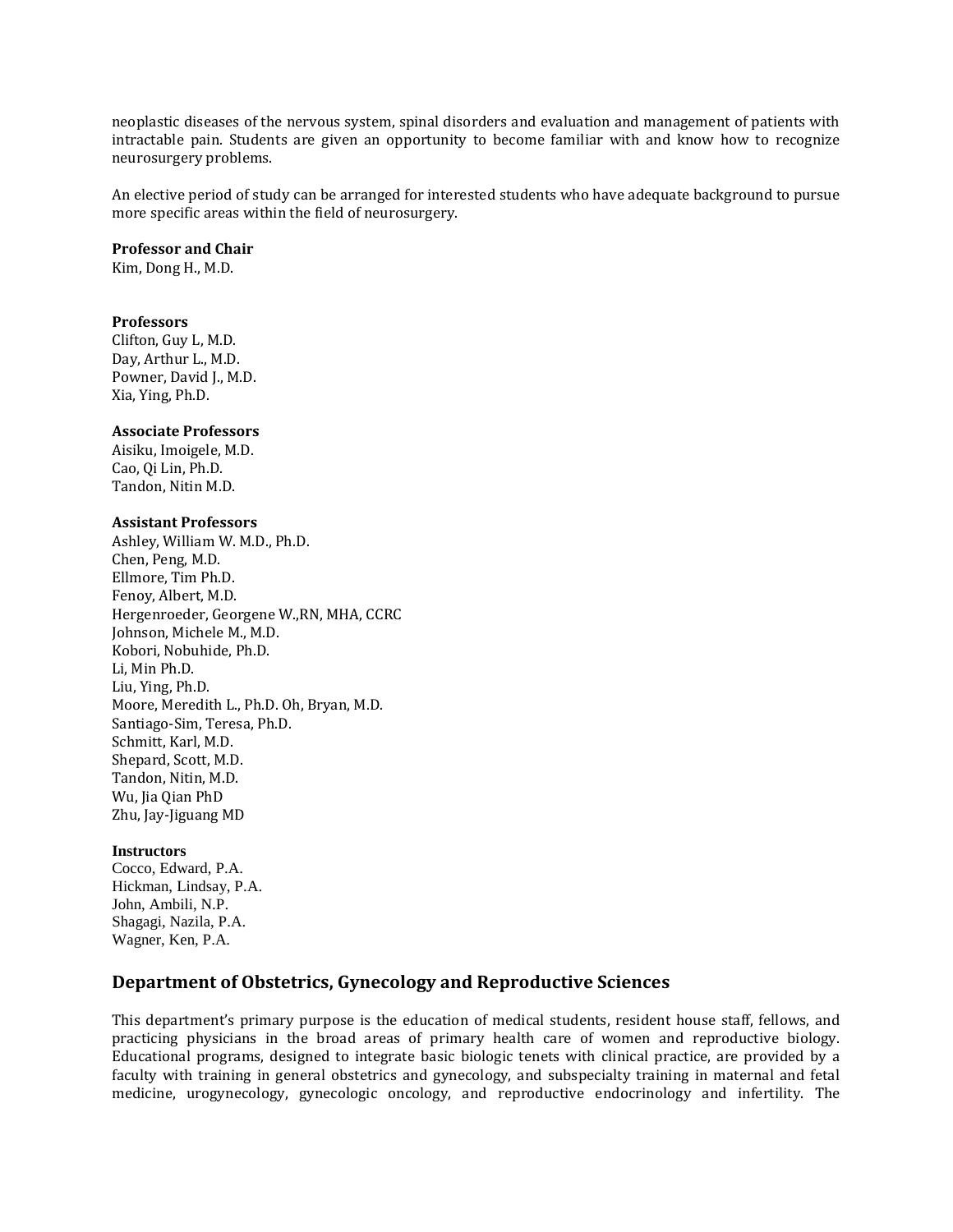neoplastic diseases of the nervous system, spinal disorders and evaluation and management of patients with intractable pain. Students are given an opportunity to become familiar with and know how to recognize neurosurgery problems.

An elective period of study can be arranged for interested students who have adequate background to pursue more specific areas within the field of neurosurgery.

**Professor and Chair**
Kim, Dong H., M.D.

**Professors**
Clifton, Guy L., M.D.
Day, Arthur L., M.D.
Powner, David J., M.D.
Xia, Ying, Ph.D.

**Associate Professors**
Aisiku, Imoigele, M.D.
Cao, Qi Lin, Ph.D.
Tandon, Nitin M.D.

**Assistant Professors**
Ashley, William W. M.D., Ph.D.
Chen, Peng, M.D.
Ellmore, Tim Ph.D.
Fenoy, Albert, M.D.
Hergenroeder, Georgene W.,RN, MHA, CCRC
Johnson, Michele M., M.D.
Kobori, Nobuhide, Ph.D.
Li, Min Ph.D.
Liu, Ying, Ph.D.
Moore, Meredith L., Ph.D. Oh, Bryan, M.D.
Santiago-Sim, Teresa, Ph.D.
Schmitt, Karl, M.D.
Shepard, Scott, M.D.
Tandon, Nitin, M.D.
Wu, Jia Qian PhD
Zhu, Jay-Jiguang MD

**Instructors**
Cocco, Edward, P.A.
Hickman, Lindsay, P.A.
John, Ambili, N.P.
Shagagi, Nazila, P.A.
Wagner, Ken, P.A.

## Department of Obstetrics, Gynecology and Reproductive Sciences

This department's primary purpose is the education of medical students, resident house staff, fellows, and practicing physicians in the broad areas of primary health care of women and reproductive biology. Educational programs, designed to integrate basic biologic tenets with clinical practice, are provided by a faculty with training in general obstetrics and gynecology, and subspecialty training in maternal and fetal medicine, urogynecology, gynecologic oncology, and reproductive endocrinology and infertility. The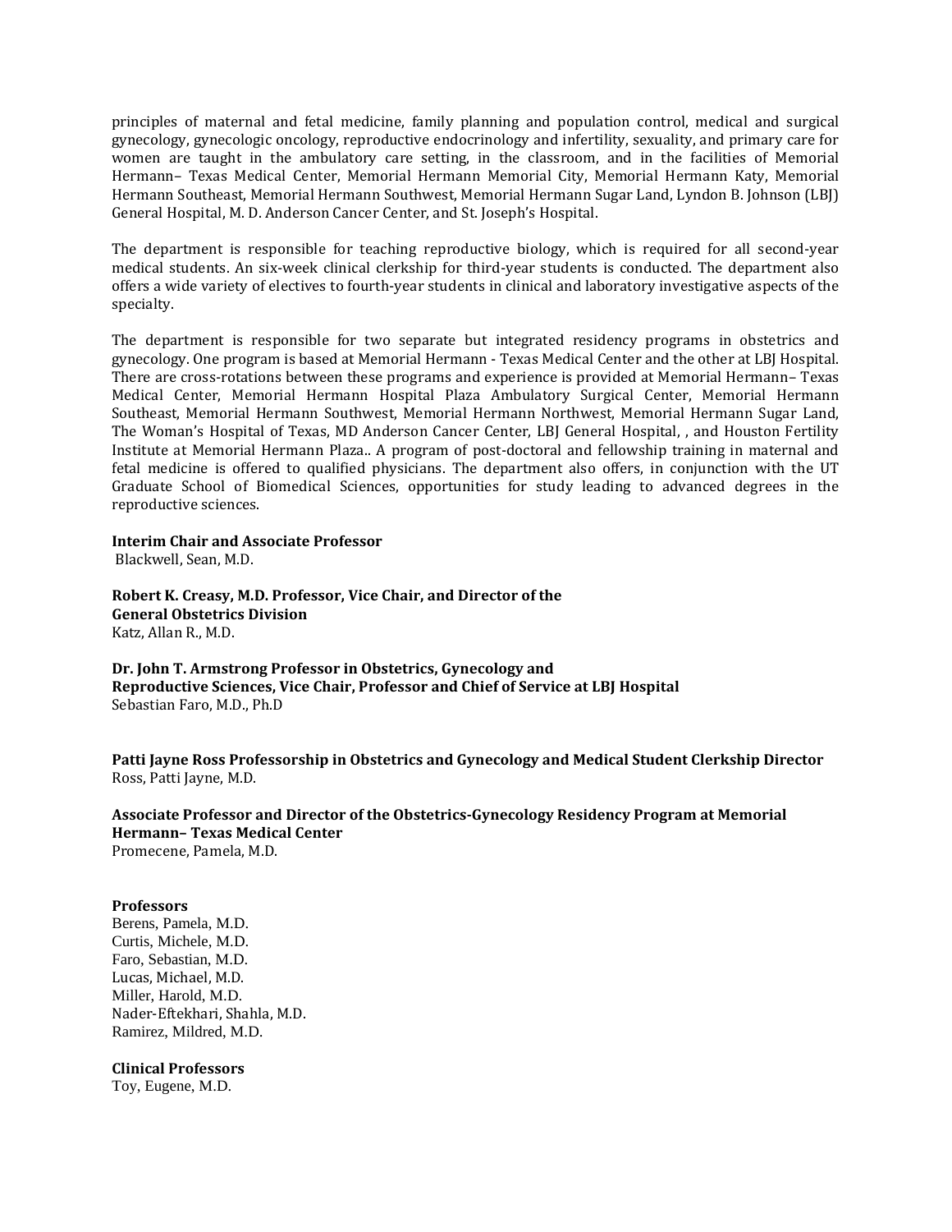principles of maternal and fetal medicine, family planning and population control, medical and surgical gynecology, gynecologic oncology, reproductive endocrinology and infertility, sexuality, and primary care for women are taught in the ambulatory care setting, in the classroom, and in the facilities of Memorial Hermann– Texas Medical Center, Memorial Hermann Memorial City, Memorial Hermann Katy, Memorial Hermann Southeast, Memorial Hermann Southwest, Memorial Hermann Sugar Land, Lyndon B. Johnson (LBJ) General Hospital, M. D. Anderson Cancer Center, and St. Joseph's Hospital.

The department is responsible for teaching reproductive biology, which is required for all second-year medical students. An six-week clinical clerkship for third-year students is conducted. The department also offers a wide variety of electives to fourth-year students in clinical and laboratory investigative aspects of the specialty.

The department is responsible for two separate but integrated residency programs in obstetrics and gynecology. One program is based at Memorial Hermann - Texas Medical Center and the other at LBJ Hospital. There are cross-rotations between these programs and experience is provided at Memorial Hermann– Texas Medical Center, Memorial Hermann Hospital Plaza Ambulatory Surgical Center, Memorial Hermann Southeast, Memorial Hermann Southwest, Memorial Hermann Northwest, Memorial Hermann Sugar Land, The Woman's Hospital of Texas, MD Anderson Cancer Center, LBJ General Hospital, , and Houston Fertility Institute at Memorial Hermann Plaza.. A program of post-doctoral and fellowship training in maternal and fetal medicine is offered to qualified physicians. The department also offers, in conjunction with the UT Graduate School of Biomedical Sciences, opportunities for study leading to advanced degrees in the reproductive sciences.

**Interim Chair and Associate Professor**
Blackwell, Sean, M.D.

**Robert K. Creasy, M.D. Professor, Vice Chair, and Director of the General Obstetrics Division**
Katz, Allan R., M.D.

**Dr. John T. Armstrong Professor in Obstetrics, Gynecology and Reproductive Sciences, Vice Chair, Professor and Chief of Service at LBJ Hospital**
Sebastian Faro, M.D., Ph.D

**Patti Jayne Ross Professorship in Obstetrics and Gynecology and Medical Student Clerkship Director**
Ross, Patti Jayne, M.D.

**Associate Professor and Director of the Obstetrics-Gynecology Residency Program at Memorial Hermann– Texas Medical Center**
Promecene, Pamela, M.D.

**Professors**
Berens, Pamela, M.D.
Curtis, Michele, M.D.
Faro, Sebastian, M.D.
Lucas, Michael, M.D.
Miller, Harold, M.D.
Nader-Eftekhari, Shahla, M.D.
Ramirez, Mildred, M.D.

**Clinical Professors**
Toy, Eugene, M.D.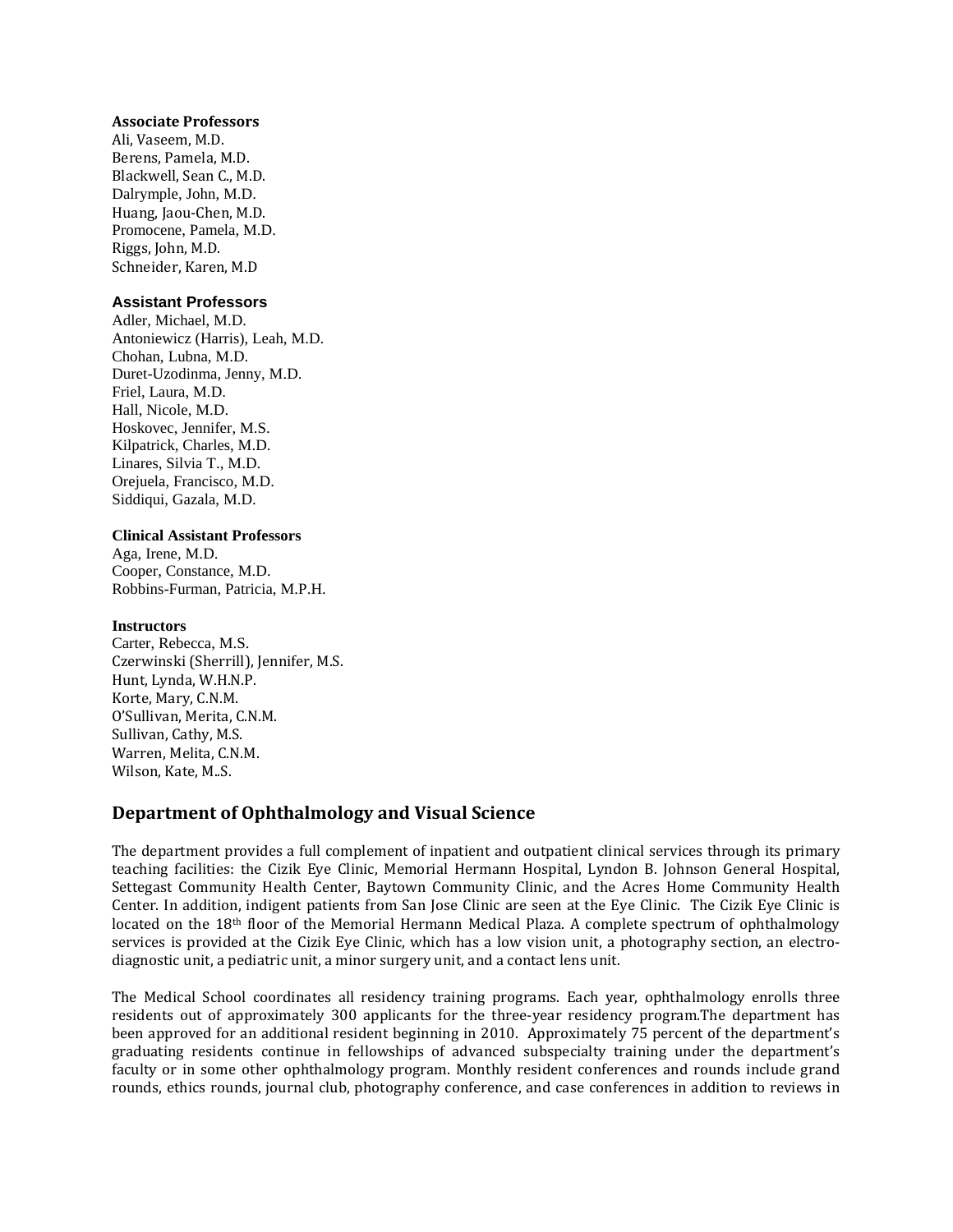**Associate Professors**

Ali, Vaseem, M.D.
Berens, Pamela, M.D.
Blackwell, Sean C., M.D.
Dalrymple, John, M.D.
Huang, Jaou-Chen, M.D.
Promocene, Pamela, M.D.
Riggs, John, M.D.
Schneider, Karen, M.D

**Assistant Professors**

Adler, Michael, M.D.
Antoniewicz (Harris), Leah, M.D.
Chohan, Lubna, M.D.
Duret-Uzodinma, Jenny, M.D.
Friel, Laura, M.D.
Hall, Nicole, M.D.
Hoskovec, Jennifer, M.S.
Kilpatrick, Charles, M.D.
Linares, Silvia T., M.D.
Orejuela, Francisco, M.D.
Siddiqui, Gazala, M.D.

**Clinical Assistant Professors**

Aga, Irene, M.D.
Cooper, Constance, M.D.
Robbins-Furman, Patricia, M.P.H.

**Instructors**

Carter, Rebecca, M.S.
Czerwinski (Sherrill), Jennifer, M.S.
Hunt, Lynda, W.H.N.P.
Korte, Mary, C.N.M.
O'Sullivan, Merita, C.N.M.
Sullivan, Cathy, M.S.
Warren, Melita, C.N.M.
Wilson, Kate, M..S.

## Department of Ophthalmology and Visual Science

The department provides a full complement of inpatient and outpatient clinical services through its primary teaching facilities: the Cizik Eye Clinic, Memorial Hermann Hospital, Lyndon B. Johnson General Hospital, Settegast Community Health Center, Baytown Community Clinic, and the Acres Home Community Health Center. In addition, indigent patients from San Jose Clinic are seen at the Eye Clinic. The Cizik Eye Clinic is located on the 18th floor of the Memorial Hermann Medical Plaza. A complete spectrum of ophthalmology services is provided at the Cizik Eye Clinic, which has a low vision unit, a photography section, an electro-diagnostic unit, a pediatric unit, a minor surgery unit, and a contact lens unit.

The Medical School coordinates all residency training programs. Each year, ophthalmology enrolls three residents out of approximately 300 applicants for the three-year residency program.The department has been approved for an additional resident beginning in 2010. Approximately 75 percent of the department's graduating residents continue in fellowships of advanced subspecialty training under the department's faculty or in some other ophthalmology program. Monthly resident conferences and rounds include grand rounds, ethics rounds, journal club, photography conference, and case conferences in addition to reviews in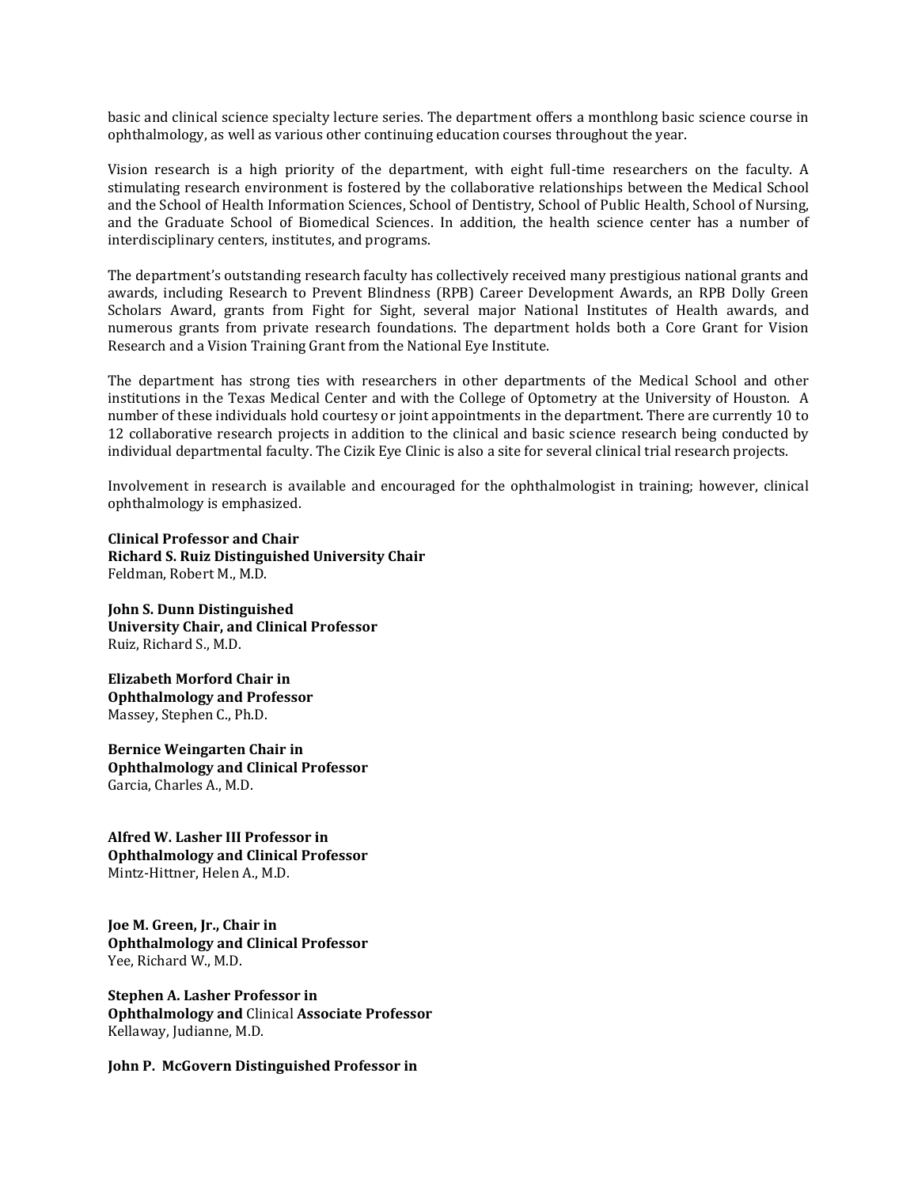basic and clinical science specialty lecture series. The department offers a monthlong basic science course in ophthalmology, as well as various other continuing education courses throughout the year.

Vision research is a high priority of the department, with eight full-time researchers on the faculty. A stimulating research environment is fostered by the collaborative relationships between the Medical School and the School of Health Information Sciences, School of Dentistry, School of Public Health, School of Nursing, and the Graduate School of Biomedical Sciences. In addition, the health science center has a number of interdisciplinary centers, institutes, and programs.

The department's outstanding research faculty has collectively received many prestigious national grants and awards, including Research to Prevent Blindness (RPB) Career Development Awards, an RPB Dolly Green Scholars Award, grants from Fight for Sight, several major National Institutes of Health awards, and numerous grants from private research foundations. The department holds both a Core Grant for Vision Research and a Vision Training Grant from the National Eye Institute.

The department has strong ties with researchers in other departments of the Medical School and other institutions in the Texas Medical Center and with the College of Optometry at the University of Houston. A number of these individuals hold courtesy or joint appointments in the department. There are currently 10 to 12 collaborative research projects in addition to the clinical and basic science research being conducted by individual departmental faculty. The Cizik Eye Clinic is also a site for several clinical trial research projects.

Involvement in research is available and encouraged for the ophthalmologist in training; however, clinical ophthalmology is emphasized.

**Clinical Professor and Chair**
**Richard S. Ruiz Distinguished University Chair**
Feldman, Robert M., M.D.

**John S. Dunn Distinguished**
**University Chair, and Clinical Professor**
Ruiz, Richard S., M.D.

**Elizabeth Morford Chair in**
**Ophthalmology and Professor**
Massey, Stephen C., Ph.D.

**Bernice Weingarten Chair in**
**Ophthalmology and Clinical Professor**
Garcia, Charles A., M.D.

**Alfred W. Lasher III Professor in**
**Ophthalmology and Clinical Professor**
Mintz-Hittner, Helen A., M.D.

**Joe M. Green, Jr., Chair in**
**Ophthalmology and Clinical Professor**
Yee, Richard W., M.D.

**Stephen A. Lasher Professor in**
**Ophthalmology and** Clinical **Associate Professor**
Kellaway, Judianne, M.D.

**John P. McGovern Distinguished Professor in**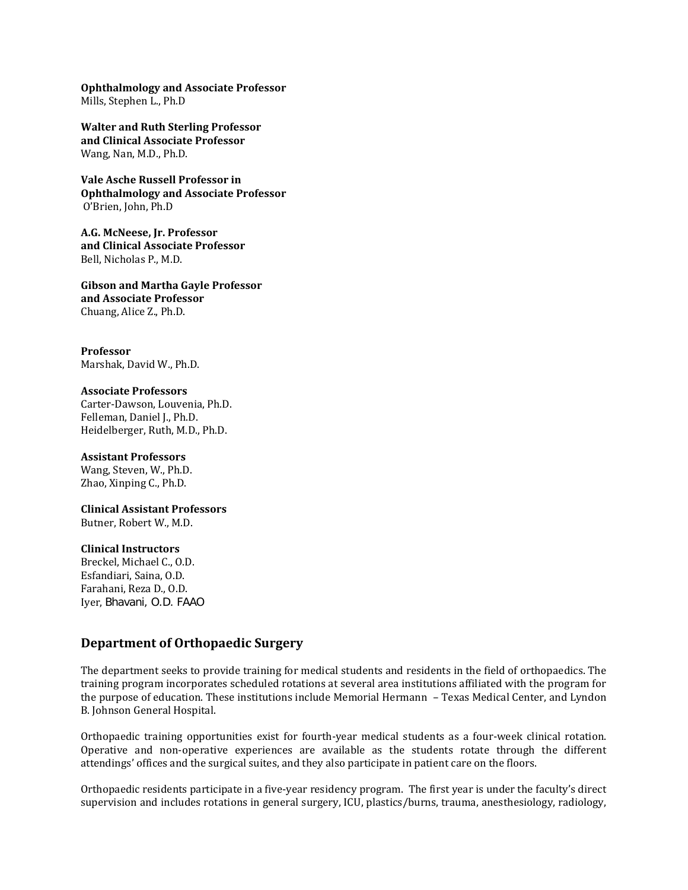**Ophthalmology and Associate Professor**
Mills, Stephen L., Ph.D

**Walter and Ruth Sterling Professor and Clinical Associate Professor**
Wang, Nan, M.D., Ph.D.

**Vale Asche Russell Professor in Ophthalmology and Associate Professor**
O'Brien, John, Ph.D

**A.G. McNeese, Jr. Professor and Clinical Associate Professor**
Bell, Nicholas P., M.D.

**Gibson and Martha Gayle Professor and Associate Professor**
Chuang, Alice Z., Ph.D.

**Professor**
Marshak, David W., Ph.D.

**Associate Professors**
Carter-Dawson, Louvenia, Ph.D.
Felleman, Daniel J., Ph.D.
Heidelberger, Ruth, M.D., Ph.D.

**Assistant Professors**
Wang, Steven, W., Ph.D.
Zhao, Xinping C., Ph.D.

**Clinical Assistant Professors**
Butner, Robert W., M.D.

**Clinical Instructors**
Breckel, Michael C., O.D.
Esfandiari, Saina, O.D.
Farahani, Reza D., O.D.
Iyer, Bhavani, O.D. FAAO

## Department of Orthopaedic Surgery

The department seeks to provide training for medical students and residents in the field of orthopaedics. The training program incorporates scheduled rotations at several area institutions affiliated with the program for the purpose of education. These institutions include Memorial Hermann – Texas Medical Center, and Lyndon B. Johnson General Hospital.

Orthopaedic training opportunities exist for fourth-year medical students as a four-week clinical rotation. Operative and non-operative experiences are available as the students rotate through the different attendings' offices and the surgical suites, and they also participate in patient care on the floors.

Orthopaedic residents participate in a five-year residency program. The first year is under the faculty's direct supervision and includes rotations in general surgery, ICU, plastics/burns, trauma, anesthesiology, radiology,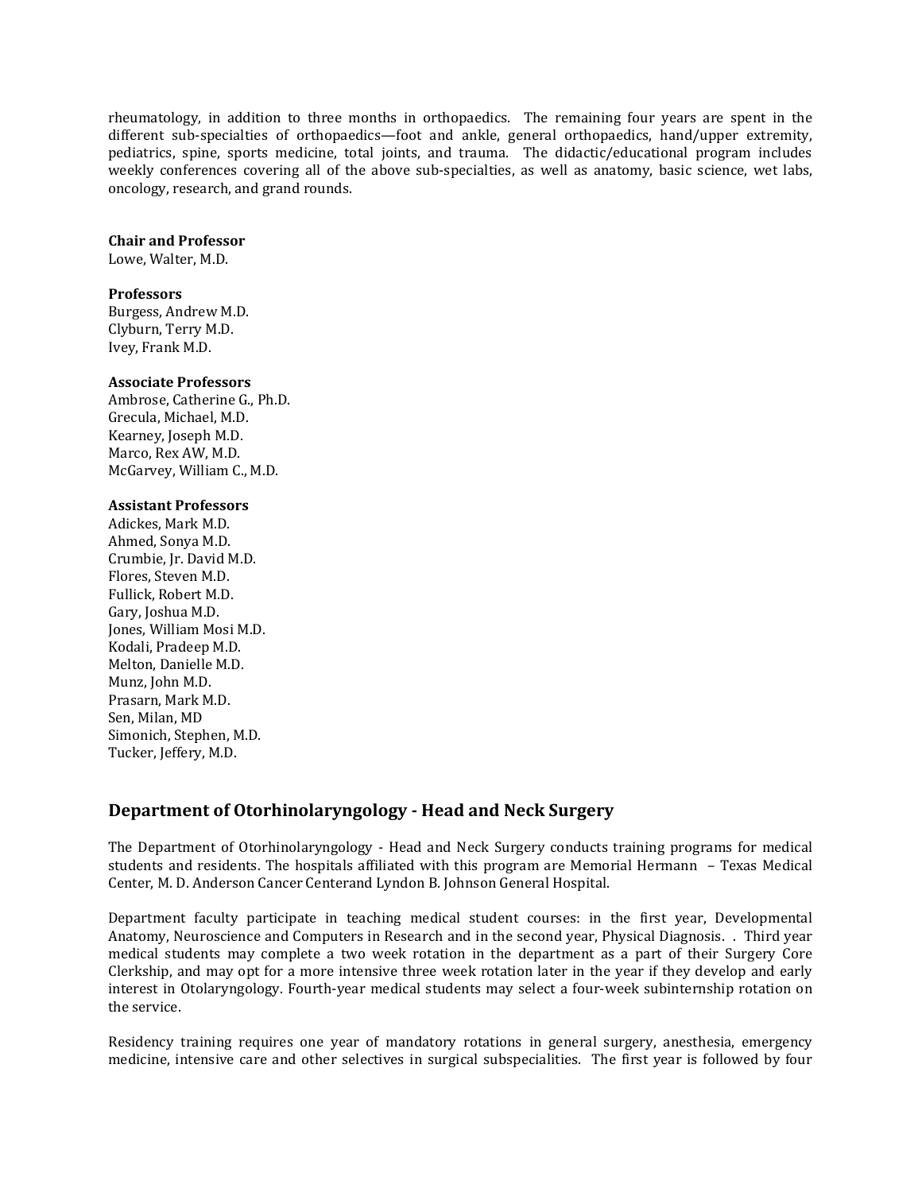rheumatology, in addition to three months in orthopaedics. The remaining four years are spent in the different sub-specialties of orthopaedics—foot and ankle, general orthopaedics, hand/upper extremity, pediatrics, spine, sports medicine, total joints, and trauma. The didactic/educational program includes weekly conferences covering all of the above sub-specialties, as well as anatomy, basic science, wet labs, oncology, research, and grand rounds.

**Chair and Professor**
Lowe, Walter, M.D.

**Professors**
Burgess, Andrew M.D.
Clyburn, Terry M.D.
Ivey, Frank M.D.

**Associate Professors**
Ambrose, Catherine G., Ph.D.
Grecula, Michael, M.D.
Kearney, Joseph M.D.
Marco, Rex AW, M.D.
McGarvey, William C., M.D.

**Assistant Professors**
Adickes, Mark M.D.
Ahmed, Sonya M.D.
Crumbie, Jr. David M.D.
Flores, Steven M.D.
Fullick, Robert M.D.
Gary, Joshua M.D.
Jones, William Mosi M.D.
Kodali, Pradeep M.D.
Melton, Danielle M.D.
Munz, John M.D.
Prasarn, Mark M.D.
Sen, Milan, MD
Simonich, Stephen, M.D.
Tucker, Jeffery, M.D.

## Department of Otorhinolaryngology - Head and Neck Surgery

The Department of Otorhinolaryngology - Head and Neck Surgery conducts training programs for medical students and residents. The hospitals affiliated with this program are Memorial Hermann – Texas Medical Center, M. D. Anderson Cancer Centerand Lyndon B. Johnson General Hospital.

Department faculty participate in teaching medical student courses: in the first year, Developmental Anatomy, Neuroscience and Computers in Research and in the second year, Physical Diagnosis. . Third year medical students may complete a two week rotation in the department as a part of their Surgery Core Clerkship, and may opt for a more intensive three week rotation later in the year if they develop and early interest in Otolaryngology. Fourth-year medical students may select a four-week subinternship rotation on the service.

Residency training requires one year of mandatory rotations in general surgery, anesthesia, emergency medicine, intensive care and other selectives in surgical subspecialities. The first year is followed by four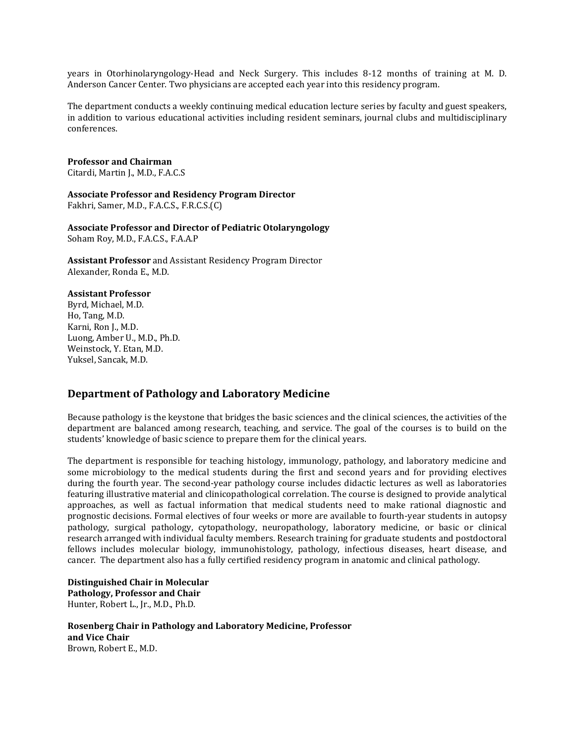years in Otorhinolaryngology-Head and Neck Surgery. This includes 8-12 months of training at M. D. Anderson Cancer Center. Two physicians are accepted each year into this residency program.

The department conducts a weekly continuing medical education lecture series by faculty and guest speakers, in addition to various educational activities including resident seminars, journal clubs and multidisciplinary conferences.

**Professor and Chairman**
Citardi, Martin J., M.D., F.A.C.S

**Associate Professor and Residency Program Director**
Fakhri, Samer, M.D., F.A.C.S., F.R.C.S.(C)

**Associate Professor and Director of Pediatric Otolaryngology**
Soham Roy, M.D., F.A.C.S., F.A.A.P

**Assistant Professor** and Assistant Residency Program Director
Alexander, Ronda E., M.D.

**Assistant Professor**
Byrd, Michael, M.D.
Ho, Tang, M.D.
Karni, Ron J., M.D.
Luong, Amber U., M.D., Ph.D.
Weinstock, Y. Etan, M.D.
Yuksel, Sancak, M.D.

## Department of Pathology and Laboratory Medicine

Because pathology is the keystone that bridges the basic sciences and the clinical sciences, the activities of the department are balanced among research, teaching, and service. The goal of the courses is to build on the students' knowledge of basic science to prepare them for the clinical years.

The department is responsible for teaching histology, immunology, pathology, and laboratory medicine and some microbiology to the medical students during the first and second years and for providing electives during the fourth year. The second-year pathology course includes didactic lectures as well as laboratories featuring illustrative material and clinicopathological correlation. The course is designed to provide analytical approaches, as well as factual information that medical students need to make rational diagnostic and prognostic decisions. Formal electives of four weeks or more are available to fourth-year students in autopsy pathology, surgical pathology, cytopathology, neuropathology, laboratory medicine, or basic or clinical research arranged with individual faculty members. Research training for graduate students and postdoctoral fellows includes molecular biology, immunohistology, pathology, infectious diseases, heart disease, and cancer. The department also has a fully certified residency program in anatomic and clinical pathology.

**Distinguished Chair in Molecular Pathology, Professor and Chair**
Hunter, Robert L., Jr., M.D., Ph.D.

**Rosenberg Chair in Pathology and Laboratory Medicine, Professor and Vice Chair**
Brown, Robert E., M.D.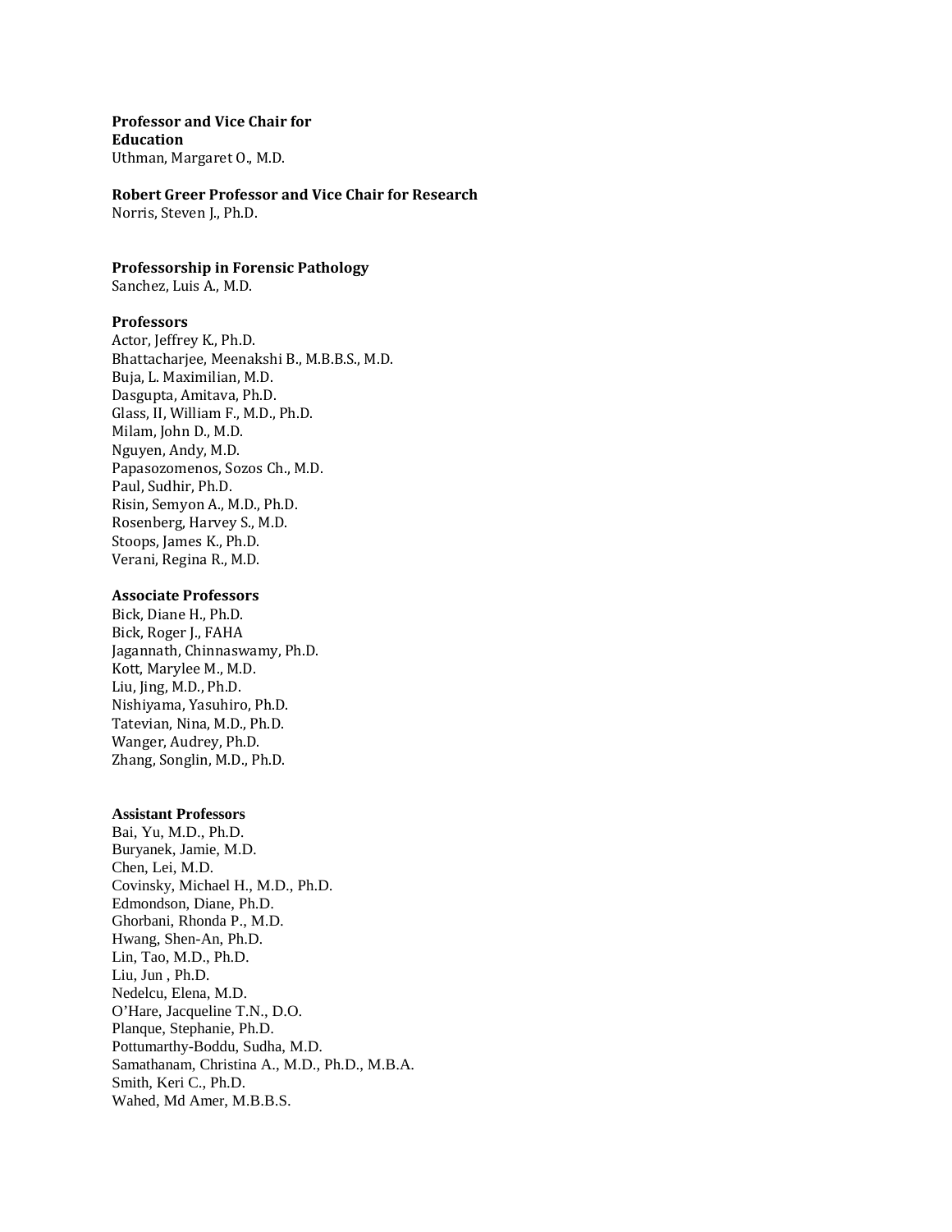**Professor and Vice Chair for Education**
Uthman, Margaret O., M.D.

**Robert Greer Professor and Vice Chair for Research**
Norris, Steven J., Ph.D.

**Professorship in Forensic Pathology**
Sanchez, Luis A., M.D.

**Professors**
Actor, Jeffrey K., Ph.D.
Bhattacharjee, Meenakshi B., M.B.B.S., M.D.
Buja, L. Maximilian, M.D.
Dasgupta, Amitava, Ph.D.
Glass, II, William F., M.D., Ph.D.
Milam, John D., M.D.
Nguyen, Andy, M.D.
Papasozomenos, Sozos Ch., M.D.
Paul, Sudhir, Ph.D.
Risin, Semyon A., M.D., Ph.D.
Rosenberg, Harvey S., M.D.
Stoops, James K., Ph.D.
Verani, Regina R., M.D.

**Associate Professors**
Bick, Diane H., Ph.D.
Bick, Roger J., FAHA
Jagannath, Chinnaswamy, Ph.D.
Kott, Marylee M., M.D.
Liu, Jing, M.D., Ph.D.
Nishiyama, Yasuhiro, Ph.D.
Tatevian, Nina, M.D., Ph.D.
Wanger, Audrey, Ph.D.
Zhang, Songlin, M.D., Ph.D.

**Assistant Professors**
Bai, Yu, M.D., Ph.D.
Buryanek, Jamie, M.D.
Chen, Lei, M.D.
Covinsky, Michael H., M.D., Ph.D.
Edmondson, Diane, Ph.D.
Ghorbani, Rhonda P., M.D.
Hwang, Shen-An, Ph.D.
Lin, Tao, M.D., Ph.D.
Liu, Jun , Ph.D.
Nedelcu, Elena, M.D.
O'Hare, Jacqueline T.N., D.O.
Planque, Stephanie, Ph.D.
Pottumarthy-Boddu, Sudha, M.D.
Samathanam, Christina A., M.D., Ph.D., M.B.A.
Smith, Keri C., Ph.D.
Wahed, Md Amer, M.B.B.S.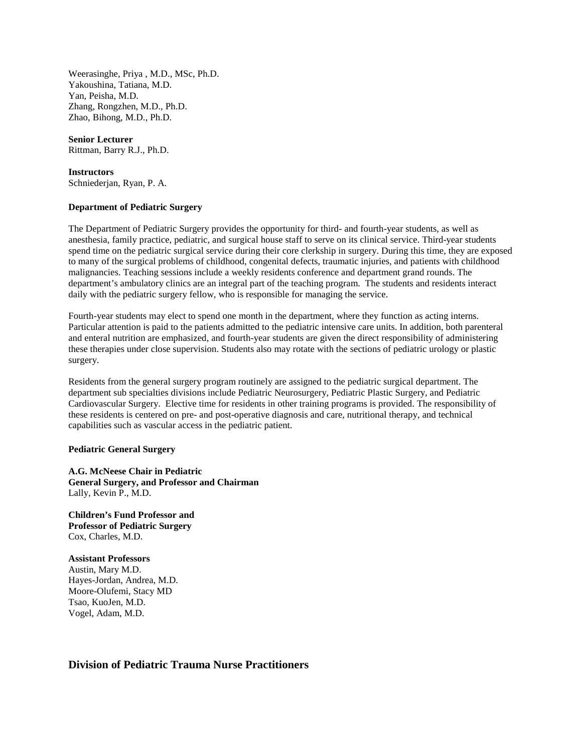Weerasinghe, Priya , M.D., MSc, Ph.D.
Yakoushina, Tatiana, M.D.
Yan, Peisha, M.D.
Zhang, Rongzhen, M.D., Ph.D.
Zhao, Bihong, M.D., Ph.D.

**Senior Lecturer**
Rittman, Barry R.J., Ph.D.

**Instructors**
Schniederjan, Ryan, P. A.

**Department of Pediatric Surgery**

The Department of Pediatric Surgery provides the opportunity for third- and fourth-year students, as well as anesthesia, family practice, pediatric, and surgical house staff to serve on its clinical service. Third-year students spend time on the pediatric surgical service during their core clerkship in surgery. During this time, they are exposed to many of the surgical problems of childhood, congenital defects, traumatic injuries, and patients with childhood malignancies. Teaching sessions include a weekly residents conference and department grand rounds. The department's ambulatory clinics are an integral part of the teaching program. The students and residents interact daily with the pediatric surgery fellow, who is responsible for managing the service.

Fourth-year students may elect to spend one month in the department, where they function as acting interns. Particular attention is paid to the patients admitted to the pediatric intensive care units. In addition, both parenteral and enteral nutrition are emphasized, and fourth-year students are given the direct responsibility of administering these therapies under close supervision. Students also may rotate with the sections of pediatric urology or plastic surgery.

Residents from the general surgery program routinely are assigned to the pediatric surgical department. The department sub specialties divisions include Pediatric Neurosurgery, Pediatric Plastic Surgery, and Pediatric Cardiovascular Surgery. Elective time for residents in other training programs is provided. The responsibility of these residents is centered on pre- and post-operative diagnosis and care, nutritional therapy, and technical capabilities such as vascular access in the pediatric patient.

**Pediatric General Surgery**

**A.G. McNeese Chair in Pediatric General Surgery, and Professor and Chairman**
Lally, Kevin P., M.D.

**Children's Fund Professor and Professor of Pediatric Surgery**
Cox, Charles, M.D.

**Assistant Professors**
Austin, Mary M.D.
Hayes-Jordan, Andrea, M.D.
Moore-Olufemi, Stacy MD
Tsao, KuoJen, M.D.
Vogel, Adam, M.D.

## Division of Pediatric Trauma Nurse Practitioners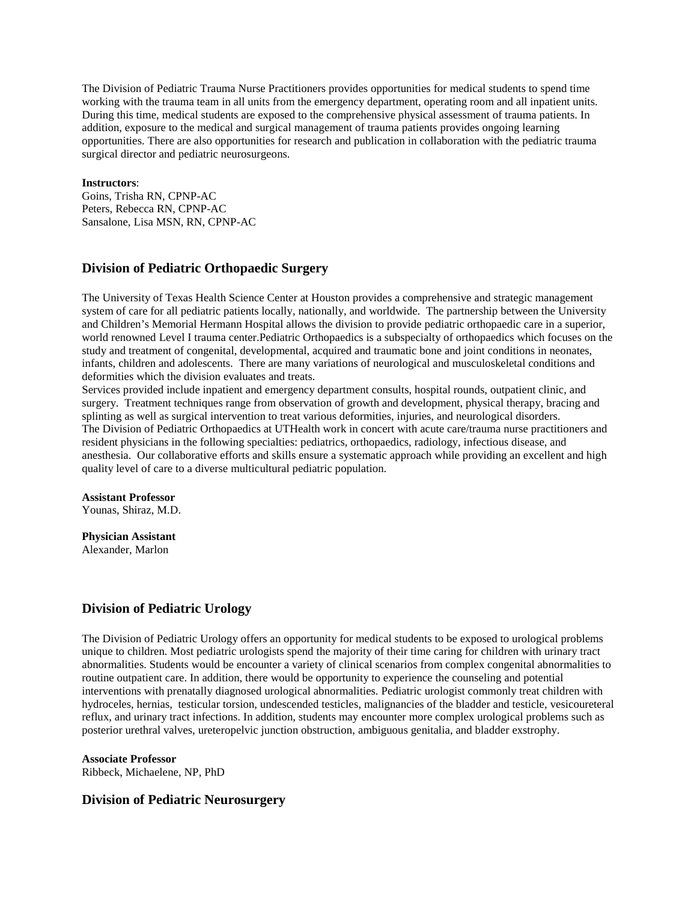The Division of Pediatric Trauma Nurse Practitioners provides opportunities for medical students to spend time working with the trauma team in all units from the emergency department, operating room and all inpatient units. During this time, medical students are exposed to the comprehensive physical assessment of trauma patients. In addition, exposure to the medical and surgical management of trauma patients provides ongoing learning opportunities. There are also opportunities for research and publication in collaboration with the pediatric trauma surgical director and pediatric neurosurgeons.

**Instructors**:
Goins, Trisha RN, CPNP-AC
Peters, Rebecca RN, CPNP-AC
Sansalone, Lisa MSN, RN, CPNP-AC

## Division of Pediatric Orthopaedic Surgery

The University of Texas Health Science Center at Houston provides a comprehensive and strategic management system of care for all pediatric patients locally, nationally, and worldwide. The partnership between the University and Children's Memorial Hermann Hospital allows the division to provide pediatric orthopaedic care in a superior, world renowned Level I trauma center.Pediatric Orthopaedics is a subspecialty of orthopaedics which focuses on the study and treatment of congenital, developmental, acquired and traumatic bone and joint conditions in neonates, infants, children and adolescents. There are many variations of neurological and musculoskeletal conditions and deformities which the division evaluates and treats.
Services provided include inpatient and emergency department consults, hospital rounds, outpatient clinic, and surgery. Treatment techniques range from observation of growth and development, physical therapy, bracing and splinting as well as surgical intervention to treat various deformities, injuries, and neurological disorders.
The Division of Pediatric Orthopaedics at UTHealth work in concert with acute care/trauma nurse practitioners and resident physicians in the following specialties: pediatrics, orthopaedics, radiology, infectious disease, and anesthesia. Our collaborative efforts and skills ensure a systematic approach while providing an excellent and high quality level of care to a diverse multicultural pediatric population.

**Assistant Professor**
Younas, Shiraz, M.D.

**Physician Assistant**
Alexander, Marlon

## Division of Pediatric Urology

The Division of Pediatric Urology offers an opportunity for medical students to be exposed to urological problems unique to children. Most pediatric urologists spend the majority of their time caring for children with urinary tract abnormalities. Students would be encounter a variety of clinical scenarios from complex congenital abnormalities to routine outpatient care. In addition, there would be opportunity to experience the counseling and potential interventions with prenatally diagnosed urological abnormalities. Pediatric urologist commonly treat children with hydroceles, hernias, testicular torsion, undescended testicles, malignancies of the bladder and testicle, vesicoureteral reflux, and urinary tract infections. In addition, students may encounter more complex urological problems such as posterior urethral valves, ureteropelvic junction obstruction, ambiguous genitalia, and bladder exstrophy.

**Associate Professor**
Ribbeck, Michaelene, NP, PhD

## Division of Pediatric Neurosurgery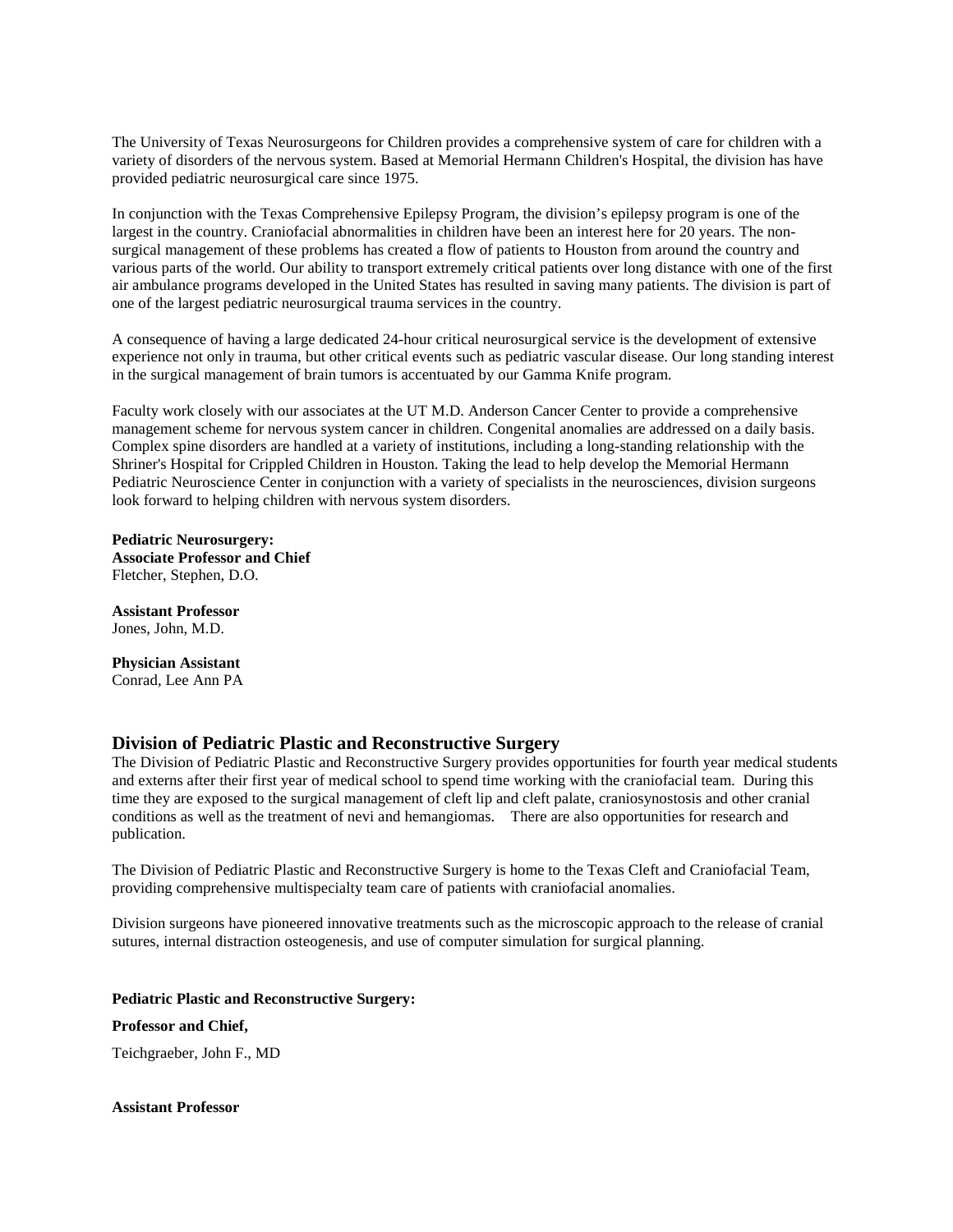The University of Texas Neurosurgeons for Children provides a comprehensive system of care for children with a variety of disorders of the nervous system. Based at Memorial Hermann Children's Hospital, the division has have provided pediatric neurosurgical care since 1975.

In conjunction with the Texas Comprehensive Epilepsy Program, the division's epilepsy program is one of the largest in the country. Craniofacial abnormalities in children have been an interest here for 20 years. The non-surgical management of these problems has created a flow of patients to Houston from around the country and various parts of the world. Our ability to transport extremely critical patients over long distance with one of the first air ambulance programs developed in the United States has resulted in saving many patients. The division is part of one of the largest pediatric neurosurgical trauma services in the country.

A consequence of having a large dedicated 24-hour critical neurosurgical service is the development of extensive experience not only in trauma, but other critical events such as pediatric vascular disease. Our long standing interest in the surgical management of brain tumors is accentuated by our Gamma Knife program.

Faculty work closely with our associates at the UT M.D. Anderson Cancer Center to provide a comprehensive management scheme for nervous system cancer in children. Congenital anomalies are addressed on a daily basis. Complex spine disorders are handled at a variety of institutions, including a long-standing relationship with the Shriner's Hospital for Crippled Children in Houston. Taking the lead to help develop the Memorial Hermann Pediatric Neuroscience Center in conjunction with a variety of specialists in the neurosciences, division surgeons look forward to helping children with nervous system disorders.

**Pediatric Neurosurgery:**
**Associate Professor and Chief**
Fletcher, Stephen, D.O.

**Assistant Professor**
Jones, John, M.D.

**Physician Assistant**
Conrad, Lee Ann PA

## Division of Pediatric Plastic and Reconstructive Surgery

The Division of Pediatric Plastic and Reconstructive Surgery provides opportunities for fourth year medical students and externs after their first year of medical school to spend time working with the craniofacial team. During this time they are exposed to the surgical management of cleft lip and cleft palate, craniosynostosis and other cranial conditions as well as the treatment of nevi and hemangiomas. There are also opportunities for research and publication.

The Division of Pediatric Plastic and Reconstructive Surgery is home to the Texas Cleft and Craniofacial Team, providing comprehensive multispecialty team care of patients with craniofacial anomalies.

Division surgeons have pioneered innovative treatments such as the microscopic approach to the release of cranial sutures, internal distraction osteogenesis, and use of computer simulation for surgical planning.

**Pediatric Plastic and Reconstructive Surgery:**

**Professor and Chief,**

Teichgraeber, John F., MD

**Assistant Professor**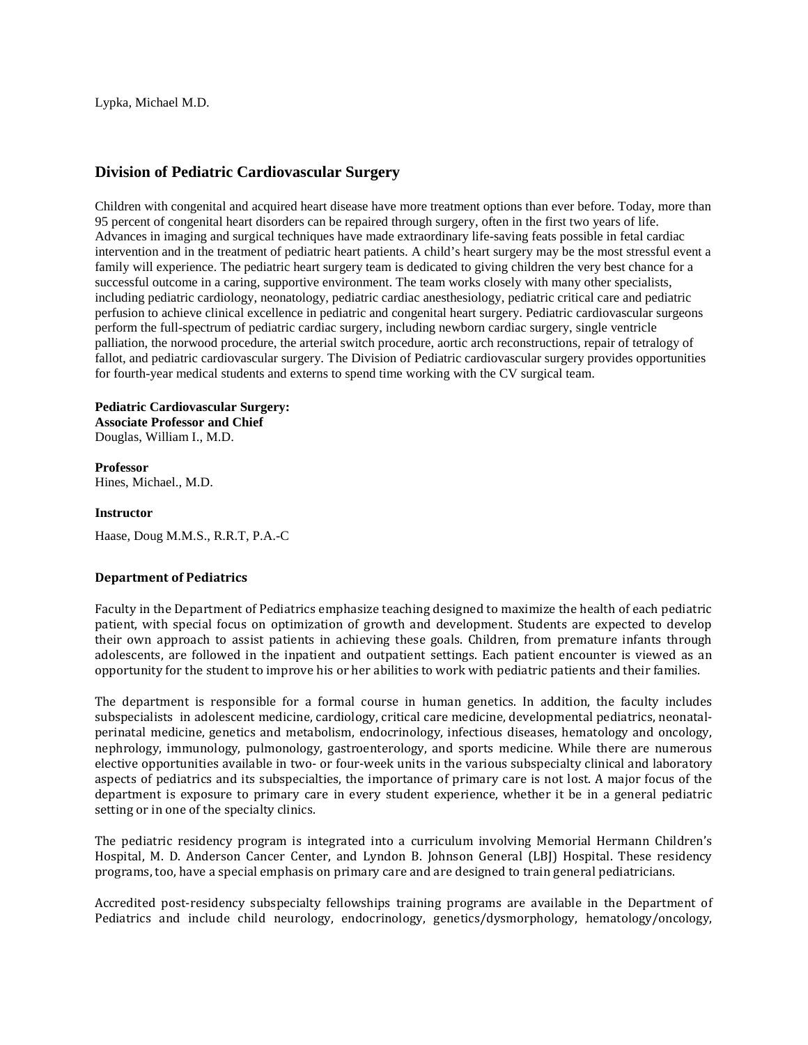Lypka, Michael M.D.

## Division of Pediatric Cardiovascular Surgery

Children with congenital and acquired heart disease have more treatment options than ever before. Today, more than 95 percent of congenital heart disorders can be repaired through surgery, often in the first two years of life. Advances in imaging and surgical techniques have made extraordinary life-saving feats possible in fetal cardiac intervention and in the treatment of pediatric heart patients. A child's heart surgery may be the most stressful event a family will experience. The pediatric heart surgery team is dedicated to giving children the very best chance for a successful outcome in a caring, supportive environment. The team works closely with many other specialists, including pediatric cardiology, neonatology, pediatric cardiac anesthesiology, pediatric critical care and pediatric perfusion to achieve clinical excellence in pediatric and congenital heart surgery. Pediatric cardiovascular surgeons perform the full-spectrum of pediatric cardiac surgery, including newborn cardiac surgery, single ventricle palliation, the norwood procedure, the arterial switch procedure, aortic arch reconstructions, repair of tetralogy of fallot, and pediatric cardiovascular surgery. The Division of Pediatric cardiovascular surgery provides opportunities for fourth-year medical students and externs to spend time working with the CV surgical team.

**Pediatric Cardiovascular Surgery:**
**Associate Professor and Chief**
Douglas, William I., M.D.

**Professor**
Hines, Michael., M.D.

**Instructor**

Haase, Doug M.M.S., R.R.T, P.A.-C

### Department of Pediatrics

Faculty in the Department of Pediatrics emphasize teaching designed to maximize the health of each pediatric patient, with special focus on optimization of growth and development. Students are expected to develop their own approach to assist patients in achieving these goals. Children, from premature infants through adolescents, are followed in the inpatient and outpatient settings. Each patient encounter is viewed as an opportunity for the student to improve his or her abilities to work with pediatric patients and their families.

The department is responsible for a formal course in human genetics. In addition, the faculty includes subspecialists in adolescent medicine, cardiology, critical care medicine, developmental pediatrics, neonatal-perinatal medicine, genetics and metabolism, endocrinology, infectious diseases, hematology and oncology, nephrology, immunology, pulmonology, gastroenterology, and sports medicine. While there are numerous elective opportunities available in two- or four-week units in the various subspecialty clinical and laboratory aspects of pediatrics and its subspecialties, the importance of primary care is not lost. A major focus of the department is exposure to primary care in every student experience, whether it be in a general pediatric setting or in one of the specialty clinics.

The pediatric residency program is integrated into a curriculum involving Memorial Hermann Children's Hospital, M. D. Anderson Cancer Center, and Lyndon B. Johnson General (LBJ) Hospital. These residency programs, too, have a special emphasis on primary care and are designed to train general pediatricians.

Accredited post-residency subspecialty fellowships training programs are available in the Department of Pediatrics and include child neurology, endocrinology, genetics/dysmorphology, hematology/oncology,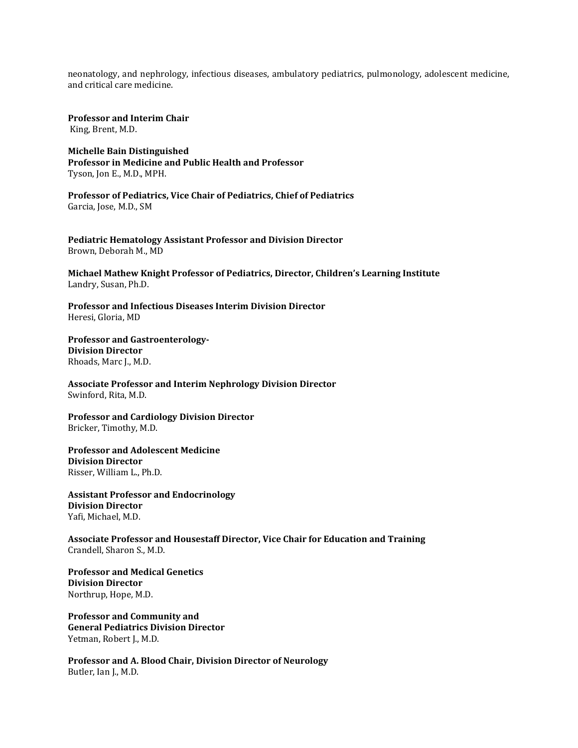neonatology, and nephrology, infectious diseases, ambulatory pediatrics, pulmonology, adolescent medicine, and critical care medicine.

**Professor and Interim Chair**
King, Brent, M.D.

**Michelle Bain Distinguished**
**Professor in Medicine and Public Health and Professor**
Tyson, Jon E., M.D., MPH.

**Professor of Pediatrics, Vice Chair of Pediatrics, Chief of Pediatrics**
Garcia, Jose, M.D., SM

**Pediatric Hematology Assistant Professor and Division Director**
Brown, Deborah M., MD

**Michael Mathew Knight Professor of Pediatrics, Director, Children's Learning Institute**
Landry, Susan, Ph.D.

**Professor and Infectious Diseases Interim Division Director**
Heresi, Gloria, MD

**Professor and Gastroenterology-**
**Division Director**
Rhoads, Marc J., M.D.

**Associate Professor and Interim Nephrology Division Director**
Swinford, Rita, M.D.

**Professor and Cardiology Division Director**
Bricker, Timothy, M.D.

**Professor and Adolescent Medicine**
**Division Director**
Risser, William L., Ph.D.

**Assistant Professor and Endocrinology**
**Division Director**
Yafi, Michael, M.D.

**Associate Professor and Housestaff Director, Vice Chair for Education and Training**
Crandell, Sharon S., M.D.

**Professor and Medical Genetics**
**Division Director**
Northrup, Hope, M.D.

**Professor and Community and**
**General Pediatrics Division Director**
Yetman, Robert J., M.D.

**Professor and A. Blood Chair, Division Director of Neurology**
Butler, Ian J., M.D.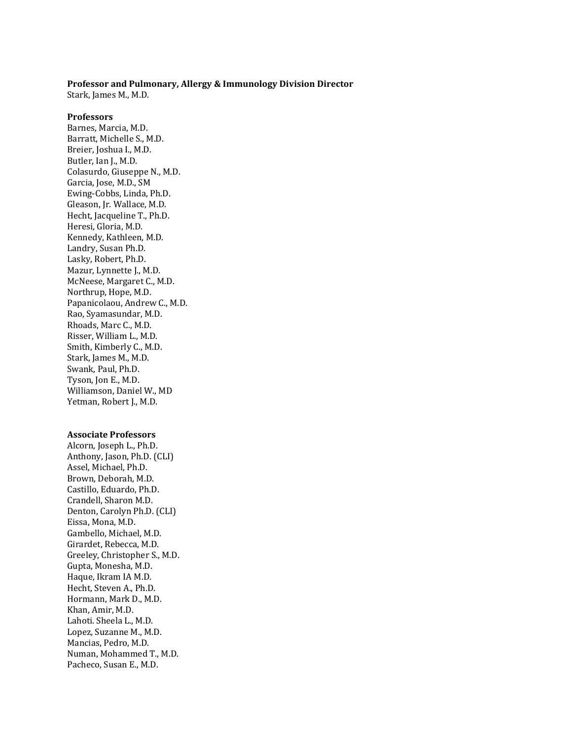**Professor and Pulmonary, Allergy & Immunology Division Director**
Stark, James M., M.D.

**Professors**
Barnes, Marcia, M.D.
Barratt, Michelle S., M.D.
Breier, Joshua I., M.D.
Butler, Ian J., M.D.
Colasurdo, Giuseppe N., M.D.
Garcia, Jose, M.D., SM
Ewing-Cobbs, Linda, Ph.D.
Gleason, Jr. Wallace, M.D.
Hecht, Jacqueline T., Ph.D.
Heresi, Gloria, M.D.
Kennedy, Kathleen, M.D.
Landry, Susan Ph.D.
Lasky, Robert, Ph.D.
Mazur, Lynnette J., M.D.
McNeese, Margaret C., M.D.
Northrup, Hope, M.D.
Papanicolaou, Andrew C., M.D.
Rao, Syamasundar, M.D.
Rhoads, Marc C., M.D.
Risser, William L., M.D.
Smith, Kimberly C., M.D.
Stark, James M., M.D.
Swank, Paul, Ph.D.
Tyson, Jon E., M.D.
Williamson, Daniel W., MD
Yetman, Robert J., M.D.

**Associate Professors**
Alcorn, Joseph L., Ph.D.
Anthony, Jason, Ph.D. (CLI)
Assel, Michael, Ph.D.
Brown, Deborah, M.D.
Castillo, Eduardo, Ph.D.
Crandell, Sharon M.D.
Denton, Carolyn Ph.D. (CLI)
Eissa, Mona, M.D.
Gambello, Michael, M.D.
Girardet, Rebecca, M.D.
Greeley, Christopher S., M.D.
Gupta, Monesha, M.D.
Haque, Ikram IA M.D.
Hecht, Steven A., Ph.D.
Hormann, Mark D., M.D.
Khan, Amir, M.D.
Lahoti. Sheela L., M.D.
Lopez, Suzanne M., M.D.
Mancias, Pedro, M.D.
Numan, Mohammed T., M.D.
Pacheco, Susan E., M.D.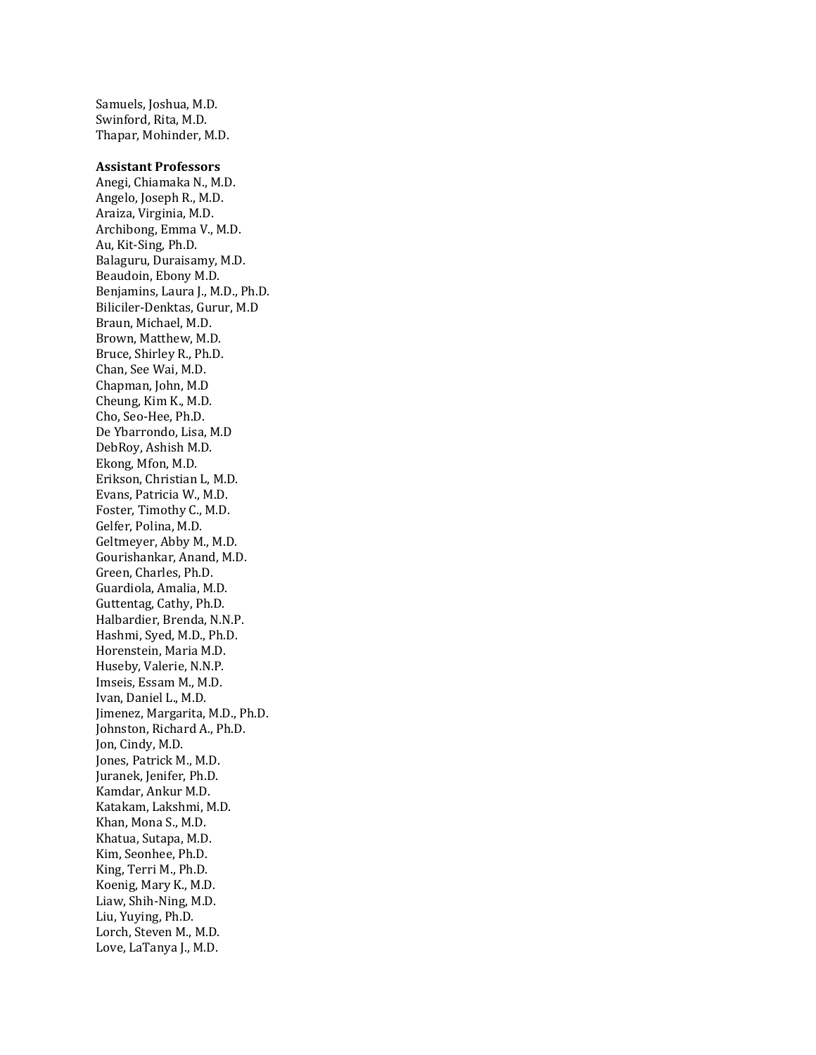Samuels, Joshua, M.D.
Swinford, Rita, M.D.
Thapar, Mohinder, M.D.

**Assistant Professors**
Anegi, Chiamaka N., M.D.
Angelo, Joseph R., M.D.
Araiza, Virginia, M.D.
Archibong, Emma V., M.D.
Au, Kit-Sing, Ph.D.
Balaguru, Duraisamy, M.D.
Beaudoin, Ebony M.D.
Benjamins, Laura J., M.D., Ph.D.
Biliciler-Denktas, Gurur, M.D
Braun, Michael, M.D.
Brown, Matthew, M.D.
Bruce, Shirley R., Ph.D.
Chan, See Wai, M.D.
Chapman, John, M.D
Cheung, Kim K., M.D.
Cho, Seo-Hee, Ph.D.
De Ybarrondo, Lisa, M.D
DebRoy, Ashish M.D.
Ekong, Mfon, M.D.
Erikson, Christian L, M.D.
Evans, Patricia W., M.D.
Foster, Timothy C., M.D.
Gelfer, Polina, M.D.
Geltmeyer, Abby M., M.D.
Gourishankar, Anand, M.D.
Green, Charles, Ph.D.
Guardiola, Amalia, M.D.
Guttentag, Cathy, Ph.D.
Halbardier, Brenda, N.N.P.
Hashmi, Syed, M.D., Ph.D.
Horenstein, Maria M.D.
Huseby, Valerie, N.N.P.
Imseis, Essam M., M.D.
Ivan, Daniel L., M.D.
Jimenez, Margarita, M.D., Ph.D.
Johnston, Richard A., Ph.D.
Jon, Cindy, M.D.
Jones, Patrick M., M.D.
Juranek, Jenifer, Ph.D.
Kamdar, Ankur M.D.
Katakam, Lakshmi, M.D.
Khan, Mona S., M.D.
Khatua, Sutapa, M.D.
Kim, Seonhee, Ph.D.
King, Terri M., Ph.D.
Koenig, Mary K., M.D.
Liaw, Shih-Ning, M.D.
Liu, Yuying, Ph.D.
Lorch, Steven M., M.D.
Love, LaTanya J., M.D.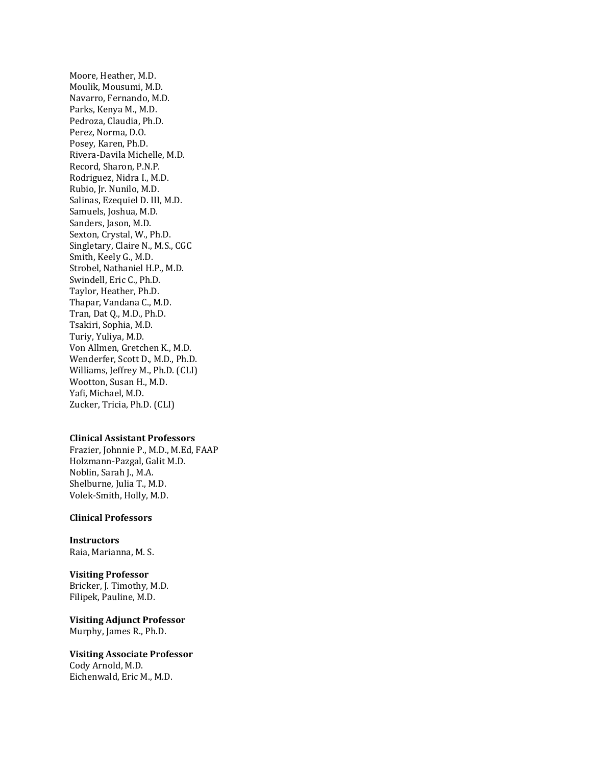Moore, Heather, M.D.
Moulik, Mousumi, M.D.
Navarro, Fernando, M.D.
Parks, Kenya M., M.D.
Pedroza, Claudia, Ph.D.
Perez, Norma, D.O.
Posey, Karen, Ph.D.
Rivera-Davila Michelle, M.D.
Record, Sharon, P.N.P.
Rodriguez, Nidra I., M.D.
Rubio, Jr. Nunilo, M.D.
Salinas, Ezequiel D. III, M.D.
Samuels, Joshua, M.D.
Sanders, Jason, M.D.
Sexton, Crystal, W., Ph.D.
Singletary, Claire N., M.S., CGC
Smith, Keely G., M.D.
Strobel, Nathaniel H.P., M.D.
Swindell, Eric C., Ph.D.
Taylor, Heather, Ph.D.
Thapar, Vandana C., M.D.
Tran, Dat Q., M.D., Ph.D.
Tsakiri, Sophia, M.D.
Turiy, Yuliya, M.D.
Von Allmen, Gretchen K., M.D.
Wenderfer, Scott D., M.D., Ph.D.
Williams, Jeffrey M., Ph.D. (CLI)
Wootton, Susan H., M.D.
Yafi, Michael, M.D.
Zucker, Tricia, Ph.D. (CLI)

**Clinical Assistant Professors**
Frazier, Johnnie P., M.D., M.Ed, FAAP
Holzmann-Pazgal, Galit M.D.
Noblin, Sarah J., M.A.
Shelburne, Julia T., M.D.
Volek-Smith, Holly, M.D.

**Clinical Professors**

**Instructors**
Raia, Marianna, M. S.

**Visiting Professor**
Bricker, J. Timothy, M.D.
Filipek, Pauline, M.D.

**Visiting Adjunct Professor**
Murphy, James R., Ph.D.

**Visiting Associate Professor**
Cody Arnold, M.D.
Eichenwald, Eric M., M.D.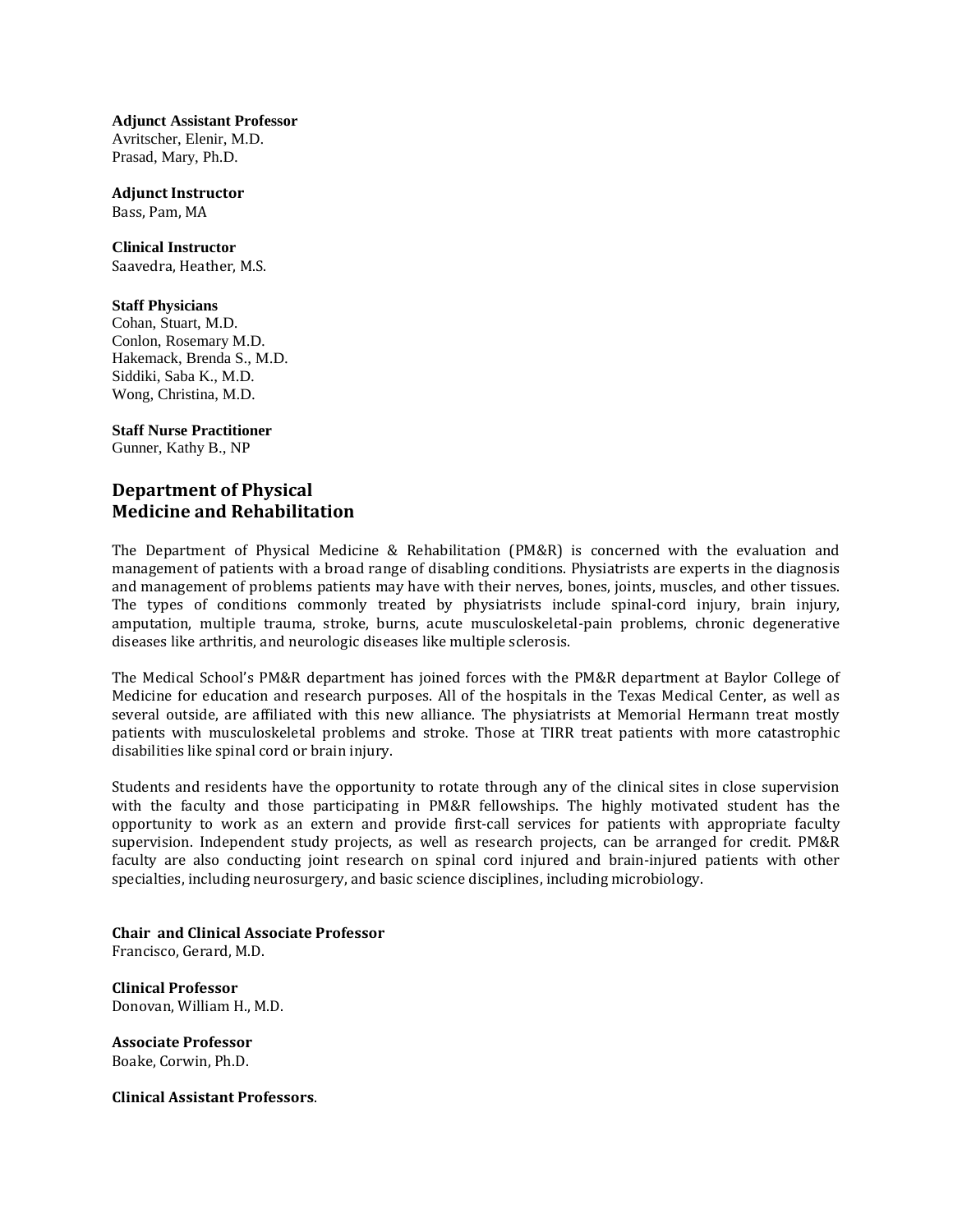**Adjunct Assistant Professor**
Avritscher, Elenir, M.D.
Prasad, Mary, Ph.D.

**Adjunct Instructor**
Bass, Pam, MA

**Clinical Instructor**
Saavedra, Heather, M.S.

**Staff Physicians**
Cohan, Stuart, M.D.
Conlon, Rosemary M.D.
Hakemack, Brenda S., M.D.
Siddiki, Saba K., M.D.
Wong, Christina, M.D.

**Staff Nurse Practitioner**
Gunner, Kathy B., NP

## Department of Physical Medicine and Rehabilitation

The Department of Physical Medicine & Rehabilitation (PM&R) is concerned with the evaluation and management of patients with a broad range of disabling conditions. Physiatrists are experts in the diagnosis and management of problems patients may have with their nerves, bones, joints, muscles, and other tissues. The types of conditions commonly treated by physiatrists include spinal-cord injury, brain injury, amputation, multiple trauma, stroke, burns, acute musculoskeletal-pain problems, chronic degenerative diseases like arthritis, and neurologic diseases like multiple sclerosis.

The Medical School's PM&R department has joined forces with the PM&R department at Baylor College of Medicine for education and research purposes. All of the hospitals in the Texas Medical Center, as well as several outside, are affiliated with this new alliance. The physiatrists at Memorial Hermann treat mostly patients with musculoskeletal problems and stroke. Those at TIRR treat patients with more catastrophic disabilities like spinal cord or brain injury.

Students and residents have the opportunity to rotate through any of the clinical sites in close supervision with the faculty and those participating in PM&R fellowships. The highly motivated student has the opportunity to work as an extern and provide first-call services for patients with appropriate faculty supervision. Independent study projects, as well as research projects, can be arranged for credit. PM&R faculty are also conducting joint research on spinal cord injured and brain-injured patients with other specialties, including neurosurgery, and basic science disciplines, including microbiology.

**Chair and Clinical Associate Professor**
Francisco, Gerard, M.D.

**Clinical Professor**
Donovan, William H., M.D.

**Associate Professor**
Boake, Corwin, Ph.D.

**Clinical Assistant Professors**.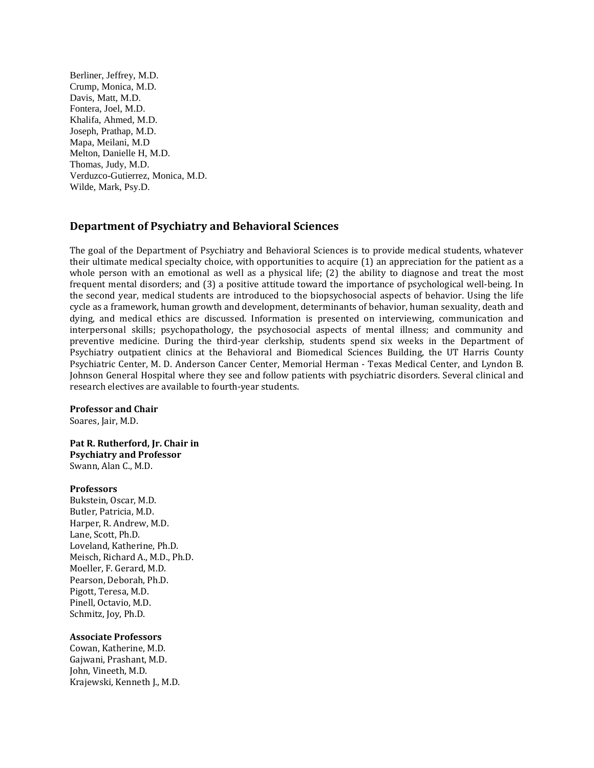Berliner, Jeffrey, M.D.
Crump, Monica, M.D.
Davis, Matt, M.D.
Fontera, Joel, M.D.
Khalifa, Ahmed, M.D.
Joseph, Prathap, M.D.
Mapa, Meilani, M.D
Melton, Danielle H, M.D.
Thomas, Judy, M.D.
Verduzco-Gutierrez, Monica, M.D.
Wilde, Mark, Psy.D.

## Department of Psychiatry and Behavioral Sciences

The goal of the Department of Psychiatry and Behavioral Sciences is to provide medical students, whatever their ultimate medical specialty choice, with opportunities to acquire (1) an appreciation for the patient as a whole person with an emotional as well as a physical life; (2) the ability to diagnose and treat the most frequent mental disorders; and (3) a positive attitude toward the importance of psychological well-being. In the second year, medical students are introduced to the biopsychosocial aspects of behavior. Using the life cycle as a framework, human growth and development, determinants of behavior, human sexuality, death and dying, and medical ethics are discussed. Information is presented on interviewing, communication and interpersonal skills; psychopathology, the psychosocial aspects of mental illness; and community and preventive medicine. During the third-year clerkship, students spend six weeks in the Department of Psychiatry outpatient clinics at the Behavioral and Biomedical Sciences Building, the UT Harris County Psychiatric Center, M. D. Anderson Cancer Center, Memorial Herman - Texas Medical Center, and Lyndon B. Johnson General Hospital where they see and follow patients with psychiatric disorders. Several clinical and research electives are available to fourth-year students.

**Professor and Chair**
Soares, Jair, M.D.

**Pat R. Rutherford, Jr. Chair in Psychiatry and Professor**
Swann, Alan C., M.D.

**Professors**
Bukstein, Oscar, M.D.
Butler, Patricia, M.D.
Harper, R. Andrew, M.D.
Lane, Scott, Ph.D.
Loveland, Katherine, Ph.D.
Meisch, Richard A., M.D., Ph.D.
Moeller, F. Gerard, M.D.
Pearson, Deborah, Ph.D.
Pigott, Teresa, M.D.
Pinell, Octavio, M.D.
Schmitz, Joy, Ph.D.

**Associate Professors**
Cowan, Katherine, M.D.
Gajwani, Prashant, M.D.
John, Vineeth, M.D.
Krajewski, Kenneth J., M.D.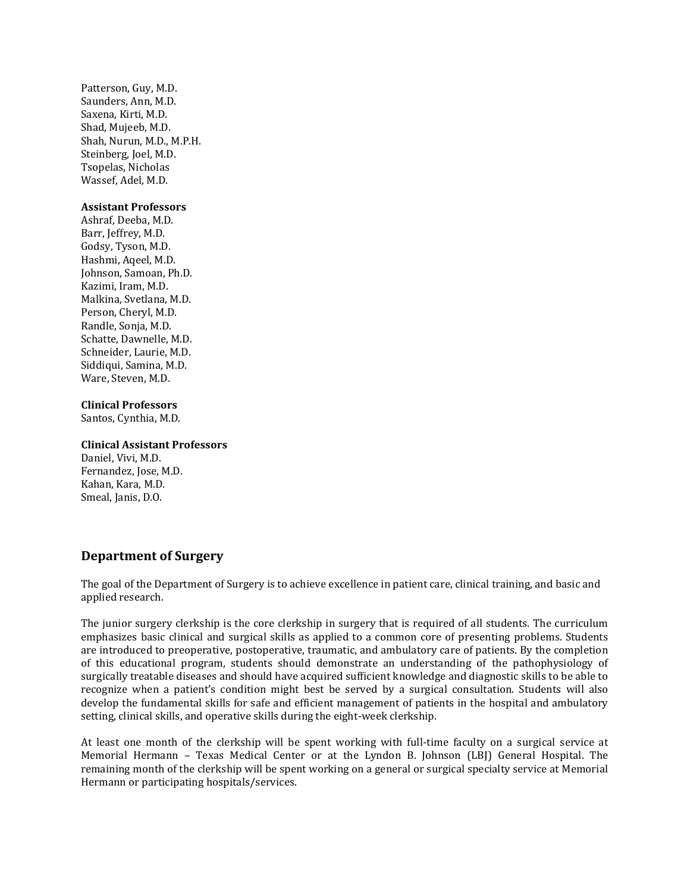Patterson, Guy, M.D.  
Saunders, Ann, M.D.  
Saxena, Kirti, M.D.  
Shad, Mujeeb, M.D.  
Shah, Nurun, M.D., M.P.H.  
Steinberg, Joel, M.D.  
Tsopelas, Nicholas  
Wassef, Adel, M.D.

**Assistant Professors**  
Ashraf, Deeba, M.D.  
Barr, Jeffrey, M.D.  
Godsy, Tyson, M.D.  
Hashmi, Aqeel, M.D.  
Johnson, Samoan, Ph.D.  
Kazimi, Iram, M.D.  
Malkina, Svetlana, M.D.  
Person, Cheryl, M.D.  
Randle, Sonja, M.D.  
Schatte, Dawnelle, M.D.  
Schneider, Laurie, M.D.  
Siddiqui, Samina, M.D.  
Ware, Steven, M.D.

**Clinical Professors**  
Santos, Cynthia, M.D.

**Clinical Assistant Professors**  
Daniel, Vivi, M.D.  
Fernandez, Jose, M.D.  
Kahan, Kara, M.D.  
Smeal, Janis, D.O.

## Department of Surgery

The goal of the Department of Surgery is to achieve excellence in patient care, clinical training, and basic and applied research.

The junior surgery clerkship is the core clerkship in surgery that is required of all students. The curriculum emphasizes basic clinical and surgical skills as applied to a common core of presenting problems. Students are introduced to preoperative, postoperative, traumatic, and ambulatory care of patients. By the completion of this educational program, students should demonstrate an understanding of the pathophysiology of surgically treatable diseases and should have acquired sufficient knowledge and diagnostic skills to be able to recognize when a patient's condition might best be served by a surgical consultation. Students will also develop the fundamental skills for safe and efficient management of patients in the hospital and ambulatory setting, clinical skills, and operative skills during the eight-week clerkship.

At least one month of the clerkship will be spent working with full-time faculty on a surgical service at Memorial Hermann – Texas Medical Center or at the Lyndon B. Johnson (LBJ) General Hospital. The remaining month of the clerkship will be spent working on a general or surgical specialty service at Memorial Hermann or participating hospitals/services.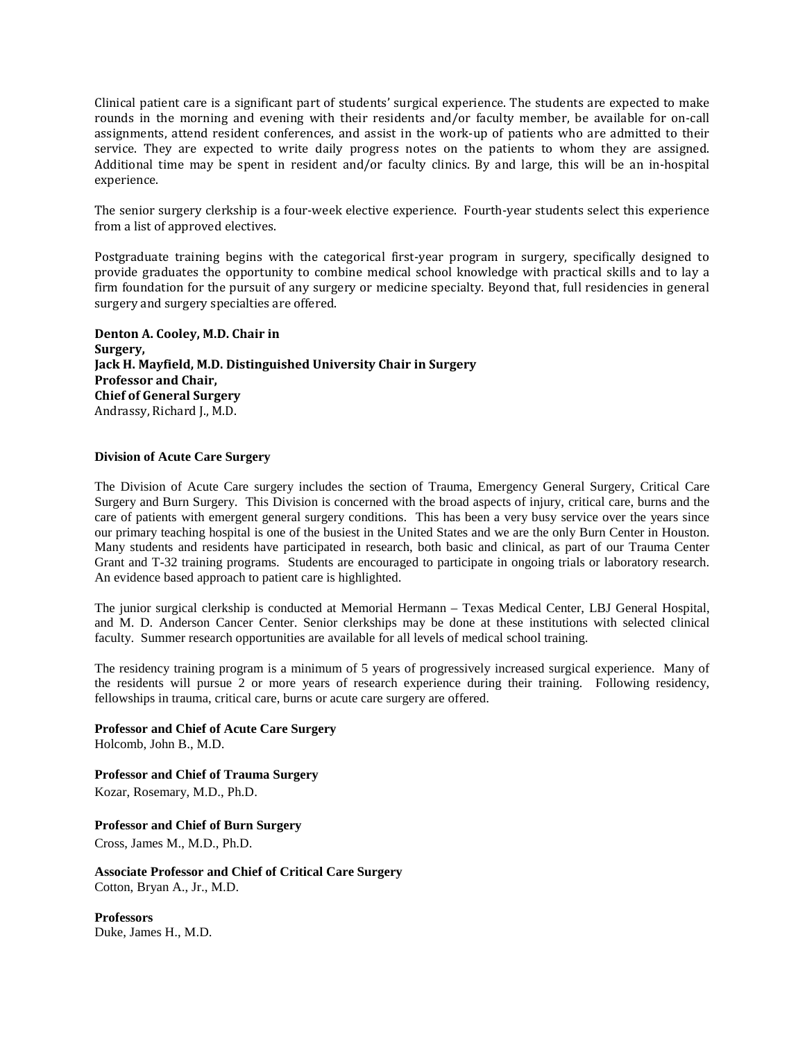Clinical patient care is a significant part of students' surgical experience. The students are expected to make rounds in the morning and evening with their residents and/or faculty member, be available for on-call assignments, attend resident conferences, and assist in the work-up of patients who are admitted to their service. They are expected to write daily progress notes on the patients to whom they are assigned. Additional time may be spent in resident and/or faculty clinics. By and large, this will be an in-hospital experience.

The senior surgery clerkship is a four-week elective experience. Fourth-year students select this experience from a list of approved electives.

Postgraduate training begins with the categorical first-year program in surgery, specifically designed to provide graduates the opportunity to combine medical school knowledge with practical skills and to lay a firm foundation for the pursuit of any surgery or medicine specialty. Beyond that, full residencies in general surgery and surgery specialties are offered.

**Denton A. Cooley, M.D. Chair in Surgery,**
**Jack H. Mayfield, M.D. Distinguished University Chair in Surgery**
**Professor and Chair,**
**Chief of General Surgery**
Andrassy, Richard J., M.D.

**Division of Acute Care Surgery**

The Division of Acute Care surgery includes the section of Trauma, Emergency General Surgery, Critical Care Surgery and Burn Surgery. This Division is concerned with the broad aspects of injury, critical care, burns and the care of patients with emergent general surgery conditions. This has been a very busy service over the years since our primary teaching hospital is one of the busiest in the United States and we are the only Burn Center in Houston. Many students and residents have participated in research, both basic and clinical, as part of our Trauma Center Grant and T-32 training programs. Students are encouraged to participate in ongoing trials or laboratory research. An evidence based approach to patient care is highlighted.

The junior surgical clerkship is conducted at Memorial Hermann – Texas Medical Center, LBJ General Hospital, and M. D. Anderson Cancer Center. Senior clerkships may be done at these institutions with selected clinical faculty. Summer research opportunities are available for all levels of medical school training.

The residency training program is a minimum of 5 years of progressively increased surgical experience. Many of the residents will pursue 2 or more years of research experience during their training. Following residency, fellowships in trauma, critical care, burns or acute care surgery are offered.

**Professor and Chief of Acute Care Surgery**
Holcomb, John B., M.D.

**Professor and Chief of Trauma Surgery**
Kozar, Rosemary, M.D., Ph.D.

**Professor and Chief of Burn Surgery**
Cross, James M., M.D., Ph.D.

**Associate Professor and Chief of Critical Care Surgery**
Cotton, Bryan A., Jr., M.D.

**Professors**
Duke, James H., M.D.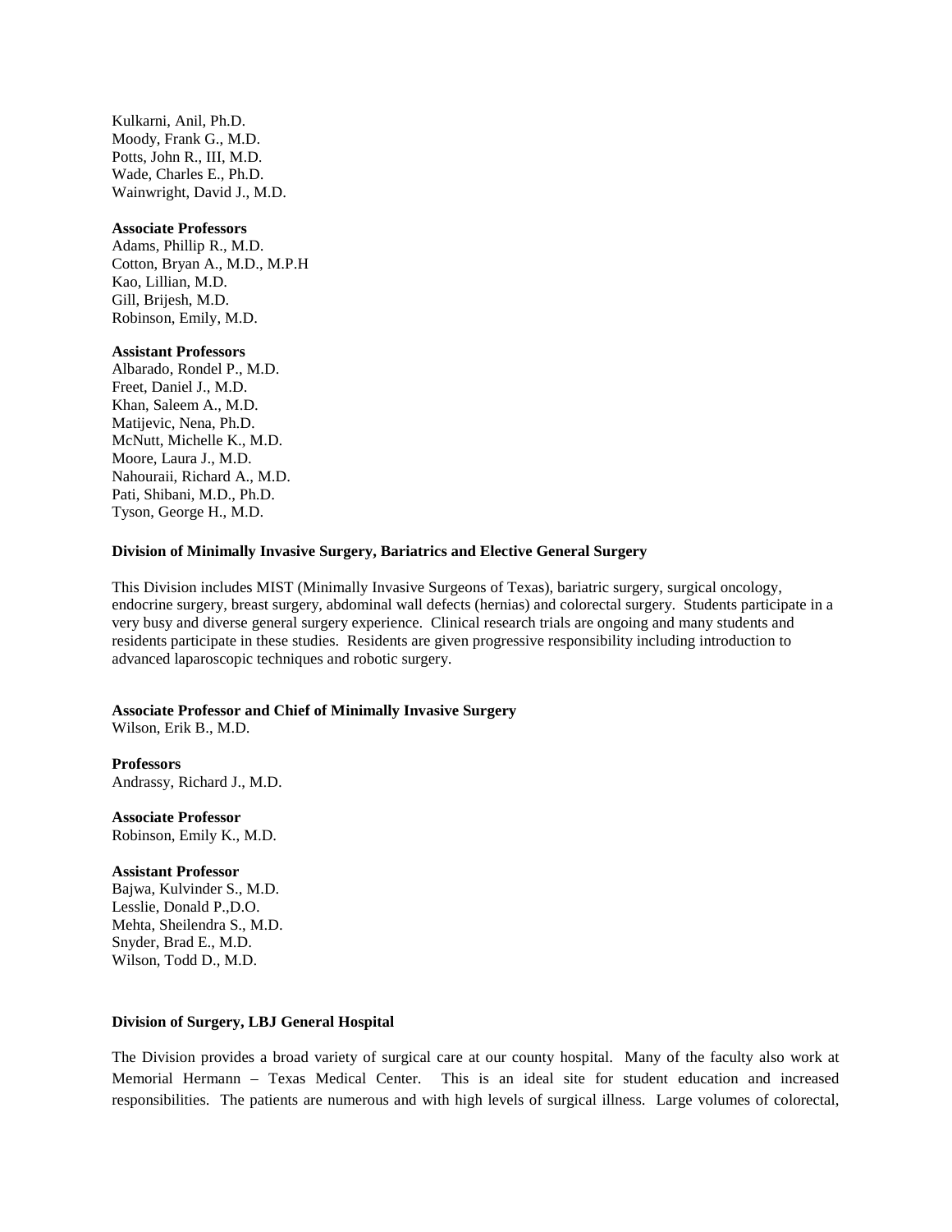Kulkarni, Anil, Ph.D.
Moody, Frank G., M.D.
Potts, John R., III, M.D.
Wade, Charles E., Ph.D.
Wainwright, David J., M.D.

**Associate Professors**
Adams, Phillip R., M.D.
Cotton, Bryan A., M.D., M.P.H
Kao, Lillian, M.D.
Gill, Brijesh, M.D.
Robinson, Emily, M.D.

**Assistant Professors**
Albarado, Rondel P., M.D.
Freet, Daniel J., M.D.
Khan, Saleem A., M.D.
Matijevic, Nena, Ph.D.
McNutt, Michelle K., M.D.
Moore, Laura J., M.D.
Nahouraii, Richard A., M.D.
Pati, Shibani, M.D., Ph.D.
Tyson, George H., M.D.

**Division of Minimally Invasive Surgery, Bariatrics and Elective General Surgery**

This Division includes MIST (Minimally Invasive Surgeons of Texas), bariatric surgery, surgical oncology, endocrine surgery, breast surgery, abdominal wall defects (hernias) and colorectal surgery. Students participate in a very busy and diverse general surgery experience. Clinical research trials are ongoing and many students and residents participate in these studies. Residents are given progressive responsibility including introduction to advanced laparoscopic techniques and robotic surgery.

**Associate Professor and Chief of Minimally Invasive Surgery**
Wilson, Erik B., M.D.

**Professors**
Andrassy, Richard J., M.D.

**Associate Professor**
Robinson, Emily K., M.D.

**Assistant Professor**
Bajwa, Kulvinder S., M.D.
Lesslie, Donald P.,D.O.
Mehta, Sheilendra S., M.D.
Snyder, Brad E., M.D.
Wilson, Todd D., M.D.

**Division of Surgery, LBJ General Hospital**

The Division provides a broad variety of surgical care at our county hospital. Many of the faculty also work at Memorial Hermann – Texas Medical Center. This is an ideal site for student education and increased responsibilities. The patients are numerous and with high levels of surgical illness. Large volumes of colorectal,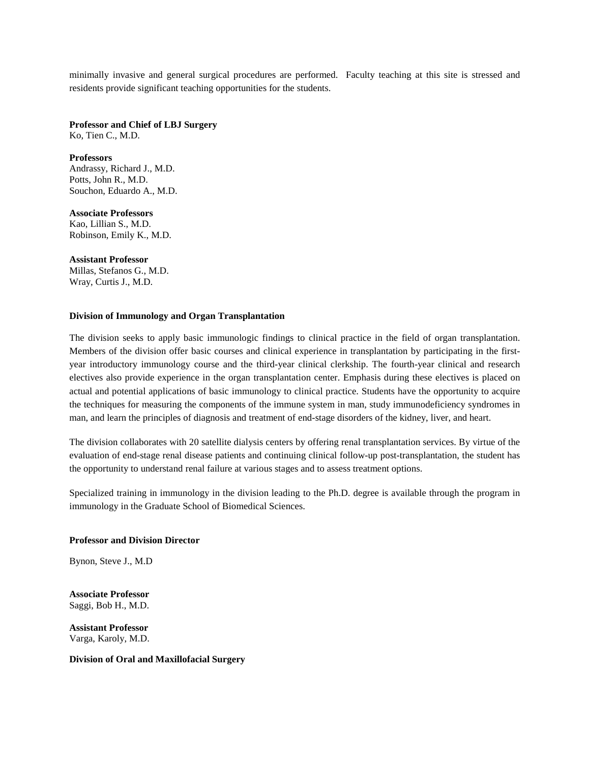minimally invasive and general surgical procedures are performed. Faculty teaching at this site is stressed and residents provide significant teaching opportunities for the students.

**Professor and Chief of LBJ Surgery**
Ko, Tien C., M.D.

**Professors**
Andrassy, Richard J., M.D.
Potts, John R., M.D.
Souchon, Eduardo A., M.D.

**Associate Professors**
Kao, Lillian S., M.D.
Robinson, Emily K., M.D.

**Assistant Professor**
Millas, Stefanos G., M.D.
Wray, Curtis J., M.D.

**Division of Immunology and Organ Transplantation**

The division seeks to apply basic immunologic findings to clinical practice in the field of organ transplantation. Members of the division offer basic courses and clinical experience in transplantation by participating in the first-year introductory immunology course and the third-year clinical clerkship. The fourth-year clinical and research electives also provide experience in the organ transplantation center. Emphasis during these electives is placed on actual and potential applications of basic immunology to clinical practice. Students have the opportunity to acquire the techniques for measuring the components of the immune system in man, study immunodeficiency syndromes in man, and learn the principles of diagnosis and treatment of end-stage disorders of the kidney, liver, and heart.

The division collaborates with 20 satellite dialysis centers by offering renal transplantation services. By virtue of the evaluation of end-stage renal disease patients and continuing clinical follow-up post-transplantation, the student has the opportunity to understand renal failure at various stages and to assess treatment options.

Specialized training in immunology in the division leading to the Ph.D. degree is available through the program in immunology in the Graduate School of Biomedical Sciences.

**Professor and Division Director**

Bynon, Steve J., M.D

**Associate Professor**
Saggi, Bob H., M.D.

**Assistant Professor**
Varga, Karoly, M.D.

**Division of Oral and Maxillofacial Surgery**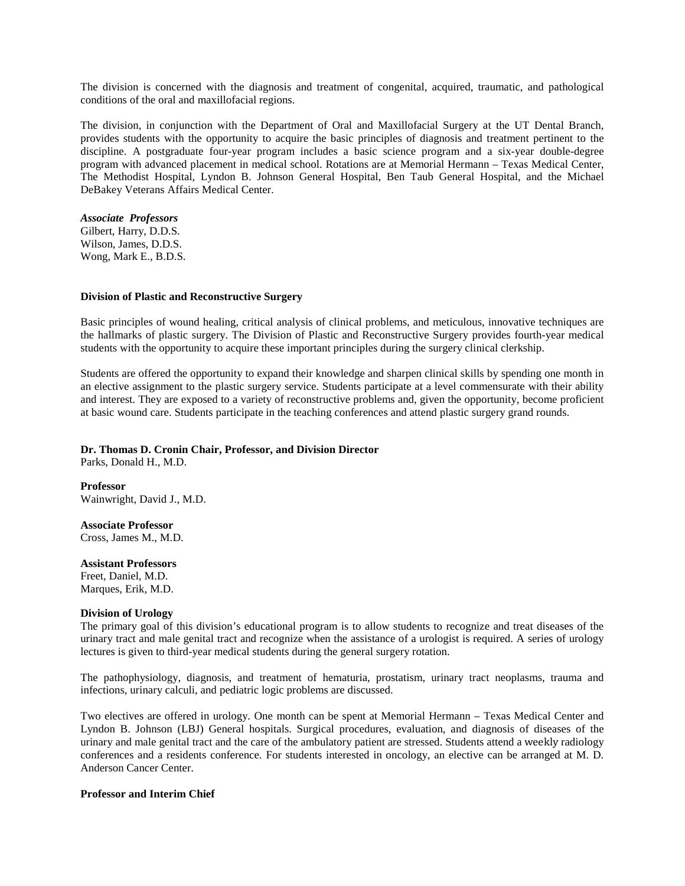The division is concerned with the diagnosis and treatment of congenital, acquired, traumatic, and pathological conditions of the oral and maxillofacial regions.

The division, in conjunction with the Department of Oral and Maxillofacial Surgery at the UT Dental Branch, provides students with the opportunity to acquire the basic principles of diagnosis and treatment pertinent to the discipline. A postgraduate four-year program includes a basic science program and a six-year double-degree program with advanced placement in medical school. Rotations are at Memorial Hermann – Texas Medical Center, The Methodist Hospital, Lyndon B. Johnson General Hospital, Ben Taub General Hospital, and the Michael DeBakey Veterans Affairs Medical Center.

***Associate Professors***
Gilbert, Harry, D.D.S.
Wilson, James, D.D.S.
Wong, Mark E., B.D.S.

**Division of Plastic and Reconstructive Surgery**

Basic principles of wound healing, critical analysis of clinical problems, and meticulous, innovative techniques are the hallmarks of plastic surgery. The Division of Plastic and Reconstructive Surgery provides fourth-year medical students with the opportunity to acquire these important principles during the surgery clinical clerkship.

Students are offered the opportunity to expand their knowledge and sharpen clinical skills by spending one month in an elective assignment to the plastic surgery service. Students participate at a level commensurate with their ability and interest. They are exposed to a variety of reconstructive problems and, given the opportunity, become proficient at basic wound care. Students participate in the teaching conferences and attend plastic surgery grand rounds.

**Dr. Thomas D. Cronin Chair, Professor, and Division Director**
Parks, Donald H., M.D.

**Professor**
Wainwright, David J., M.D.

**Associate Professor**
Cross, James M., M.D.

**Assistant Professors**
Freet, Daniel, M.D.
Marques, Erik, M.D.

**Division of Urology**

The primary goal of this division's educational program is to allow students to recognize and treat diseases of the urinary tract and male genital tract and recognize when the assistance of a urologist is required. A series of urology lectures is given to third-year medical students during the general surgery rotation.

The pathophysiology, diagnosis, and treatment of hematuria, prostatism, urinary tract neoplasms, trauma and infections, urinary calculi, and pediatric logic problems are discussed.

Two electives are offered in urology. One month can be spent at Memorial Hermann – Texas Medical Center and Lyndon B. Johnson (LBJ) General hospitals. Surgical procedures, evaluation, and diagnosis of diseases of the urinary and male genital tract and the care of the ambulatory patient are stressed. Students attend a weekly radiology conferences and a residents conference. For students interested in oncology, an elective can be arranged at M. D. Anderson Cancer Center.

**Professor and Interim Chief**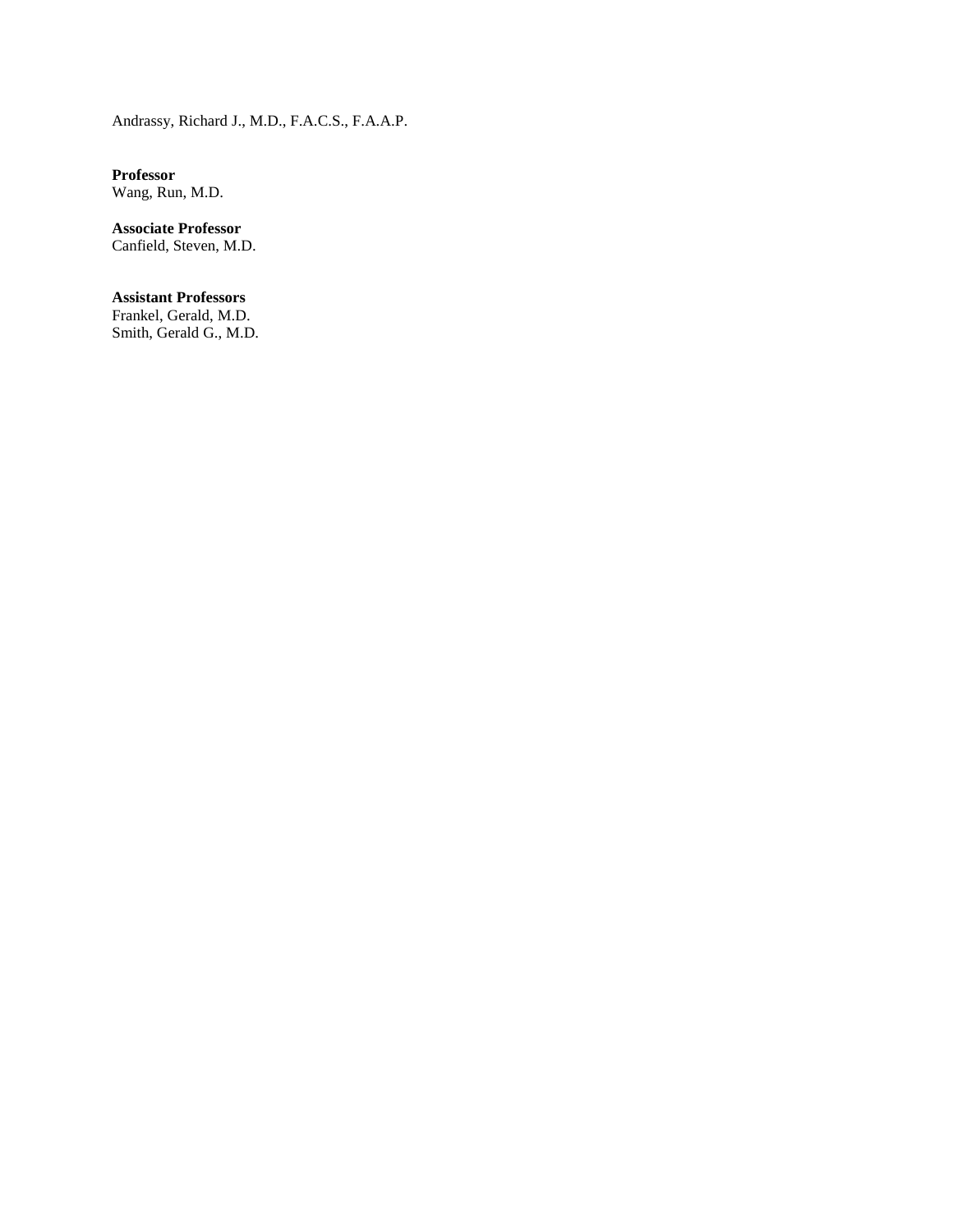Andrassy, Richard J., M.D., F.A.C.S., F.A.A.P.

**Professor**
Wang, Run, M.D.

**Associate Professor**
Canfield, Steven, M.D.

**Assistant Professors**
Frankel, Gerald, M.D.
Smith, Gerald G., M.D.